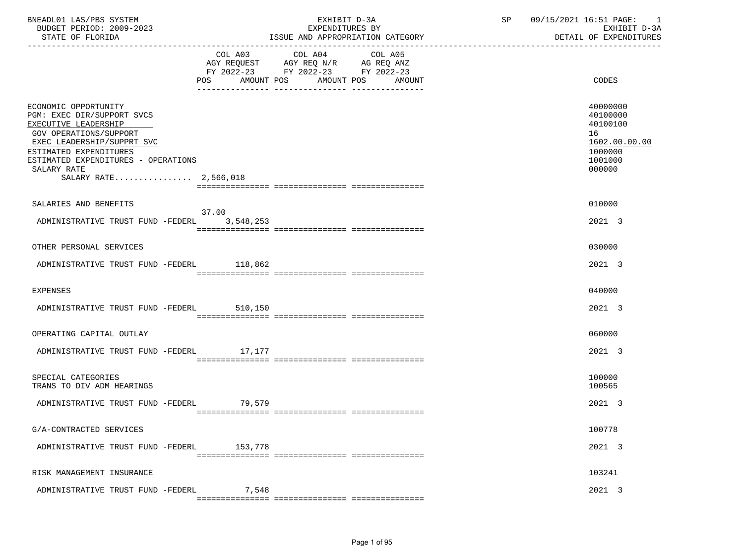BNEADL01 LAS/PBS SYSTEM
BUDGET PERIOD: 2009-2023
STATE OF FLORIDA

EXHIBIT D-3A
EXPENDITURES BY
ISSUE AND APPROPRIATION CATEGORY

SP 09/15/2021 16:51
EXHIBIT D-3A
DETAIL OF EXPENDITURES

| | COL A03 AGY REQUEST FY 2022-23 | | COL A04 AGY REQ N/R FY 2022-23 | | COL A05 AG REQ ANZ FY 2022-23 | | |
|---|---|---|---|---|---|---|---|
| | POS | AMOUNT | POS | AMOUNT | POS | AMOUNT | CODES |
| ECONOMIC OPPORTUNITY | | | | | | | 40000000 |
| PGM: EXEC DIR/SUPPORT SVCS | | | | | | | 40100000 |
| EXECUTIVE LEADERSHIP | | | | | | | 40100100 |
| GOV OPERATIONS/SUPPORT | | | | | | | 16 |
| EXEC LEADERSHIP/SUPPRT SVC | | | | | | | 1602.00.00.00 |
| ESTIMATED EXPENDITURES | | | | | | | 1000000 |
| ESTIMATED EXPENDITURES - OPERATIONS | | | | | | | 1001000 |
| SALARY RATE | | | | | | | 000000 |
| SALARY RATE................ 2,566,018 | | | | | | | |
| SALARIES AND BENEFITS | | | | | | | 010000 |
| ADMINISTRATIVE TRUST FUND -FEDERL | 37.00 | 3,548,253 | | | | | 2021 3 |
| OTHER PERSONAL SERVICES | | | | | | | 030000 |
| ADMINISTRATIVE TRUST FUND -FEDERL | | 118,862 | | | | | 2021 3 |
| EXPENSES | | | | | | | 040000 |
| ADMINISTRATIVE TRUST FUND -FEDERL | | 510,150 | | | | | 2021 3 |
| OPERATING CAPITAL OUTLAY | | | | | | | 060000 |
| ADMINISTRATIVE TRUST FUND -FEDERL | | 17,177 | | | | | 2021 3 |
| SPECIAL CATEGORIES | | | | | | | 100000 |
| TRANS TO DIV ADM HEARINGS | | | | | | | 100565 |
| ADMINISTRATIVE TRUST FUND -FEDERL | | 79,579 | | | | | 2021 3 |
| G/A-CONTRACTED SERVICES | | | | | | | 100778 |
| ADMINISTRATIVE TRUST FUND -FEDERL | | 153,778 | | | | | 2021 3 |
| RISK MANAGEMENT INSURANCE | | | | | | | 103241 |
| ADMINISTRATIVE TRUST FUND -FEDERL | | 7,548 | | | | | 2021 3 |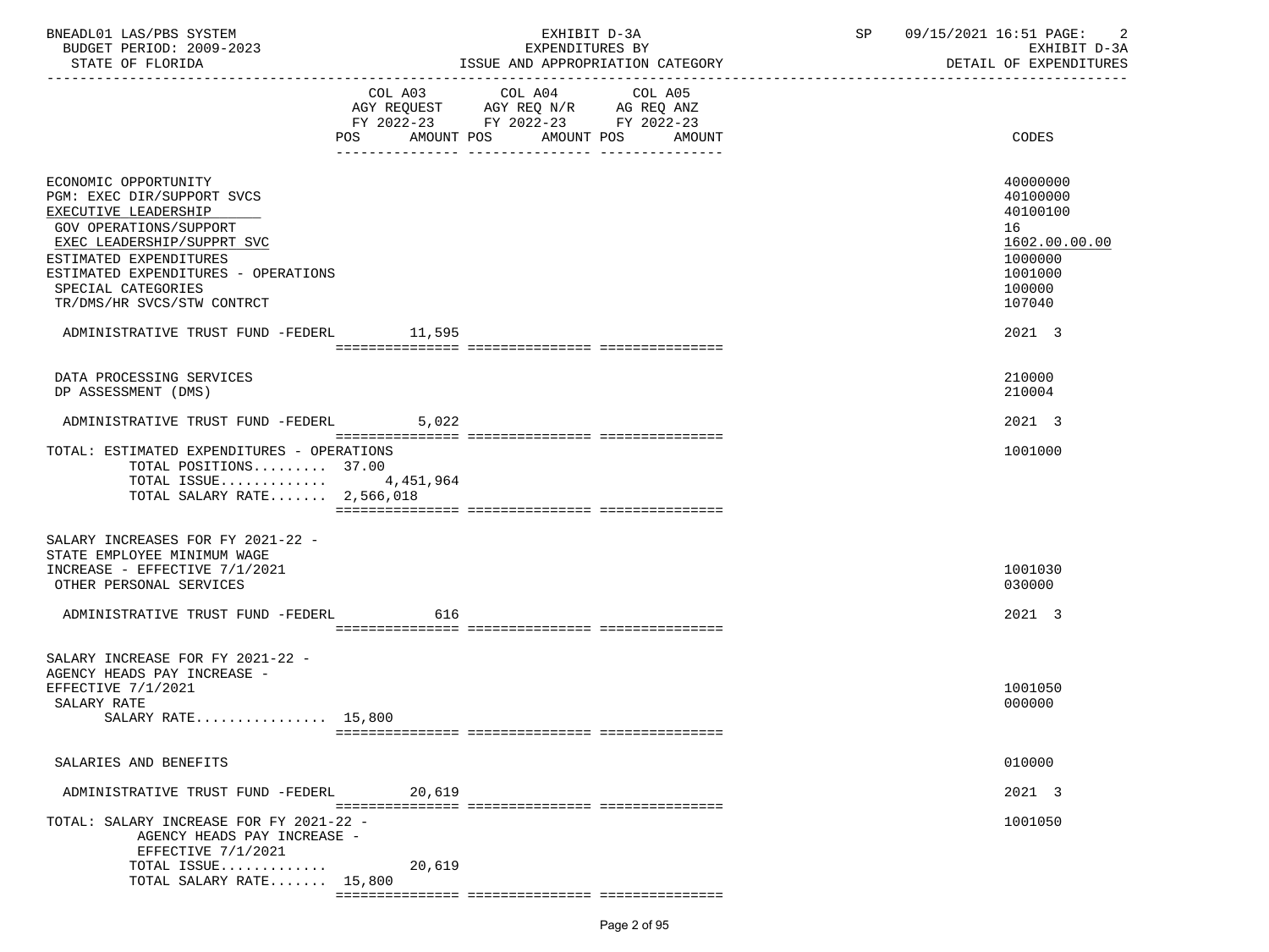BNEADL01 LAS/PBS SYSTEM — EXHIBIT D-3A — SP 09/15/2021 16:51 PAGE: 2
BUDGET PERIOD: 2009-2023 — EXPENDITURES BY — EXHIBIT D-3A
STATE OF FLORIDA — ISSUE AND APPROPRIATION CATEGORY — DETAIL OF EXPENDITURES

| | COL A03 AGY REQUEST FY 2022-23 POS AMOUNT | COL A04 AGY REQ N/R FY 2022-23 POS AMOUNT | COL A05 AG REQ ANZ FY 2022-23 POS AMOUNT | CODES |
|---|---|---|---|---|
| ECONOMIC OPPORTUNITY | | | | 40000000 |
| PGM: EXEC DIR/SUPPORT SVCS | | | | 40100000 |
| EXECUTIVE LEADERSHIP | | | | 40100100 |
| GOV OPERATIONS/SUPPORT | | | | 16 |
| EXEC LEADERSHIP/SUPPRT SVC | | | | 1602.00.00.00 |
| ESTIMATED EXPENDITURES | | | | 1000000 |
| ESTIMATED EXPENDITURES - OPERATIONS | | | | 1001000 |
| SPECIAL CATEGORIES | | | | 100000 |
| TR/DMS/HR SVCS/STW CONTRCT | | | | 107040 |
| ADMINISTRATIVE TRUST FUND -FEDERL | 11,595 | | | 2021 3 |
| DATA PROCESSING SERVICES | | | | 210000 |
| DP ASSESSMENT (DMS) | | | | 210004 |
| ADMINISTRATIVE TRUST FUND -FEDERL | 5,022 | | | 2021 3 |
| TOTAL: ESTIMATED EXPENDITURES - OPERATIONS | | | | 1001000 |
| TOTAL POSITIONS......... | 37.00 | | | |
| TOTAL ISSUE............ | 4,451,964 | | | |
| TOTAL SALARY RATE....... | 2,566,018 | | | |
| SALARY INCREASES FOR FY 2021-22 - STATE EMPLOYEE MINIMUM WAGE INCREASE - EFFECTIVE 7/1/2021 | | | | 1001030 |
| OTHER PERSONAL SERVICES | | | | 030000 |
| ADMINISTRATIVE TRUST FUND -FEDERL | 616 | | | 2021 3 |
| SALARY INCREASE FOR FY 2021-22 - AGENCY HEADS PAY INCREASE - EFFECTIVE 7/1/2021 | | | | 1001050 |
| SALARY RATE | | | | 000000 |
| SALARY RATE................ | 15,800 | | | |
| SALARIES AND BENEFITS | | | | 010000 |
| ADMINISTRATIVE TRUST FUND -FEDERL | 20,619 | | | 2021 3 |
| TOTAL: SALARY INCREASE FOR FY 2021-22 - AGENCY HEADS PAY INCREASE - EFFECTIVE 7/1/2021 | | | | 1001050 |
| TOTAL ISSUE............ | 20,619 | | | |
| TOTAL SALARY RATE....... | 15,800 | | | |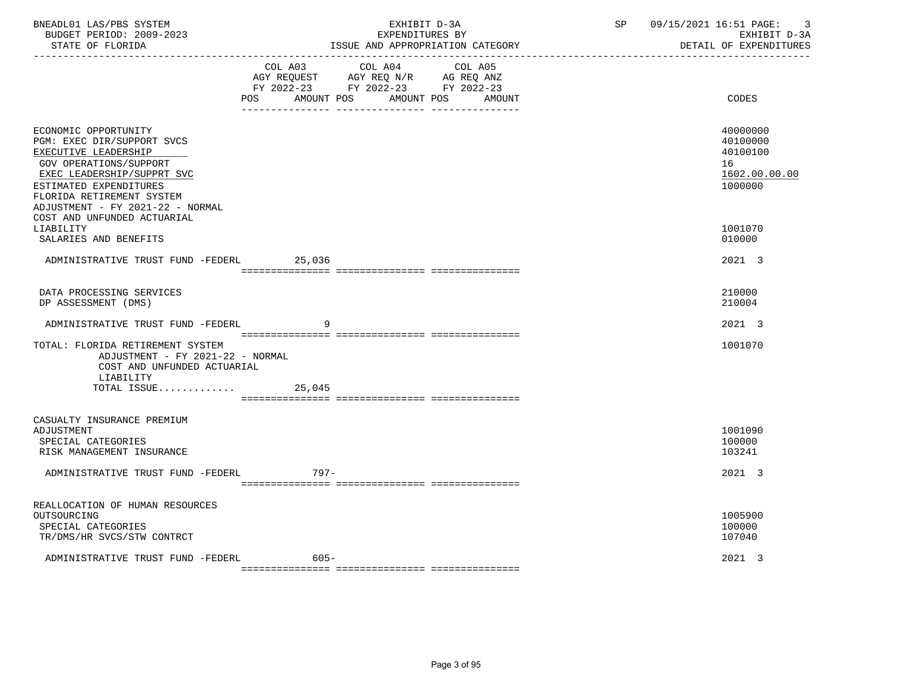BNEADL01 LAS/PBS SYSTEM — EXHIBIT D-3A — SP 09/15/2021 16:51 PAGE: 3
BUDGET PERIOD: 2009-2023 — EXPENDITURES BY — EXHIBIT D-3A
STATE OF FLORIDA — ISSUE AND APPROPRIATION CATEGORY — DETAIL OF EXPENDITURES

| | COL A03 AGY REQUEST FY 2022-23 POS AMOUNT | COL A04 AGY REQ N/R FY 2022-23 POS AMOUNT | COL A05 AG REQ ANZ FY 2022-23 POS AMOUNT | CODES |
|---|---|---|---|---|
| ECONOMIC OPPORTUNITY | | | | 40000000 |
| PGM: EXEC DIR/SUPPORT SVCS | | | | 40100000 |
| EXECUTIVE LEADERSHIP | | | | 40100100 |
| GOV OPERATIONS/SUPPORT | | | | 16 |
| EXEC LEADERSHIP/SUPPRT SVC | | | | 1602.00.00.00 |
| ESTIMATED EXPENDITURES | | | | 1000000 |
| FLORIDA RETIREMENT SYSTEM ADJUSTMENT - FY 2021-22 - NORMAL COST AND UNFUNDED ACTUARIAL LIABILITY | | | | 1001070 |
| SALARIES AND BENEFITS | | | | 010000 |
| ADMINISTRATIVE TRUST FUND -FEDERL | 25,036 | | | 2021 3 |
| DATA PROCESSING SERVICES | | | | 210000 |
| DP ASSESSMENT (DMS) | | | | 210004 |
| ADMINISTRATIVE TRUST FUND -FEDERL | 9 | | | 2021 3 |
| TOTAL: FLORIDA RETIREMENT SYSTEM ADJUSTMENT - FY 2021-22 - NORMAL COST AND UNFUNDED ACTUARIAL LIABILITY | | | | 1001070 |
| TOTAL ISSUE............. | 25,045 | | | |
| CASUALTY INSURANCE PREMIUM ADJUSTMENT | | | | 1001090 |
| SPECIAL CATEGORIES | | | | 100000 |
| RISK MANAGEMENT INSURANCE | | | | 103241 |
| ADMINISTRATIVE TRUST FUND -FEDERL | 797- | | | 2021 3 |
| REALLOCATION OF HUMAN RESOURCES OUTSOURCING | | | | 1005900 |
| SPECIAL CATEGORIES | | | | 100000 |
| TR/DMS/HR SVCS/STW CONTRCT | | | | 107040 |
| ADMINISTRATIVE TRUST FUND -FEDERL | 605- | | | 2021 3 |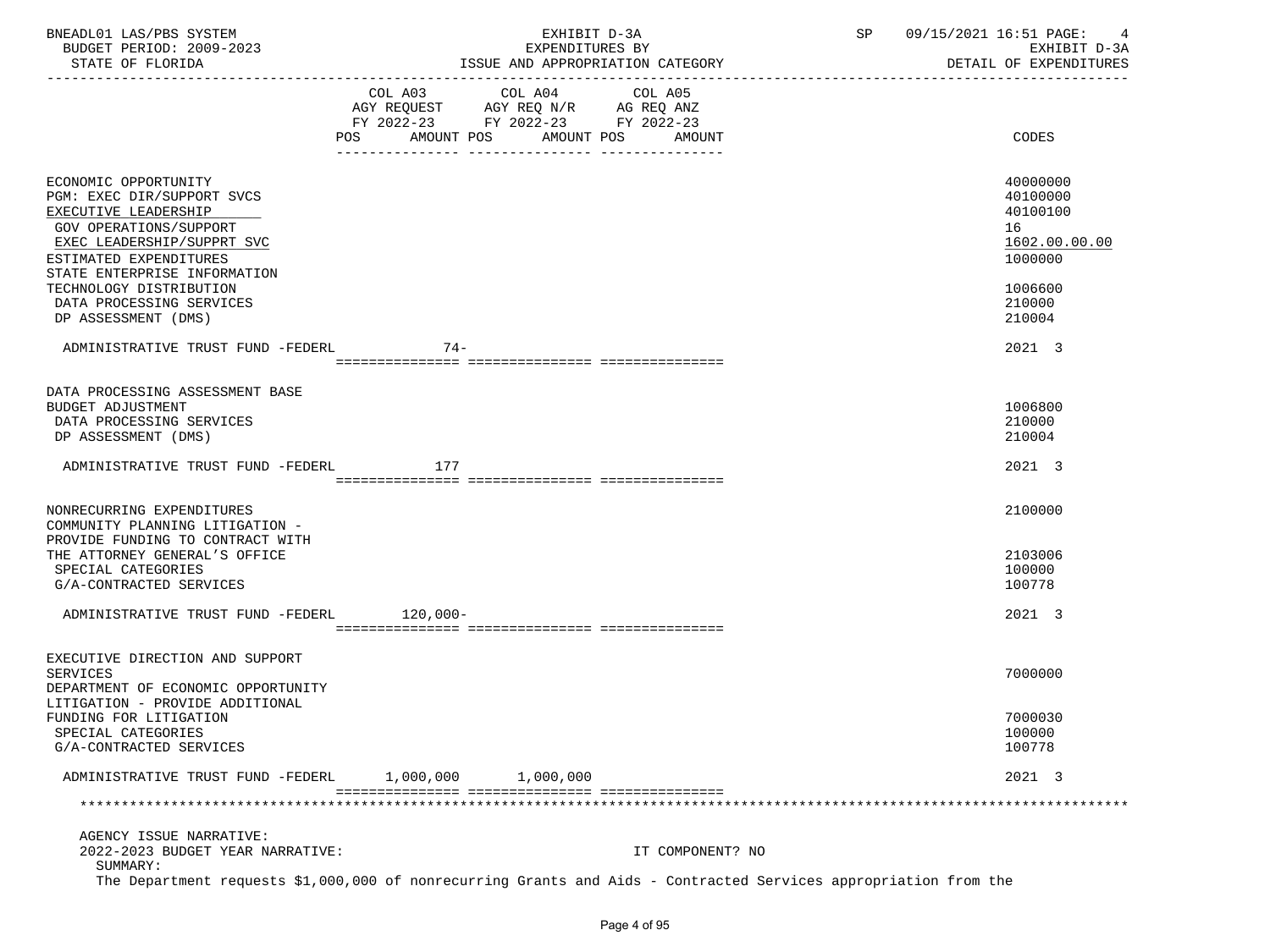BNEADL01 LAS/PBS SYSTEM — EXHIBIT D-3A — SP 09/15/2021 16:51

BUDGET PERIOD: 2009-2023 — EXPENDITURES BY — EXHIBIT D-3A

STATE OF FLORIDA — ISSUE AND APPROPRIATION CATEGORY — DETAIL OF EXPENDITURES

| | COL A03 AGY REQUEST FY 2022-23 POS AMOUNT | COL A04 AGY REQ N/R FY 2022-23 POS AMOUNT | COL A05 AG REQ ANZ FY 2022-23 POS AMOUNT | CODES |
|---|---|---|---|---|
| ECONOMIC OPPORTUNITY | | | | 40000000 |
| PGM: EXEC DIR/SUPPORT SVCS | | | | 40100000 |
| EXECUTIVE LEADERSHIP | | | | 40100100 |
| GOV OPERATIONS/SUPPORT | | | | 16 |
| EXEC LEADERSHIP/SUPPRT SVC | | | | 1602.00.00.00 |
| ESTIMATED EXPENDITURES | | | | 1000000 |
| STATE ENTERPRISE INFORMATION TECHNOLOGY DISTRIBUTION | | | | 1006600 |
| DATA PROCESSING SERVICES | | | | 210000 |
| DP ASSESSMENT (DMS) | | | | 210004 |
| ADMINISTRATIVE TRUST FUND -FEDERL | 74- | | | 2021 3 |
| DATA PROCESSING ASSESSMENT BASE BUDGET ADJUSTMENT | | | | 1006800 |
| DATA PROCESSING SERVICES | | | | 210000 |
| DP ASSESSMENT (DMS) | | | | 210004 |
| ADMINISTRATIVE TRUST FUND -FEDERL | 177 | | | 2021 3 |
| NONRECURRING EXPENDITURES | | | | 2100000 |
| COMMUNITY PLANNING LITIGATION - PROVIDE FUNDING TO CONTRACT WITH THE ATTORNEY GENERAL'S OFFICE | | | | 2103006 |
| SPECIAL CATEGORIES | | | | 100000 |
| G/A-CONTRACTED SERVICES | | | | 100778 |
| ADMINISTRATIVE TRUST FUND -FEDERL | 120,000- | | | 2021 3 |
| EXECUTIVE DIRECTION AND SUPPORT SERVICES | | | | 7000000 |
| DEPARTMENT OF ECONOMIC OPPORTUNITY LITIGATION - PROVIDE ADDITIONAL FUNDING FOR LITIGATION | | | | 7000030 |
| SPECIAL CATEGORIES | | | | 100000 |
| G/A-CONTRACTED SERVICES | | | | 100778 |
| ADMINISTRATIVE TRUST FUND -FEDERL | 1,000,000 | 1,000,000 | | 2021 3 |

AGENCY ISSUE NARRATIVE:

2022-2023 BUDGET YEAR NARRATIVE: IT COMPONENT? NO

SUMMARY:

The Department requests $1,000,000 of nonrecurring Grants and Aids - Contracted Services appropriation from the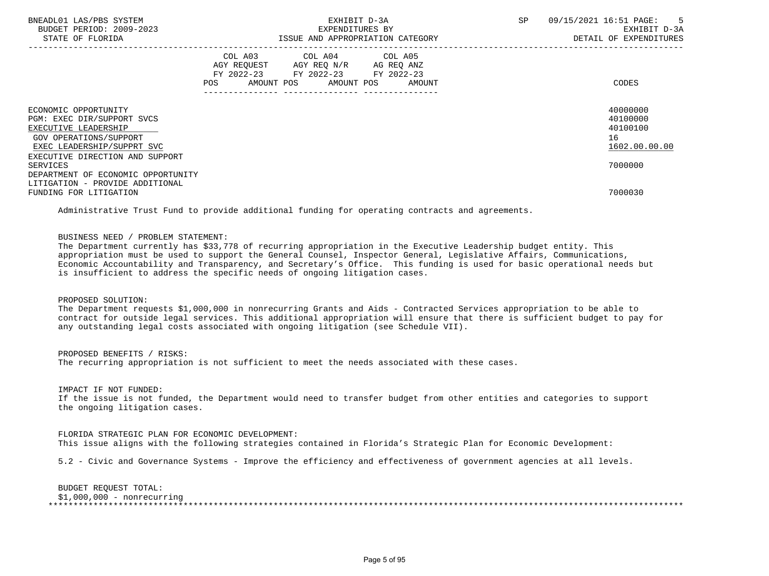BNEADL01 LAS/PBS SYSTEM
BUDGET PERIOD: 2009-2023
STATE OF FLORIDA

EXHIBIT D-3A
EXPENDITURES BY
ISSUE AND APPROPRIATION CATEGORY

SP 09/15/2021 16:51 PAGE: 5
EXHIBIT D-3A
DETAIL OF EXPENDITURES

| | COL A03 AGY REQUEST FY 2022-23 POS AMOUNT | COL A04 AGY REQ N/R FY 2022-23 POS AMOUNT | COL A05 AG REQ ANZ FY 2022-23 POS AMOUNT | CODES |
|---|---|---|---|---|
| ECONOMIC OPPORTUNITY | | | | 40000000 |
| PGM: EXEC DIR/SUPPORT SVCS | | | | 40100000 |
| EXECUTIVE LEADERSHIP | | | | 40100100 |
| GOV OPERATIONS/SUPPORT | | | | 16 |
| EXEC LEADERSHIP/SUPPRT SVC | | | | 1602.00.00.00 |
| EXECUTIVE DIRECTION AND SUPPORT SERVICES | | | | 7000000 |
| DEPARTMENT OF ECONOMIC OPPORTUNITY LITIGATION - PROVIDE ADDITIONAL FUNDING FOR LITIGATION | | | | 7000030 |

Administrative Trust Fund to provide additional funding for operating contracts and agreements.

BUSINESS NEED / PROBLEM STATEMENT:
The Department currently has $33,778 of recurring appropriation in the Executive Leadership budget entity. This appropriation must be used to support the General Counsel, Inspector General, Legislative Affairs, Communications, Economic Accountability and Transparency, and Secretary's Office. This funding is used for basic operational needs but is insufficient to address the specific needs of ongoing litigation cases.

PROPOSED SOLUTION:
The Department requests $1,000,000 in nonrecurring Grants and Aids - Contracted Services appropriation to be able to contract for outside legal services. This additional appropriation will ensure that there is sufficient budget to pay for any outstanding legal costs associated with ongoing litigation (see Schedule VII).

PROPOSED BENEFITS / RISKS:
The recurring appropriation is not sufficient to meet the needs associated with these cases.

IMPACT IF NOT FUNDED:
If the issue is not funded, the Department would need to transfer budget from other entities and categories to support the ongoing litigation cases.

FLORIDA STRATEGIC PLAN FOR ECONOMIC DEVELOPMENT:
This issue aligns with the following strategies contained in Florida's Strategic Plan for Economic Development:

5.2 - Civic and Governance Systems - Improve the efficiency and effectiveness of government agencies at all levels.

BUDGET REQUEST TOTAL:
$1,000,000 - nonrecurring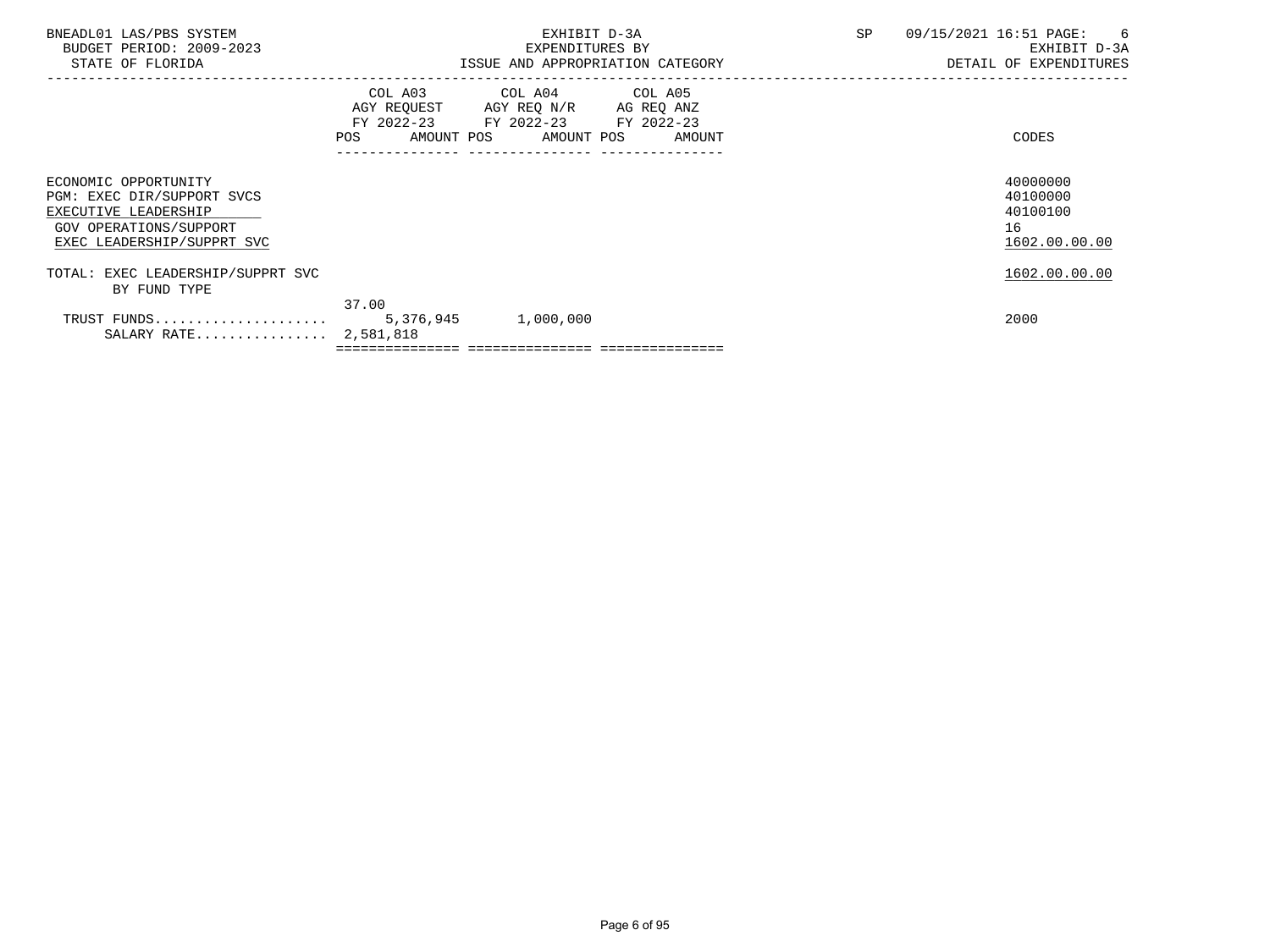BNEADL01 LAS/PBS SYSTEM
BUDGET PERIOD: 2009-2023
STATE OF FLORIDA

EXHIBIT D-3A
EXPENDITURES BY
ISSUE AND APPROPRIATION CATEGORY

SP 09/15/2021 16:51

EXHIBIT D-3A
DETAIL OF EXPENDITURES

| | COL A03 AGY REQUEST FY 2022-23 POS | AMOUNT | COL A04 AGY REQ N/R FY 2022-23 POS | AMOUNT | COL A05 AG REQ ANZ FY 2022-23 POS | AMOUNT | CODES |
|---|---|---|---|---|---|---|---|
| ECONOMIC OPPORTUNITY | | | | | | | 40000000 |
| PGM: EXEC DIR/SUPPORT SVCS | | | | | | | 40100000 |
| EXECUTIVE LEADERSHIP | | | | | | | 40100100 |
| GOV OPERATIONS/SUPPORT | | | | | | | 16 |
| EXEC LEADERSHIP/SUPPRT SVC | | | | | | | 1602.00.00.00 |
| TOTAL: EXEC LEADERSHIP/SUPPRT SVC | | | | | | | 1602.00.00.00 |
| BY FUND TYPE | | | | | | | |
| | 37.00 | | | | | | |
| TRUST FUNDS..................... | | 5,376,945 | | 1,000,000 | | | 2000 |
| SALARY RATE................ | 2,581,818 | | | | | | |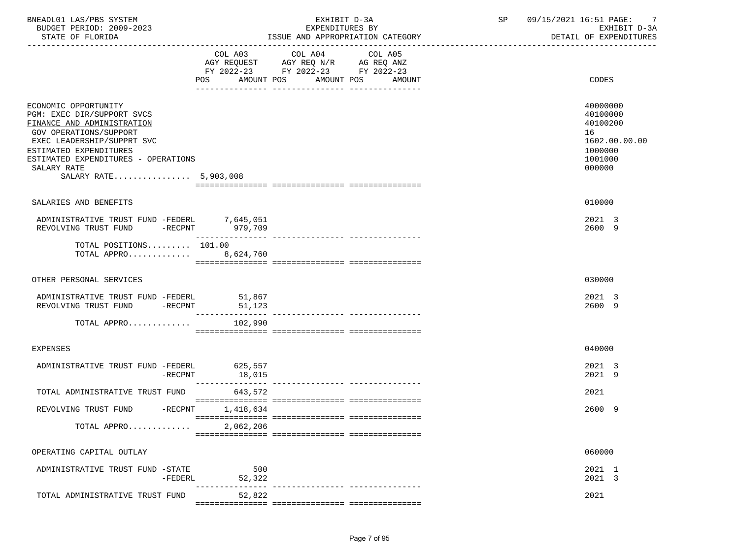BNEADL01 LAS/PBS SYSTEM
BUDGET PERIOD: 2009-2023
STATE OF FLORIDA

EXHIBIT D-3A
EXPENDITURES BY
ISSUE AND APPROPRIATION CATEGORY

SP 09/15/2021 16:51
EXHIBIT D-3A
DETAIL OF EXPENDITURES

| | COL A03 AGY REQUEST FY 2022-23 POS AMOUNT | COL A04 AGY REQ N/R FY 2022-23 POS AMOUNT | COL A05 AG REQ ANZ FY 2022-23 POS AMOUNT | CODES |
|---|---|---|---|---|
| ECONOMIC OPPORTUNITY | | | | 40000000 |
| PGM: EXEC DIR/SUPPORT SVCS | | | | 40100000 |
| FINANCE AND ADMINISTRATION | | | | 40100200 |
| GOV OPERATIONS/SUPPORT | | | | 16 |
| EXEC LEADERSHIP/SUPPRT SVC | | | | 1602.00.00.00 |
| ESTIMATED EXPENDITURES | | | | 1000000 |
| ESTIMATED EXPENDITURES - OPERATIONS | | | | 1001000 |
| SALARY RATE | | | | 000000 |
| SALARY RATE................ | 5,903,008 | | | |
| SALARIES AND BENEFITS | | | | 010000 |
| ADMINISTRATIVE TRUST FUND -FEDERL | 7,645,051 | | | 2021 3 |
| REVOLVING TRUST FUND -RECPNT | 979,709 | | | 2600 9 |
| TOTAL POSITIONS......... | 101.00 | | | |
| TOTAL APPRO............. | 8,624,760 | | | |
| OTHER PERSONAL SERVICES | | | | 030000 |
| ADMINISTRATIVE TRUST FUND -FEDERL | 51,867 | | | 2021 3 |
| REVOLVING TRUST FUND -RECPNT | 51,123 | | | 2600 9 |
| TOTAL APPRO............. | 102,990 | | | |
| EXPENSES | | | | 040000 |
| ADMINISTRATIVE TRUST FUND -FEDERL | 625,557 | | | 2021 3 |
| -RECPNT | 18,015 | | | 2021 9 |
| TOTAL ADMINISTRATIVE TRUST FUND | 643,572 | | | 2021 |
| REVOLVING TRUST FUND -RECPNT | 1,418,634 | | | 2600 9 |
| TOTAL APPRO............. | 2,062,206 | | | |
| OPERATING CAPITAL OUTLAY | | | | 060000 |
| ADMINISTRATIVE TRUST FUND -STATE | 500 | | | 2021 1 |
| -FEDERL | 52,322 | | | 2021 3 |
| TOTAL ADMINISTRATIVE TRUST FUND | 52,822 | | | 2021 |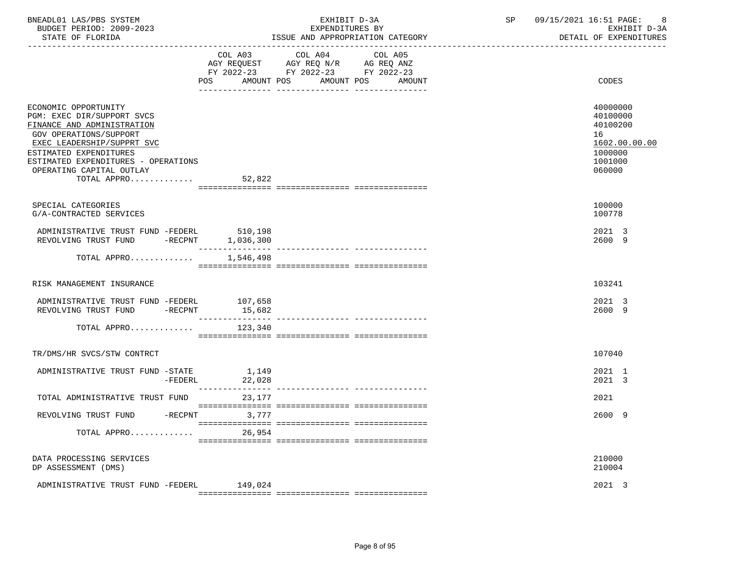BNEADL01 LAS/PBS SYSTEM — EXHIBIT D-3A — SP 09/15/2021 16:51 PAGE: 8
BUDGET PERIOD: 2009-2023 — EXPENDITURES BY — EXHIBIT D-3A
STATE OF FLORIDA — ISSUE AND APPROPRIATION CATEGORY — DETAIL OF EXPENDITURES

| | COL A03 AGY REQUEST FY 2022-23 POS AMOUNT | COL A04 AGY REQ N/R FY 2022-23 POS AMOUNT | COL A05 AG REQ ANZ FY 2022-23 POS AMOUNT | CODES |
|---|---|---|---|---|
| ECONOMIC OPPORTUNITY | | | | 40000000 |
| PGM: EXEC DIR/SUPPORT SVCS | | | | 40100000 |
| FINANCE AND ADMINISTRATION | | | | 40100200 |
| GOV OPERATIONS/SUPPORT | | | | 16 |
| EXEC LEADERSHIP/SUPPRT SVC | | | | 1602.00.00.00 |
| ESTIMATED EXPENDITURES | | | | 1000000 |
| ESTIMATED EXPENDITURES - OPERATIONS | | | | 1001000 |
| OPERATING CAPITAL OUTLAY | | | | 060000 |
| TOTAL APPRO............. | 52,822 | | | |
| SPECIAL CATEGORIES | | | | 100000 |
| G/A-CONTRACTED SERVICES | | | | 100778 |
| ADMINISTRATIVE TRUST FUND -FEDERL | 510,198 | | | 2021 3 |
| REVOLVING TRUST FUND -RECPNT | 1,036,300 | | | 2600 9 |
| TOTAL APPRO............. | 1,546,498 | | | |
| RISK MANAGEMENT INSURANCE | | | | 103241 |
| ADMINISTRATIVE TRUST FUND -FEDERL | 107,658 | | | 2021 3 |
| REVOLVING TRUST FUND -RECPNT | 15,682 | | | 2600 9 |
| TOTAL APPRO............. | 123,340 | | | |
| TR/DMS/HR SVCS/STW CONTRCT | | | | 107040 |
| ADMINISTRATIVE TRUST FUND -STATE | 1,149 | | | 2021 1 |
| -FEDERL | 22,028 | | | 2021 3 |
| TOTAL ADMINISTRATIVE TRUST FUND | 23,177 | | | 2021 |
| REVOLVING TRUST FUND -RECPNT | 3,777 | | | 2600 9 |
| TOTAL APPRO............. | 26,954 | | | |
| DATA PROCESSING SERVICES | | | | 210000 |
| DP ASSESSMENT (DMS) | | | | 210004 |
| ADMINISTRATIVE TRUST FUND -FEDERL | 149,024 | | | 2021 3 |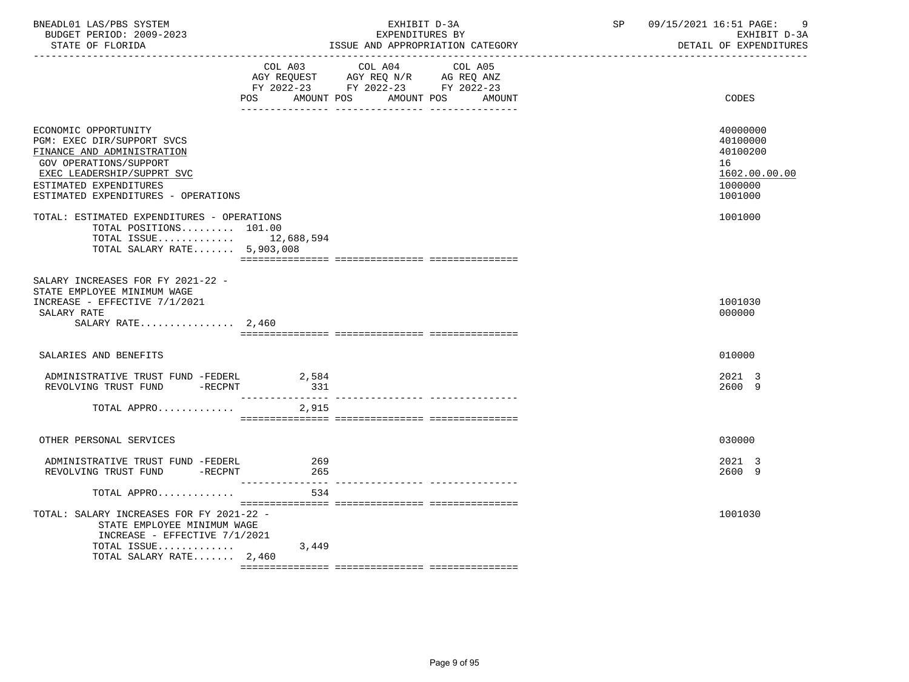BNEADL01 LAS/PBS SYSTEM — EXHIBIT D-3A — SP 09/15/2021 16:51 PAGE: 9
BUDGET PERIOD: 2009-2023 — EXPENDITURES BY — EXHIBIT D-3A
STATE OF FLORIDA — ISSUE AND APPROPRIATION CATEGORY — DETAIL OF EXPENDITURES

| | COL A03 AGY REQUEST FY 2022-23 POS AMOUNT | COL A04 AGY REQ N/R FY 2022-23 POS AMOUNT | COL A05 AG REQ ANZ FY 2022-23 POS AMOUNT | CODES |
|---|---|---|---|---|
| ECONOMIC OPPORTUNITY | | | | 40000000 |
| PGM: EXEC DIR/SUPPORT SVCS | | | | 40100000 |
| FINANCE AND ADMINISTRATION | | | | 40100200 |
| GOV OPERATIONS/SUPPORT | | | | 16 |
| EXEC LEADERSHIP/SUPPRT SVC | | | | 1602.00.00.00 |
| ESTIMATED EXPENDITURES | | | | 1000000 |
| ESTIMATED EXPENDITURES - OPERATIONS | | | | 1001000 |
| TOTAL: ESTIMATED EXPENDITURES - OPERATIONS | | | | 1001000 |
| TOTAL POSITIONS......... | 101.00 | | | |
| TOTAL ISSUE............ | 12,688,594 | | | |
| TOTAL SALARY RATE....... | 5,903,008 | | | |
| SALARY INCREASES FOR FY 2021-22 - STATE EMPLOYEE MINIMUM WAGE INCREASE - EFFECTIVE 7/1/2021 | | | | 1001030 |
| SALARY RATE | | | | 000000 |
| SALARY RATE................ | 2,460 | | | |
| SALARIES AND BENEFITS | | | | 010000 |
| ADMINISTRATIVE TRUST FUND -FEDERL | 2,584 | | | 2021 3 |
| REVOLVING TRUST FUND -RECPNT | 331 | | | 2600 9 |
| TOTAL APPRO............ | 2,915 | | | |
| OTHER PERSONAL SERVICES | | | | 030000 |
| ADMINISTRATIVE TRUST FUND -FEDERL | 269 | | | 2021 3 |
| REVOLVING TRUST FUND -RECPNT | 265 | | | 2600 9 |
| TOTAL APPRO............ | 534 | | | |
| TOTAL: SALARY INCREASES FOR FY 2021-22 - STATE EMPLOYEE MINIMUM WAGE INCREASE - EFFECTIVE 7/1/2021 | | | | 1001030 |
| TOTAL ISSUE............ | 3,449 | | | |
| TOTAL SALARY RATE....... | 2,460 | | | |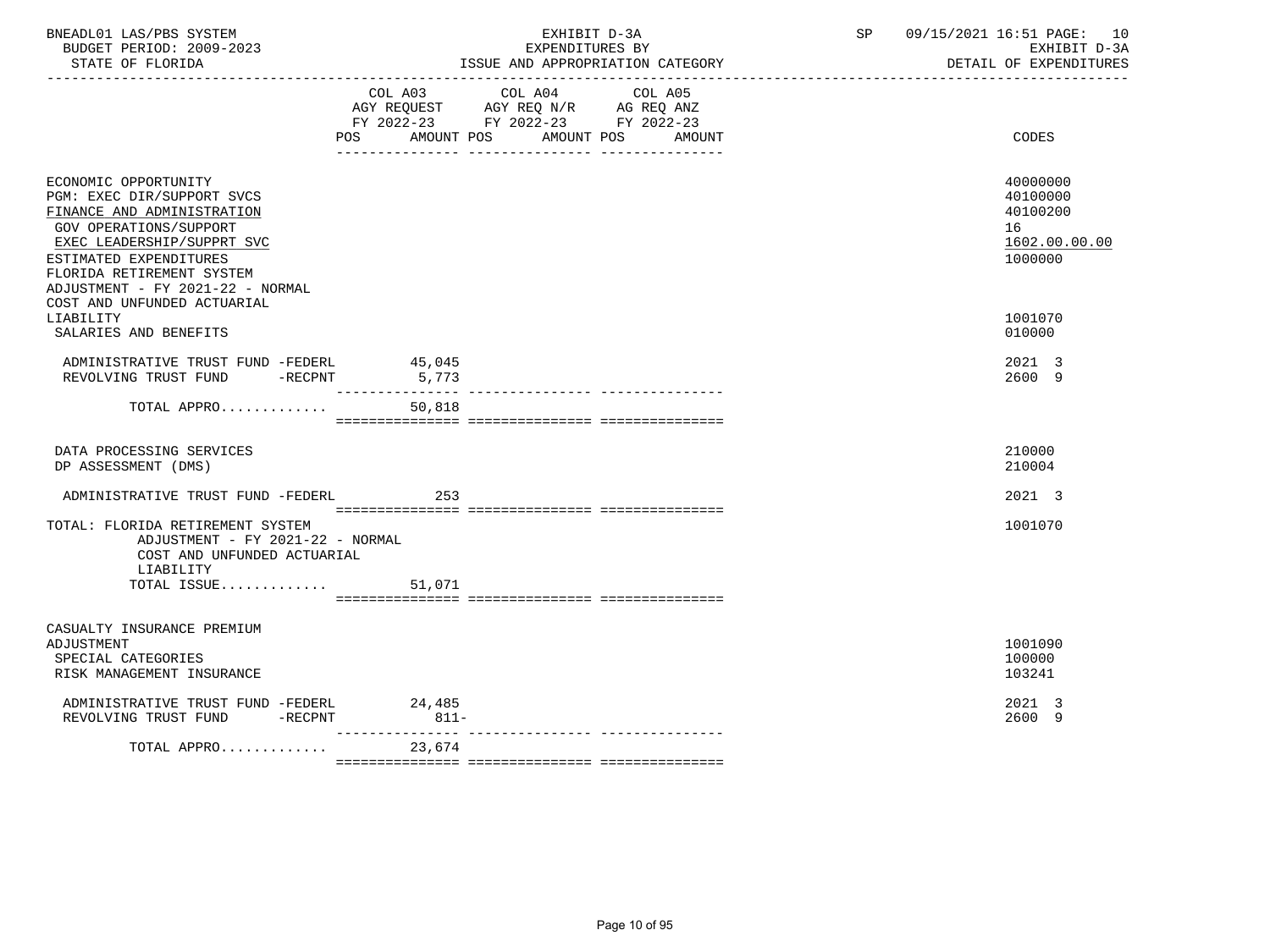BNEADL01 LAS/PBS SYSTEM — EXHIBIT D-3A — EXPENDITURES BY ISSUE AND APPROPRIATION CATEGORY
BUDGET PERIOD: 2009-2023 — STATE OF FLORIDA — SP 09/15/2021 16:51 — EXHIBIT D-3A DETAIL OF EXPENDITURES

| | COL A03 AGY REQUEST FY 2022-23 POS AMOUNT | COL A04 AGY REQ N/R FY 2022-23 POS AMOUNT | COL A05 AG REQ ANZ FY 2022-23 POS AMOUNT | CODES |
|---|---|---|---|---|
| ECONOMIC OPPORTUNITY | | | | 40000000 |
| PGM: EXEC DIR/SUPPORT SVCS | | | | 40100000 |
| FINANCE AND ADMINISTRATION | | | | 40100200 |
| GOV OPERATIONS/SUPPORT | | | | 16 |
| EXEC LEADERSHIP/SUPPRT SVC | | | | 1602.00.00.00 |
| ESTIMATED EXPENDITURES | | | | 1000000 |
| FLORIDA RETIREMENT SYSTEM ADJUSTMENT - FY 2021-22 - NORMAL COST AND UNFUNDED ACTUARIAL LIABILITY | | | | 1001070 |
| SALARIES AND BENEFITS | | | | 010000 |
| ADMINISTRATIVE TRUST FUND -FEDERL | 45,045 | | | 2021 3 |
| REVOLVING TRUST FUND -RECPNT | 5,773 | | | 2600 9 |
| TOTAL APPRO............. | 50,818 | | | |
| DATA PROCESSING SERVICES | | | | 210000 |
| DP ASSESSMENT (DMS) | | | | 210004 |
| ADMINISTRATIVE TRUST FUND -FEDERL | 253 | | | 2021 3 |
| TOTAL: FLORIDA RETIREMENT SYSTEM ADJUSTMENT - FY 2021-22 - NORMAL COST AND UNFUNDED ACTUARIAL LIABILITY | | | | 1001070 |
| TOTAL ISSUE............. | 51,071 | | | |
| CASUALTY INSURANCE PREMIUM ADJUSTMENT | | | | 1001090 |
| SPECIAL CATEGORIES | | | | 100000 |
| RISK MANAGEMENT INSURANCE | | | | 103241 |
| ADMINISTRATIVE TRUST FUND -FEDERL | 24,485 | | | 2021 3 |
| REVOLVING TRUST FUND -RECPNT | 811- | | | 2600 9 |
| TOTAL APPRO............. | 23,674 | | | |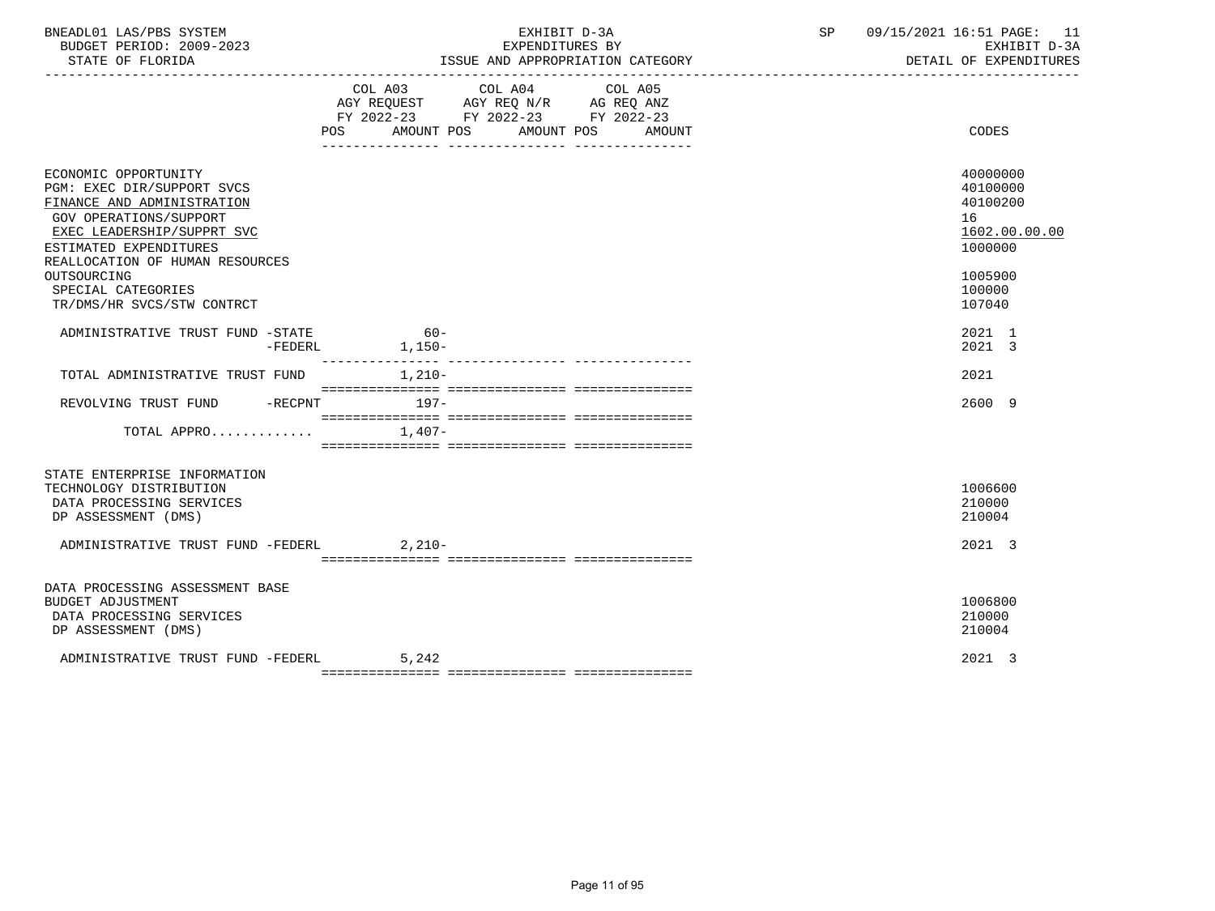BNEADL01 LAS/PBS SYSTEM — EXHIBIT D-3A — EXPENDITURES BY ISSUE AND APPROPRIATION CATEGORY — BUDGET PERIOD: 2009-2023 — STATE OF FLORIDA — SP 09/15/2021 16:51 — EXHIBIT D-3A DETAIL OF EXPENDITURES

| | COL A03 AGY REQUEST FY 2022-23 POS | AMOUNT | COL A04 AGY REQ N/R FY 2022-23 POS | AMOUNT | COL A05 AG REQ ANZ FY 2022-23 POS | AMOUNT | CODES |
|---|---|---|---|---|---|---|---|
| ECONOMIC OPPORTUNITY | | | | | | | 40000000 |
| PGM: EXEC DIR/SUPPORT SVCS | | | | | | | 40100000 |
| FINANCE AND ADMINISTRATION | | | | | | | 40100200 |
| GOV OPERATIONS/SUPPORT | | | | | | | 16 |
| EXEC LEADERSHIP/SUPPRT SVC | | | | | | | 1602.00.00.00 |
| ESTIMATED EXPENDITURES | | | | | | | 1000000 |
| REALLOCATION OF HUMAN RESOURCES OUTSOURCING | | | | | | | 1005900 |
| SPECIAL CATEGORIES | | | | | | | 100000 |
| TR/DMS/HR SVCS/STW CONTRCT | | | | | | | 107040 |
| ADMINISTRATIVE TRUST FUND -STATE | | 60- | | | | | 2021 1 |
| -FEDERL | | 1,150- | | | | | 2021 3 |
| TOTAL ADMINISTRATIVE TRUST FUND | | 1,210- | | | | | 2021 |
| REVOLVING TRUST FUND -RECPNT | | 197- | | | | | 2600 9 |
| TOTAL APPRO............. | | 1,407- | | | | | |
| STATE ENTERPRISE INFORMATION TECHNOLOGY DISTRIBUTION | | | | | | | 1006600 |
| DATA PROCESSING SERVICES | | | | | | | 210000 |
| DP ASSESSMENT (DMS) | | | | | | | 210004 |
| ADMINISTRATIVE TRUST FUND -FEDERL | | 2,210- | | | | | 2021 3 |
| DATA PROCESSING ASSESSMENT BASE BUDGET ADJUSTMENT | | | | | | | 1006800 |
| DATA PROCESSING SERVICES | | | | | | | 210000 |
| DP ASSESSMENT (DMS) | | | | | | | 210004 |
| ADMINISTRATIVE TRUST FUND -FEDERL | | 5,242 | | | | | 2021 3 |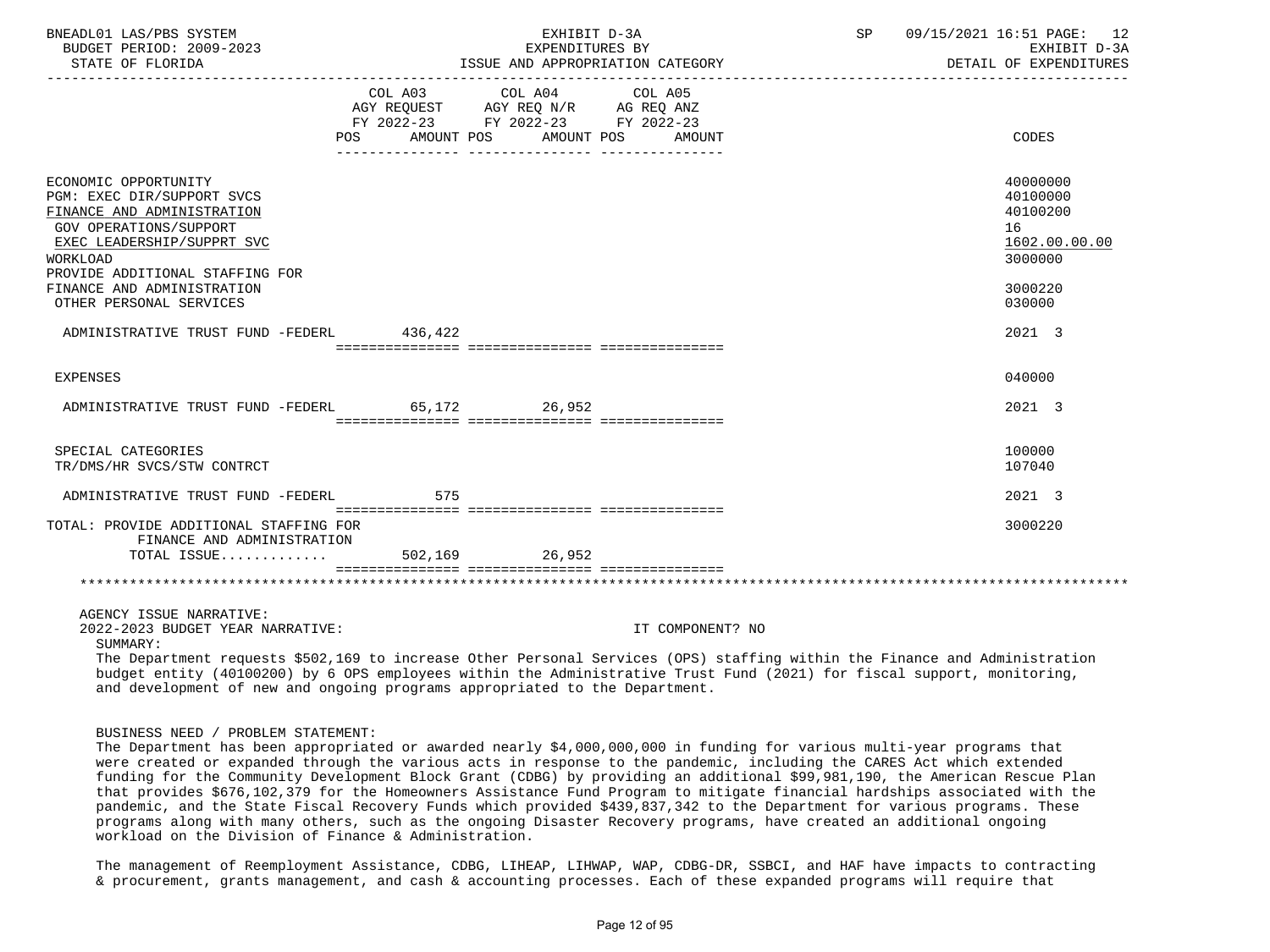| | COL A03 AGY REQUEST FY 2022-23 POS AMOUNT | COL A04 AGY REQ N/R FY 2022-23 POS AMOUNT | COL A05 AG REQ ANZ FY 2022-23 POS AMOUNT | CODES |
|---|---|---|---|---|
| ECONOMIC OPPORTUNITY | | | | 40000000 |
| PGM: EXEC DIR/SUPPORT SVCS | | | | 40100000 |
| FINANCE AND ADMINISTRATION | | | | 40100200 |
| GOV OPERATIONS/SUPPORT | | | | 16 |
| EXEC LEADERSHIP/SUPPRT SVC | | | | 1602.00.00.00 |
| WORKLOAD | | | | 3000000 |
| PROVIDE ADDITIONAL STAFFING FOR FINANCE AND ADMINISTRATION | | | | 3000220 |
| OTHER PERSONAL SERVICES | | | | 030000 |
| ADMINISTRATIVE TRUST FUND -FEDERL | 436,422 | | | 2021 3 |
| EXPENSES | | | | 040000 |
| ADMINISTRATIVE TRUST FUND -FEDERL | 65,172 | 26,952 | | 2021 3 |
| SPECIAL CATEGORIES | | | | 100000 |
| TR/DMS/HR SVCS/STW CONTRCT | | | | 107040 |
| ADMINISTRATIVE TRUST FUND -FEDERL | 575 | | | 2021 3 |
| TOTAL: PROVIDE ADDITIONAL STAFFING FOR FINANCE AND ADMINISTRATION | | | | 3000220 |
| TOTAL ISSUE............. | 502,169 | 26,952 | | |

AGENCY ISSUE NARRATIVE:

2022-2023 BUDGET YEAR NARRATIVE: IT COMPONENT? NO

SUMMARY:

The Department requests $502,169 to increase Other Personal Services (OPS) staffing within the Finance and Administration budget entity (40100200) by 6 OPS employees within the Administrative Trust Fund (2021) for fiscal support, monitoring, and development of new and ongoing programs appropriated to the Department.

BUSINESS NEED / PROBLEM STATEMENT:

The Department has been appropriated or awarded nearly $4,000,000,000 in funding for various multi-year programs that were created or expanded through the various acts in response to the pandemic, including the CARES Act which extended funding for the Community Development Block Grant (CDBG) by providing an additional $99,981,190, the American Rescue Plan that provides $676,102,379 for the Homeowners Assistance Fund Program to mitigate financial hardships associated with the pandemic, and the State Fiscal Recovery Funds which provided $439,837,342 to the Department for various programs. These programs along with many others, such as the ongoing Disaster Recovery programs, have created an additional ongoing workload on the Division of Finance & Administration.

The management of Reemployment Assistance, CDBG, LIHEAP, LIHWAP, WAP, CDBG-DR, SSBCI, and HAF have impacts to contracting & procurement, grants management, and cash & accounting processes. Each of these expanded programs will require that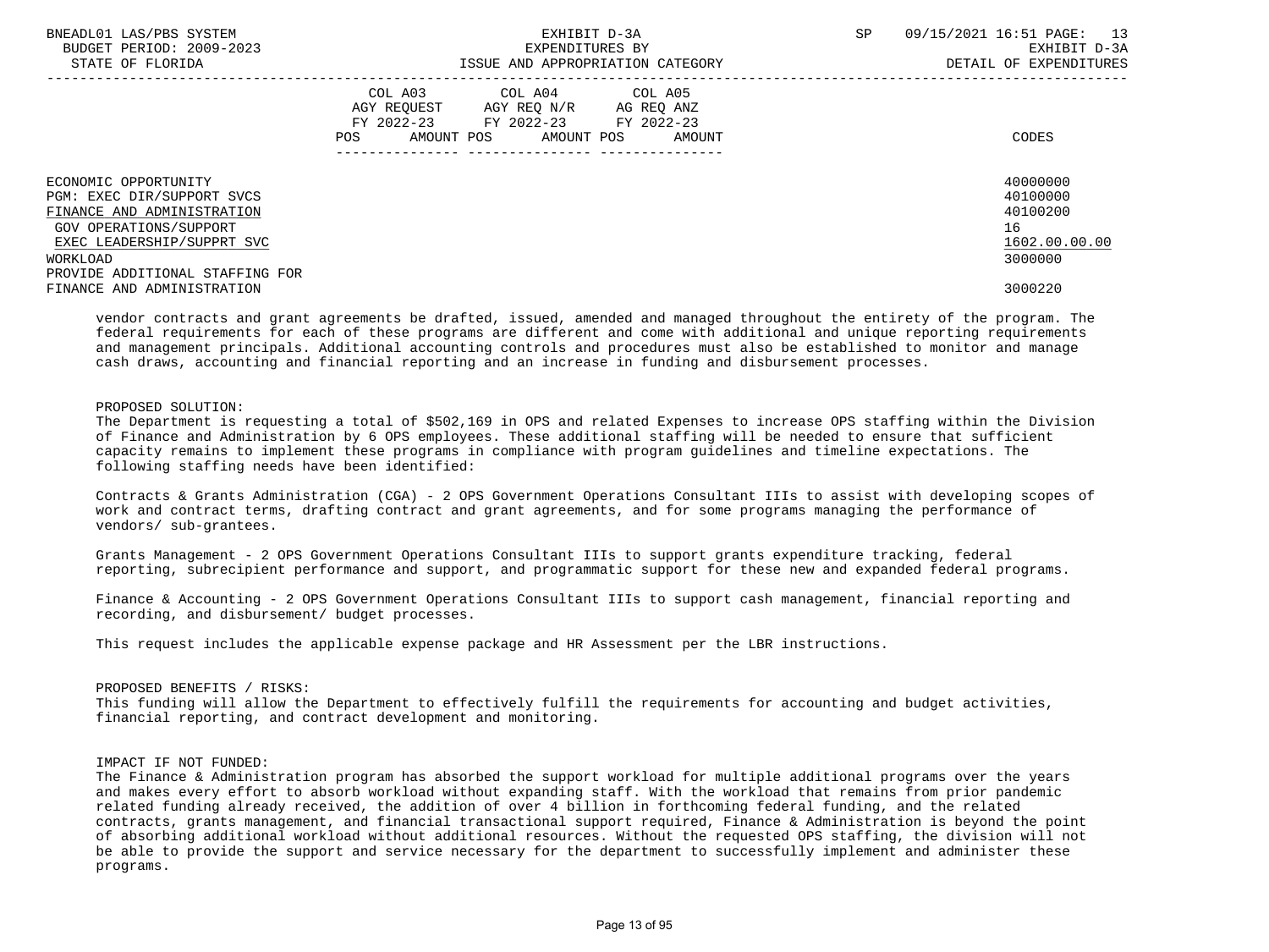| | COL A03 AGY REQUEST FY 2022-23 POS AMOUNT | COL A04 AGY REQ N/R FY 2022-23 POS AMOUNT | COL A05 AG REQ ANZ FY 2022-23 POS AMOUNT | CODES |
|---|---|---|---|---|
| ECONOMIC OPPORTUNITY | | | | 40000000 |
| PGM: EXEC DIR/SUPPORT SVCS | | | | 40100000 |
| FINANCE AND ADMINISTRATION | | | | 40100200 |
| GOV OPERATIONS/SUPPORT | | | | 16 |
| EXEC LEADERSHIP/SUPPRT SVC | | | | 1602.00.00.00 |
| WORKLOAD | | | | 3000000 |
| PROVIDE ADDITIONAL STAFFING FOR FINANCE AND ADMINISTRATION | | | | 3000220 |

vendor contracts and grant agreements be drafted, issued, amended and managed throughout the entirety of the program. The federal requirements for each of these programs are different and come with additional and unique reporting requirements and management principals. Additional accounting controls and procedures must also be established to monitor and manage cash draws, accounting and financial reporting and an increase in funding and disbursement processes.

PROPOSED SOLUTION:
The Department is requesting a total of $502,169 in OPS and related Expenses to increase OPS staffing within the Division of Finance and Administration by 6 OPS employees. These additional staffing will be needed to ensure that sufficient capacity remains to implement these programs in compliance with program guidelines and timeline expectations. The following staffing needs have been identified:

Contracts & Grants Administration (CGA) - 2 OPS Government Operations Consultant IIIs to assist with developing scopes of work and contract terms, drafting contract and grant agreements, and for some programs managing the performance of vendors/ sub-grantees.

Grants Management - 2 OPS Government Operations Consultant IIIs to support grants expenditure tracking, federal reporting, subrecipient performance and support, and programmatic support for these new and expanded federal programs.

Finance & Accounting - 2 OPS Government Operations Consultant IIIs to support cash management, financial reporting and recording, and disbursement/ budget processes.

This request includes the applicable expense package and HR Assessment per the LBR instructions.

PROPOSED BENEFITS / RISKS:
This funding will allow the Department to effectively fulfill the requirements for accounting and budget activities, financial reporting, and contract development and monitoring.

IMPACT IF NOT FUNDED:
The Finance & Administration program has absorbed the support workload for multiple additional programs over the years and makes every effort to absorb workload without expanding staff. With the workload that remains from prior pandemic related funding already received, the addition of over 4 billion in forthcoming federal funding, and the related contracts, grants management, and financial transactional support required, Finance & Administration is beyond the point of absorbing additional workload without additional resources. Without the requested OPS staffing, the division will not be able to provide the support and service necessary for the department to successfully implement and administer these programs.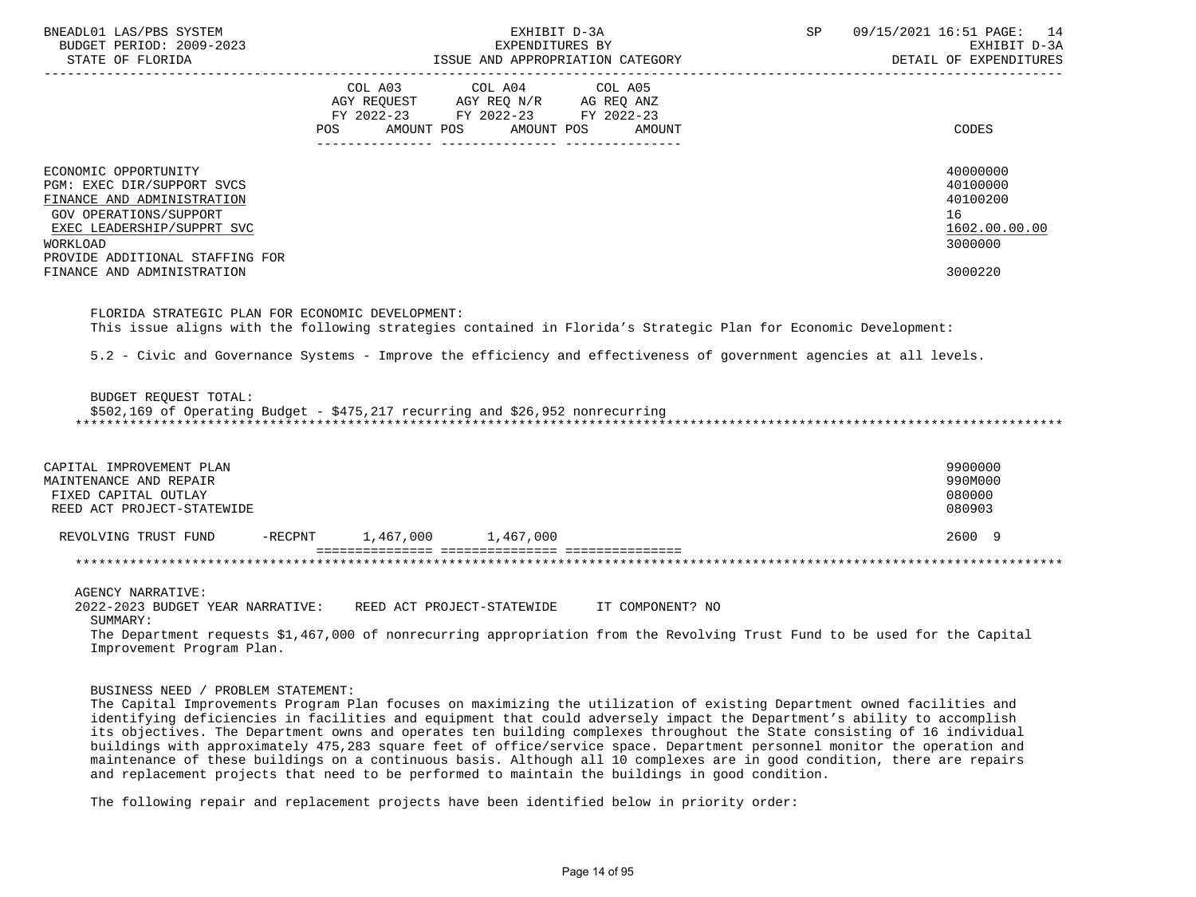| | COL A03 AGY REQUEST FY 2022-23 POS AMOUNT | COL A04 AGY REQ N/R FY 2022-23 POS AMOUNT | COL A05 AG REQ ANZ FY 2022-23 POS AMOUNT | CODES |
|---|---|---|---|---|
| ECONOMIC OPPORTUNITY | | | | 40000000 |
| PGM: EXEC DIR/SUPPORT SVCS | | | | 40100000 |
| FINANCE AND ADMINISTRATION | | | | 40100200 |
| GOV OPERATIONS/SUPPORT | | | | 16 |
| EXEC LEADERSHIP/SUPPRT SVC | | | | 1602.00.00.00 |
| WORKLOAD | | | | 3000000 |
| PROVIDE ADDITIONAL STAFFING FOR FINANCE AND ADMINISTRATION | | | | 3000220 |

FLORIDA STRATEGIC PLAN FOR ECONOMIC DEVELOPMENT:
This issue aligns with the following strategies contained in Florida's Strategic Plan for Economic Development:

5.2 - Civic and Governance Systems - Improve the efficiency and effectiveness of government agencies at all levels.

BUDGET REQUEST TOTAL:
$502,169 of Operating Budget - $475,217 recurring and $26,952 nonrecurring

*******************************************************************************************************************************

| | COL A03 | COL A04 | COL A05 | CODES |
|---|---|---|---|---|
| CAPITAL IMPROVEMENT PLAN | | | | 9900000 |
| MAINTENANCE AND REPAIR | | | | 990M000 |
| FIXED CAPITAL OUTLAY | | | | 080000 |
| REED ACT PROJECT-STATEWIDE | | | | 080903 |
| REVOLVING TRUST FUND -RECPNT | 1,467,000 | 1,467,000 | | 2600 9 |

*******************************************************************************************************************************

AGENCY NARRATIVE:
2022-2023 BUDGET YEAR NARRATIVE: REED ACT PROJECT-STATEWIDE IT COMPONENT? NO

SUMMARY:
The Department requests $1,467,000 of nonrecurring appropriation from the Revolving Trust Fund to be used for the Capital Improvement Program Plan.

BUSINESS NEED / PROBLEM STATEMENT:
The Capital Improvements Program Plan focuses on maximizing the utilization of existing Department owned facilities and identifying deficiencies in facilities and equipment that could adversely impact the Department's ability to accomplish its objectives. The Department owns and operates ten building complexes throughout the State consisting of 16 individual buildings with approximately 475,283 square feet of office/service space. Department personnel monitor the operation and maintenance of these buildings on a continuous basis. Although all 10 complexes are in good condition, there are repairs and replacement projects that need to be performed to maintain the buildings in good condition.

The following repair and replacement projects have been identified below in priority order: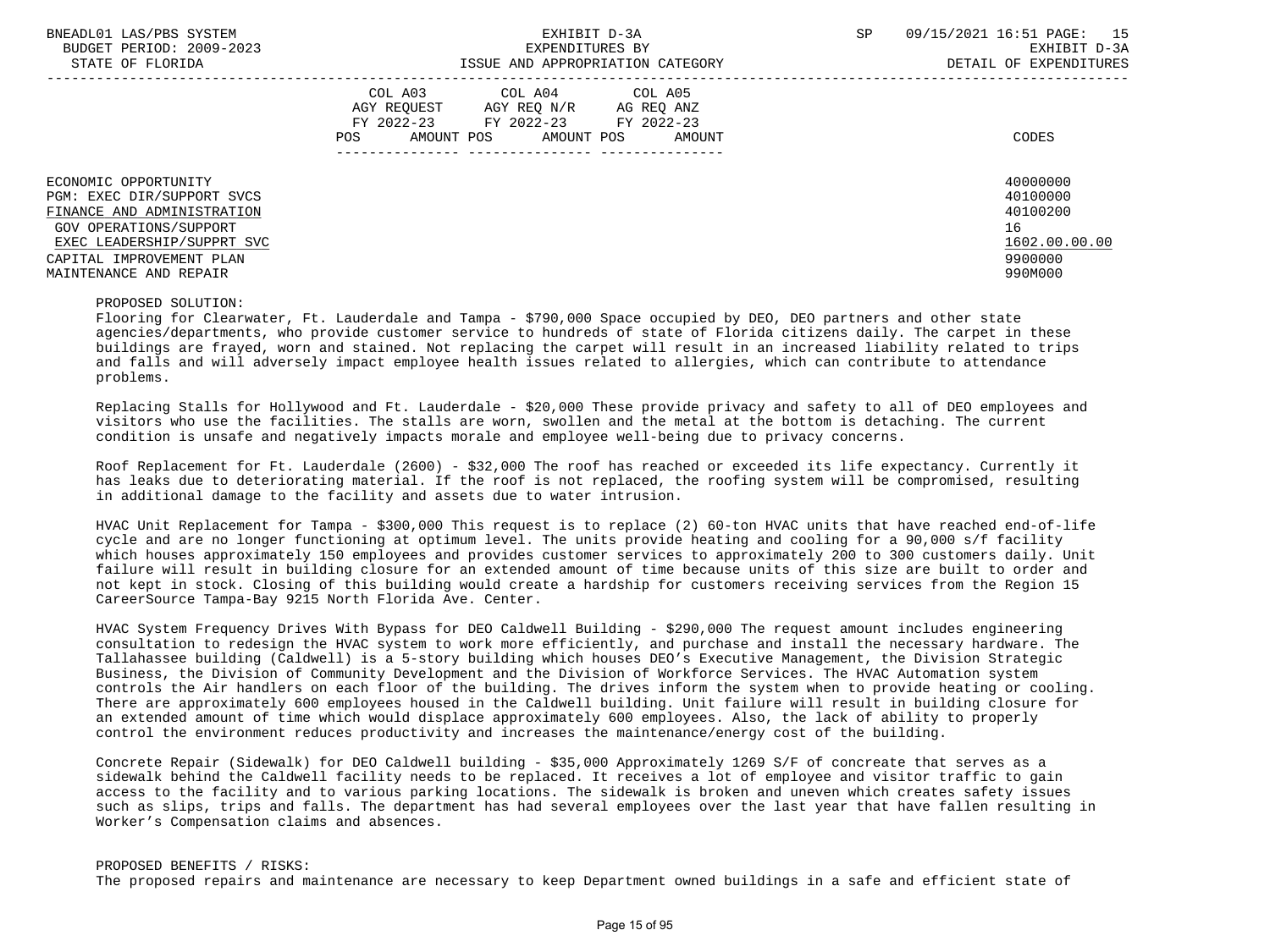| | COL A03 AGY REQUEST FY 2022-23 POS AMOUNT | COL A04 AGY REQ N/R FY 2022-23 POS AMOUNT | COL A05 AG REQ ANZ FY 2022-23 POS AMOUNT | CODES |
|---|---|---|---|---|
| ECONOMIC OPPORTUNITY | | | | 40000000 |
| PGM: EXEC DIR/SUPPORT SVCS | | | | 40100000 |
| FINANCE AND ADMINISTRATION | | | | 40100200 |
| GOV OPERATIONS/SUPPORT | | | | 16 |
| EXEC LEADERSHIP/SUPPRT SVC | | | | 1602.00.00.00 |
| CAPITAL IMPROVEMENT PLAN | | | | 9900000 |
| MAINTENANCE AND REPAIR | | | | 990M000 |

PROPOSED SOLUTION:

Flooring for Clearwater, Ft. Lauderdale and Tampa - $790,000 Space occupied by DEO, DEO partners and other state agencies/departments, who provide customer service to hundreds of state of Florida citizens daily. The carpet in these buildings are frayed, worn and stained. Not replacing the carpet will result in an increased liability related to trips and falls and will adversely impact employee health issues related to allergies, which can contribute to attendance problems.

Replacing Stalls for Hollywood and Ft. Lauderdale - $20,000 These provide privacy and safety to all of DEO employees and visitors who use the facilities. The stalls are worn, swollen and the metal at the bottom is detaching. The current condition is unsafe and negatively impacts morale and employee well-being due to privacy concerns.

Roof Replacement for Ft. Lauderdale (2600) - $32,000 The roof has reached or exceeded its life expectancy. Currently it has leaks due to deteriorating material. If the roof is not replaced, the roofing system will be compromised, resulting in additional damage to the facility and assets due to water intrusion.

HVAC Unit Replacement for Tampa - $300,000 This request is to replace (2) 60-ton HVAC units that have reached end-of-life cycle and are no longer functioning at optimum level. The units provide heating and cooling for a 90,000 s/f facility which houses approximately 150 employees and provides customer services to approximately 200 to 300 customers daily. Unit failure will result in building closure for an extended amount of time because units of this size are built to order and not kept in stock. Closing of this building would create a hardship for customers receiving services from the Region 15 CareerSource Tampa-Bay 9215 North Florida Ave. Center.

HVAC System Frequency Drives With Bypass for DEO Caldwell Building - $290,000 The request amount includes engineering consultation to redesign the HVAC system to work more efficiently, and purchase and install the necessary hardware. The Tallahassee building (Caldwell) is a 5-story building which houses DEO's Executive Management, the Division Strategic Business, the Division of Community Development and the Division of Workforce Services. The HVAC Automation system controls the Air handlers on each floor of the building. The drives inform the system when to provide heating or cooling. There are approximately 600 employees housed in the Caldwell building. Unit failure will result in building closure for an extended amount of time which would displace approximately 600 employees. Also, the lack of ability to properly control the environment reduces productivity and increases the maintenance/energy cost of the building.

Concrete Repair (Sidewalk) for DEO Caldwell building - $35,000 Approximately 1269 S/F of concreate that serves as a sidewalk behind the Caldwell facility needs to be replaced. It receives a lot of employee and visitor traffic to gain access to the facility and to various parking locations. The sidewalk is broken and uneven which creates safety issues such as slips, trips and falls. The department has had several employees over the last year that have fallen resulting in Worker's Compensation claims and absences.

PROPOSED BENEFITS / RISKS:

The proposed repairs and maintenance are necessary to keep Department owned buildings in a safe and efficient state of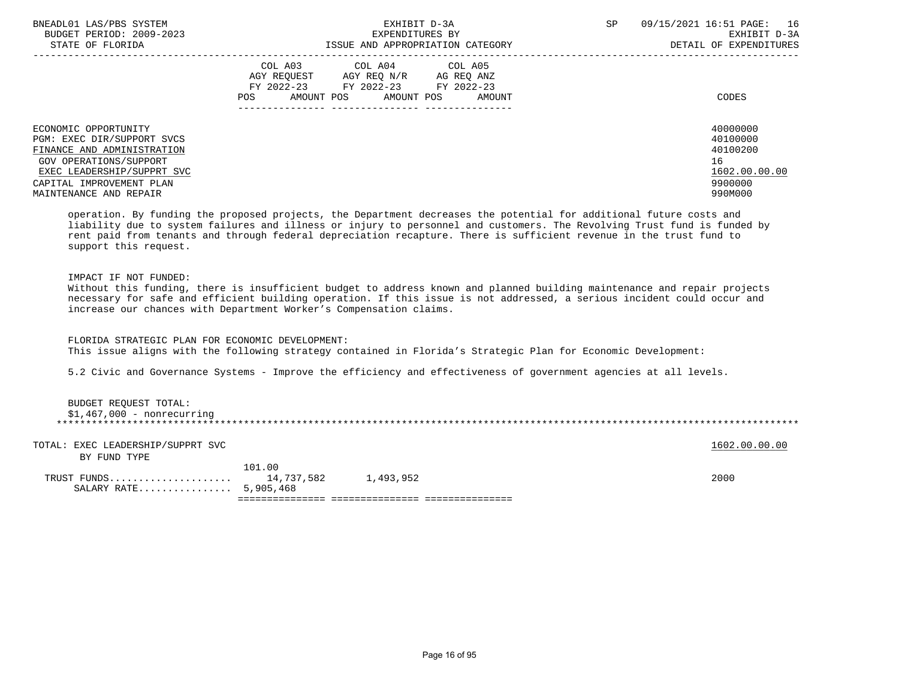| | COL A03 AGY REQUEST FY 2022-23 POS AMOUNT | COL A04 AGY REQ N/R FY 2022-23 POS AMOUNT | COL A05 AG REQ ANZ FY 2022-23 POS AMOUNT | CODES |
|---|---|---|---|---|
| ECONOMIC OPPORTUNITY | | | | 40000000 |
| PGM: EXEC DIR/SUPPORT SVCS | | | | 40100000 |
| FINANCE AND ADMINISTRATION | | | | 40100200 |
| GOV OPERATIONS/SUPPORT | | | | 16 |
| EXEC LEADERSHIP/SUPPRT SVC | | | | 1602.00.00.00 |
| CAPITAL IMPROVEMENT PLAN | | | | 9900000 |
| MAINTENANCE AND REPAIR | | | | 990M000 |

operation. By funding the proposed projects, the Department decreases the potential for additional future costs and liability due to system failures and illness or injury to personnel and customers. The Revolving Trust fund is funded by rent paid from tenants and through federal depreciation recapture. There is sufficient revenue in the trust fund to support this request.

IMPACT IF NOT FUNDED:
Without this funding, there is insufficient budget to address known and planned building maintenance and repair projects necessary for safe and efficient building operation. If this issue is not addressed, a serious incident could occur and increase our chances with Department Worker's Compensation claims.

FLORIDA STRATEGIC PLAN FOR ECONOMIC DEVELOPMENT:
This issue aligns with the following strategy contained in Florida's Strategic Plan for Economic Development:

5.2 Civic and Governance Systems - Improve the efficiency and effectiveness of government agencies at all levels.

BUDGET REQUEST TOTAL:
$1,467,000 - nonrecurring

******************************************************************************************************************************

| TOTAL: EXEC LEADERSHIP/SUPPRT SVC | COL A03 | COL A04 | COL A05 | 1602.00.00.00 |
|---|---|---|---|---|
| BY FUND TYPE | | | | |
| | 101.00 | | | |
| TRUST FUNDS.................... | 14,737,582 | 1,493,952 | | 2000 |
| SALARY RATE................ | 5,905,468 | | | |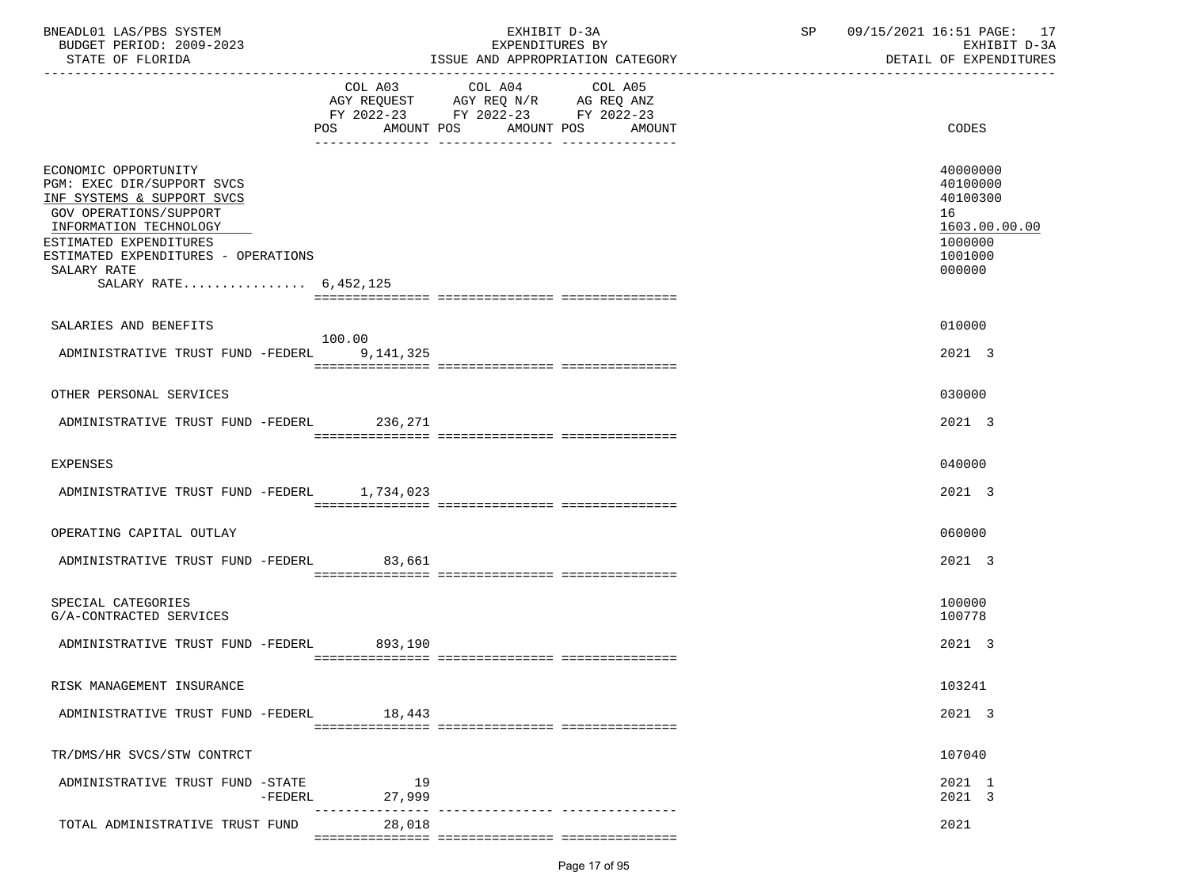BNEADL01 LAS/PBS SYSTEM | EXHIBIT D-3A | SP 09/15/2021 16:51

BUDGET PERIOD: 2009-2023 | EXPENDITURES BY | EXHIBIT D-3A

STATE OF FLORIDA | ISSUE AND APPROPRIATION CATEGORY | DETAIL OF EXPENDITURES

| | COL A03 AGY REQUEST FY 2022-23 POS AMOUNT | COL A04 AGY REQ N/R FY 2022-23 POS AMOUNT | COL A05 AG REQ ANZ FY 2022-23 POS AMOUNT | CODES |
|---|---|---|---|---|
| ECONOMIC OPPORTUNITY | | | | 40000000 |
| PGM: EXEC DIR/SUPPORT SVCS | | | | 40100000 |
| INF SYSTEMS & SUPPORT SVCS | | | | 40100300 |
| GOV OPERATIONS/SUPPORT | | | | 16 |
| INFORMATION TECHNOLOGY | | | | 1603.00.00.00 |
| ESTIMATED EXPENDITURES | | | | 1000000 |
| ESTIMATED EXPENDITURES - OPERATIONS | | | | 1001000 |
| SALARY RATE | | | | 000000 |
| SALARY RATE................ 6,452,125 | | | | |
| SALARIES AND BENEFITS | | | | 010000 |
| ADMINISTRATIVE TRUST FUND -FEDERL | 100.00 9,141,325 | | | 2021 3 |
| OTHER PERSONAL SERVICES | | | | 030000 |
| ADMINISTRATIVE TRUST FUND -FEDERL | 236,271 | | | 2021 3 |
| EXPENSES | | | | 040000 |
| ADMINISTRATIVE TRUST FUND -FEDERL | 1,734,023 | | | 2021 3 |
| OPERATING CAPITAL OUTLAY | | | | 060000 |
| ADMINISTRATIVE TRUST FUND -FEDERL | 83,661 | | | 2021 3 |
| SPECIAL CATEGORIES | | | | 100000 |
| G/A-CONTRACTED SERVICES | | | | 100778 |
| ADMINISTRATIVE TRUST FUND -FEDERL | 893,190 | | | 2021 3 |
| RISK MANAGEMENT INSURANCE | | | | 103241 |
| ADMINISTRATIVE TRUST FUND -FEDERL | 18,443 | | | 2021 3 |
| TR/DMS/HR SVCS/STW CONTRCT | | | | 107040 |
| ADMINISTRATIVE TRUST FUND -STATE | 19 | | | 2021 1 |
| -FEDERL | 27,999 | | | 2021 3 |
| TOTAL ADMINISTRATIVE TRUST FUND | 28,018 | | | 2021 |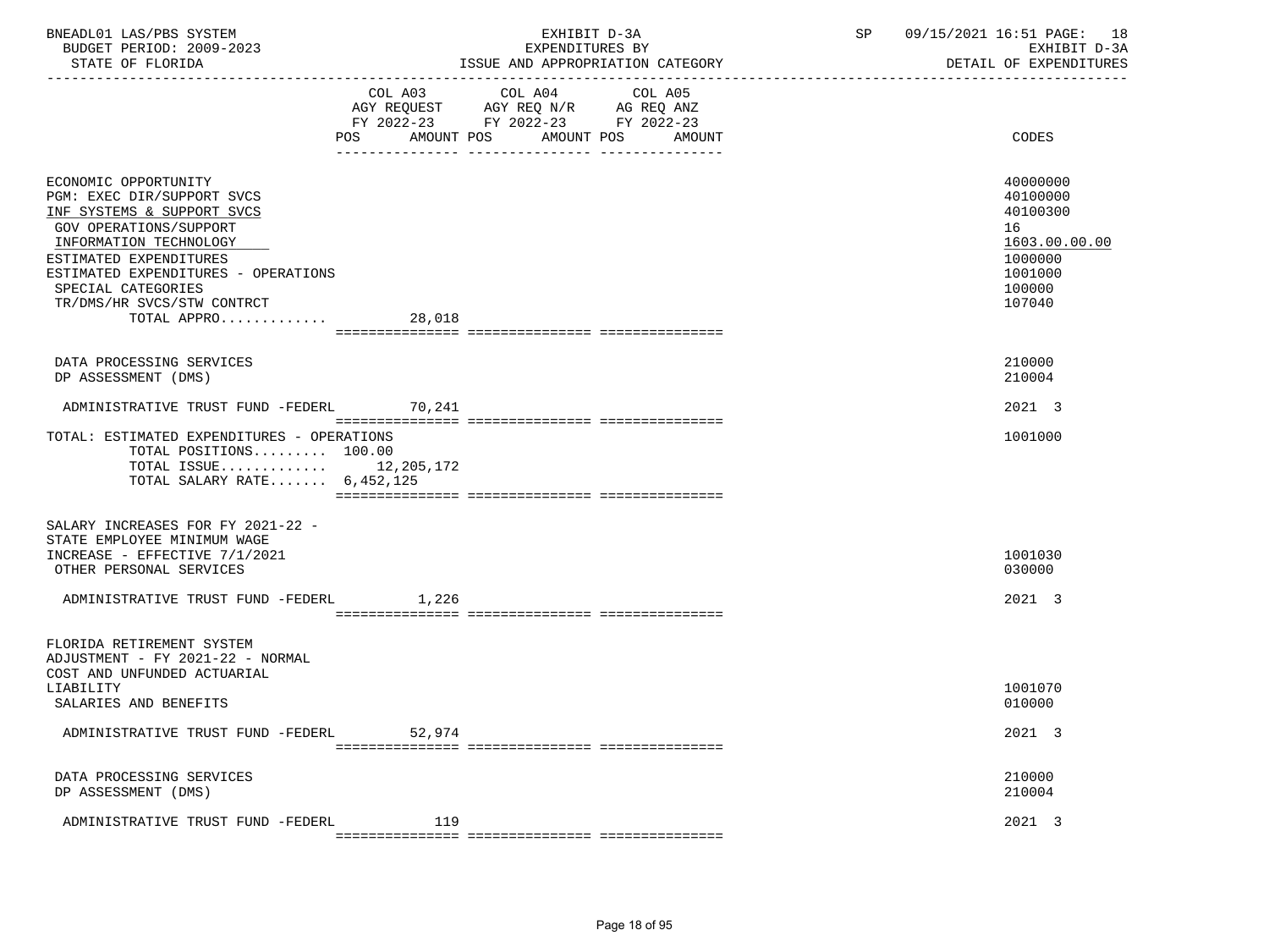BNEADL01 LAS/PBS SYSTEM
BUDGET PERIOD: 2009-2023
STATE OF FLORIDA

EXHIBIT D-3A
EXPENDITURES BY
ISSUE AND APPROPRIATION CATEGORY

SP 09/15/2021 16:51

EXHIBIT D-3A
DETAIL OF EXPENDITURES

| | COL A03 AGY REQUEST FY 2022-23 POS AMOUNT | COL A04 AGY REQ N/R FY 2022-23 POS AMOUNT | COL A05 AG REQ ANZ FY 2022-23 POS AMOUNT | CODES |
|---|---|---|---|---|
| ECONOMIC OPPORTUNITY | | | | 40000000 |
| PGM: EXEC DIR/SUPPORT SVCS | | | | 40100000 |
| INF SYSTEMS & SUPPORT SVCS | | | | 40100300 |
| GOV OPERATIONS/SUPPORT | | | | 16 |
| INFORMATION TECHNOLOGY | | | | 1603.00.00.00 |
| ESTIMATED EXPENDITURES | | | | 1000000 |
| ESTIMATED EXPENDITURES - OPERATIONS | | | | 1001000 |
| SPECIAL CATEGORIES | | | | 100000 |
| TR/DMS/HR SVCS/STW CONTRCT | | | | 107040 |
| TOTAL APPRO............ | 28,018 | | | |
| DATA PROCESSING SERVICES | | | | 210000 |
| DP ASSESSMENT (DMS) | | | | 210004 |
| ADMINISTRATIVE TRUST FUND -FEDERL | 70,241 | | | 2021 3 |
| TOTAL: ESTIMATED EXPENDITURES - OPERATIONS | | | | 1001000 |
| TOTAL POSITIONS......... | 100.00 | | | |
| TOTAL ISSUE............ | 12,205,172 | | | |
| TOTAL SALARY RATE....... | 6,452,125 | | | |
| SALARY INCREASES FOR FY 2021-22 - STATE EMPLOYEE MINIMUM WAGE INCREASE - EFFECTIVE 7/1/2021 | | | | 1001030 |
| OTHER PERSONAL SERVICES | | | | 030000 |
| ADMINISTRATIVE TRUST FUND -FEDERL | 1,226 | | | 2021 3 |
| FLORIDA RETIREMENT SYSTEM ADJUSTMENT - FY 2021-22 - NORMAL COST AND UNFUNDED ACTUARIAL LIABILITY | | | | 1001070 |
| SALARIES AND BENEFITS | | | | 010000 |
| ADMINISTRATIVE TRUST FUND -FEDERL | 52,974 | | | 2021 3 |
| DATA PROCESSING SERVICES | | | | 210000 |
| DP ASSESSMENT (DMS) | | | | 210004 |
| ADMINISTRATIVE TRUST FUND -FEDERL | 119 | | | 2021 3 |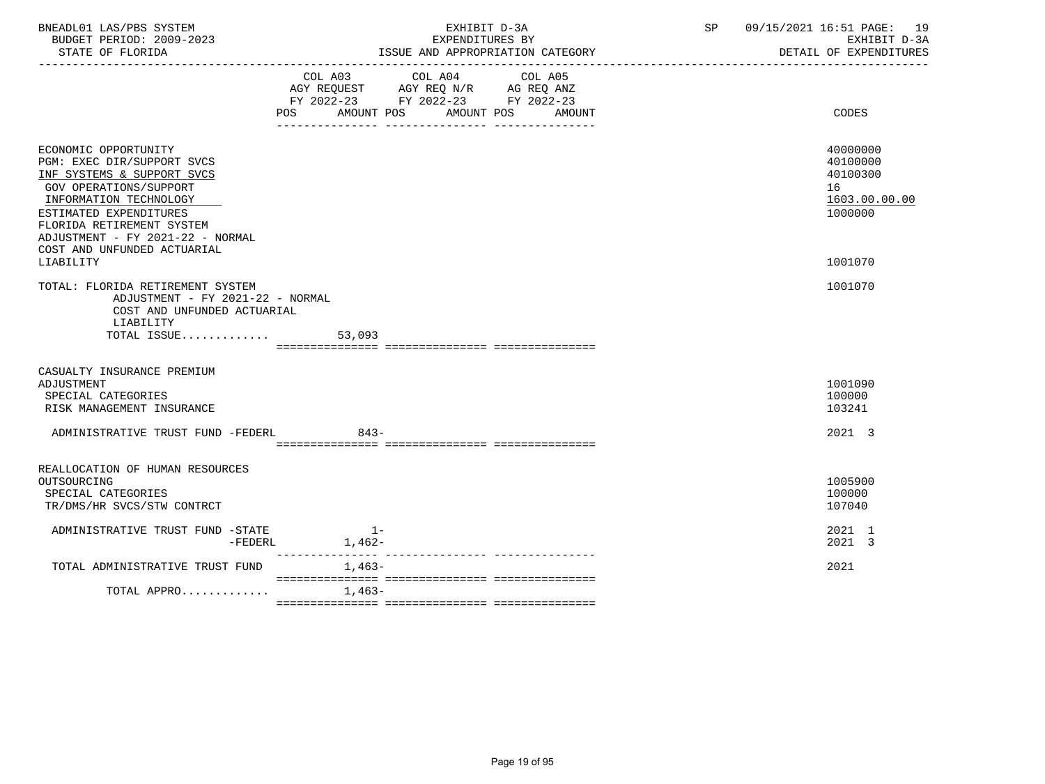BNEADL01 LAS/PBS SYSTEM | EXHIBIT D-3A | SP 09/15/2021 16:51

BUDGET PERIOD: 2009-2023 | EXPENDITURES BY | EXHIBIT D-3A

STATE OF FLORIDA | ISSUE AND APPROPRIATION CATEGORY | DETAIL OF EXPENDITURES

| | COL A03 AGY REQUEST FY 2022-23 POS | AMOUNT | COL A04 AGY REQ N/R FY 2022-23 POS | AMOUNT | COL A05 AG REQ ANZ FY 2022-23 POS | AMOUNT | CODES |
|---|---|---|---|---|---|---|---|
| ECONOMIC OPPORTUNITY | | | | | | | 40000000 |
| PGM: EXEC DIR/SUPPORT SVCS | | | | | | | 40100000 |
| INF SYSTEMS & SUPPORT SVCS | | | | | | | 40100300 |
| GOV OPERATIONS/SUPPORT | | | | | | | 16 |
| INFORMATION TECHNOLOGY | | | | | | | 1603.00.00.00 |
| ESTIMATED EXPENDITURES | | | | | | | 1000000 |
| FLORIDA RETIREMENT SYSTEM ADJUSTMENT - FY 2021-22 - NORMAL COST AND UNFUNDED ACTUARIAL LIABILITY | | | | | | | 1001070 |
| TOTAL: FLORIDA RETIREMENT SYSTEM ADJUSTMENT - FY 2021-22 - NORMAL COST AND UNFUNDED ACTUARIAL LIABILITY | | | | | | | 1001070 |
| TOTAL ISSUE............. | | 53,093 | | | | | |
| CASUALTY INSURANCE PREMIUM ADJUSTMENT | | | | | | | 1001090 |
| SPECIAL CATEGORIES | | | | | | | 100000 |
| RISK MANAGEMENT INSURANCE | | | | | | | 103241 |
| ADMINISTRATIVE TRUST FUND -FEDERL | | 843- | | | | | 2021 3 |
| REALLOCATION OF HUMAN RESOURCES OUTSOURCING | | | | | | | 1005900 |
| SPECIAL CATEGORIES | | | | | | | 100000 |
| TR/DMS/HR SVCS/STW CONTRCT | | | | | | | 107040 |
| ADMINISTRATIVE TRUST FUND -STATE | | 1- | | | | | 2021 1 |
| -FEDERL | | 1,462- | | | | | 2021 3 |
| TOTAL ADMINISTRATIVE TRUST FUND | | 1,463- | | | | | 2021 |
| TOTAL APPRO............. | | 1,463- | | | | | |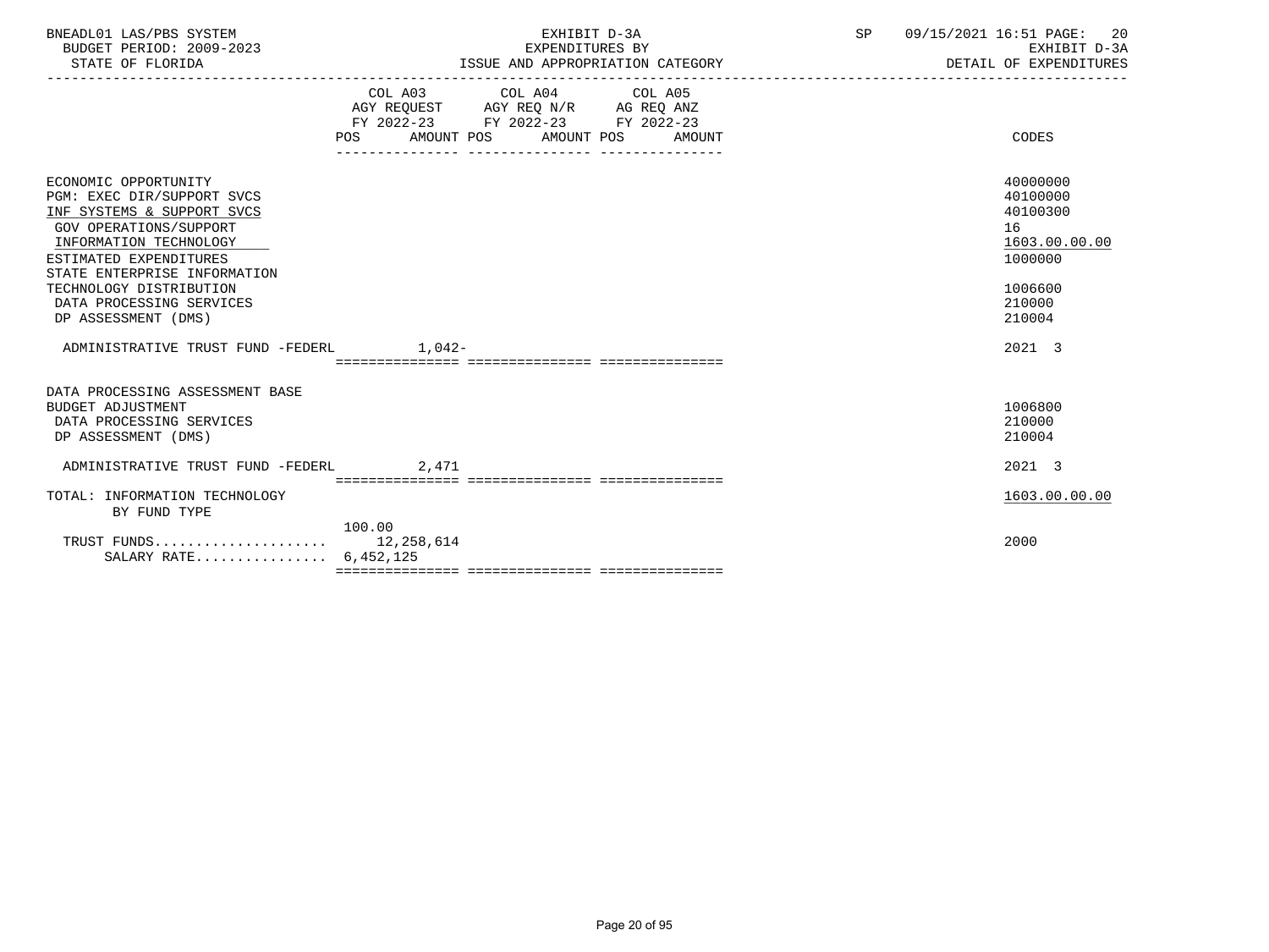BNEADL01 LAS/PBS SYSTEM — EXHIBIT D-3A — SP 09/15/2021 16:51

BUDGET PERIOD: 2009-2023 — EXPENDITURES BY — EXHIBIT D-3A

STATE OF FLORIDA — ISSUE AND APPROPRIATION CATEGORY — DETAIL OF EXPENDITURES

| | COL A03 AGY REQUEST FY 2022-23 POS AMOUNT | COL A04 AGY REQ N/R FY 2022-23 POS AMOUNT | COL A05 AG REQ ANZ FY 2022-23 POS AMOUNT | CODES |
|---|---|---|---|---|
| ECONOMIC OPPORTUNITY | | | | 40000000 |
| PGM: EXEC DIR/SUPPORT SVCS | | | | 40100000 |
| INF SYSTEMS & SUPPORT SVCS | | | | 40100300 |
| GOV OPERATIONS/SUPPORT | | | | 16 |
| INFORMATION TECHNOLOGY | | | | 1603.00.00.00 |
| ESTIMATED EXPENDITURES | | | | 1000000 |
| STATE ENTERPRISE INFORMATION TECHNOLOGY DISTRIBUTION | | | | 1006600 |
| DATA PROCESSING SERVICES | | | | 210000 |
| DP ASSESSMENT (DMS) | | | | 210004 |
| ADMINISTRATIVE TRUST FUND -FEDERL | 1,042- | | | 2021 3 |
| DATA PROCESSING ASSESSMENT BASE BUDGET ADJUSTMENT | | | | 1006800 |
| DATA PROCESSING SERVICES | | | | 210000 |
| DP ASSESSMENT (DMS) | | | | 210004 |
| ADMINISTRATIVE TRUST FUND -FEDERL | 2,471 | | | 2021 3 |
| TOTAL: INFORMATION TECHNOLOGY | | | | 1603.00.00.00 |
| BY FUND TYPE | | | | |
| TRUST FUNDS..................... | 100.00 12,258,614 | | | 2000 |
| SALARY RATE................ | 6,452,125 | | | |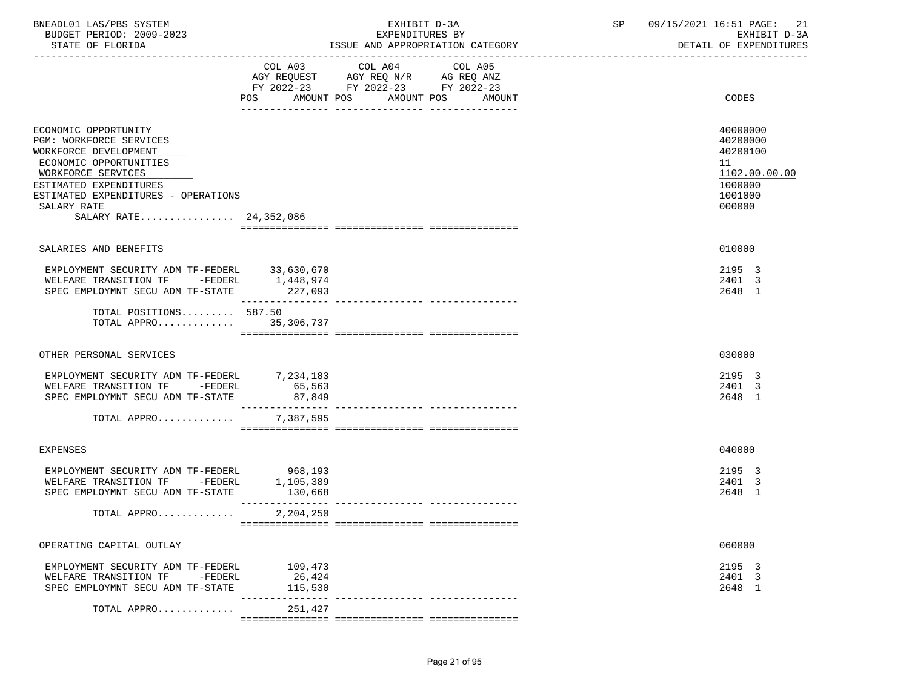BNEADL01 LAS/PBS SYSTEM — BUDGET PERIOD: 2009-2023 — STATE OF FLORIDA

EXHIBIT D-3A — EXPENDITURES BY ISSUE AND APPROPRIATION CATEGORY

SP 09/15/2021 16:51 — EXHIBIT D-3A — DETAIL OF EXPENDITURES

| | COL A03 AGY REQUEST FY 2022-23 POS AMOUNT | COL A04 AGY REQ N/R FY 2022-23 POS AMOUNT | COL A05 AG REQ ANZ FY 2022-23 POS AMOUNT | CODES |
|---|---|---|---|---|
| ECONOMIC OPPORTUNITY | | | | 40000000 |
| PGM: WORKFORCE SERVICES | | | | 40200000 |
| WORKFORCE DEVELOPMENT | | | | 40200100 |
| ECONOMIC OPPORTUNITIES | | | | 11 |
| WORKFORCE SERVICES | | | | 1102.00.00.00 |
| ESTIMATED EXPENDITURES | | | | 1000000 |
| ESTIMATED EXPENDITURES - OPERATIONS | | | | 1001000 |
| SALARY RATE | | | | 000000 |
| SALARY RATE................ | 24,352,086 | | | |
| SALARIES AND BENEFITS | | | | 010000 |
| EMPLOYMENT SECURITY ADM TF-FEDERL | 33,630,670 | | | 2195 3 |
| WELFARE TRANSITION TF -FEDERL | 1,448,974 | | | 2401 3 |
| SPEC EMPLOYMNT SECU ADM TF-STATE | 227,093 | | | 2648 1 |
| TOTAL POSITIONS......... | 587.50 | | | |
| TOTAL APPRO............. | 35,306,737 | | | |
| OTHER PERSONAL SERVICES | | | | 030000 |
| EMPLOYMENT SECURITY ADM TF-FEDERL | 7,234,183 | | | 2195 3 |
| WELFARE TRANSITION TF -FEDERL | 65,563 | | | 2401 3 |
| SPEC EMPLOYMNT SECU ADM TF-STATE | 87,849 | | | 2648 1 |
| TOTAL APPRO............. | 7,387,595 | | | |
| EXPENSES | | | | 040000 |
| EMPLOYMENT SECURITY ADM TF-FEDERL | 968,193 | | | 2195 3 |
| WELFARE TRANSITION TF -FEDERL | 1,105,389 | | | 2401 3 |
| SPEC EMPLOYMNT SECU ADM TF-STATE | 130,668 | | | 2648 1 |
| TOTAL APPRO............. | 2,204,250 | | | |
| OPERATING CAPITAL OUTLAY | | | | 060000 |
| EMPLOYMENT SECURITY ADM TF-FEDERL | 109,473 | | | 2195 3 |
| WELFARE TRANSITION TF -FEDERL | 26,424 | | | 2401 3 |
| SPEC EMPLOYMNT SECU ADM TF-STATE | 115,530 | | | 2648 1 |
| TOTAL APPRO............. | 251,427 | | | |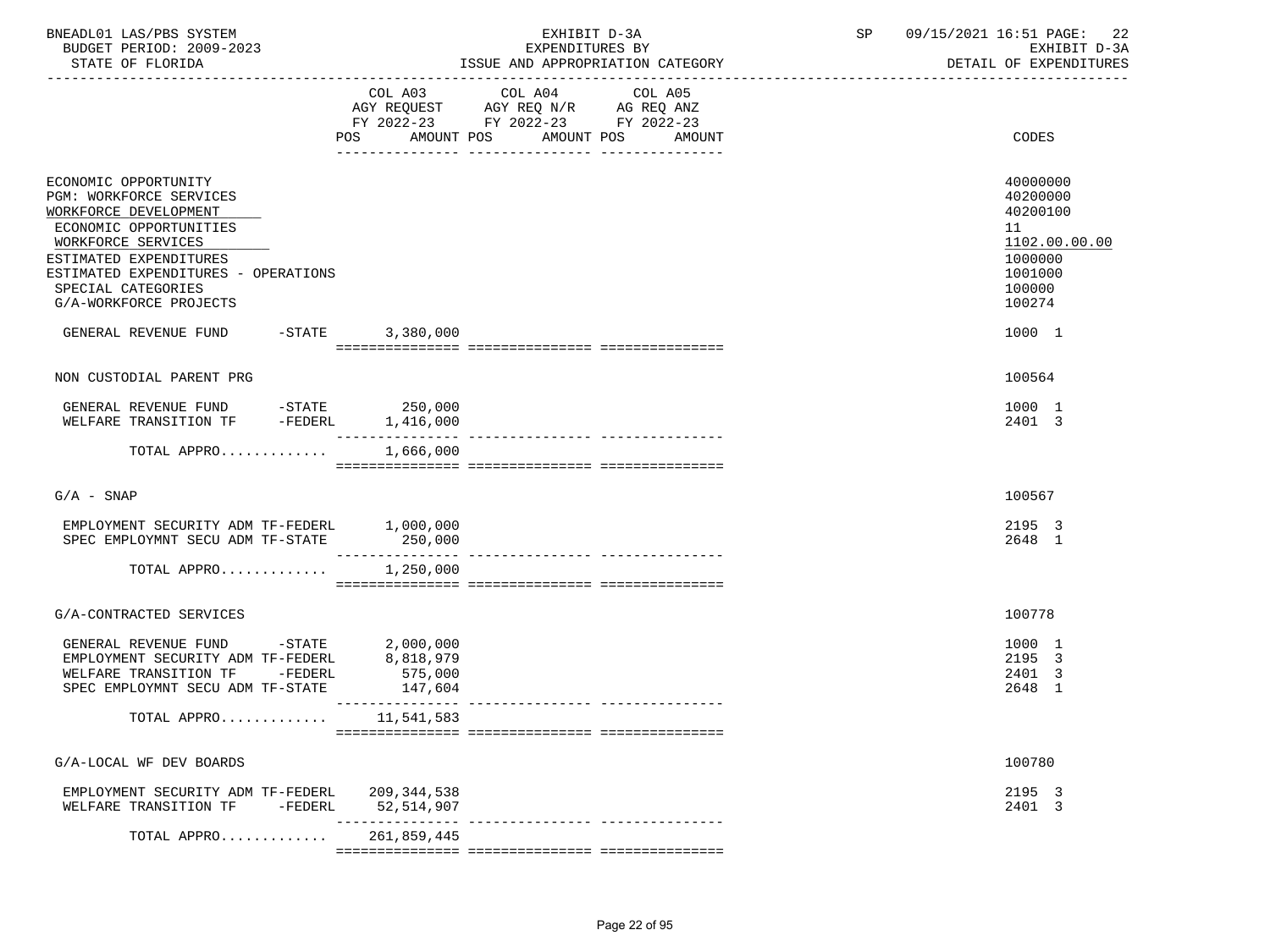BNEADL01 LAS/PBS SYSTEM — EXHIBIT D-3A — SP 09/15/2021 16:51

BUDGET PERIOD: 2009-2023 — EXPENDITURES BY — EXHIBIT D-3A

STATE OF FLORIDA — ISSUE AND APPROPRIATION CATEGORY — DETAIL OF EXPENDITURES

| | COL A03 AGY REQUEST FY 2022-23 POS AMOUNT | COL A04 AGY REQ N/R FY 2022-23 POS AMOUNT | COL A05 AG REQ ANZ FY 2022-23 POS AMOUNT | CODES |
|---|---|---|---|---|
| ECONOMIC OPPORTUNITY | | | | 40000000 |
| PGM: WORKFORCE SERVICES | | | | 40200000 |
| WORKFORCE DEVELOPMENT | | | | 40200100 |
| ECONOMIC OPPORTUNITIES | | | | 11 |
| WORKFORCE SERVICES | | | | 1102.00.00.00 |
| ESTIMATED EXPENDITURES | | | | 1000000 |
| ESTIMATED EXPENDITURES - OPERATIONS | | | | 1001000 |
| SPECIAL CATEGORIES | | | | 100000 |
| G/A-WORKFORCE PROJECTS | | | | 100274 |
| GENERAL REVENUE FUND -STATE | 3,380,000 | | | 1000 1 |
| NON CUSTODIAL PARENT PRG | | | | 100564 |
| GENERAL REVENUE FUND -STATE | 250,000 | | | 1000 1 |
| WELFARE TRANSITION TF -FEDERL | 1,416,000 | | | 2401 3 |
| TOTAL APPRO............ | 1,666,000 | | | |
| G/A - SNAP | | | | 100567 |
| EMPLOYMENT SECURITY ADM TF-FEDERL | 1,000,000 | | | 2195 3 |
| SPEC EMPLOYMNT SECU ADM TF-STATE | 250,000 | | | 2648 1 |
| TOTAL APPRO............ | 1,250,000 | | | |
| G/A-CONTRACTED SERVICES | | | | 100778 |
| GENERAL REVENUE FUND -STATE | 2,000,000 | | | 1000 1 |
| EMPLOYMENT SECURITY ADM TF-FEDERL | 8,818,979 | | | 2195 3 |
| WELFARE TRANSITION TF -FEDERL | 575,000 | | | 2401 3 |
| SPEC EMPLOYMNT SECU ADM TF-STATE | 147,604 | | | 2648 1 |
| TOTAL APPRO............ | 11,541,583 | | | |
| G/A-LOCAL WF DEV BOARDS | | | | 100780 |
| EMPLOYMENT SECURITY ADM TF-FEDERL | 209,344,538 | | | 2195 3 |
| WELFARE TRANSITION TF -FEDERL | 52,514,907 | | | 2401 3 |
| TOTAL APPRO............ | 261,859,445 | | | |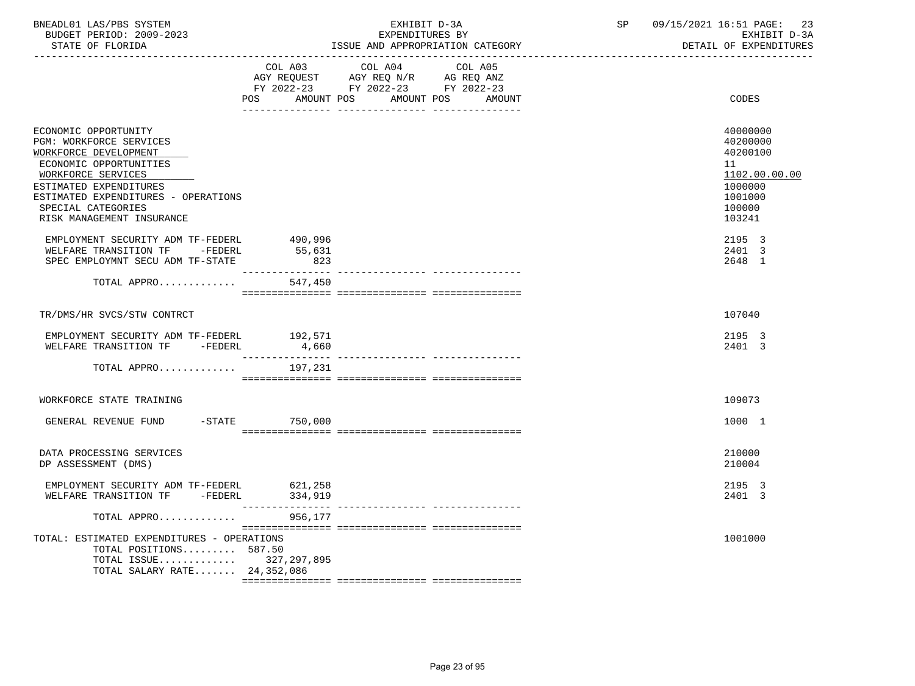BNEADL01 LAS/PBS SYSTEM — EXHIBIT D-3A — SP 09/15/2021 16:51 PAGE: 23
BUDGET PERIOD: 2009-2023 — EXPENDITURES BY — EXHIBIT D-3A
STATE OF FLORIDA — ISSUE AND APPROPRIATION CATEGORY — DETAIL OF EXPENDITURES

| | COL A03 AGY REQUEST FY 2022-23 POS AMOUNT | COL A04 AGY REQ N/R FY 2022-23 POS AMOUNT | COL A05 AG REQ ANZ FY 2022-23 POS AMOUNT | CODES |
|---|---|---|---|---|
| ECONOMIC OPPORTUNITY | | | | 40000000 |
| PGM: WORKFORCE SERVICES | | | | 40200000 |
| WORKFORCE DEVELOPMENT | | | | 40200100 |
| ECONOMIC OPPORTUNITIES | | | | 11 |
| WORKFORCE SERVICES | | | | 1102.00.00.00 |
| ESTIMATED EXPENDITURES | | | | 1000000 |
| ESTIMATED EXPENDITURES - OPERATIONS | | | | 1001000 |
| SPECIAL CATEGORIES | | | | 100000 |
| RISK MANAGEMENT INSURANCE | | | | 103241 |
| EMPLOYMENT SECURITY ADM TF-FEDERL | 490,996 | | | 2195 3 |
| WELFARE TRANSITION TF -FEDERL | 55,631 | | | 2401 3 |
| SPEC EMPLOYMNT SECU ADM TF-STATE | 823 | | | 2648 1 |
| TOTAL APPRO............ | 547,450 | | | |
| TR/DMS/HR SVCS/STW CONTRCT | | | | 107040 |
| EMPLOYMENT SECURITY ADM TF-FEDERL | 192,571 | | | 2195 3 |
| WELFARE TRANSITION TF -FEDERL | 4,660 | | | 2401 3 |
| TOTAL APPRO............ | 197,231 | | | |
| WORKFORCE STATE TRAINING | | | | 109073 |
| GENERAL REVENUE FUND -STATE | 750,000 | | | 1000 1 |
| DATA PROCESSING SERVICES | | | | 210000 |
| DP ASSESSMENT (DMS) | | | | 210004 |
| EMPLOYMENT SECURITY ADM TF-FEDERL | 621,258 | | | 2195 3 |
| WELFARE TRANSITION TF -FEDERL | 334,919 | | | 2401 3 |
| TOTAL APPRO............ | 956,177 | | | |
| TOTAL: ESTIMATED EXPENDITURES - OPERATIONS | | | | 1001000 |
| TOTAL POSITIONS......... | 587.50 | | | |
| TOTAL ISSUE............ | 327,297,895 | | | |
| TOTAL SALARY RATE....... | 24,352,086 | | | |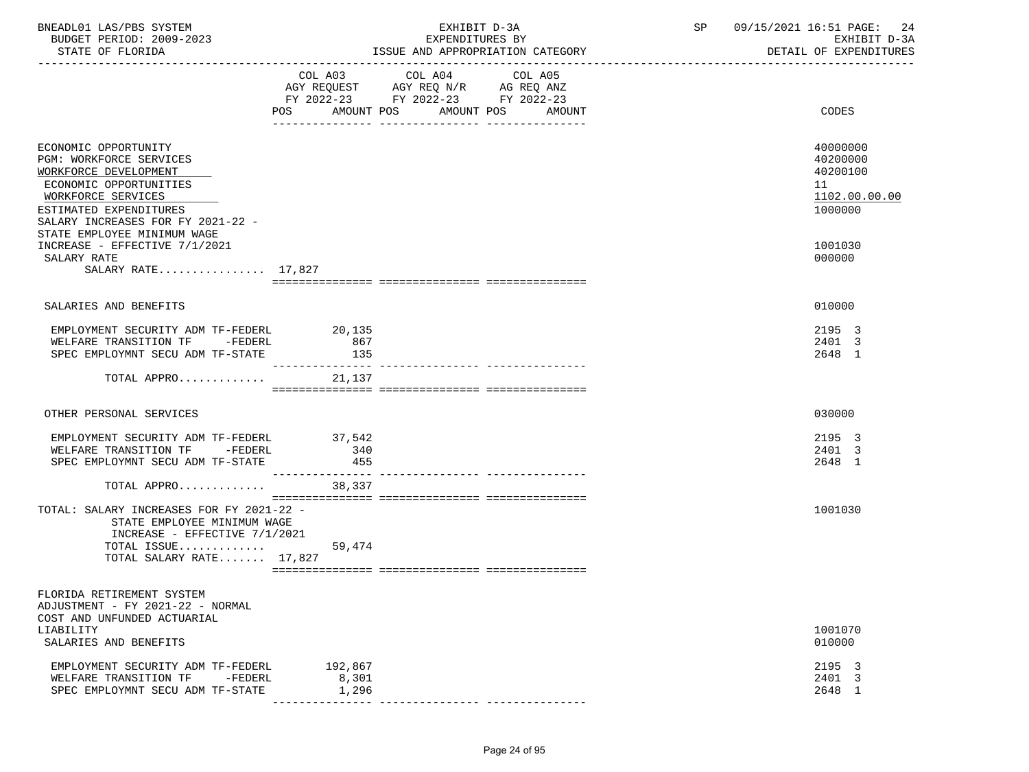BNEADL01 LAS/PBS SYSTEM — EXHIBIT D-3A — EXPENDITURES BY ISSUE AND APPROPRIATION CATEGORY
BUDGET PERIOD: 2009-2023 — STATE OF FLORIDA — SP 09/15/2021 16:51 — EXHIBIT D-3A DETAIL OF EXPENDITURES

| | COL A03 AGY REQUEST FY 2022-23 POS AMOUNT | COL A04 AGY REQ N/R FY 2022-23 POS AMOUNT | COL A05 AG REQ ANZ FY 2022-23 POS AMOUNT | CODES |
|---|---|---|---|---|
| ECONOMIC OPPORTUNITY | | | | 40000000 |
| PGM: WORKFORCE SERVICES | | | | 40200000 |
| WORKFORCE DEVELOPMENT | | | | 40200100 |
| ECONOMIC OPPORTUNITIES | | | | 11 |
| WORKFORCE SERVICES | | | | 1102.00.00.00 |
| ESTIMATED EXPENDITURES | | | | 1000000 |
| SALARY INCREASES FOR FY 2021-22 - STATE EMPLOYEE MINIMUM WAGE INCREASE - EFFECTIVE 7/1/2021 | | | | 1001030 |
| SALARY RATE | | | | 000000 |
| SALARY RATE................ 17,827 | | | | |
| SALARIES AND BENEFITS | | | | 010000 |
| EMPLOYMENT SECURITY ADM TF-FEDERL | 20,135 | | | 2195 3 |
| WELFARE TRANSITION TF -FEDERL | 867 | | | 2401 3 |
| SPEC EMPLOYMNT SECU ADM TF-STATE | 135 | | | 2648 1 |
| TOTAL APPRO............. | 21,137 | | | |
| OTHER PERSONAL SERVICES | | | | 030000 |
| EMPLOYMENT SECURITY ADM TF-FEDERL | 37,542 | | | 2195 3 |
| WELFARE TRANSITION TF -FEDERL | 340 | | | 2401 3 |
| SPEC EMPLOYMNT SECU ADM TF-STATE | 455 | | | 2648 1 |
| TOTAL APPRO............. | 38,337 | | | |
| TOTAL: SALARY INCREASES FOR FY 2021-22 - STATE EMPLOYEE MINIMUM WAGE INCREASE - EFFECTIVE 7/1/2021 | | | | 1001030 |
| TOTAL ISSUE............. | 59,474 | | | |
| TOTAL SALARY RATE....... 17,827 | | | | |
| FLORIDA RETIREMENT SYSTEM ADJUSTMENT - FY 2021-22 - NORMAL COST AND UNFUNDED ACTUARIAL LIABILITY | | | | 1001070 |
| SALARIES AND BENEFITS | | | | 010000 |
| EMPLOYMENT SECURITY ADM TF-FEDERL | 192,867 | | | 2195 3 |
| WELFARE TRANSITION TF -FEDERL | 8,301 | | | 2401 3 |
| SPEC EMPLOYMNT SECU ADM TF-STATE | 1,296 | | | 2648 1 |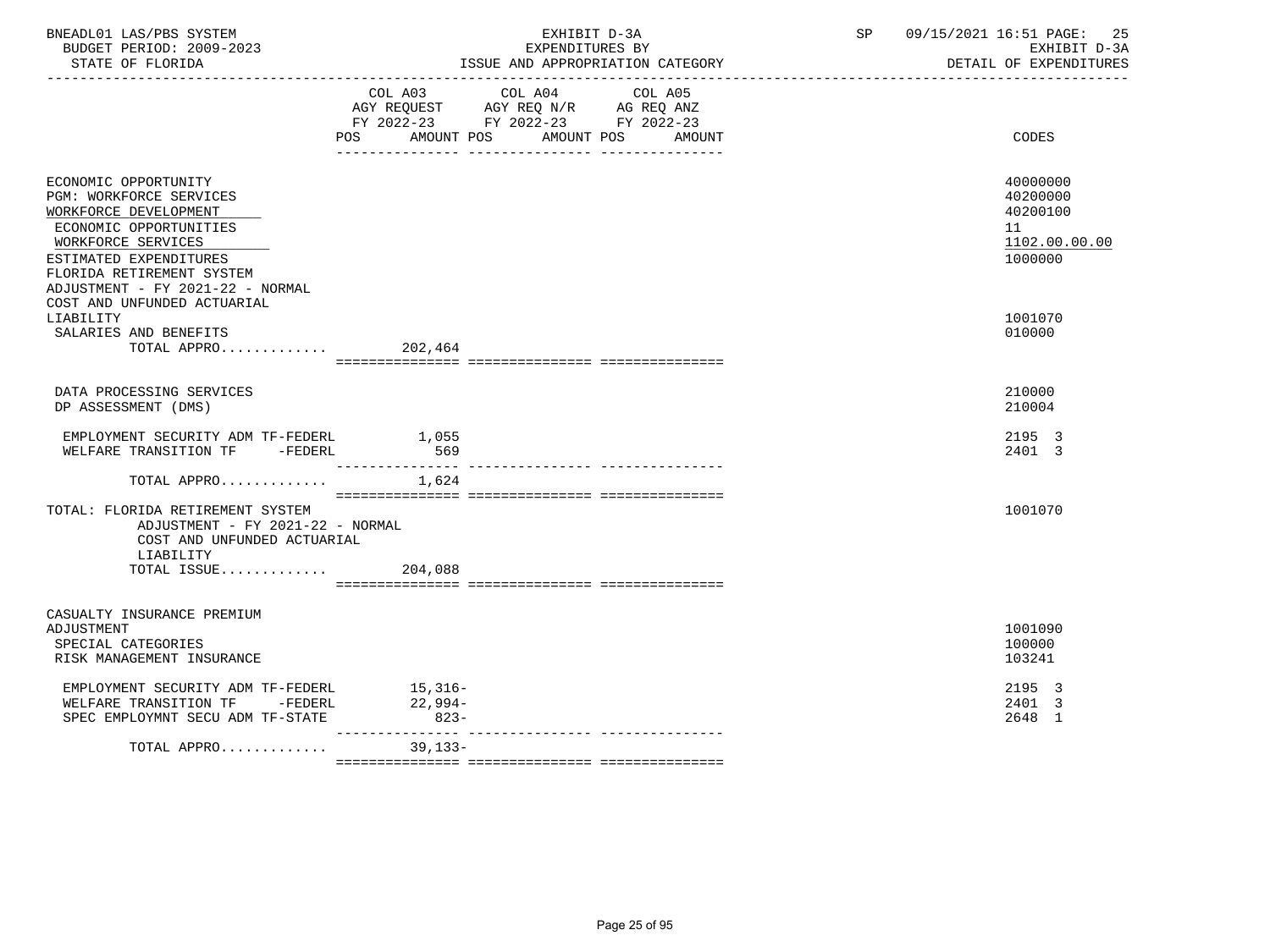BNEADL01 LAS/PBS SYSTEM — EXHIBIT D-3A — SP 09/15/2021 16:51

BUDGET PERIOD: 2009-2023 — EXPENDITURES BY — EXHIBIT D-3A

STATE OF FLORIDA — ISSUE AND APPROPRIATION CATEGORY — DETAIL OF EXPENDITURES

| | COL A03 AGY REQUEST FY 2022-23 POS AMOUNT | COL A04 AGY REQ N/R FY 2022-23 POS AMOUNT | COL A05 AG REQ ANZ FY 2022-23 POS AMOUNT | CODES |
|---|---|---|---|---|
| ECONOMIC OPPORTUNITY | | | | 40000000 |
| PGM: WORKFORCE SERVICES | | | | 40200000 |
| WORKFORCE DEVELOPMENT | | | | 40200100 |
| ECONOMIC OPPORTUNITIES | | | | 11 |
| WORKFORCE SERVICES | | | | 1102.00.00.00 |
| ESTIMATED EXPENDITURES | | | | 1000000 |
| FLORIDA RETIREMENT SYSTEM ADJUSTMENT - FY 2021-22 - NORMAL COST AND UNFUNDED ACTUARIAL LIABILITY | | | | 1001070 |
| SALARIES AND BENEFITS | | | | 010000 |
| TOTAL APPRO............. | 202,464 | | | |
| DATA PROCESSING SERVICES | | | | 210000 |
| DP ASSESSMENT (DMS) | | | | 210004 |
| EMPLOYMENT SECURITY ADM TF-FEDERL | 1,055 | | | 2195 3 |
| WELFARE TRANSITION TF -FEDERL | 569 | | | 2401 3 |
| TOTAL APPRO............. | 1,624 | | | |
| TOTAL: FLORIDA RETIREMENT SYSTEM ADJUSTMENT - FY 2021-22 - NORMAL COST AND UNFUNDED ACTUARIAL LIABILITY | | | | 1001070 |
| TOTAL ISSUE............. | 204,088 | | | |
| CASUALTY INSURANCE PREMIUM ADJUSTMENT | | | | 1001090 |
| SPECIAL CATEGORIES | | | | 100000 |
| RISK MANAGEMENT INSURANCE | | | | 103241 |
| EMPLOYMENT SECURITY ADM TF-FEDERL | 15,316- | | | 2195 3 |
| WELFARE TRANSITION TF -FEDERL | 22,994- | | | 2401 3 |
| SPEC EMPLOYMNT SECU ADM TF-STATE | 823- | | | 2648 1 |
| TOTAL APPRO............. | 39,133- | | | |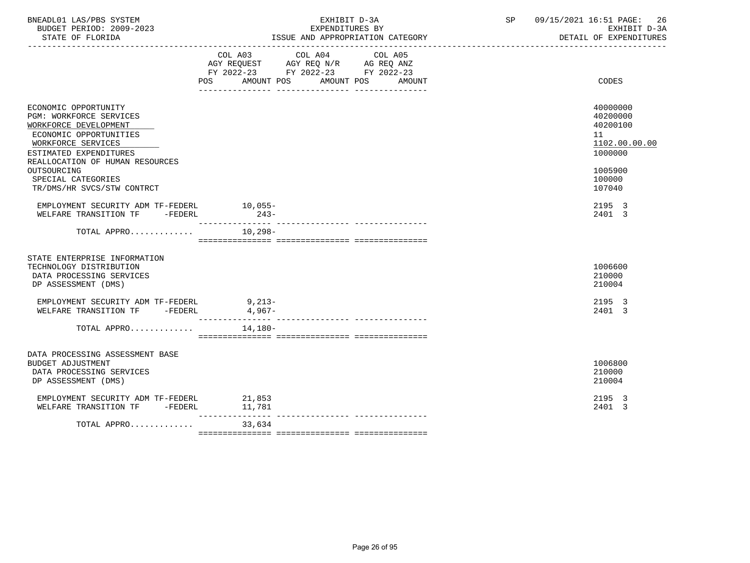BNEADL01 LAS/PBS SYSTEM — EXHIBIT D-3A — SP 09/15/2021 16:51 PAGE: 26
BUDGET PERIOD: 2009-2023 — EXPENDITURES BY — EXHIBIT D-3A
STATE OF FLORIDA — ISSUE AND APPROPRIATION CATEGORY — DETAIL OF EXPENDITURES

| | COL A03 AGY REQUEST FY 2022-23 POS AMOUNT | COL A04 AGY REQ N/R FY 2022-23 POS AMOUNT | COL A05 AG REQ ANZ FY 2022-23 POS AMOUNT | CODES |
|---|---|---|---|---|
| ECONOMIC OPPORTUNITY | | | | 40000000 |
| PGM: WORKFORCE SERVICES | | | | 40200000 |
| WORKFORCE DEVELOPMENT | | | | 40200100 |
| ECONOMIC OPPORTUNITIES | | | | 11 |
| WORKFORCE SERVICES | | | | 1102.00.00.00 |
| ESTIMATED EXPENDITURES | | | | 1000000 |
| REALLOCATION OF HUMAN RESOURCES OUTSOURCING | | | | 1005900 |
| SPECIAL CATEGORIES | | | | 100000 |
| TR/DMS/HR SVCS/STW CONTRCT | | | | 107040 |
| EMPLOYMENT SECURITY ADM TF-FEDERL | 10,055- | | | 2195 3 |
| WELFARE TRANSITION TF -FEDERL | 243- | | | 2401 3 |
| TOTAL APPRO............ | 10,298- | | | |
| STATE ENTERPRISE INFORMATION TECHNOLOGY DISTRIBUTION | | | | 1006600 |
| DATA PROCESSING SERVICES | | | | 210000 |
| DP ASSESSMENT (DMS) | | | | 210004 |
| EMPLOYMENT SECURITY ADM TF-FEDERL | 9,213- | | | 2195 3 |
| WELFARE TRANSITION TF -FEDERL | 4,967- | | | 2401 3 |
| TOTAL APPRO............ | 14,180- | | | |
| DATA PROCESSING ASSESSMENT BASE BUDGET ADJUSTMENT | | | | 1006800 |
| DATA PROCESSING SERVICES | | | | 210000 |
| DP ASSESSMENT (DMS) | | | | 210004 |
| EMPLOYMENT SECURITY ADM TF-FEDERL | 21,853 | | | 2195 3 |
| WELFARE TRANSITION TF -FEDERL | 11,781 | | | 2401 3 |
| TOTAL APPRO............ | 33,634 | | | |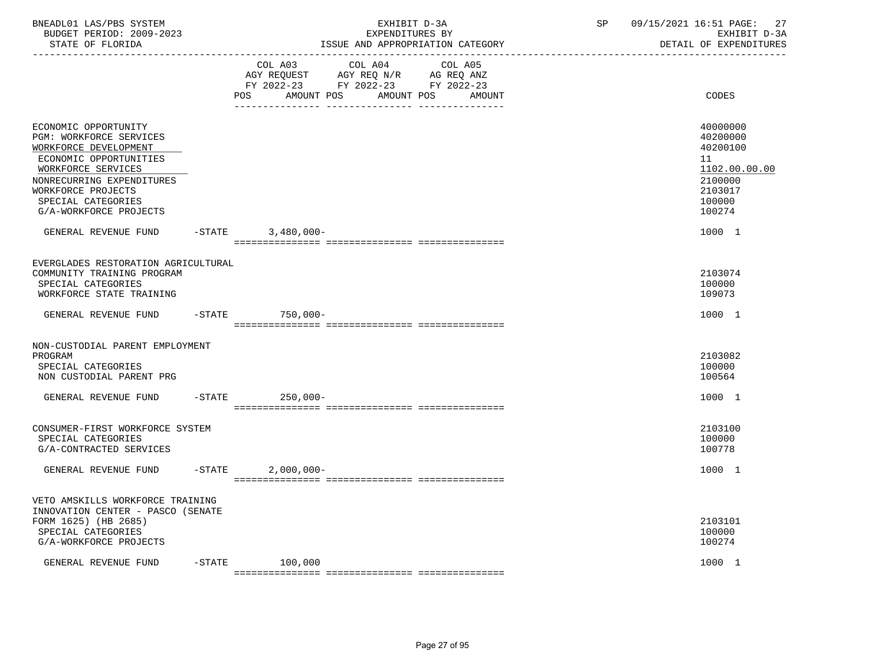BNEADL01 LAS/PBS SYSTEM — EXHIBIT D-3A — EXPENDITURES BY ISSUE AND APPROPRIATION CATEGORY

BUDGET PERIOD: 2009-2023 — STATE OF FLORIDA

SP 09/15/2021 16:51 — EXHIBIT D-3A — DETAIL OF EXPENDITURES

| | COL A03 AGY REQUEST FY 2022-23 POS AMOUNT | COL A04 AGY REQ N/R FY 2022-23 POS AMOUNT | COL A05 AG REQ ANZ FY 2022-23 POS AMOUNT | CODES |
|---|---|---|---|---|
| ECONOMIC OPPORTUNITY | | | | 40000000 |
| PGM: WORKFORCE SERVICES | | | | 40200000 |
| WORKFORCE DEVELOPMENT | | | | 40200100 |
| ECONOMIC OPPORTUNITIES | | | | 11 |
| WORKFORCE SERVICES | | | | 1102.00.00.00 |
| NONRECURRING EXPENDITURES | | | | 2100000 |
| WORKFORCE PROJECTS | | | | 2103017 |
| SPECIAL CATEGORIES | | | | 100000 |
| G/A-WORKFORCE PROJECTS | | | | 100274 |
| GENERAL REVENUE FUND -STATE | 3,480,000- | | | 1000 1 |
| EVERGLADES RESTORATION AGRICULTURAL COMMUNITY TRAINING PROGRAM | | | | 2103074 |
| SPECIAL CATEGORIES | | | | 100000 |
| WORKFORCE STATE TRAINING | | | | 109073 |
| GENERAL REVENUE FUND -STATE | 750,000- | | | 1000 1 |
| NON-CUSTODIAL PARENT EMPLOYMENT PROGRAM | | | | 2103082 |
| SPECIAL CATEGORIES | | | | 100000 |
| NON CUSTODIAL PARENT PRG | | | | 100564 |
| GENERAL REVENUE FUND -STATE | 250,000- | | | 1000 1 |
| CONSUMER-FIRST WORKFORCE SYSTEM | | | | 2103100 |
| SPECIAL CATEGORIES | | | | 100000 |
| G/A-CONTRACTED SERVICES | | | | 100778 |
| GENERAL REVENUE FUND -STATE | 2,000,000- | | | 1000 1 |
| VETO AMSKILLS WORKFORCE TRAINING INNOVATION CENTER - PASCO (SENATE FORM 1625) (HB 2685) | | | | 2103101 |
| SPECIAL CATEGORIES | | | | 100000 |
| G/A-WORKFORCE PROJECTS | | | | 100274 |
| GENERAL REVENUE FUND -STATE | 100,000 | | | 1000 1 |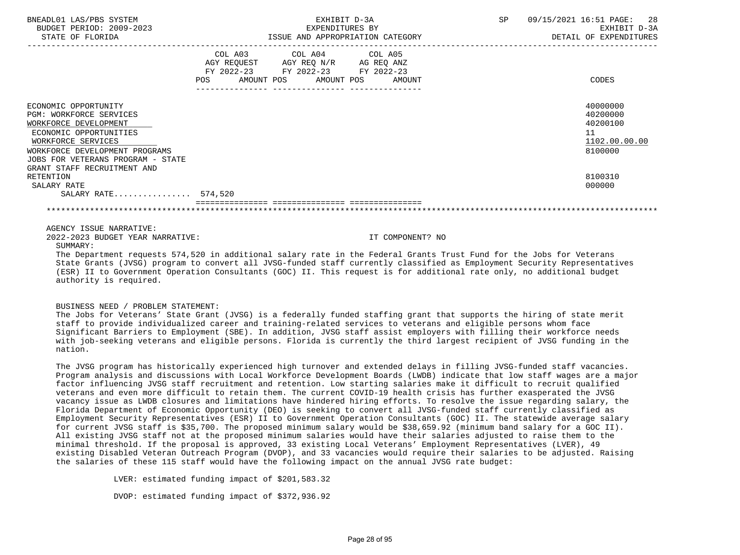| | COL A03 AGY REQUEST FY 2022-23 POS AMOUNT | COL A04 AGY REQ N/R FY 2022-23 POS AMOUNT | COL A05 AG REQ ANZ FY 2022-23 POS AMOUNT | CODES |
|---|---|---|---|---|
| ECONOMIC OPPORTUNITY | | | | 40000000 |
| PGM: WORKFORCE SERVICES | | | | 40200000 |
| WORKFORCE DEVELOPMENT | | | | 40200100 |
| ECONOMIC OPPORTUNITIES | | | | 11 |
| WORKFORCE SERVICES | | | | 1102.00.00.00 |
| WORKFORCE DEVELOPMENT PROGRAMS | | | | 8100000 |
| JOBS FOR VETERANS PROGRAM - STATE GRANT STAFF RECRUITMENT AND RETENTION | | | | 8100310 |
| SALARY RATE | | | | 000000 |
| SALARY RATE................ | 574,520 | | | |

AGENCY ISSUE NARRATIVE:

2022-2023 BUDGET YEAR NARRATIVE: IT COMPONENT? NO

SUMMARY:

The Department requests 574,520 in additional salary rate in the Federal Grants Trust Fund for the Jobs for Veterans State Grants (JVSG) program to convert all JVSG-funded staff currently classified as Employment Security Representatives (ESR) II to Government Operation Consultants (GOC) II. This request is for additional rate only, no additional budget authority is required.

BUSINESS NEED / PROBLEM STATEMENT:

The Jobs for Veterans' State Grant (JVSG) is a federally funded staffing grant that supports the hiring of state merit staff to provide individualized career and training-related services to veterans and eligible persons whom face Significant Barriers to Employment (SBE). In addition, JVSG staff assist employers with filling their workforce needs with job-seeking veterans and eligible persons. Florida is currently the third largest recipient of JVSG funding in the nation.

The JVSG program has historically experienced high turnover and extended delays in filling JVSG-funded staff vacancies. Program analysis and discussions with Local Workforce Development Boards (LWDB) indicate that low staff wages are a major factor influencing JVSG staff recruitment and retention. Low starting salaries make it difficult to recruit qualified veterans and even more difficult to retain them. The current COVID-19 health crisis has further exasperated the JVSG vacancy issue as LWDB closures and limitations have hindered hiring efforts. To resolve the issue regarding salary, the Florida Department of Economic Opportunity (DEO) is seeking to convert all JVSG-funded staff currently classified as Employment Security Representatives (ESR) II to Government Operation Consultants (GOC) II. The statewide average salary for current JVSG staff is $35,700. The proposed minimum salary would be $38,659.92 (minimum band salary for a GOC II). All existing JVSG staff not at the proposed minimum salaries would have their salaries adjusted to raise them to the minimal threshold. If the proposal is approved, 33 existing Local Veterans' Employment Representatives (LVER), 49 existing Disabled Veteran Outreach Program (DVOP), and 33 vacancies would require their salaries to be adjusted. Raising the salaries of these 115 staff would have the following impact on the annual JVSG rate budget:

LVER: estimated funding impact of $201,583.32

DVOP: estimated funding impact of $372,936.92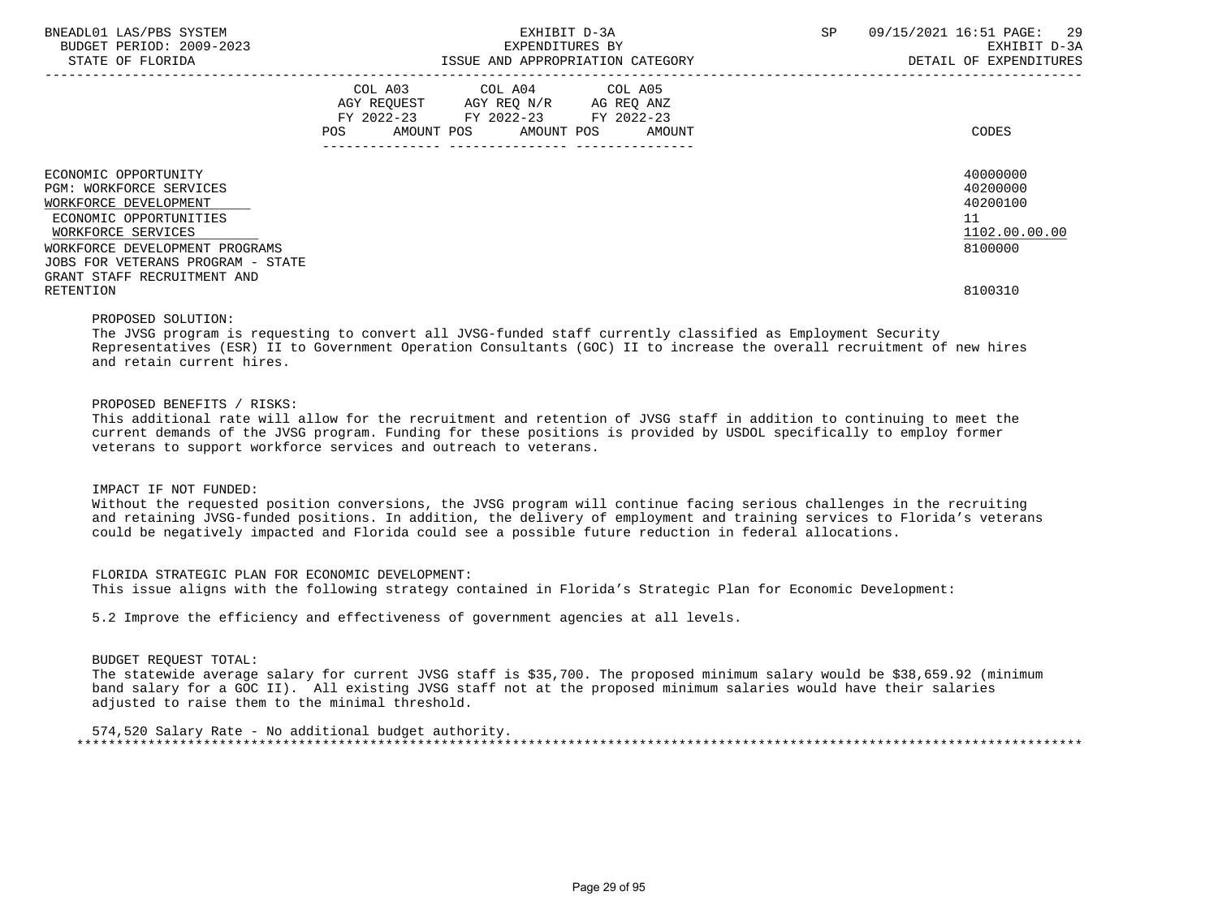| | COL A03 AGY REQUEST FY 2022-23 POS AMOUNT | COL A04 AGY REQ N/R FY 2022-23 POS AMOUNT | COL A05 AG REQ ANZ FY 2022-23 POS AMOUNT | CODES |
|---|---|---|---|---|
| ECONOMIC OPPORTUNITY | | | | 40000000 |
| PGM: WORKFORCE SERVICES | | | | 40200000 |
| WORKFORCE DEVELOPMENT | | | | 40200100 |
| ECONOMIC OPPORTUNITIES | | | | 11 |
| WORKFORCE SERVICES | | | | 1102.00.00.00 |
| WORKFORCE DEVELOPMENT PROGRAMS | | | | 8100000 |
| JOBS FOR VETERANS PROGRAM - STATE GRANT STAFF RECRUITMENT AND RETENTION | | | | 8100310 |

PROPOSED SOLUTION:
The JVSG program is requesting to convert all JVSG-funded staff currently classified as Employment Security Representatives (ESR) II to Government Operation Consultants (GOC) II to increase the overall recruitment of new hires and retain current hires.

PROPOSED BENEFITS / RISKS:
This additional rate will allow for the recruitment and retention of JVSG staff in addition to continuing to meet the current demands of the JVSG program. Funding for these positions is provided by USDOL specifically to employ former veterans to support workforce services and outreach to veterans.

IMPACT IF NOT FUNDED:
Without the requested position conversions, the JVSG program will continue facing serious challenges in the recruiting and retaining JVSG-funded positions. In addition, the delivery of employment and training services to Florida's veterans could be negatively impacted and Florida could see a possible future reduction in federal allocations.

FLORIDA STRATEGIC PLAN FOR ECONOMIC DEVELOPMENT:
This issue aligns with the following strategy contained in Florida's Strategic Plan for Economic Development:

5.2 Improve the efficiency and effectiveness of government agencies at all levels.

BUDGET REQUEST TOTAL:
The statewide average salary for current JVSG staff is $35,700. The proposed minimum salary would be $38,659.92 (minimum band salary for a GOC II). All existing JVSG staff not at the proposed minimum salaries would have their salaries adjusted to raise them to the minimal threshold.

574,520 Salary Rate - No additional budget authority.
*******************************************************************************************************************************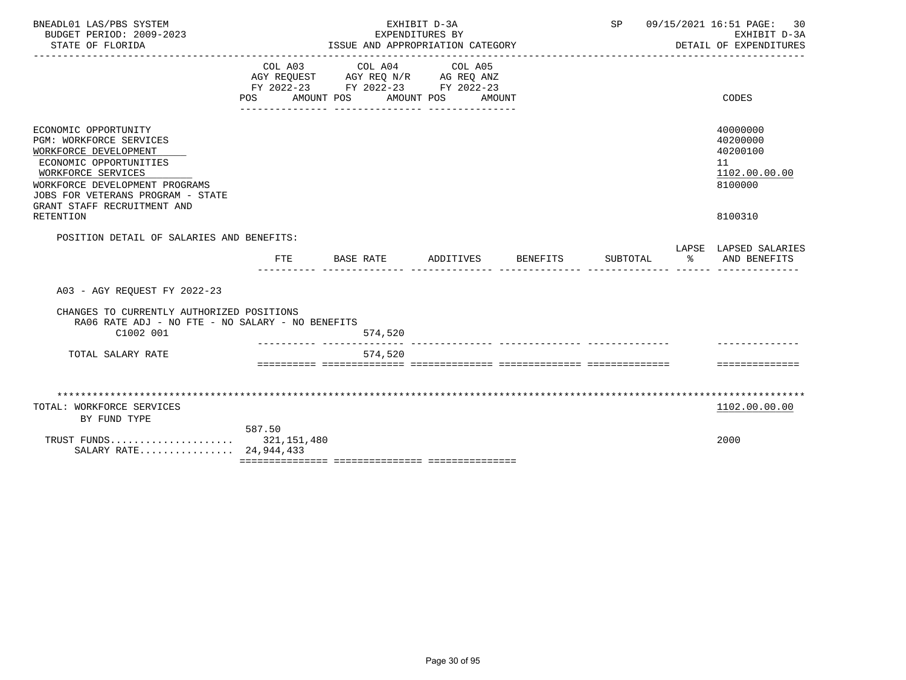BNEADL01 LAS/PBS SYSTEM — EXHIBIT D-3A — SP 09/15/2021 16:51

BUDGET PERIOD: 2009-2023 — EXPENDITURES BY — EXHIBIT D-3A

STATE OF FLORIDA — ISSUE AND APPROPRIATION CATEGORY — DETAIL OF EXPENDITURES

| | COL A03 AGY REQUEST FY 2022-23 POS AMOUNT | COL A04 AGY REQ N/R FY 2022-23 POS AMOUNT | COL A05 AG REQ ANZ FY 2022-23 POS AMOUNT | CODES |
|---|---|---|---|---|
| ECONOMIC OPPORTUNITY | | | | 40000000 |
| PGM: WORKFORCE SERVICES | | | | 40200000 |
| WORKFORCE DEVELOPMENT | | | | 40200100 |
| ECONOMIC OPPORTUNITIES | | | | 11 |
| WORKFORCE SERVICES | | | | 1102.00.00.00 |
| WORKFORCE DEVELOPMENT PROGRAMS | | | | 8100000 |
| JOBS FOR VETERANS PROGRAM - STATE GRANT STAFF RECRUITMENT AND RETENTION | | | | 8100310 |

POSITION DETAIL OF SALARIES AND BENEFITS:

| | FTE | BASE RATE | ADDITIVES | BENEFITS | SUBTOTAL | LAPSE % | LAPSED SALARIES AND BENEFITS |
|---|---|---|---|---|---|---|---|
| A03 - AGY REQUEST FY 2022-23 | | | | | | | |
| CHANGES TO CURRENTLY AUTHORIZED POSITIONS | | | | | | | |
| RA06 RATE ADJ - NO FTE - NO SALARY - NO BENEFITS | | | | | | | |
| C1002 001 | | 574,520 | | | | | |
| TOTAL SALARY RATE | | 574,520 | | | | | |

TOTAL: WORKFORCE SERVICES — 1102.00.00.00

BY FUND TYPE

| | COL A03 | CODES |
|---|---|---|
| | 587.50 | |
| TRUST FUNDS..................... | 321,151,480 | 2000 |
| SALARY RATE................ | 24,944,433 | |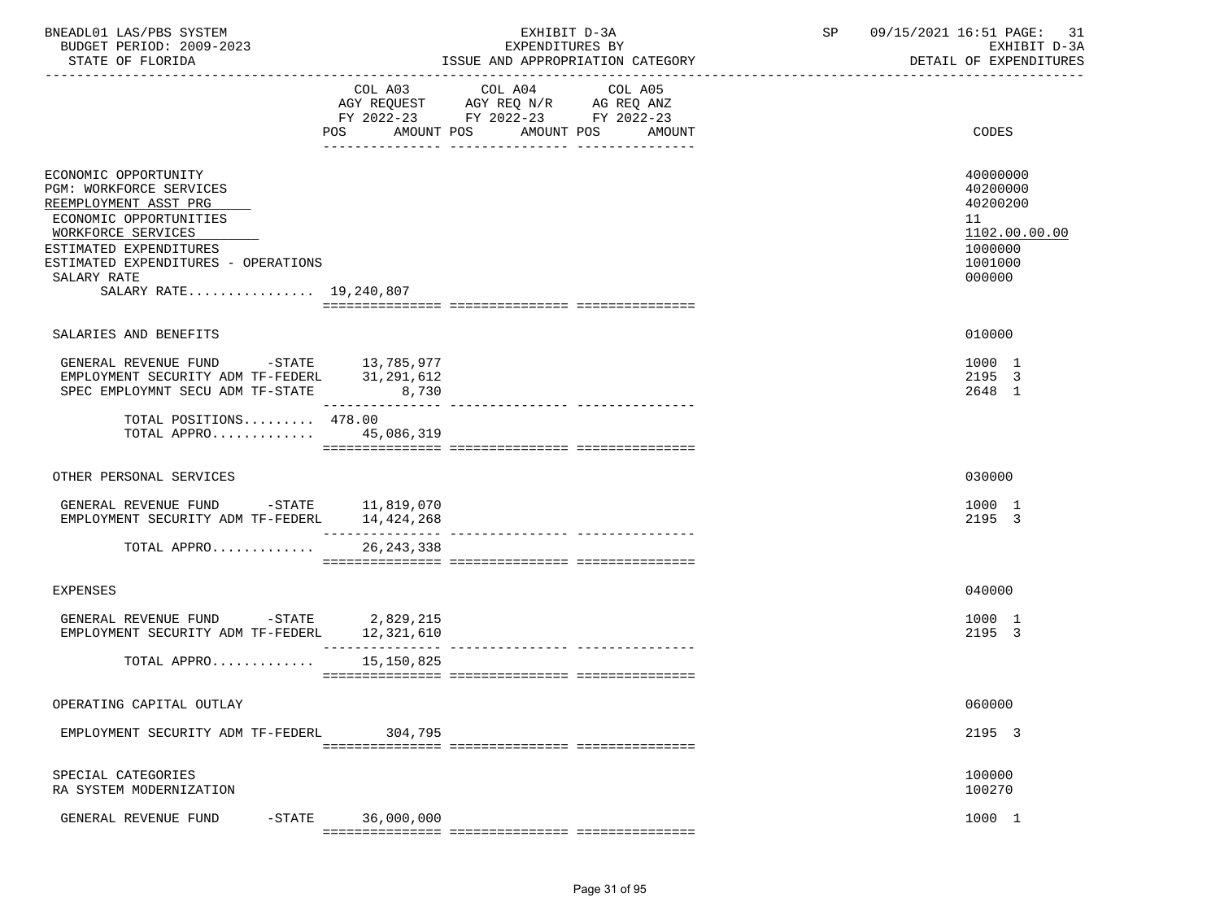BNEADL01 LAS/PBS SYSTEM — EXHIBIT D-3A — SP 09/15/2021 16:51 PAGE: 31
BUDGET PERIOD: 2009-2023 — EXPENDITURES BY — EXHIBIT D-3A
STATE OF FLORIDA — ISSUE AND APPROPRIATION CATEGORY — DETAIL OF EXPENDITURES

| | COL A03 AGY REQUEST FY 2022-23 POS AMOUNT | COL A04 AGY REQ N/R FY 2022-23 POS AMOUNT | COL A05 AG REQ ANZ FY 2022-23 POS AMOUNT | CODES |
|---|---|---|---|---|
| ECONOMIC OPPORTUNITY | | | | 40000000 |
| PGM: WORKFORCE SERVICES | | | | 40200000 |
| REEMPLOYMENT ASST PRG | | | | 40200200 |
| ECONOMIC OPPORTUNITIES | | | | 11 |
| WORKFORCE SERVICES | | | | 1102.00.00.00 |
| ESTIMATED EXPENDITURES | | | | 1000000 |
| ESTIMATED EXPENDITURES - OPERATIONS | | | | 1001000 |
| SALARY RATE | | | | 000000 |
| SALARY RATE................ | 19,240,807 | | | |
| SALARIES AND BENEFITS | | | | 010000 |
| GENERAL REVENUE FUND -STATE | 13,785,977 | | | 1000 1 |
| EMPLOYMENT SECURITY ADM TF-FEDERL | 31,291,612 | | | 2195 3 |
| SPEC EMPLOYMNT SECU ADM TF-STATE | 8,730 | | | 2648 1 |
| TOTAL POSITIONS......... | 478.00 | | | |
| TOTAL APPRO............. | 45,086,319 | | | |
| OTHER PERSONAL SERVICES | | | | 030000 |
| GENERAL REVENUE FUND -STATE | 11,819,070 | | | 1000 1 |
| EMPLOYMENT SECURITY ADM TF-FEDERL | 14,424,268 | | | 2195 3 |
| TOTAL APPRO............. | 26,243,338 | | | |
| EXPENSES | | | | 040000 |
| GENERAL REVENUE FUND -STATE | 2,829,215 | | | 1000 1 |
| EMPLOYMENT SECURITY ADM TF-FEDERL | 12,321,610 | | | 2195 3 |
| TOTAL APPRO............. | 15,150,825 | | | |
| OPERATING CAPITAL OUTLAY | | | | 060000 |
| EMPLOYMENT SECURITY ADM TF-FEDERL | 304,795 | | | 2195 3 |
| SPECIAL CATEGORIES | | | | 100000 |
| RA SYSTEM MODERNIZATION | | | | 100270 |
| GENERAL REVENUE FUND -STATE | 36,000,000 | | | 1000 1 |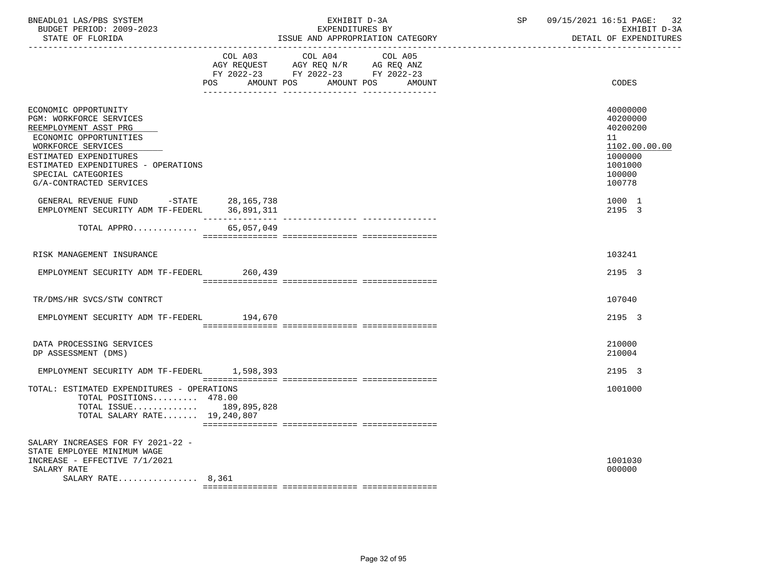BNEADL01 LAS/PBS SYSTEM | EXHIBIT D-3A | SP 09/15/2021 16:51 PAGE: 32
BUDGET PERIOD: 2009-2023 | EXPENDITURES BY | EXHIBIT D-3A
STATE OF FLORIDA | ISSUE AND APPROPRIATION CATEGORY | DETAIL OF EXPENDITURES

| | COL A03 AGY REQUEST FY 2022-23 POS AMOUNT | COL A04 AGY REQ N/R FY 2022-23 POS AMOUNT | COL A05 AG REQ ANZ FY 2022-23 POS AMOUNT | CODES |
|---|---|---|---|---|
| ECONOMIC OPPORTUNITY | | | | 40000000 |
| PGM: WORKFORCE SERVICES | | | | 40200000 |
| REEMPLOYMENT ASST PRG | | | | 40200200 |
| ECONOMIC OPPORTUNITIES | | | | 11 |
| WORKFORCE SERVICES | | | | 1102.00.00.00 |
| ESTIMATED EXPENDITURES | | | | 1000000 |
| ESTIMATED EXPENDITURES - OPERATIONS | | | | 1001000 |
| SPECIAL CATEGORIES | | | | 100000 |
| G/A-CONTRACTED SERVICES | | | | 100778 |
| GENERAL REVENUE FUND -STATE | 28,165,738 | | | 1000 1 |
| EMPLOYMENT SECURITY ADM TF-FEDERL | 36,891,311 | | | 2195 3 |
| TOTAL APPRO............ | 65,057,049 | | | |
| RISK MANAGEMENT INSURANCE | | | | 103241 |
| EMPLOYMENT SECURITY ADM TF-FEDERL | 260,439 | | | 2195 3 |
| TR/DMS/HR SVCS/STW CONTRCT | | | | 107040 |
| EMPLOYMENT SECURITY ADM TF-FEDERL | 194,670 | | | 2195 3 |
| DATA PROCESSING SERVICES | | | | 210000 |
| DP ASSESSMENT (DMS) | | | | 210004 |
| EMPLOYMENT SECURITY ADM TF-FEDERL | 1,598,393 | | | 2195 3 |
| TOTAL: ESTIMATED EXPENDITURES - OPERATIONS | | | | 1001000 |
| TOTAL POSITIONS......... | 478.00 | | | |
| TOTAL ISSUE............ | 189,895,828 | | | |
| TOTAL SALARY RATE....... | 19,240,807 | | | |
| SALARY INCREASES FOR FY 2021-22 - STATE EMPLOYEE MINIMUM WAGE INCREASE - EFFECTIVE 7/1/2021 | | | | 1001030 |
| SALARY RATE | | | | 000000 |
| SALARY RATE................ | 8,361 | | | |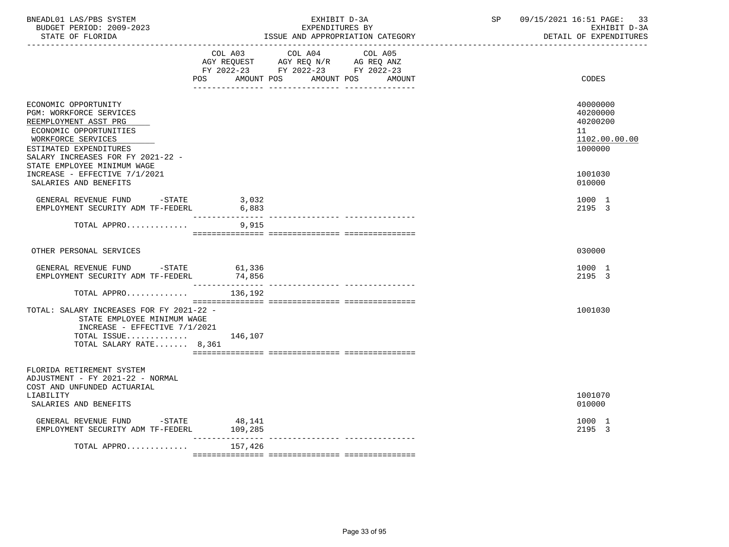BNEADL01 LAS/PBS SYSTEM — EXHIBIT D-3A — EXPENDITURES BY ISSUE AND APPROPRIATION CATEGORY — SP 09/15/2021 16:51 PAGE: 33
BUDGET PERIOD: 2009-2023 — EXHIBIT D-3A
STATE OF FLORIDA — DETAIL OF EXPENDITURES

| | COL A03 AGY REQUEST FY 2022-23 POS AMOUNT | COL A04 AGY REQ N/R FY 2022-23 POS AMOUNT | COL A05 AG REQ ANZ FY 2022-23 POS AMOUNT | CODES |
|---|---|---|---|---|
| ECONOMIC OPPORTUNITY | | | | 40000000 |
| PGM: WORKFORCE SERVICES | | | | 40200000 |
| REEMPLOYMENT ASST PRG | | | | 40200200 |
| ECONOMIC OPPORTUNITIES | | | | 11 |
| WORKFORCE SERVICES | | | | 1102.00.00.00 |
| ESTIMATED EXPENDITURES | | | | 1000000 |
| SALARY INCREASES FOR FY 2021-22 - STATE EMPLOYEE MINIMUM WAGE INCREASE - EFFECTIVE 7/1/2021 | | | | 1001030 |
| SALARIES AND BENEFITS | | | | 010000 |
| GENERAL REVENUE FUND -STATE | 3,032 | | | 1000 1 |
| EMPLOYMENT SECURITY ADM TF-FEDERL | 6,883 | | | 2195 3 |
| TOTAL APPRO............ | 9,915 | | | |
| OTHER PERSONAL SERVICES | | | | 030000 |
| GENERAL REVENUE FUND -STATE | 61,336 | | | 1000 1 |
| EMPLOYMENT SECURITY ADM TF-FEDERL | 74,856 | | | 2195 3 |
| TOTAL APPRO............ | 136,192 | | | |
| TOTAL: SALARY INCREASES FOR FY 2021-22 - STATE EMPLOYEE MINIMUM WAGE INCREASE - EFFECTIVE 7/1/2021 | | | | 1001030 |
| TOTAL ISSUE............ | 146,107 | | | |
| TOTAL SALARY RATE....... 8,361 | | | | |
| FLORIDA RETIREMENT SYSTEM ADJUSTMENT - FY 2021-22 - NORMAL COST AND UNFUNDED ACTUARIAL LIABILITY | | | | 1001070 |
| SALARIES AND BENEFITS | | | | 010000 |
| GENERAL REVENUE FUND -STATE | 48,141 | | | 1000 1 |
| EMPLOYMENT SECURITY ADM TF-FEDERL | 109,285 | | | 2195 3 |
| TOTAL APPRO............ | 157,426 | | | |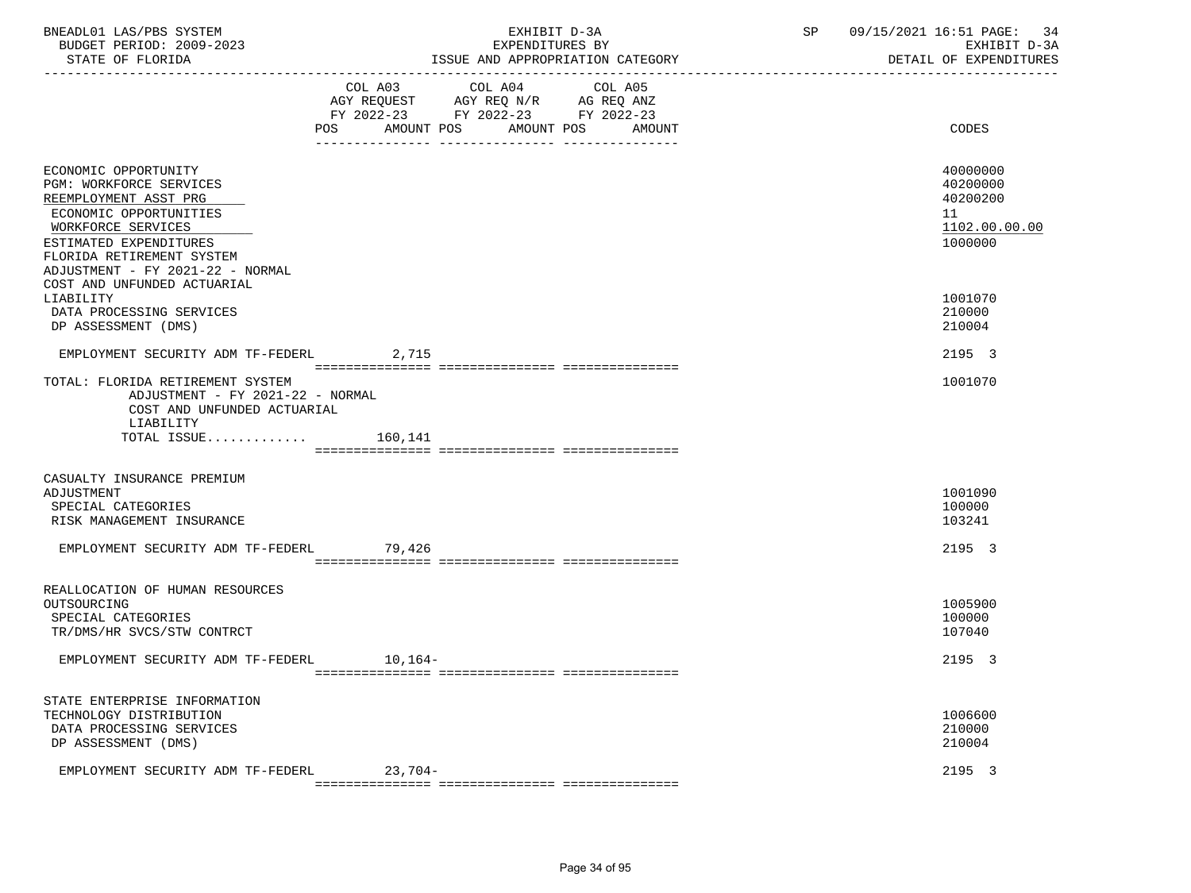BNEADL01 LAS/PBS SYSTEM — EXHIBIT D-3A — SP 09/15/2021 16:51

BUDGET PERIOD: 2009-2023 — EXPENDITURES BY — EXHIBIT D-3A

STATE OF FLORIDA — ISSUE AND APPROPRIATION CATEGORY — DETAIL OF EXPENDITURES

| | COL A03 AGY REQUEST FY 2022-23 POS AMOUNT | COL A04 AGY REQ N/R FY 2022-23 POS AMOUNT | COL A05 AG REQ ANZ FY 2022-23 POS AMOUNT | CODES |
|---|---|---|---|---|
| ECONOMIC OPPORTUNITY | | | | 40000000 |
| PGM: WORKFORCE SERVICES | | | | 40200000 |
| REEMPLOYMENT ASST PRG | | | | 40200200 |
| ECONOMIC OPPORTUNITIES | | | | 11 |
| WORKFORCE SERVICES | | | | 1102.00.00.00 |
| ESTIMATED EXPENDITURES | | | | 1000000 |
| FLORIDA RETIREMENT SYSTEM ADJUSTMENT - FY 2021-22 - NORMAL COST AND UNFUNDED ACTUARIAL LIABILITY | | | | 1001070 |
| DATA PROCESSING SERVICES | | | | 210000 |
| DP ASSESSMENT (DMS) | | | | 210004 |
| EMPLOYMENT SECURITY ADM TF-FEDERL | 2,715 | | | 2195 3 |
| TOTAL: FLORIDA RETIREMENT SYSTEM ADJUSTMENT - FY 2021-22 - NORMAL COST AND UNFUNDED ACTUARIAL LIABILITY | | | | 1001070 |
| TOTAL ISSUE............. | 160,141 | | | |
| CASUALTY INSURANCE PREMIUM ADJUSTMENT | | | | 1001090 |
| SPECIAL CATEGORIES | | | | 100000 |
| RISK MANAGEMENT INSURANCE | | | | 103241 |
| EMPLOYMENT SECURITY ADM TF-FEDERL | 79,426 | | | 2195 3 |
| REALLOCATION OF HUMAN RESOURCES OUTSOURCING | | | | 1005900 |
| SPECIAL CATEGORIES | | | | 100000 |
| TR/DMS/HR SVCS/STW CONTRCT | | | | 107040 |
| EMPLOYMENT SECURITY ADM TF-FEDERL | 10,164- | | | 2195 3 |
| STATE ENTERPRISE INFORMATION TECHNOLOGY DISTRIBUTION | | | | 1006600 |
| DATA PROCESSING SERVICES | | | | 210000 |
| DP ASSESSMENT (DMS) | | | | 210004 |
| EMPLOYMENT SECURITY ADM TF-FEDERL | 23,704- | | | 2195 3 |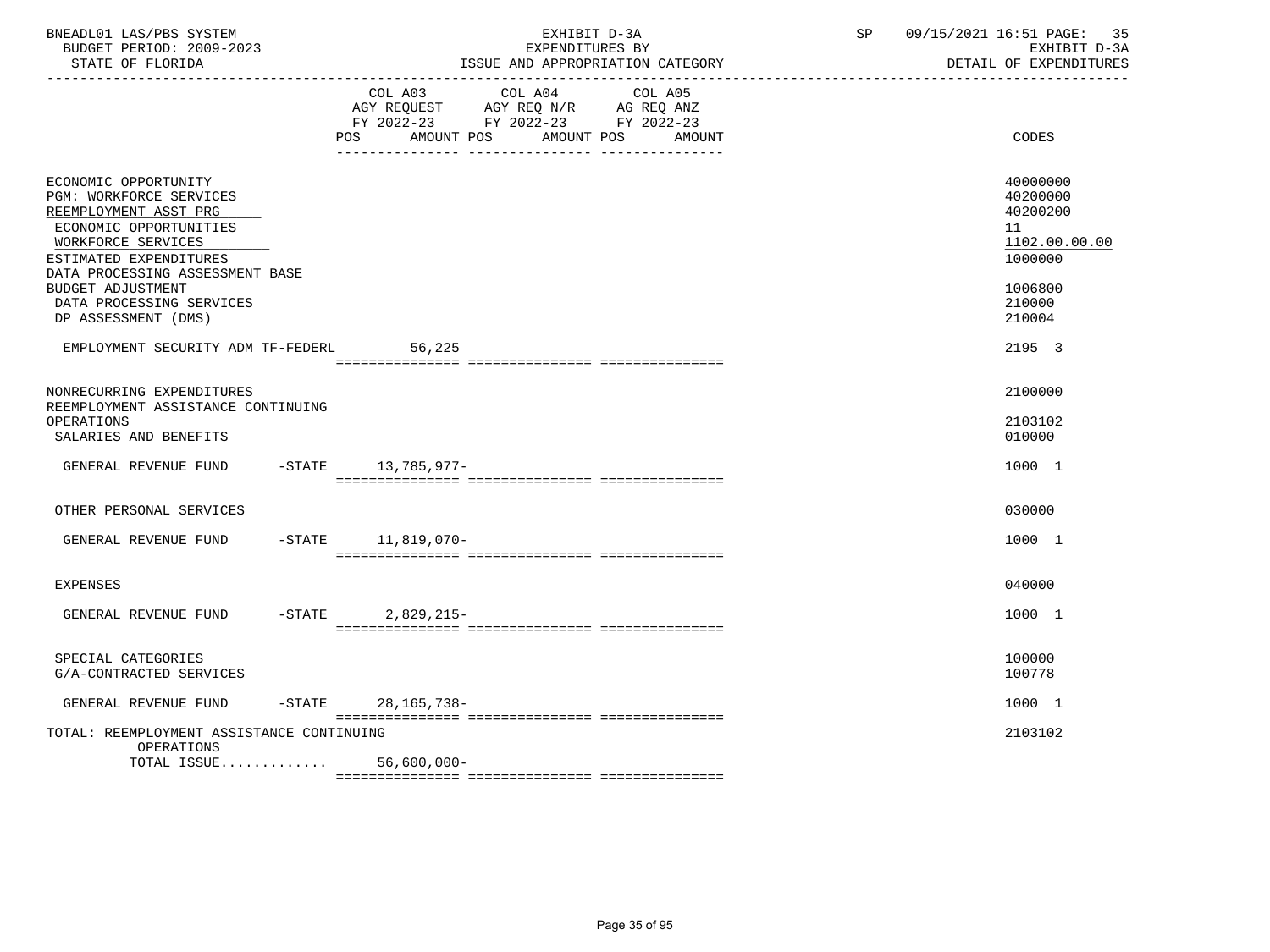BNEADL01 LAS/PBS SYSTEM — EXHIBIT D-3A — SP 09/15/2021 16:51 PAGE: 35
BUDGET PERIOD: 2009-2023 — EXPENDITURES BY — EXHIBIT D-3A
STATE OF FLORIDA — ISSUE AND APPROPRIATION CATEGORY — DETAIL OF EXPENDITURES

| | COL A03 AGY REQUEST FY 2022-23 POS AMOUNT | COL A04 AGY REQ N/R FY 2022-23 POS AMOUNT | COL A05 AG REQ ANZ FY 2022-23 POS AMOUNT | CODES |
|---|---|---|---|---|
| ECONOMIC OPPORTUNITY | | | | 40000000 |
| PGM: WORKFORCE SERVICES | | | | 40200000 |
| REEMPLOYMENT ASST PRG | | | | 40200200 |
| ECONOMIC OPPORTUNITIES | | | | 11 |
| WORKFORCE SERVICES | | | | 1102.00.00.00 |
| ESTIMATED EXPENDITURES | | | | 1000000 |
| DATA PROCESSING ASSESSMENT BASE BUDGET ADJUSTMENT | | | | 1006800 |
| DATA PROCESSING SERVICES | | | | 210000 |
| DP ASSESSMENT (DMS) | | | | 210004 |
| EMPLOYMENT SECURITY ADM TF-FEDERL | 56,225 | | | 2195 3 |
| NONRECURRING EXPENDITURES | | | | 2100000 |
| REEMPLOYMENT ASSISTANCE CONTINUING OPERATIONS | | | | 2103102 |
| SALARIES AND BENEFITS | | | | 010000 |
| GENERAL REVENUE FUND -STATE | 13,785,977- | | | 1000 1 |
| OTHER PERSONAL SERVICES | | | | 030000 |
| GENERAL REVENUE FUND -STATE | 11,819,070- | | | 1000 1 |
| EXPENSES | | | | 040000 |
| GENERAL REVENUE FUND -STATE | 2,829,215- | | | 1000 1 |
| SPECIAL CATEGORIES | | | | 100000 |
| G/A-CONTRACTED SERVICES | | | | 100778 |
| GENERAL REVENUE FUND -STATE | 28,165,738- | | | 1000 1 |
| TOTAL: REEMPLOYMENT ASSISTANCE CONTINUING OPERATIONS | | | | 2103102 |
| TOTAL ISSUE............. | 56,600,000- | | | |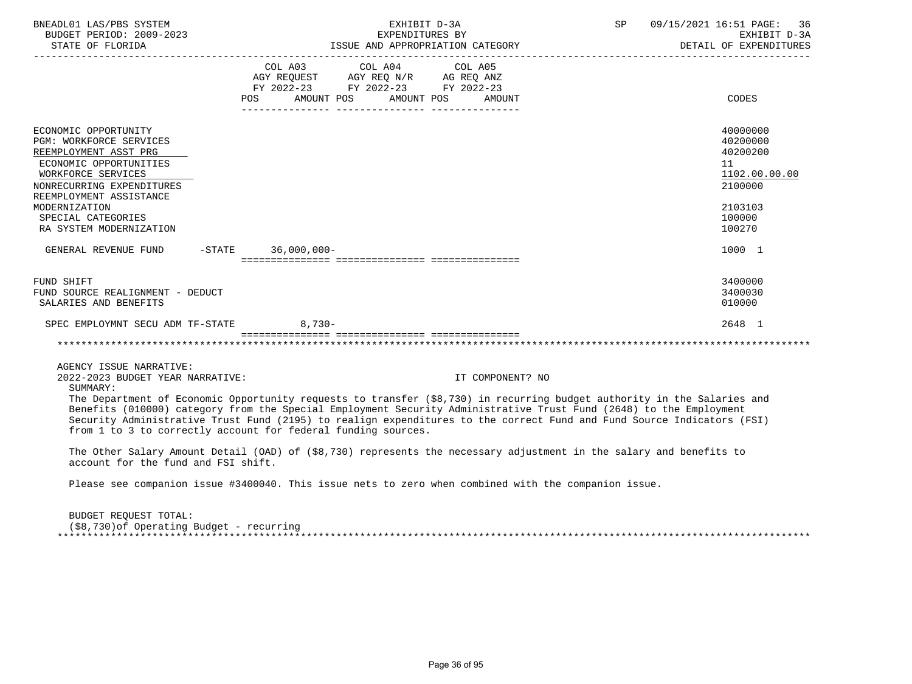BNEADL01 LAS/PBS SYSTEM — EXHIBIT D-3A — SP 09/15/2021 16:51 PAGE: 36
BUDGET PERIOD: 2009-2023 — EXPENDITURES BY — EXHIBIT D-3A
STATE OF FLORIDA — ISSUE AND APPROPRIATION CATEGORY — DETAIL OF EXPENDITURES

| | COL A03 AGY REQUEST FY 2022-23 POS AMOUNT | COL A04 AGY REQ N/R FY 2022-23 POS AMOUNT | COL A05 AG REQ ANZ FY 2022-23 POS AMOUNT | CODES |
|---|---|---|---|---|
| ECONOMIC OPPORTUNITY | | | | 40000000 |
| PGM: WORKFORCE SERVICES | | | | 40200000 |
| REEMPLOYMENT ASST PRG | | | | 40200200 |
| ECONOMIC OPPORTUNITIES | | | | 11 |
| WORKFORCE SERVICES | | | | 1102.00.00.00 |
| NONRECURRING EXPENDITURES | | | | 2100000 |
| REEMPLOYMENT ASSISTANCE MODERNIZATION | | | | 2103103 |
| SPECIAL CATEGORIES | | | | 100000 |
| RA SYSTEM MODERNIZATION | | | | 100270 |
| GENERAL REVENUE FUND -STATE | 36,000,000- | | | 1000 1 |
| FUND SHIFT | | | | 3400000 |
| FUND SOURCE REALIGNMENT - DEDUCT | | | | 3400030 |
| SALARIES AND BENEFITS | | | | 010000 |
| SPEC EMPLOYMNT SECU ADM TF-STATE | 8,730- | | | 2648 1 |

AGENCY ISSUE NARRATIVE:
2022-2023 BUDGET YEAR NARRATIVE: IT COMPONENT? NO

SUMMARY:

The Department of Economic Opportunity requests to transfer ($8,730) in recurring budget authority in the Salaries and Benefits (010000) category from the Special Employment Security Administrative Trust Fund (2648) to the Employment Security Administrative Trust Fund (2195) to realign expenditures to the correct Fund and Fund Source Indicators (FSI) from 1 to 3 to correctly account for federal funding sources.

The Other Salary Amount Detail (OAD) of ($8,730) represents the necessary adjustment in the salary and benefits to account for the fund and FSI shift.

Please see companion issue #3400040. This issue nets to zero when combined with the companion issue.

BUDGET REQUEST TOTAL:
($8,730)of Operating Budget - recurring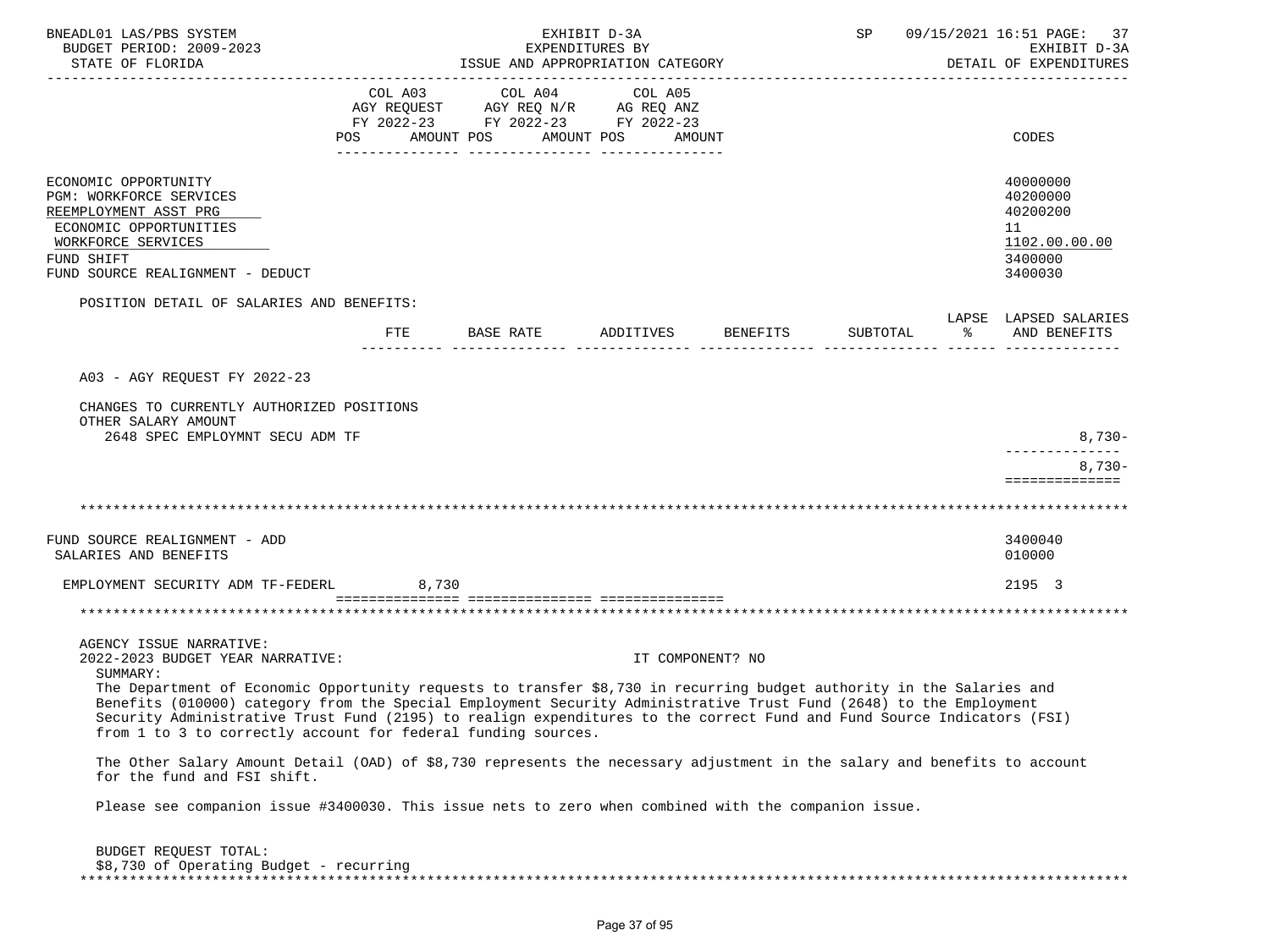| | COL A03 AGY REQUEST FY 2022-23 POS AMOUNT | COL A04 AGY REQ N/R FY 2022-23 POS AMOUNT | COL A05 AG REQ ANZ FY 2022-23 POS AMOUNT | CODES |
|---|---|---|---|---|
| ECONOMIC OPPORTUNITY | | | | 40000000 |
| PGM: WORKFORCE SERVICES | | | | 40200000 |
| REEMPLOYMENT ASST PRG | | | | 40200200 |
| ECONOMIC OPPORTUNITIES | | | | 11 |
| WORKFORCE SERVICES | | | | 1102.00.00.00 |
| FUND SHIFT | | | | 3400000 |
| FUND SOURCE REALIGNMENT - DEDUCT | | | | 3400030 |

POSITION DETAIL OF SALARIES AND BENEFITS:

| | FTE | BASE RATE | ADDITIVES | BENEFITS | SUBTOTAL | LAPSE % | LAPSED SALARIES AND BENEFITS |
|---|---|---|---|---|---|---|---|
| A03 - AGY REQUEST FY 2022-23 | | | | | | | |
| CHANGES TO CURRENTLY AUTHORIZED POSITIONS | | | | | | | |
| OTHER SALARY AMOUNT | | | | | | | |
| 2648 SPEC EMPLOYMNT SECU ADM TF | | | | | | | 8,730- |
| | | | | | | | 8,730- |

************************************************************************************************************************

| | COL A03 | COL A04 | COL A05 | CODES |
|---|---|---|---|---|
| FUND SOURCE REALIGNMENT - ADD | | | | 3400040 |
| SALARIES AND BENEFITS | | | | 010000 |
| EMPLOYMENT SECURITY ADM TF-FEDERL | 8,730 | | | 2195 3 |

************************************************************************************************************************

AGENCY ISSUE NARRATIVE:
2022-2023 BUDGET YEAR NARRATIVE: IT COMPONENT? NO

SUMMARY:
The Department of Economic Opportunity requests to transfer $8,730 in recurring budget authority in the Salaries and Benefits (010000) category from the Special Employment Security Administrative Trust Fund (2648) to the Employment Security Administrative Trust Fund (2195) to realign expenditures to the correct Fund and Fund Source Indicators (FSI) from 1 to 3 to correctly account for federal funding sources.

The Other Salary Amount Detail (OAD) of $8,730 represents the necessary adjustment in the salary and benefits to account for the fund and FSI shift.

Please see companion issue #3400030. This issue nets to zero when combined with the companion issue.

BUDGET REQUEST TOTAL:
$8,730 of Operating Budget - recurring

************************************************************************************************************************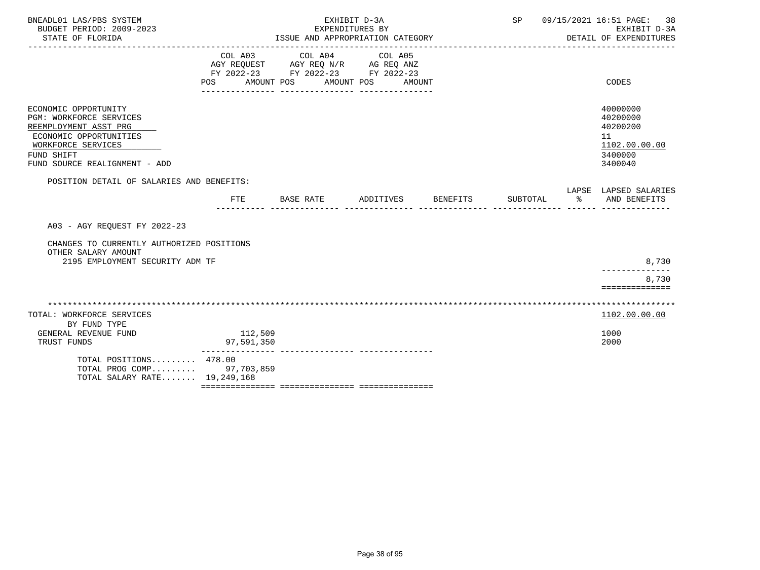BNEADL01 LAS/PBS SYSTEM
BUDGET PERIOD: 2009-2023
STATE OF FLORIDA

EXHIBIT D-3A
EXPENDITURES BY
ISSUE AND APPROPRIATION CATEGORY

SP 09/15/2021 16:51 PAGE: 38
EXHIBIT D-3A
DETAIL OF EXPENDITURES

| | COL A03 AGY REQUEST FY 2022-23 POS AMOUNT | COL A04 AGY REQ N/R FY 2022-23 POS AMOUNT | COL A05 AG REQ ANZ FY 2022-23 POS AMOUNT | CODES |
|---|---|---|---|---|
| ECONOMIC OPPORTUNITY | | | | 40000000 |
| PGM: WORKFORCE SERVICES | | | | 40200000 |
| REEMPLOYMENT ASST PRG | | | | 40200200 |
| ECONOMIC OPPORTUNITIES | | | | 11 |
| WORKFORCE SERVICES | | | | 1102.00.00.00 |
| FUND SHIFT | | | | 3400000 |
| FUND SOURCE REALIGNMENT - ADD | | | | 3400040 |

POSITION DETAIL OF SALARIES AND BENEFITS:

| | FTE | BASE RATE | ADDITIVES | BENEFITS | SUBTOTAL | LAPSE % | LAPSED SALARIES AND BENEFITS |
|---|---|---|---|---|---|---|---|
| A03 - AGY REQUEST FY 2022-23 | | | | | | | |
| CHANGES TO CURRENTLY AUTHORIZED POSITIONS | | | | | | | |
| OTHER SALARY AMOUNT | | | | | | | |
| 2195 EMPLOYMENT SECURITY ADM TF | | | | | | | 8,730 |
| | | | | | | | 8,730 |

| | COL A03 | COL A04 | COL A05 | CODES |
|---|---|---|---|---|
| TOTAL: WORKFORCE SERVICES | | | | 1102.00.00.00 |
| BY FUND TYPE | | | | |
| GENERAL REVENUE FUND | 112,509 | | | 1000 |
| TRUST FUNDS | 97,591,350 | | | 2000 |
| TOTAL POSITIONS......... | 478.00 | | | |
| TOTAL PROG COMP......... | 97,703,859 | | | |
| TOTAL SALARY RATE....... | 19,249,168 | | | |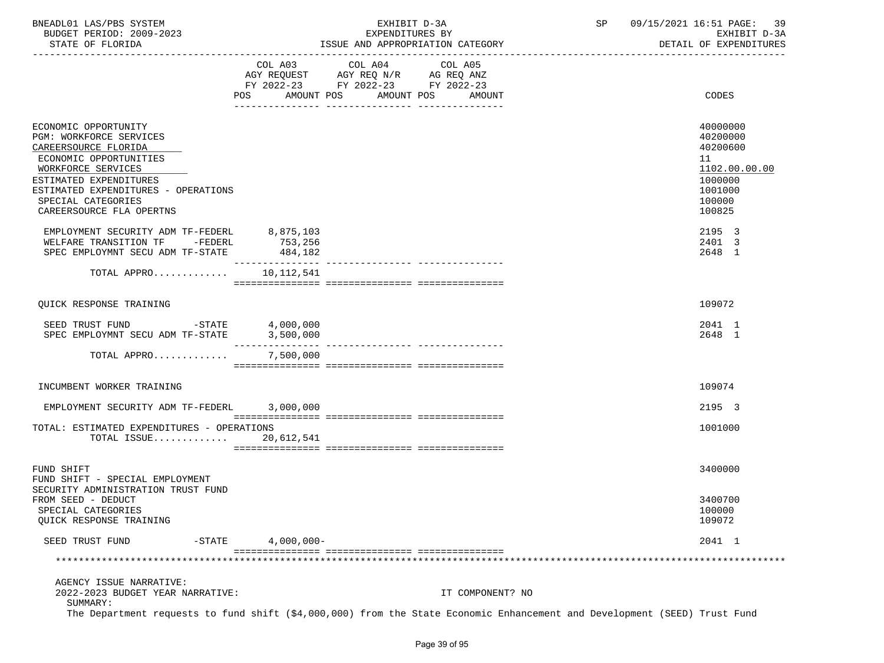BNEADL01 LAS/PBS SYSTEM — EXHIBIT D-3A — EXPENDITURES BY ISSUE AND APPROPRIATION CATEGORY
BUDGET PERIOD: 2009-2023 — STATE OF FLORIDA — SP 09/15/2021 16:51 — EXHIBIT D-3A DETAIL OF EXPENDITURES

| | COL A03 AGY REQUEST FY 2022-23 POS AMOUNT | COL A04 AGY REQ N/R FY 2022-23 POS AMOUNT | COL A05 AG REQ ANZ FY 2022-23 POS AMOUNT | CODES |
|---|---|---|---|---|
| ECONOMIC OPPORTUNITY | | | | 40000000 |
| PGM: WORKFORCE SERVICES | | | | 40200000 |
| CAREERSOURCE FLORIDA | | | | 40200600 |
| ECONOMIC OPPORTUNITIES | | | | 11 |
| WORKFORCE SERVICES | | | | 1102.00.00.00 |
| ESTIMATED EXPENDITURES | | | | 1000000 |
| ESTIMATED EXPENDITURES - OPERATIONS | | | | 1001000 |
| SPECIAL CATEGORIES | | | | 100000 |
| CAREERSOURCE FLA OPERTNS | | | | 100825 |
| EMPLOYMENT SECURITY ADM TF-FEDERL | 8,875,103 | | | 2195 3 |
| WELFARE TRANSITION TF -FEDERL | 753,256 | | | 2401 3 |
| SPEC EMPLOYMNT SECU ADM TF-STATE | 484,182 | | | 2648 1 |
| TOTAL APPRO............ | 10,112,541 | | | |
| QUICK RESPONSE TRAINING | | | | 109072 |
| SEED TRUST FUND -STATE | 4,000,000 | | | 2041 1 |
| SPEC EMPLOYMNT SECU ADM TF-STATE | 3,500,000 | | | 2648 1 |
| TOTAL APPRO............ | 7,500,000 | | | |
| INCUMBENT WORKER TRAINING | | | | 109074 |
| EMPLOYMENT SECURITY ADM TF-FEDERL | 3,000,000 | | | 2195 3 |
| TOTAL: ESTIMATED EXPENDITURES - OPERATIONS | | | | 1001000 |
| TOTAL ISSUE............ | 20,612,541 | | | |
| FUND SHIFT | | | | 3400000 |
| FUND SHIFT - SPECIAL EMPLOYMENT SECURITY ADMINISTRATION TRUST FUND FROM SEED - DEDUCT | | | | 3400700 |
| SPECIAL CATEGORIES | | | | 100000 |
| QUICK RESPONSE TRAINING | | | | 109072 |
| SEED TRUST FUND -STATE | 4,000,000- | | | 2041 1 |

AGENCY ISSUE NARRATIVE:
2022-2023 BUDGET YEAR NARRATIVE: IT COMPONENT? NO
SUMMARY:
The Department requests to fund shift ($4,000,000) from the State Economic Enhancement and Development (SEED) Trust Fund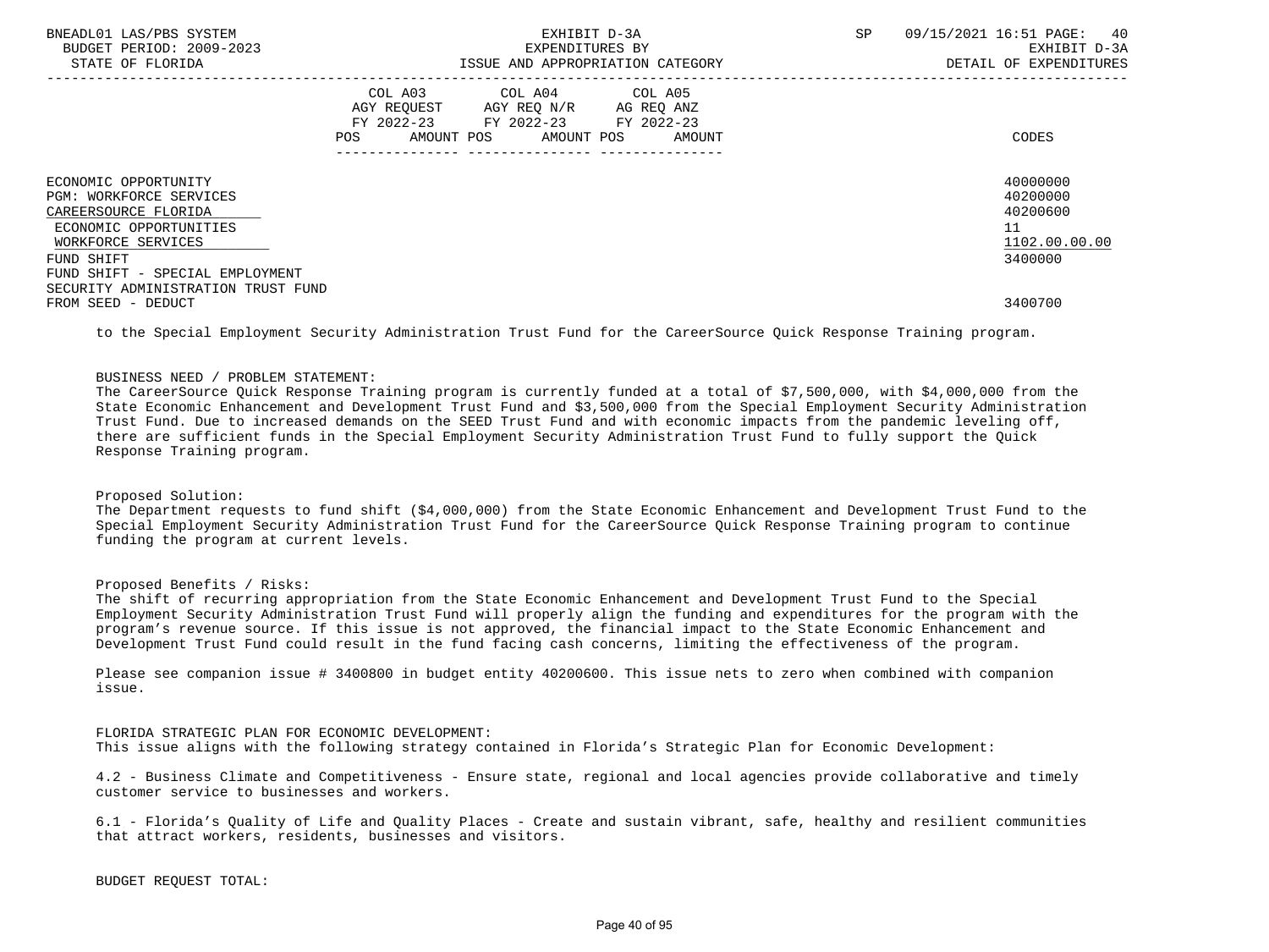| | COL A03 AGY REQUEST FY 2022-23 POS AMOUNT | COL A04 AGY REQ N/R FY 2022-23 POS AMOUNT | COL A05 AG REQ ANZ FY 2022-23 POS AMOUNT | CODES |
|---|---|---|---|---|
| ECONOMIC OPPORTUNITY | | | | 40000000 |
| PGM: WORKFORCE SERVICES | | | | 40200000 |
| CAREERSOURCE FLORIDA | | | | 40200600 |
| ECONOMIC OPPORTUNITIES | | | | 11 |
| WORKFORCE SERVICES | | | | 1102.00.00.00 |
| FUND SHIFT | | | | 3400000 |
| FUND SHIFT - SPECIAL EMPLOYMENT SECURITY ADMINISTRATION TRUST FUND FROM SEED - DEDUCT | | | | 3400700 |

to the Special Employment Security Administration Trust Fund for the CareerSource Quick Response Training program.

BUSINESS NEED / PROBLEM STATEMENT:
The CareerSource Quick Response Training program is currently funded at a total of $7,500,000, with $4,000,000 from the State Economic Enhancement and Development Trust Fund and $3,500,000 from the Special Employment Security Administration Trust Fund. Due to increased demands on the SEED Trust Fund and with economic impacts from the pandemic leveling off, there are sufficient funds in the Special Employment Security Administration Trust Fund to fully support the Quick Response Training program.

Proposed Solution:
The Department requests to fund shift ($4,000,000) from the State Economic Enhancement and Development Trust Fund to the Special Employment Security Administration Trust Fund for the CareerSource Quick Response Training program to continue funding the program at current levels.

Proposed Benefits / Risks:
The shift of recurring appropriation from the State Economic Enhancement and Development Trust Fund to the Special Employment Security Administration Trust Fund will properly align the funding and expenditures for the program with the program's revenue source. If this issue is not approved, the financial impact to the State Economic Enhancement and Development Trust Fund could result in the fund facing cash concerns, limiting the effectiveness of the program.

Please see companion issue # 3400800 in budget entity 40200600. This issue nets to zero when combined with companion issue.

FLORIDA STRATEGIC PLAN FOR ECONOMIC DEVELOPMENT:
This issue aligns with the following strategy contained in Florida's Strategic Plan for Economic Development:

4.2 - Business Climate and Competitiveness - Ensure state, regional and local agencies provide collaborative and timely customer service to businesses and workers.

6.1 - Florida's Quality of Life and Quality Places - Create and sustain vibrant, safe, healthy and resilient communities that attract workers, residents, businesses and visitors.

BUDGET REQUEST TOTAL: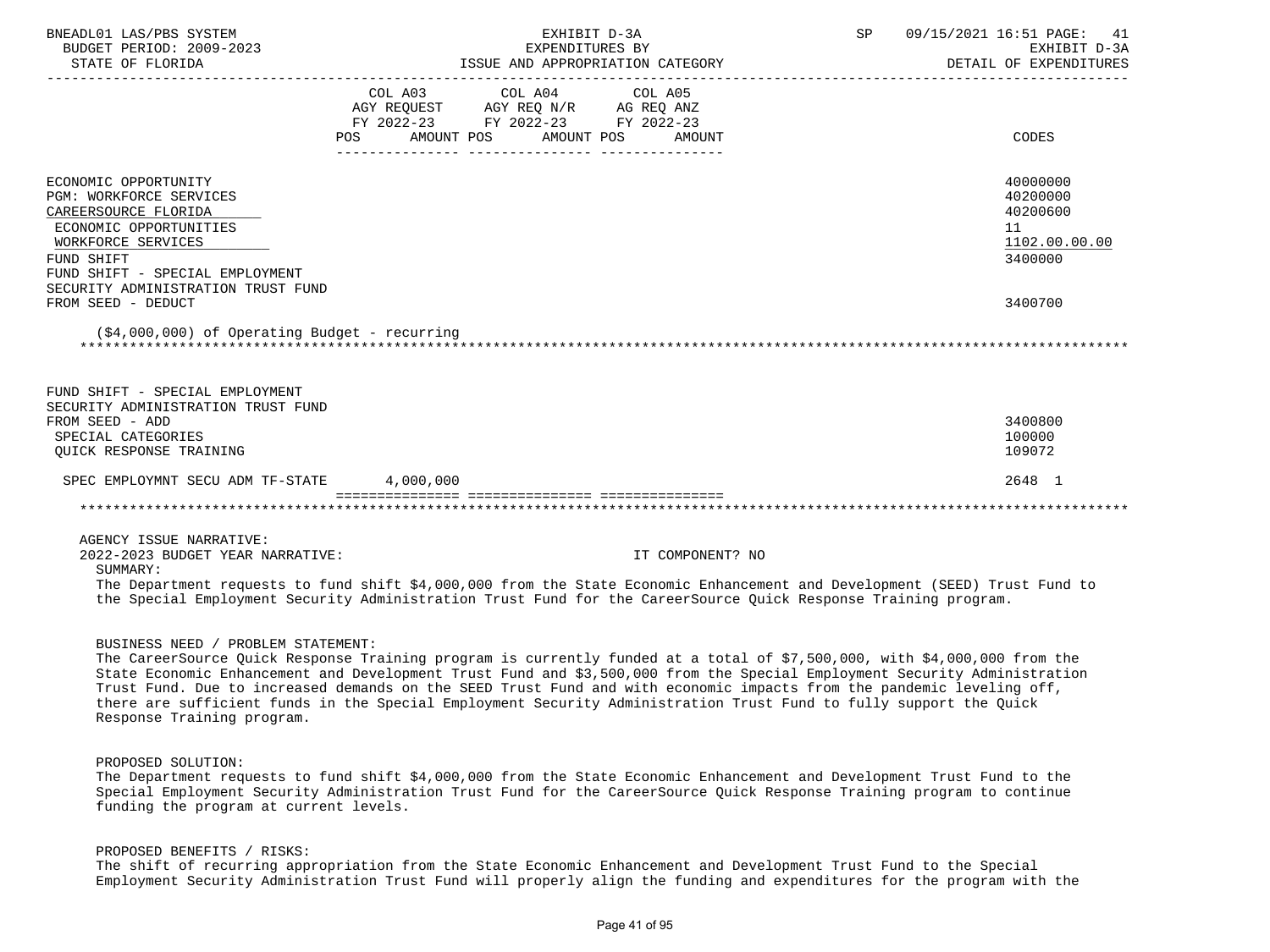EXHIBIT D-3A
EXPENDITURES BY
ISSUE AND APPROPRIATION CATEGORY

BNEADL01 LAS/PBS SYSTEM — BUDGET PERIOD: 2009-2023 — STATE OF FLORIDA

SP 09/15/2021 16:51 — EXHIBIT D-3A — DETAIL OF EXPENDITURES

| | COL A03 AGY REQUEST FY 2022-23 POS AMOUNT | COL A04 AGY REQ N/R FY 2022-23 POS AMOUNT | COL A05 AG REQ ANZ FY 2022-23 POS AMOUNT | CODES |
|---|---|---|---|---|
| ECONOMIC OPPORTUNITY | | | | 40000000 |
| PGM: WORKFORCE SERVICES | | | | 40200000 |
| CAREERSOURCE FLORIDA | | | | 40200600 |
| ECONOMIC OPPORTUNITIES | | | | 11 |
| WORKFORCE SERVICES | | | | 1102.00.00.00 |
| FUND SHIFT | | | | 3400000 |
| FUND SHIFT - SPECIAL EMPLOYMENT SECURITY ADMINISTRATION TRUST FUND FROM SEED - DEDUCT | | | | 3400700 |
| ($4,000,000) of Operating Budget - recurring | | | | |
| FUND SHIFT - SPECIAL EMPLOYMENT SECURITY ADMINISTRATION TRUST FUND FROM SEED - ADD | | | | 3400800 |
| SPECIAL CATEGORIES | | | | 100000 |
| QUICK RESPONSE TRAINING | | | | 109072 |
| SPEC EMPLOYMNT SECU ADM TF-STATE | 4,000,000 | | | 2648 1 |

AGENCY ISSUE NARRATIVE:
2022-2023 BUDGET YEAR NARRATIVE: IT COMPONENT? NO

SUMMARY:
The Department requests to fund shift $4,000,000 from the State Economic Enhancement and Development (SEED) Trust Fund to the Special Employment Security Administration Trust Fund for the CareerSource Quick Response Training program.

BUSINESS NEED / PROBLEM STATEMENT:
The CareerSource Quick Response Training program is currently funded at a total of $7,500,000, with $4,000,000 from the State Economic Enhancement and Development Trust Fund and $3,500,000 from the Special Employment Security Administration Trust Fund. Due to increased demands on the SEED Trust Fund and with economic impacts from the pandemic leveling off, there are sufficient funds in the Special Employment Security Administration Trust Fund to fully support the Quick Response Training program.

PROPOSED SOLUTION:
The Department requests to fund shift $4,000,000 from the State Economic Enhancement and Development Trust Fund to the Special Employment Security Administration Trust Fund for the CareerSource Quick Response Training program to continue funding the program at current levels.

PROPOSED BENEFITS / RISKS:
The shift of recurring appropriation from the State Economic Enhancement and Development Trust Fund to the Special Employment Security Administration Trust Fund will properly align the funding and expenditures for the program with the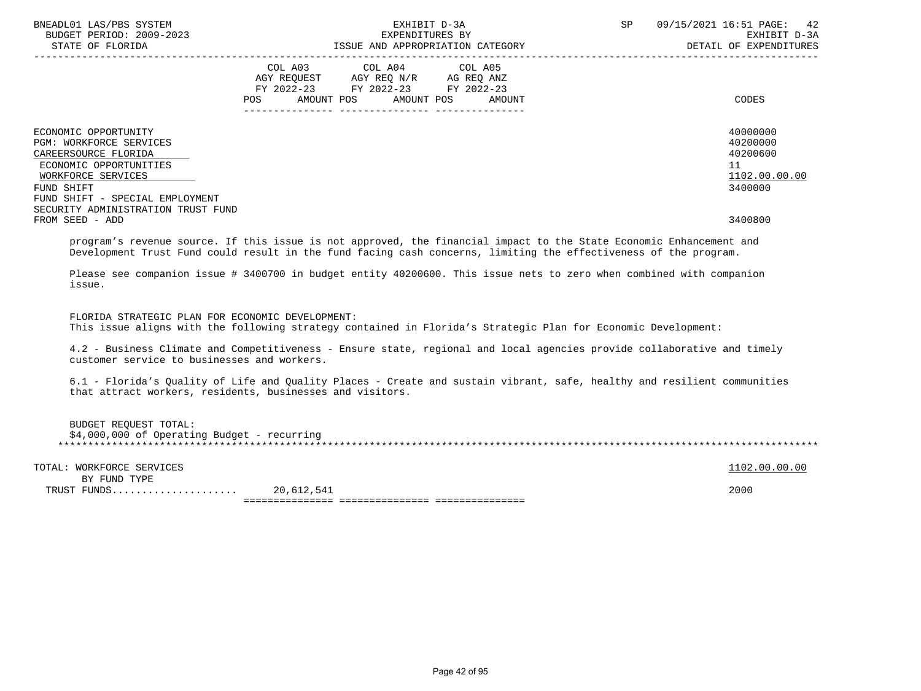| | COL A03 AGY REQUEST FY 2022-23 POS AMOUNT | COL A04 AGY REQ N/R FY 2022-23 POS AMOUNT | COL A05 AG REQ ANZ FY 2022-23 POS AMOUNT | CODES |
|---|---|---|---|---|
| ECONOMIC OPPORTUNITY | | | | 40000000 |
| PGM: WORKFORCE SERVICES | | | | 40200000 |
| CAREERSOURCE FLORIDA | | | | 40200600 |
| ECONOMIC OPPORTUNITIES | | | | 11 |
| WORKFORCE SERVICES | | | | 1102.00.00.00 |
| FUND SHIFT | | | | 3400000 |
| FUND SHIFT - SPECIAL EMPLOYMENT SECURITY ADMINISTRATION TRUST FUND FROM SEED - ADD | | | | 3400800 |

program's revenue source. If this issue is not approved, the financial impact to the State Economic Enhancement and Development Trust Fund could result in the fund facing cash concerns, limiting the effectiveness of the program.

Please see companion issue # 3400700 in budget entity 40200600. This issue nets to zero when combined with companion issue.

FLORIDA STRATEGIC PLAN FOR ECONOMIC DEVELOPMENT:
This issue aligns with the following strategy contained in Florida's Strategic Plan for Economic Development:

4.2 - Business Climate and Competitiveness - Ensure state, regional and local agencies provide collaborative and timely customer service to businesses and workers.

6.1 - Florida's Quality of Life and Quality Places - Create and sustain vibrant, safe, healthy and resilient communities that attract workers, residents, businesses and visitors.

BUDGET REQUEST TOTAL:
$4,000,000 of Operating Budget - recurring

| | COL A03 | COL A04 | COL A05 | CODES |
|---|---|---|---|---|
| TOTAL: WORKFORCE SERVICES | | | | 1102.00.00.00 |
| BY FUND TYPE | | | | |
| TRUST FUNDS.................... | 20,612,541 | | | 2000 |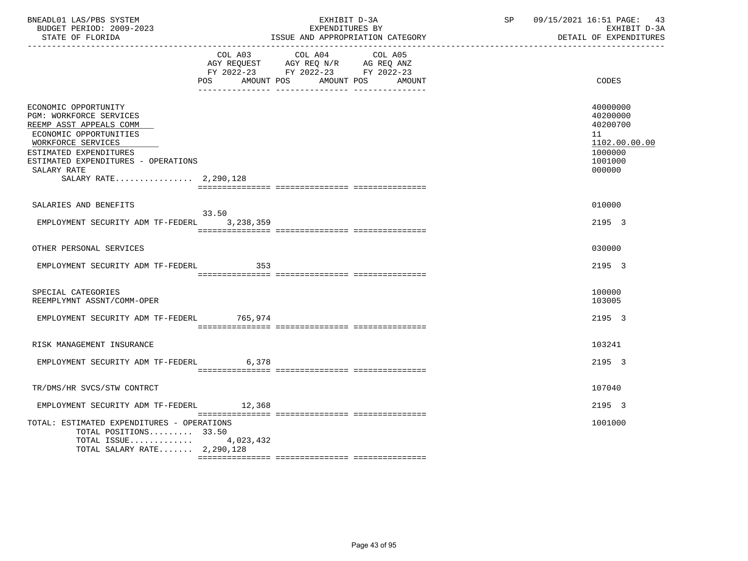BNEADL01 LAS/PBS SYSTEM
BUDGET PERIOD: 2009-2023
STATE OF FLORIDA

EXHIBIT D-3A
EXPENDITURES BY
ISSUE AND APPROPRIATION CATEGORY

SP 09/15/2021 16:51 PAGE: 43
EXHIBIT D-3A
DETAIL OF EXPENDITURES

| | COL A03 AGY REQUEST FY 2022-23 POS AMOUNT | COL A04 AGY REQ N/R FY 2022-23 POS AMOUNT | COL A05 AG REQ ANZ FY 2022-23 POS AMOUNT | CODES |
|---|---|---|---|---|
| ECONOMIC OPPORTUNITY | | | | 40000000 |
| PGM: WORKFORCE SERVICES | | | | 40200000 |
| REEMP ASST APPEALS COMM | | | | 40200700 |
| ECONOMIC OPPORTUNITIES | | | | 11 |
| WORKFORCE SERVICES | | | | 1102.00.00.00 |
| ESTIMATED EXPENDITURES | | | | 1000000 |
| ESTIMATED EXPENDITURES - OPERATIONS | | | | 1001000 |
| SALARY RATE | | | | 000000 |
| SALARY RATE................ 2,290,128 | | | | |
| SALARIES AND BENEFITS | | | | 010000 |
| EMPLOYMENT SECURITY ADM TF-FEDERL | 33.50 3,238,359 | | | 2195 3 |
| OTHER PERSONAL SERVICES | | | | 030000 |
| EMPLOYMENT SECURITY ADM TF-FEDERL | 353 | | | 2195 3 |
| SPECIAL CATEGORIES | | | | 100000 |
| REEMPLYMNT ASSNT/COMM-OPER | | | | 103005 |
| EMPLOYMENT SECURITY ADM TF-FEDERL | 765,974 | | | 2195 3 |
| RISK MANAGEMENT INSURANCE | | | | 103241 |
| EMPLOYMENT SECURITY ADM TF-FEDERL | 6,378 | | | 2195 3 |
| TR/DMS/HR SVCS/STW CONTRCT | | | | 107040 |
| EMPLOYMENT SECURITY ADM TF-FEDERL | 12,368 | | | 2195 3 |
| TOTAL: ESTIMATED EXPENDITURES - OPERATIONS | | | | 1001000 |
| TOTAL POSITIONS......... 33.50 | | | | |
| TOTAL ISSUE............ 4,023,432 | | | | |
| TOTAL SALARY RATE....... 2,290,128 | | | | |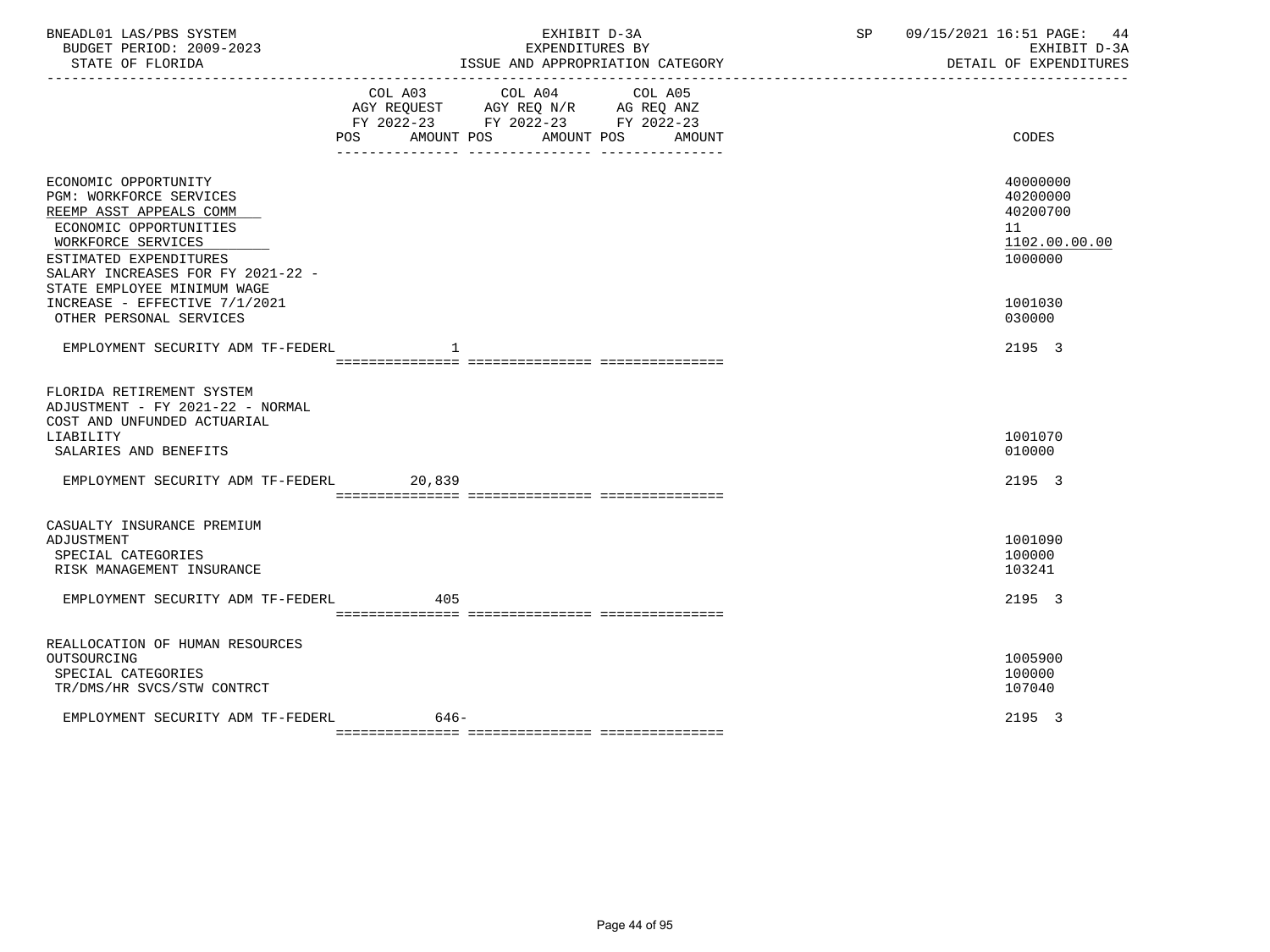BNEADL01 LAS/PBS SYSTEM — EXHIBIT D-3A — SP 09/15/2021 16:51 PAGE: 44
BUDGET PERIOD: 2009-2023 — EXPENDITURES BY — EXHIBIT D-3A
STATE OF FLORIDA — ISSUE AND APPROPRIATION CATEGORY — DETAIL OF EXPENDITURES

| | COL A03 AGY REQUEST FY 2022-23 POS AMOUNT | COL A04 AGY REQ N/R FY 2022-23 POS AMOUNT | COL A05 AG REQ ANZ FY 2022-23 POS AMOUNT | CODES |
|---|---|---|---|---|
| ECONOMIC OPPORTUNITY | | | | 40000000 |
| PGM: WORKFORCE SERVICES | | | | 40200000 |
| REEMP ASST APPEALS COMM | | | | 40200700 |
| ECONOMIC OPPORTUNITIES | | | | 11 |
| WORKFORCE SERVICES | | | | 1102.00.00.00 |
| ESTIMATED EXPENDITURES | | | | 1000000 |
| SALARY INCREASES FOR FY 2021-22 - STATE EMPLOYEE MINIMUM WAGE INCREASE - EFFECTIVE 7/1/2021 | | | | 1001030 |
| OTHER PERSONAL SERVICES | | | | 030000 |
| EMPLOYMENT SECURITY ADM TF-FEDERL | 1 | | | 2195 3 |
| FLORIDA RETIREMENT SYSTEM ADJUSTMENT - FY 2021-22 - NORMAL COST AND UNFUNDED ACTUARIAL LIABILITY | | | | 1001070 |
| SALARIES AND BENEFITS | | | | 010000 |
| EMPLOYMENT SECURITY ADM TF-FEDERL | 20,839 | | | 2195 3 |
| CASUALTY INSURANCE PREMIUM ADJUSTMENT | | | | 1001090 |
| SPECIAL CATEGORIES | | | | 100000 |
| RISK MANAGEMENT INSURANCE | | | | 103241 |
| EMPLOYMENT SECURITY ADM TF-FEDERL | 405 | | | 2195 3 |
| REALLOCATION OF HUMAN RESOURCES OUTSOURCING | | | | 1005900 |
| SPECIAL CATEGORIES | | | | 100000 |
| TR/DMS/HR SVCS/STW CONTRCT | | | | 107040 |
| EMPLOYMENT SECURITY ADM TF-FEDERL | 646- | | | 2195 3 |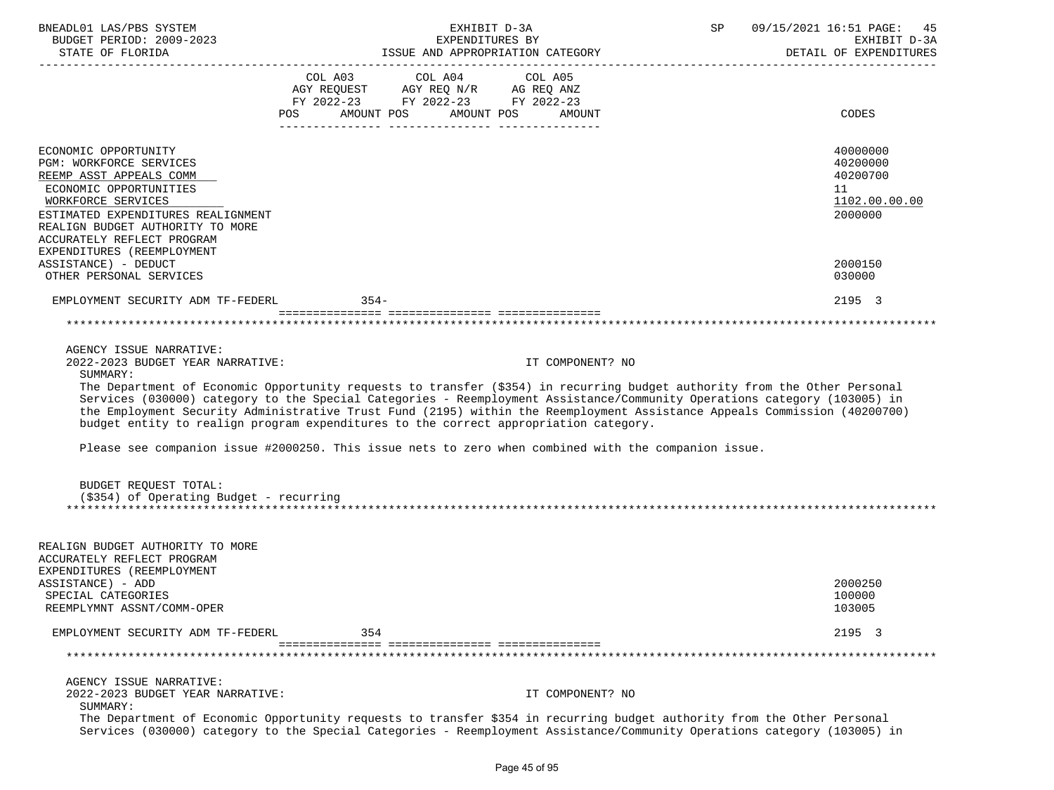| | COL A03 AGY REQUEST FY 2022-23 POS AMOUNT | COL A04 AGY REQ N/R FY 2022-23 POS AMOUNT | COL A05 AG REQ ANZ FY 2022-23 POS AMOUNT | CODES |
|---|---|---|---|---|
| ECONOMIC OPPORTUNITY | | | | 40000000 |
| PGM: WORKFORCE SERVICES | | | | 40200000 |
| REEMP ASST APPEALS COMM | | | | 40200700 |
| ECONOMIC OPPORTUNITIES | | | | 11 |
| WORKFORCE SERVICES | | | | 1102.00.00.00 |
| ESTIMATED EXPENDITURES REALIGNMENT | | | | 2000000 |
| REALIGN BUDGET AUTHORITY TO MORE ACCURATELY REFLECT PROGRAM EXPENDITURES (REEMPLOYMENT ASSISTANCE) - DEDUCT | | | | 2000150 |
| OTHER PERSONAL SERVICES | | | | 030000 |
| EMPLOYMENT SECURITY ADM TF-FEDERL | 354- | | | 2195 3 |

AGENCY ISSUE NARRATIVE:

2022-2023 BUDGET YEAR NARRATIVE: IT COMPONENT? NO

SUMMARY:

The Department of Economic Opportunity requests to transfer ($354) in recurring budget authority from the Other Personal Services (030000) category to the Special Categories - Reemployment Assistance/Community Operations category (103005) in the Employment Security Administrative Trust Fund (2195) within the Reemployment Assistance Appeals Commission (40200700) budget entity to realign program expenditures to the correct appropriation category.

Please see companion issue #2000250. This issue nets to zero when combined with the companion issue.

BUDGET REQUEST TOTAL:
($354) of Operating Budget - recurring

| | COL A03 | COL A04 | COL A05 | CODES |
|---|---|---|---|---|
| REALIGN BUDGET AUTHORITY TO MORE ACCURATELY REFLECT PROGRAM EXPENDITURES (REEMPLOYMENT ASSISTANCE) - ADD | | | | 2000250 |
| SPECIAL CATEGORIES | | | | 100000 |
| REEMPLYMNT ASSNT/COMM-OPER | | | | 103005 |
| EMPLOYMENT SECURITY ADM TF-FEDERL | 354 | | | 2195 3 |

AGENCY ISSUE NARRATIVE:

2022-2023 BUDGET YEAR NARRATIVE: IT COMPONENT? NO

SUMMARY:

The Department of Economic Opportunity requests to transfer $354 in recurring budget authority from the Other Personal Services (030000) category to the Special Categories - Reemployment Assistance/Community Operations category (103005) in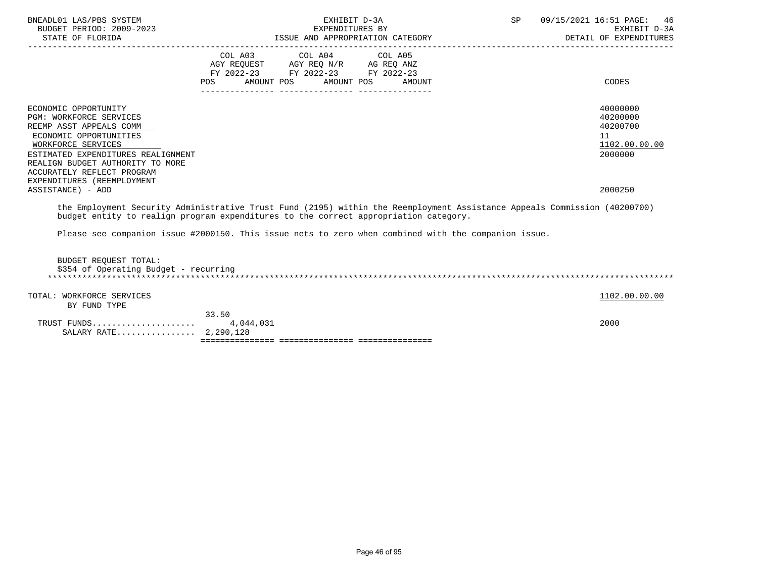| | COL A03 AGY REQUEST FY 2022-23 POS AMOUNT | COL A04 AGY REQ N/R FY 2022-23 POS AMOUNT | COL A05 AG REQ ANZ FY 2022-23 POS AMOUNT | CODES |
|---|---|---|---|---|
| ECONOMIC OPPORTUNITY | | | | 40000000 |
| PGM: WORKFORCE SERVICES | | | | 40200000 |
| REEMP ASST APPEALS COMM | | | | 40200700 |
| ECONOMIC OPPORTUNITIES | | | | 11 |
| WORKFORCE SERVICES | | | | 1102.00.00.00 |
| ESTIMATED EXPENDITURES REALIGNMENT | | | | 2000000 |
| REALIGN BUDGET AUTHORITY TO MORE ACCURATELY REFLECT PROGRAM EXPENDITURES (REEMPLOYMENT ASSISTANCE) - ADD | | | | 2000250 |

the Employment Security Administrative Trust Fund (2195) within the Reemployment Assistance Appeals Commission (40200700) budget entity to realign program expenditures to the correct appropriation category.

Please see companion issue #2000150. This issue nets to zero when combined with the companion issue.

BUDGET REQUEST TOTAL:
$354 of Operating Budget - recurring

*******************************************************************************************************************************

| | COL A03 POS AMOUNT | COL A04 | COL A05 | CODES |
|---|---|---|---|---|
| TOTAL: WORKFORCE SERVICES | | | | 1102.00.00.00 |
| BY FUND TYPE | | | | |
| TRUST FUNDS..................... | 33.50 4,044,031 | | | 2000 |
| SALARY RATE................ | 2,290,128 | | | |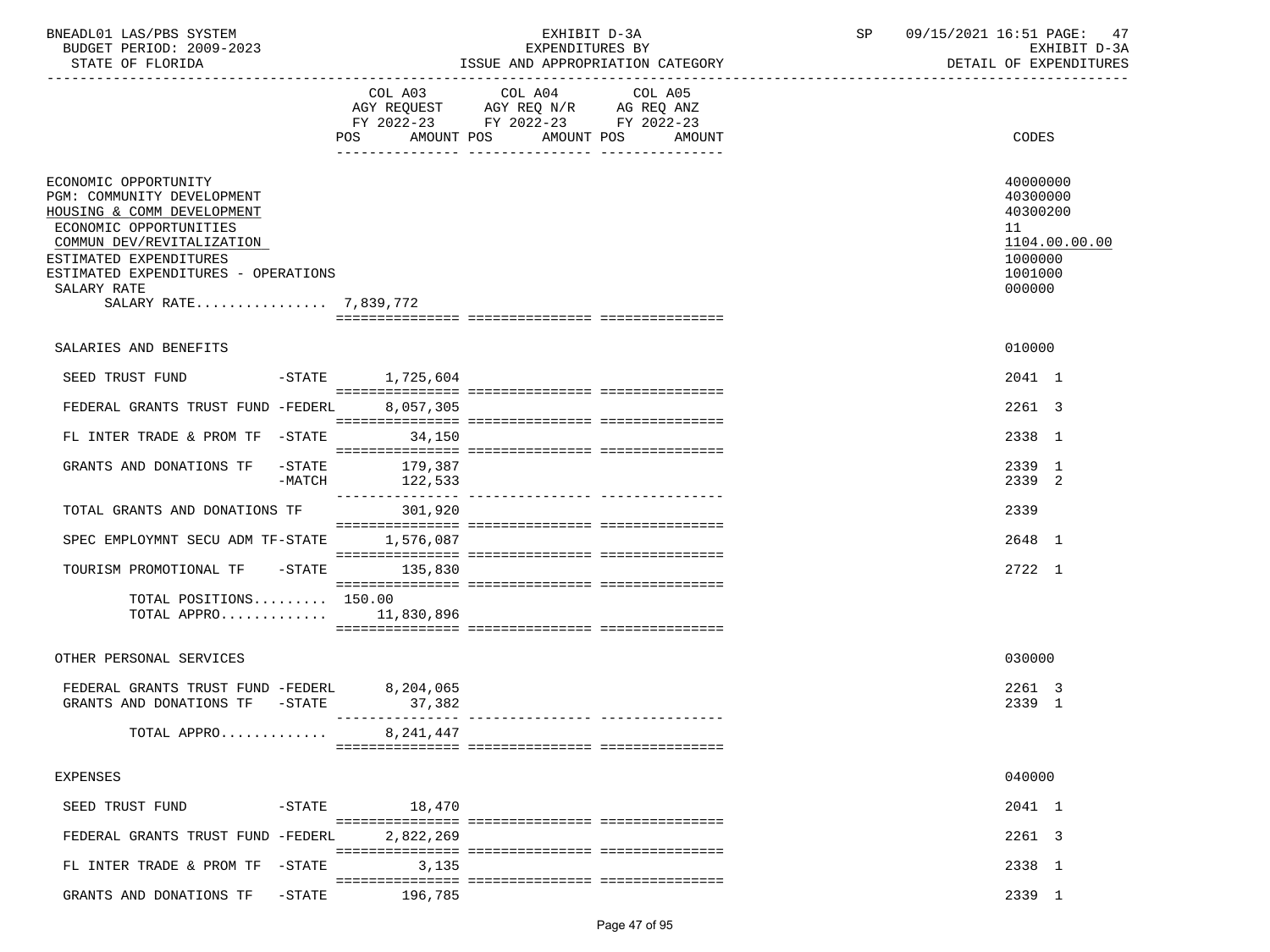BNEADL01 LAS/PBS SYSTEM — EXHIBIT D-3A — SP 09/15/2021 16:51

BUDGET PERIOD: 2009-2023 — EXPENDITURES BY — EXHIBIT D-3A

STATE OF FLORIDA — ISSUE AND APPROPRIATION CATEGORY — DETAIL OF EXPENDITURES

| | COL A03 AGY REQUEST FY 2022-23 POS AMOUNT | COL A04 AGY REQ N/R FY 2022-23 POS AMOUNT | COL A05 AG REQ ANZ FY 2022-23 POS AMOUNT | CODES |
|---|---|---|---|---|
| ECONOMIC OPPORTUNITY | | | | 40000000 |
| PGM: COMMUNITY DEVELOPMENT | | | | 40300000 |
| HOUSING & COMM DEVELOPMENT | | | | 40300200 |
| ECONOMIC OPPORTUNITIES | | | | 11 |
| COMMUN DEV/REVITALIZATION | | | | 1104.00.00.00 |
| ESTIMATED EXPENDITURES | | | | 1000000 |
| ESTIMATED EXPENDITURES - OPERATIONS | | | | 1001000 |
| SALARY RATE | | | | 000000 |
| SALARY RATE................ | 7,839,772 | | | |
| SALARIES AND BENEFITS | | | | 010000 |
| SEED TRUST FUND -STATE | 1,725,604 | | | 2041 1 |
| FEDERAL GRANTS TRUST FUND -FEDERL | 8,057,305 | | | 2261 3 |
| FL INTER TRADE & PROM TF -STATE | 34,150 | | | 2338 1 |
| GRANTS AND DONATIONS TF -STATE | 179,387 | | | 2339 1 |
| -MATCH | 122,533 | | | 2339 2 |
| TOTAL GRANTS AND DONATIONS TF | 301,920 | | | 2339 |
| SPEC EMPLOYMNT SECU ADM TF-STATE | 1,576,087 | | | 2648 1 |
| TOURISM PROMOTIONAL TF -STATE | 135,830 | | | 2722 1 |
| TOTAL POSITIONS......... | 150.00 | | | |
| TOTAL APPRO............. | 11,830,896 | | | |
| OTHER PERSONAL SERVICES | | | | 030000 |
| FEDERAL GRANTS TRUST FUND -FEDERL | 8,204,065 | | | 2261 3 |
| GRANTS AND DONATIONS TF -STATE | 37,382 | | | 2339 1 |
| TOTAL APPRO............. | 8,241,447 | | | |
| EXPENSES | | | | 040000 |
| SEED TRUST FUND -STATE | 18,470 | | | 2041 1 |
| FEDERAL GRANTS TRUST FUND -FEDERL | 2,822,269 | | | 2261 3 |
| FL INTER TRADE & PROM TF -STATE | 3,135 | | | 2338 1 |
| GRANTS AND DONATIONS TF -STATE | 196,785 | | | 2339 1 |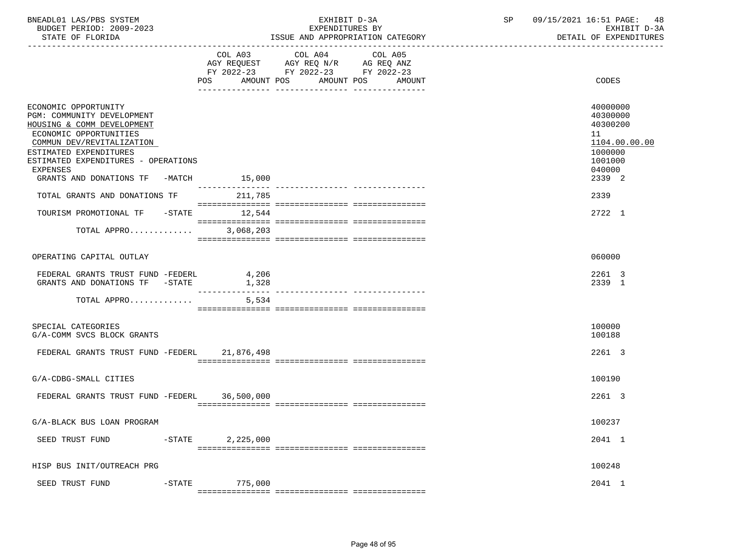BNEADL01 LAS/PBS SYSTEM — EXHIBIT D-3A — EXPENDITURES BY ISSUE AND APPROPRIATION CATEGORY — SP 09/15/2021 16:51 PAGE: 48
BUDGET PERIOD: 2009-2023 — EXHIBIT D-3A
STATE OF FLORIDA — DETAIL OF EXPENDITURES

| | COL A03 AGY REQUEST FY 2022-23 POS AMOUNT | COL A04 AGY REQ N/R FY 2022-23 POS AMOUNT | COL A05 AG REQ ANZ FY 2022-23 POS AMOUNT | CODES |
|---|---|---|---|---|
| ECONOMIC OPPORTUNITY | | | | 40000000 |
| PGM: COMMUNITY DEVELOPMENT | | | | 40300000 |
| HOUSING & COMM DEVELOPMENT | | | | 40300200 |
| ECONOMIC OPPORTUNITIES | | | | 11 |
| COMMUN DEV/REVITALIZATION | | | | 1104.00.00.00 |
| ESTIMATED EXPENDITURES | | | | 1000000 |
| ESTIMATED EXPENDITURES - OPERATIONS | | | | 1001000 |
| EXPENSES | | | | 040000 |
| GRANTS AND DONATIONS TF -MATCH | 15,000 | | | 2339 2 |
| TOTAL GRANTS AND DONATIONS TF | 211,785 | | | 2339 |
| TOURISM PROMOTIONAL TF -STATE | 12,544 | | | 2722 1 |
| TOTAL APPRO............ | 3,068,203 | | | |
| OPERATING CAPITAL OUTLAY | | | | 060000 |
| FEDERAL GRANTS TRUST FUND -FEDERL | 4,206 | | | 2261 3 |
| GRANTS AND DONATIONS TF -STATE | 1,328 | | | 2339 1 |
| TOTAL APPRO............ | 5,534 | | | |
| SPECIAL CATEGORIES | | | | 100000 |
| G/A-COMM SVCS BLOCK GRANTS | | | | 100188 |
| FEDERAL GRANTS TRUST FUND -FEDERL | 21,876,498 | | | 2261 3 |
| G/A-CDBG-SMALL CITIES | | | | 100190 |
| FEDERAL GRANTS TRUST FUND -FEDERL | 36,500,000 | | | 2261 3 |
| G/A-BLACK BUS LOAN PROGRAM | | | | 100237 |
| SEED TRUST FUND -STATE | 2,225,000 | | | 2041 1 |
| HISP BUS INIT/OUTREACH PRG | | | | 100248 |
| SEED TRUST FUND -STATE | 775,000 | | | 2041 1 |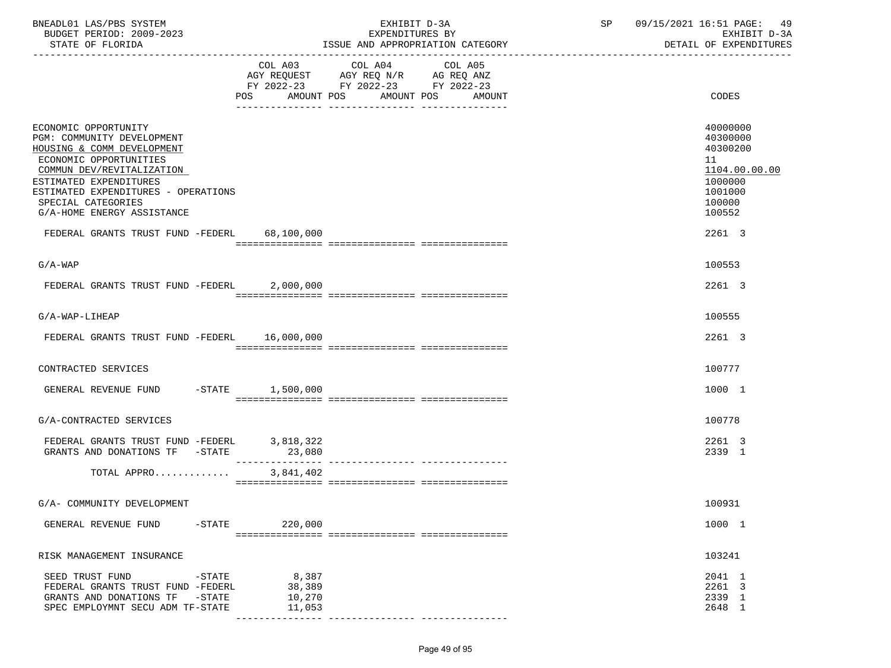BNEADL01 LAS/PBS SYSTEM — EXHIBIT D-3A — SP 09/15/2021 16:51

BUDGET PERIOD: 2009-2023 — EXPENDITURES BY — EXHIBIT D-3A

STATE OF FLORIDA — ISSUE AND APPROPRIATION CATEGORY — DETAIL OF EXPENDITURES

| | COL A03 AGY REQUEST FY 2022-23 POS AMOUNT | COL A04 AGY REQ N/R FY 2022-23 POS AMOUNT | COL A05 AG REQ ANZ FY 2022-23 POS AMOUNT | CODES |
|---|---|---|---|---|
| ECONOMIC OPPORTUNITY | | | | 40000000 |
| PGM: COMMUNITY DEVELOPMENT | | | | 40300000 |
| HOUSING & COMM DEVELOPMENT | | | | 40300200 |
| ECONOMIC OPPORTUNITIES | | | | 11 |
| COMMUN DEV/REVITALIZATION | | | | 1104.00.00.00 |
| ESTIMATED EXPENDITURES | | | | 1000000 |
| ESTIMATED EXPENDITURES - OPERATIONS | | | | 1001000 |
| SPECIAL CATEGORIES | | | | 100000 |
| G/A-HOME ENERGY ASSISTANCE | | | | 100552 |
| FEDERAL GRANTS TRUST FUND -FEDERL | 68,100,000 | | | 2261 3 |
| G/A-WAP | | | | 100553 |
| FEDERAL GRANTS TRUST FUND -FEDERL | 2,000,000 | | | 2261 3 |
| G/A-WAP-LIHEAP | | | | 100555 |
| FEDERAL GRANTS TRUST FUND -FEDERL | 16,000,000 | | | 2261 3 |
| CONTRACTED SERVICES | | | | 100777 |
| GENERAL REVENUE FUND -STATE | 1,500,000 | | | 1000 1 |
| G/A-CONTRACTED SERVICES | | | | 100778 |
| FEDERAL GRANTS TRUST FUND -FEDERL | 3,818,322 | | | 2261 3 |
| GRANTS AND DONATIONS TF -STATE | 23,080 | | | 2339 1 |
| TOTAL APPRO............ | 3,841,402 | | | |
| G/A- COMMUNITY DEVELOPMENT | | | | 100931 |
| GENERAL REVENUE FUND -STATE | 220,000 | | | 1000 1 |
| RISK MANAGEMENT INSURANCE | | | | 103241 |
| SEED TRUST FUND -STATE | 8,387 | | | 2041 1 |
| FEDERAL GRANTS TRUST FUND -FEDERL | 38,389 | | | 2261 3 |
| GRANTS AND DONATIONS TF -STATE | 10,270 | | | 2339 1 |
| SPEC EMPLOYMNT SECU ADM TF-STATE | 11,053 | | | 2648 1 |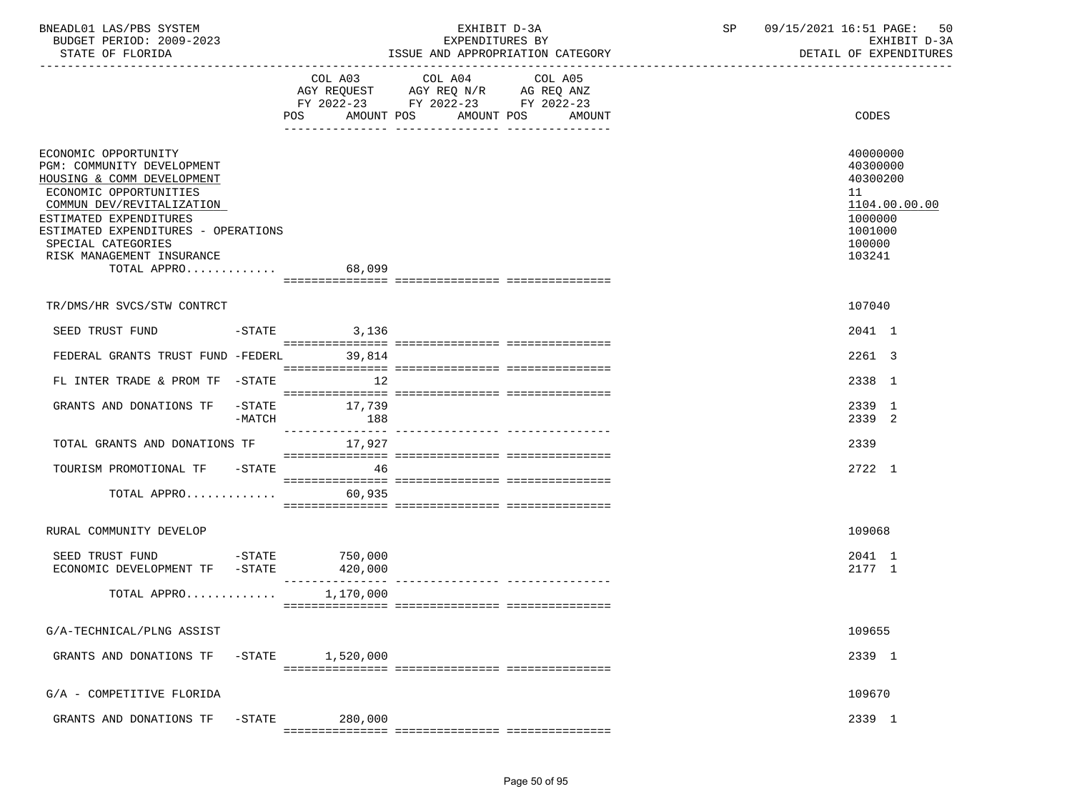BNEADL01 LAS/PBS SYSTEM — EXHIBIT D-3A — SP 09/15/2021 16:51 PAGE: 50
BUDGET PERIOD: 2009-2023 — EXPENDITURES BY — EXHIBIT D-3A
STATE OF FLORIDA — ISSUE AND APPROPRIATION CATEGORY — DETAIL OF EXPENDITURES

| | COL A03 AGY REQUEST FY 2022-23 POS AMOUNT | COL A04 AGY REQ N/R FY 2022-23 POS AMOUNT | COL A05 AG REQ ANZ FY 2022-23 POS AMOUNT | CODES |
|---|---|---|---|---|
| ECONOMIC OPPORTUNITY | | | | 40000000 |
| PGM: COMMUNITY DEVELOPMENT | | | | 40300000 |
| HOUSING & COMM DEVELOPMENT | | | | 40300200 |
| ECONOMIC OPPORTUNITIES | | | | 11 |
| COMMUN DEV/REVITALIZATION | | | | 1104.00.00.00 |
| ESTIMATED EXPENDITURES | | | | 1000000 |
| ESTIMATED EXPENDITURES - OPERATIONS | | | | 1001000 |
| SPECIAL CATEGORIES | | | | 100000 |
| RISK MANAGEMENT INSURANCE | | | | 103241 |
| TOTAL APPRO............ | 68,099 | | | |
| TR/DMS/HR SVCS/STW CONTRCT | | | | 107040 |
| SEED TRUST FUND -STATE | 3,136 | | | 2041 1 |
| FEDERAL GRANTS TRUST FUND -FEDERL | 39,814 | | | 2261 3 |
| FL INTER TRADE & PROM TF -STATE | 12 | | | 2338 1 |
| GRANTS AND DONATIONS TF -STATE | 17,739 | | | 2339 1 |
| -MATCH | 188 | | | 2339 2 |
| TOTAL GRANTS AND DONATIONS TF | 17,927 | | | 2339 |
| TOURISM PROMOTIONAL TF -STATE | 46 | | | 2722 1 |
| TOTAL APPRO............ | 60,935 | | | |
| RURAL COMMUNITY DEVELOP | | | | 109068 |
| SEED TRUST FUND -STATE | 750,000 | | | 2041 1 |
| ECONOMIC DEVELOPMENT TF -STATE | 420,000 | | | 2177 1 |
| TOTAL APPRO............ | 1,170,000 | | | |
| G/A-TECHNICAL/PLNG ASSIST | | | | 109655 |
| GRANTS AND DONATIONS TF -STATE | 1,520,000 | | | 2339 1 |
| G/A - COMPETITIVE FLORIDA | | | | 109670 |
| GRANTS AND DONATIONS TF -STATE | 280,000 | | | 2339 1 |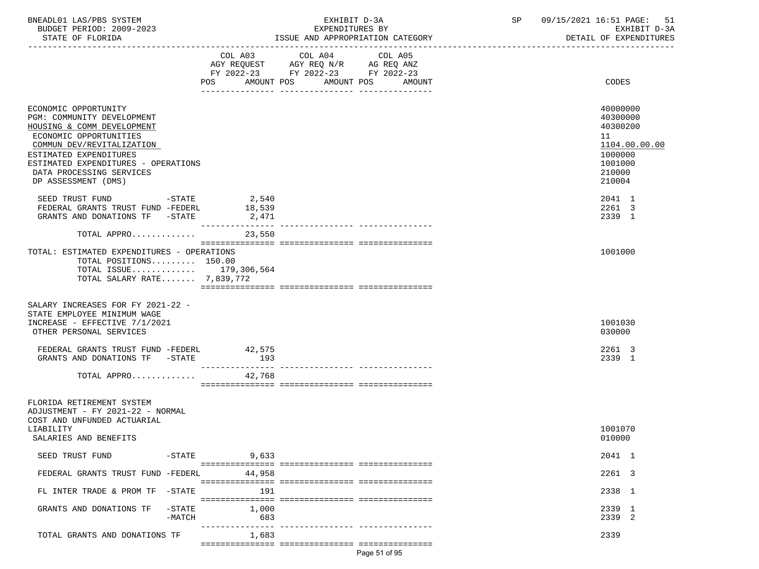BNEADL01 LAS/PBS SYSTEM — EXHIBIT D-3A — SP 09/15/2021 16:51
BUDGET PERIOD: 2009-2023 — EXPENDITURES BY — EXHIBIT D-3A
STATE OF FLORIDA — ISSUE AND APPROPRIATION CATEGORY — DETAIL OF EXPENDITURES

| | COL A03 AGY REQUEST FY 2022-23 POS AMOUNT | COL A04 AGY REQ N/R FY 2022-23 POS AMOUNT | COL A05 AG REQ ANZ FY 2022-23 POS AMOUNT | CODES |
|---|---|---|---|---|
| ECONOMIC OPPORTUNITY | | | | 40000000 |
| PGM: COMMUNITY DEVELOPMENT | | | | 40300000 |
| HOUSING & COMM DEVELOPMENT | | | | 40300200 |
| ECONOMIC OPPORTUNITIES | | | | 11 |
| COMMUN DEV/REVITALIZATION | | | | 1104.00.00.00 |
| ESTIMATED EXPENDITURES | | | | 1000000 |
| ESTIMATED EXPENDITURES - OPERATIONS | | | | 1001000 |
| DATA PROCESSING SERVICES | | | | 210000 |
| DP ASSESSMENT (DMS) | | | | 210004 |
| SEED TRUST FUND -STATE | 2,540 | | | 2041 1 |
| FEDERAL GRANTS TRUST FUND -FEDERL | 18,539 | | | 2261 3 |
| GRANTS AND DONATIONS TF -STATE | 2,471 | | | 2339 1 |
| TOTAL APPRO............ | 23,550 | | | |
| TOTAL: ESTIMATED EXPENDITURES - OPERATIONS | | | | 1001000 |
| TOTAL POSITIONS......... | 150.00 | | | |
| TOTAL ISSUE............ | 179,306,564 | | | |
| TOTAL SALARY RATE....... | 7,839,772 | | | |
| SALARY INCREASES FOR FY 2021-22 - STATE EMPLOYEE MINIMUM WAGE INCREASE - EFFECTIVE 7/1/2021 | | | | 1001030 |
| OTHER PERSONAL SERVICES | | | | 030000 |
| FEDERAL GRANTS TRUST FUND -FEDERL | 42,575 | | | 2261 3 |
| GRANTS AND DONATIONS TF -STATE | 193 | | | 2339 1 |
| TOTAL APPRO............ | 42,768 | | | |
| FLORIDA RETIREMENT SYSTEM ADJUSTMENT - FY 2021-22 - NORMAL COST AND UNFUNDED ACTUARIAL LIABILITY | | | | 1001070 |
| SALARIES AND BENEFITS | | | | 010000 |
| SEED TRUST FUND -STATE | 9,633 | | | 2041 1 |
| FEDERAL GRANTS TRUST FUND -FEDERL | 44,958 | | | 2261 3 |
| FL INTER TRADE & PROM TF -STATE | 191 | | | 2338 1 |
| GRANTS AND DONATIONS TF -STATE | 1,000 | | | 2339 1 |
| -MATCH | 683 | | | 2339 2 |
| TOTAL GRANTS AND DONATIONS TF | 1,683 | | | 2339 |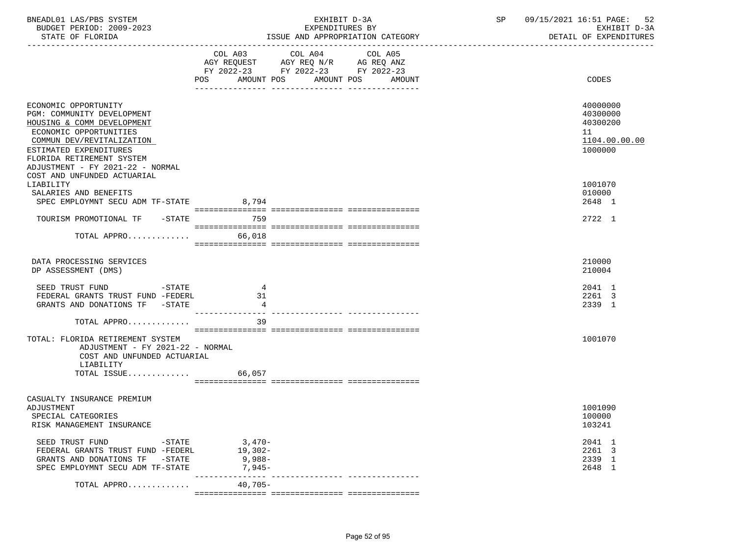BNEADL01 LAS/PBS SYSTEM — EXHIBIT D-3A — SP 09/15/2021 16:51

BUDGET PERIOD: 2009-2023 — EXPENDITURES BY — EXHIBIT D-3A

STATE OF FLORIDA — ISSUE AND APPROPRIATION CATEGORY — DETAIL OF EXPENDITURES

| | COL A03 AGY REQUEST FY 2022-23 POS AMOUNT | COL A04 AGY REQ N/R FY 2022-23 POS AMOUNT | COL A05 AG REQ ANZ FY 2022-23 POS AMOUNT | CODES |
|---|---|---|---|---|
| ECONOMIC OPPORTUNITY | | | | 40000000 |
| PGM: COMMUNITY DEVELOPMENT | | | | 40300000 |
| HOUSING & COMM DEVELOPMENT | | | | 40300200 |
| ECONOMIC OPPORTUNITIES | | | | 11 |
| COMMUN DEV/REVITALIZATION | | | | 1104.00.00.00 |
| ESTIMATED EXPENDITURES | | | | 1000000 |
| FLORIDA RETIREMENT SYSTEM ADJUSTMENT - FY 2021-22 - NORMAL COST AND UNFUNDED ACTUARIAL LIABILITY | | | | 1001070 |
| SALARIES AND BENEFITS | | | | 010000 |
| SPEC EMPLOYMNT SECU ADM TF-STATE | 8,794 | | | 2648 1 |
| TOURISM PROMOTIONAL TF -STATE | 759 | | | 2722 1 |
| TOTAL APPRO............. | 66,018 | | | |
| DATA PROCESSING SERVICES | | | | 210000 |
| DP ASSESSMENT (DMS) | | | | 210004 |
| SEED TRUST FUND -STATE | 4 | | | 2041 1 |
| FEDERAL GRANTS TRUST FUND -FEDERL | 31 | | | 2261 3 |
| GRANTS AND DONATIONS TF -STATE | 4 | | | 2339 1 |
| TOTAL APPRO............. | 39 | | | |
| TOTAL: FLORIDA RETIREMENT SYSTEM ADJUSTMENT - FY 2021-22 - NORMAL COST AND UNFUNDED ACTUARIAL LIABILITY | | | | 1001070 |
| TOTAL ISSUE............. | 66,057 | | | |
| CASUALTY INSURANCE PREMIUM ADJUSTMENT | | | | 1001090 |
| SPECIAL CATEGORIES | | | | 100000 |
| RISK MANAGEMENT INSURANCE | | | | 103241 |
| SEED TRUST FUND -STATE | 3,470- | | | 2041 1 |
| FEDERAL GRANTS TRUST FUND -FEDERL | 19,302- | | | 2261 3 |
| GRANTS AND DONATIONS TF -STATE | 9,988- | | | 2339 1 |
| SPEC EMPLOYMNT SECU ADM TF-STATE | 7,945- | | | 2648 1 |
| TOTAL APPRO............. | 40,705- | | | |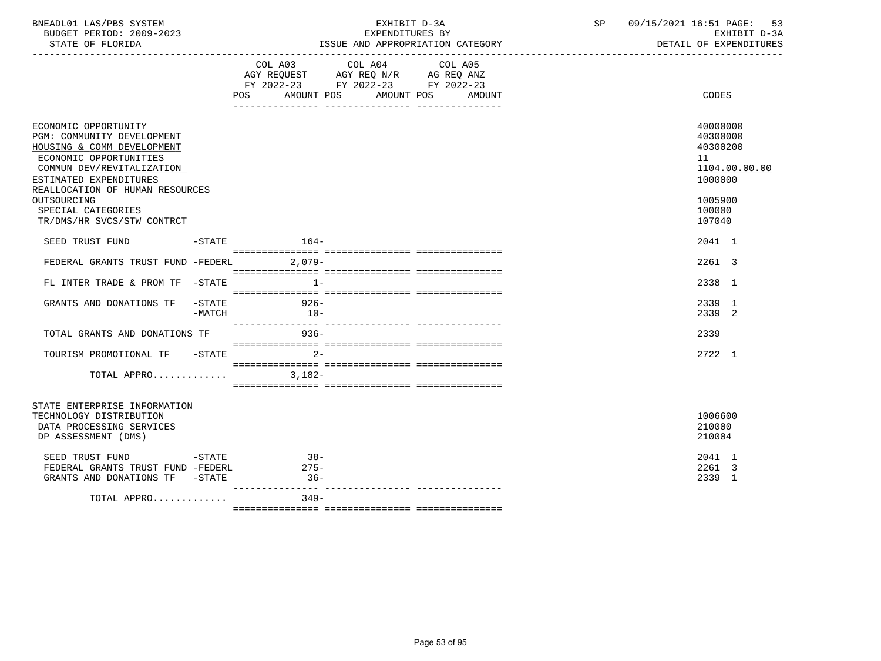BNEADL01 LAS/PBS SYSTEM
BUDGET PERIOD: 2009-2023
STATE OF FLORIDA

EXHIBIT D-3A
EXPENDITURES BY
ISSUE AND APPROPRIATION CATEGORY

SP 09/15/2021 16:51
EXHIBIT D-3A
DETAIL OF EXPENDITURES

| | COL A03 AGY REQUEST FY 2022-23 POS AMOUNT | COL A04 AGY REQ N/R FY 2022-23 POS AMOUNT | COL A05 AG REQ ANZ FY 2022-23 POS AMOUNT | CODES |
|---|---|---|---|---|
| ECONOMIC OPPORTUNITY | | | | 40000000 |
| PGM: COMMUNITY DEVELOPMENT | | | | 40300000 |
| HOUSING & COMM DEVELOPMENT | | | | 40300200 |
| ECONOMIC OPPORTUNITIES | | | | 11 |
| COMMUN DEV/REVITALIZATION | | | | 1104.00.00.00 |
| ESTIMATED EXPENDITURES | | | | 1000000 |
| REALLOCATION OF HUMAN RESOURCES OUTSOURCING | | | | 1005900 |
| SPECIAL CATEGORIES | | | | 100000 |
| TR/DMS/HR SVCS/STW CONTRCT | | | | 107040 |
| SEED TRUST FUND -STATE | 164- | | | 2041 1 |
| FEDERAL GRANTS TRUST FUND -FEDERL | 2,079- | | | 2261 3 |
| FL INTER TRADE & PROM TF -STATE | 1- | | | 2338 1 |
| GRANTS AND DONATIONS TF -STATE | 926- | | | 2339 1 |
| -MATCH | 10- | | | 2339 2 |
| TOTAL GRANTS AND DONATIONS TF | 936- | | | 2339 |
| TOURISM PROMOTIONAL TF -STATE | 2- | | | 2722 1 |
| TOTAL APPRO............ | 3,182- | | | |
| STATE ENTERPRISE INFORMATION TECHNOLOGY DISTRIBUTION | | | | 1006600 |
| DATA PROCESSING SERVICES | | | | 210000 |
| DP ASSESSMENT (DMS) | | | | 210004 |
| SEED TRUST FUND -STATE | 38- | | | 2041 1 |
| FEDERAL GRANTS TRUST FUND -FEDERL | 275- | | | 2261 3 |
| GRANTS AND DONATIONS TF -STATE | 36- | | | 2339 1 |
| TOTAL APPRO............ | 349- | | | |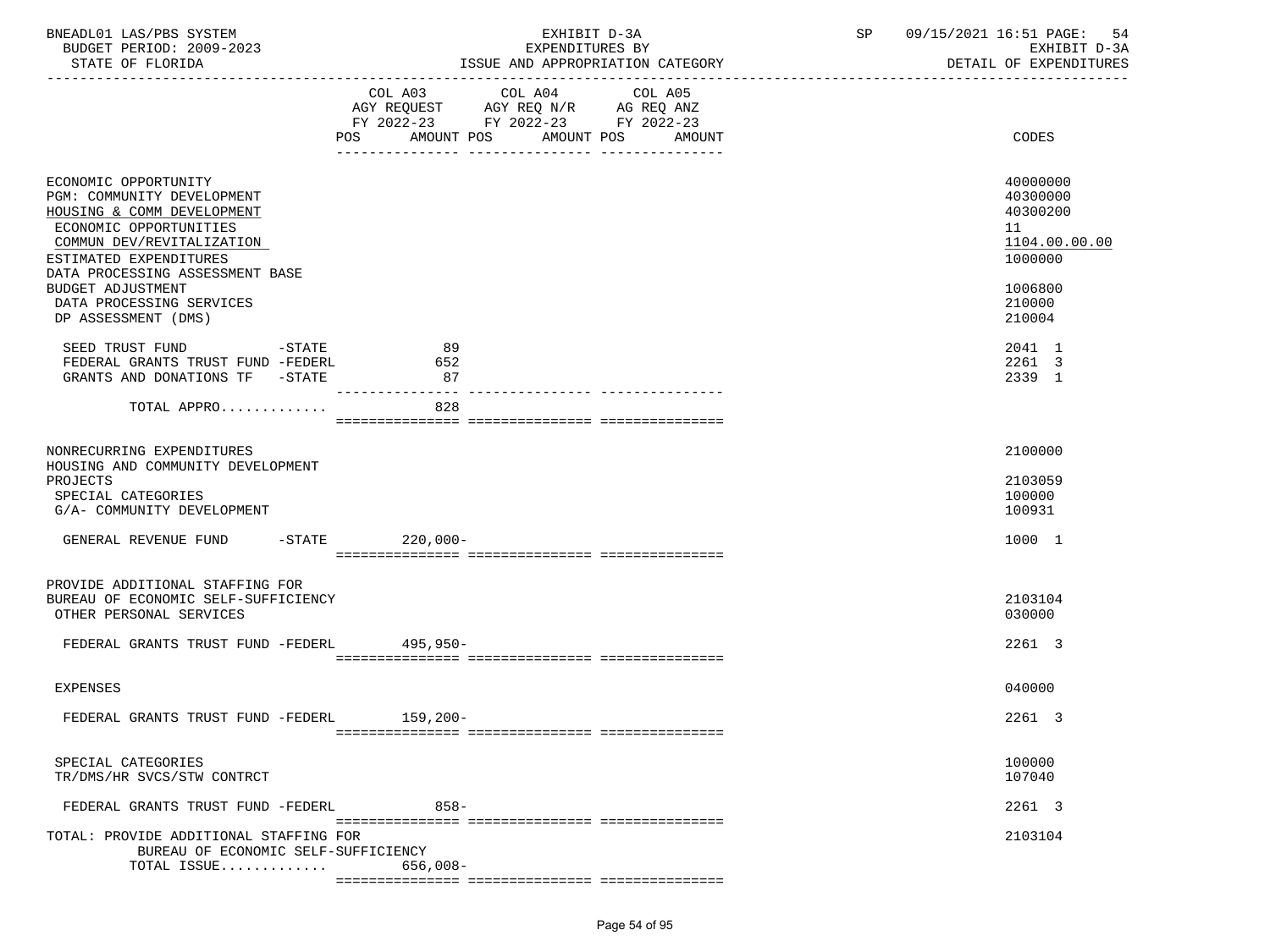BNEADL01 LAS/PBS SYSTEM | EXHIBIT D-3A | SP 09/15/2021 16:51 PAGE: 54
BUDGET PERIOD: 2009-2023 | EXPENDITURES BY | EXHIBIT D-3A
STATE OF FLORIDA | ISSUE AND APPROPRIATION CATEGORY | DETAIL OF EXPENDITURES

| | COL A03 AGY REQUEST FY 2022-23 POS AMOUNT | COL A04 AGY REQ N/R FY 2022-23 POS AMOUNT | COL A05 AG REQ ANZ FY 2022-23 POS AMOUNT | CODES |
|---|---|---|---|---|
| ECONOMIC OPPORTUNITY | | | | 40000000 |
| PGM: COMMUNITY DEVELOPMENT | | | | 40300000 |
| HOUSING & COMM DEVELOPMENT | | | | 40300200 |
| ECONOMIC OPPORTUNITIES | | | | 11 |
| COMMUN DEV/REVITALIZATION | | | | 1104.00.00.00 |
| ESTIMATED EXPENDITURES | | | | 1000000 |
| DATA PROCESSING ASSESSMENT BASE BUDGET ADJUSTMENT | | | | 1006800 |
| DATA PROCESSING SERVICES | | | | 210000 |
| DP ASSESSMENT (DMS) | | | | 210004 |
| SEED TRUST FUND -STATE | 89 | | | 2041 1 |
| FEDERAL GRANTS TRUST FUND -FEDERL | 652 | | | 2261 3 |
| GRANTS AND DONATIONS TF -STATE | 87 | | | 2339 1 |
| TOTAL APPRO............. | 828 | | | |
| NONRECURRING EXPENDITURES | | | | 2100000 |
| HOUSING AND COMMUNITY DEVELOPMENT PROJECTS | | | | 2103059 |
| SPECIAL CATEGORIES | | | | 100000 |
| G/A- COMMUNITY DEVELOPMENT | | | | 100931 |
| GENERAL REVENUE FUND -STATE | 220,000- | | | 1000 1 |
| PROVIDE ADDITIONAL STAFFING FOR BUREAU OF ECONOMIC SELF-SUFFICIENCY | | | | 2103104 |
| OTHER PERSONAL SERVICES | | | | 030000 |
| FEDERAL GRANTS TRUST FUND -FEDERL | 495,950- | | | 2261 3 |
| EXPENSES | | | | 040000 |
| FEDERAL GRANTS TRUST FUND -FEDERL | 159,200- | | | 2261 3 |
| SPECIAL CATEGORIES | | | | 100000 |
| TR/DMS/HR SVCS/STW CONTRCT | | | | 107040 |
| FEDERAL GRANTS TRUST FUND -FEDERL | 858- | | | 2261 3 |
| TOTAL: PROVIDE ADDITIONAL STAFFING FOR BUREAU OF ECONOMIC SELF-SUFFICIENCY | | | | 2103104 |
| TOTAL ISSUE............. | 656,008- | | | |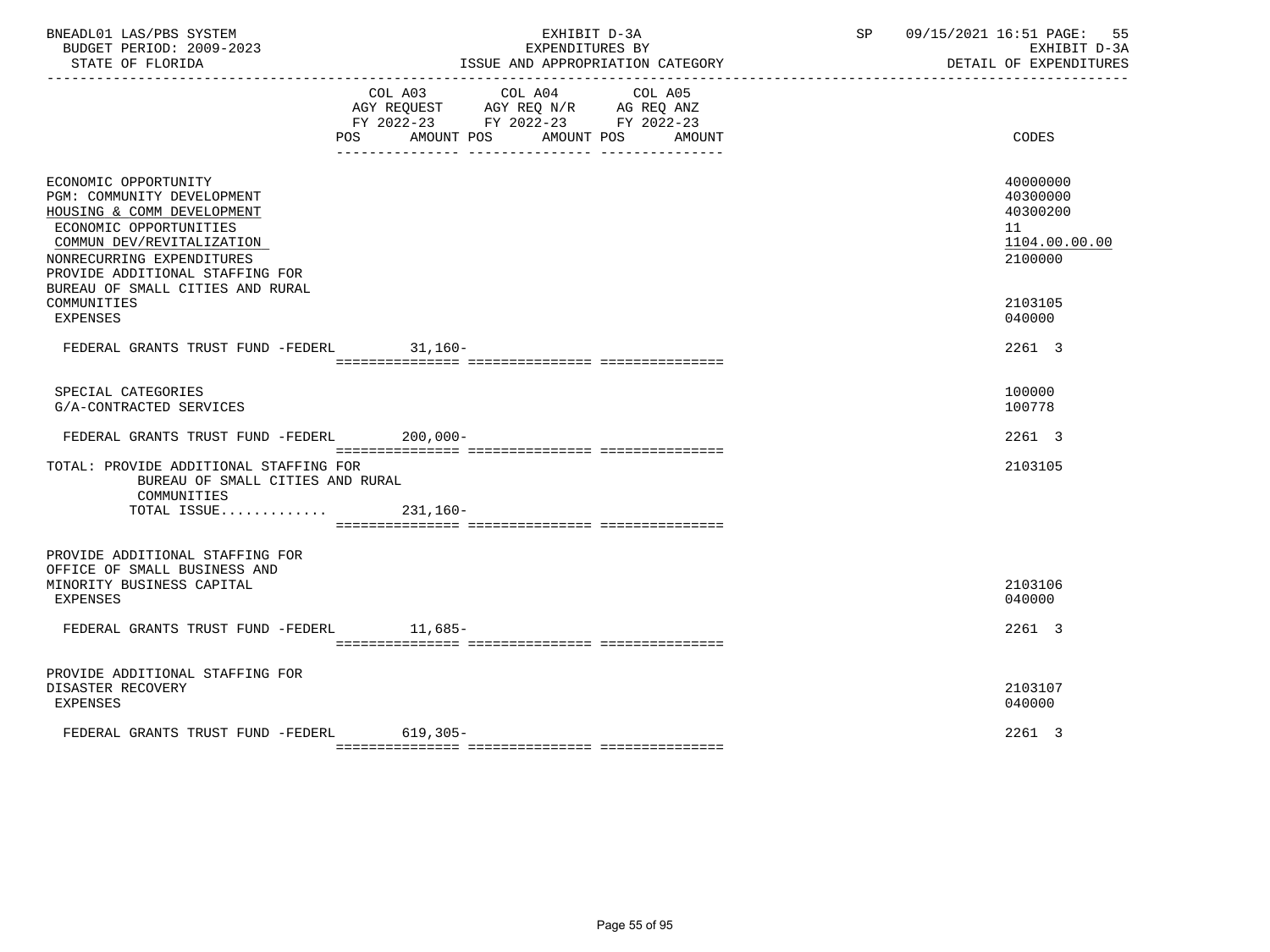BNEADL01 LAS/PBS SYSTEM — EXHIBIT D-3A — SP 09/15/2021 16:51 PAGE: 55
BUDGET PERIOD: 2009-2023 — EXPENDITURES BY — EXHIBIT D-3A
STATE OF FLORIDA — ISSUE AND APPROPRIATION CATEGORY — DETAIL OF EXPENDITURES

| | COL A03 AGY REQUEST FY 2022-23 POS AMOUNT | COL A04 AGY REQ N/R FY 2022-23 POS AMOUNT | COL A05 AG REQ ANZ FY 2022-23 POS AMOUNT | CODES |
|---|---|---|---|---|
| ECONOMIC OPPORTUNITY | | | | 40000000 |
| PGM: COMMUNITY DEVELOPMENT | | | | 40300000 |
| HOUSING & COMM DEVELOPMENT | | | | 40300200 |
| ECONOMIC OPPORTUNITIES | | | | 11 |
| COMMUN DEV/REVITALIZATION | | | | 1104.00.00.00 |
| NONRECURRING EXPENDITURES | | | | 2100000 |
| PROVIDE ADDITIONAL STAFFING FOR BUREAU OF SMALL CITIES AND RURAL COMMUNITIES | | | | 2103105 |
| EXPENSES | | | | 040000 |
| FEDERAL GRANTS TRUST FUND -FEDERL | 31,160- | | | 2261 3 |
| SPECIAL CATEGORIES | | | | 100000 |
| G/A-CONTRACTED SERVICES | | | | 100778 |
| FEDERAL GRANTS TRUST FUND -FEDERL | 200,000- | | | 2261 3 |
| TOTAL: PROVIDE ADDITIONAL STAFFING FOR BUREAU OF SMALL CITIES AND RURAL COMMUNITIES | | | | 2103105 |
| TOTAL ISSUE............ | 231,160- | | | |
| PROVIDE ADDITIONAL STAFFING FOR OFFICE OF SMALL BUSINESS AND MINORITY BUSINESS CAPITAL | | | | 2103106 |
| EXPENSES | | | | 040000 |
| FEDERAL GRANTS TRUST FUND -FEDERL | 11,685- | | | 2261 3 |
| PROVIDE ADDITIONAL STAFFING FOR DISASTER RECOVERY | | | | 2103107 |
| EXPENSES | | | | 040000 |
| FEDERAL GRANTS TRUST FUND -FEDERL | 619,305- | | | 2261 3 |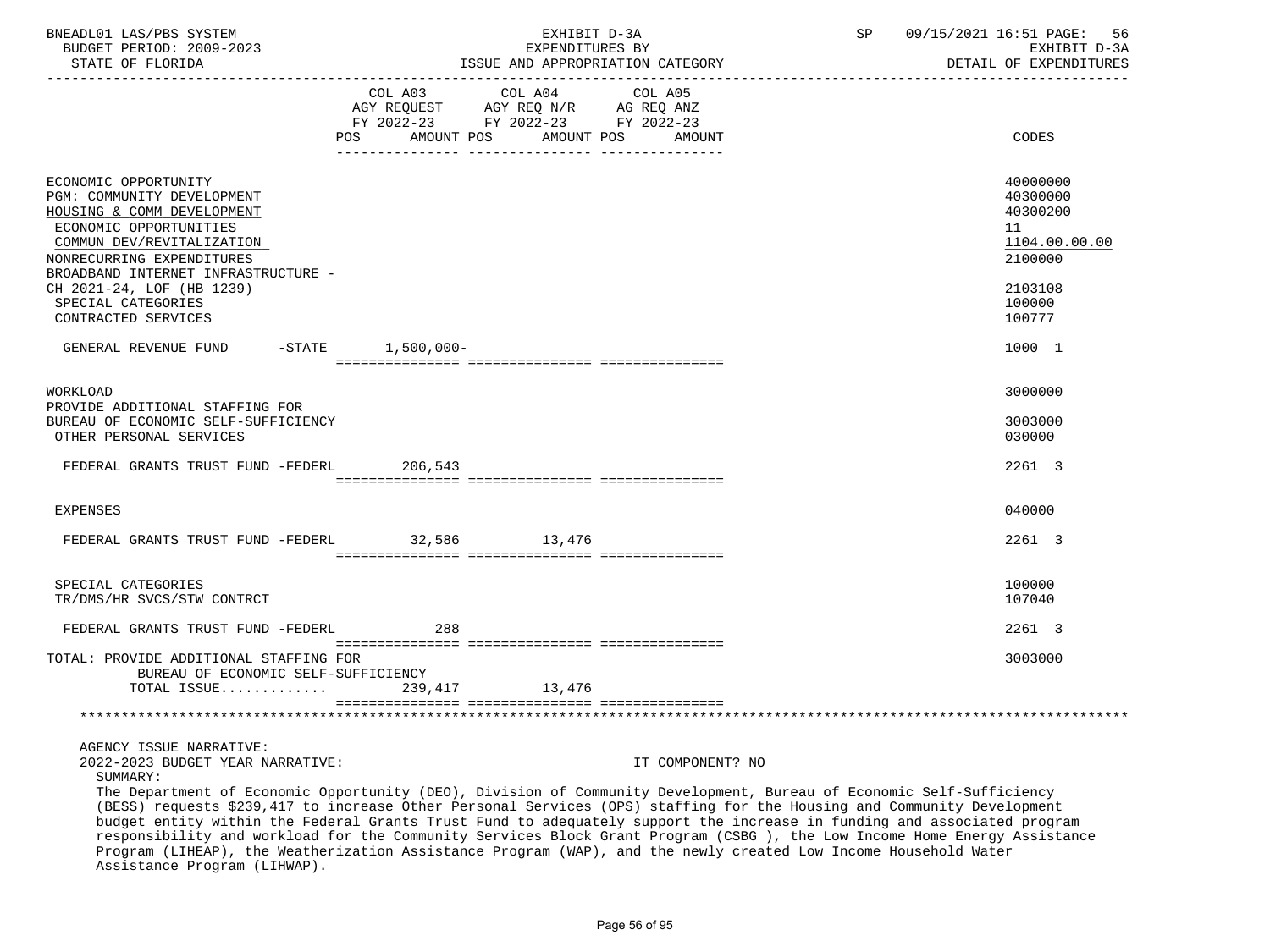BNEADL01 LAS/PBS SYSTEM — EXHIBIT D-3A — SP 09/15/2021 16:51
BUDGET PERIOD: 2009-2023 — EXPENDITURES BY — EXHIBIT D-3A
STATE OF FLORIDA — ISSUE AND APPROPRIATION CATEGORY — DETAIL OF EXPENDITURES

| | COL A03 AGY REQUEST FY 2022-23 POS AMOUNT | COL A04 AGY REQ N/R FY 2022-23 POS AMOUNT | COL A05 AG REQ ANZ FY 2022-23 POS AMOUNT | CODES |
|---|---|---|---|---|
| ECONOMIC OPPORTUNITY | | | | 40000000 |
| PGM: COMMUNITY DEVELOPMENT | | | | 40300000 |
| HOUSING & COMM DEVELOPMENT | | | | 40300200 |
| ECONOMIC OPPORTUNITIES | | | | 11 |
| COMMUN DEV/REVITALIZATION | | | | 1104.00.00.00 |
| NONRECURRING EXPENDITURES | | | | 2100000 |
| BROADBAND INTERNET INFRASTRUCTURE - CH 2021-24, LOF (HB 1239) | | | | 2103108 |
| SPECIAL CATEGORIES | | | | 100000 |
| CONTRACTED SERVICES | | | | 100777 |
| GENERAL REVENUE FUND -STATE | 1,500,000- | | | 1000 1 |
| WORKLOAD | | | | 3000000 |
| PROVIDE ADDITIONAL STAFFING FOR BUREAU OF ECONOMIC SELF-SUFFICIENCY | | | | 3003000 |
| OTHER PERSONAL SERVICES | | | | 030000 |
| FEDERAL GRANTS TRUST FUND -FEDERL | 206,543 | | | 2261 3 |
| EXPENSES | | | | 040000 |
| FEDERAL GRANTS TRUST FUND -FEDERL | 32,586 | 13,476 | | 2261 3 |
| SPECIAL CATEGORIES | | | | 100000 |
| TR/DMS/HR SVCS/STW CONTRCT | | | | 107040 |
| FEDERAL GRANTS TRUST FUND -FEDERL | 288 | | | 2261 3 |
| TOTAL: PROVIDE ADDITIONAL STAFFING FOR BUREAU OF ECONOMIC SELF-SUFFICIENCY | | | | 3003000 |
| TOTAL ISSUE............ | 239,417 | 13,476 | | |

AGENCY ISSUE NARRATIVE:

2022-2023 BUDGET YEAR NARRATIVE: IT COMPONENT? NO

SUMMARY:

The Department of Economic Opportunity (DEO), Division of Community Development, Bureau of Economic Self-Sufficiency (BESS) requests $239,417 to increase Other Personal Services (OPS) staffing for the Housing and Community Development budget entity within the Federal Grants Trust Fund to adequately support the increase in funding and associated program responsibility and workload for the Community Services Block Grant Program (CSBG ), the Low Income Home Energy Assistance Program (LIHEAP), the Weatherization Assistance Program (WAP), and the newly created Low Income Household Water Assistance Program (LIHWAP).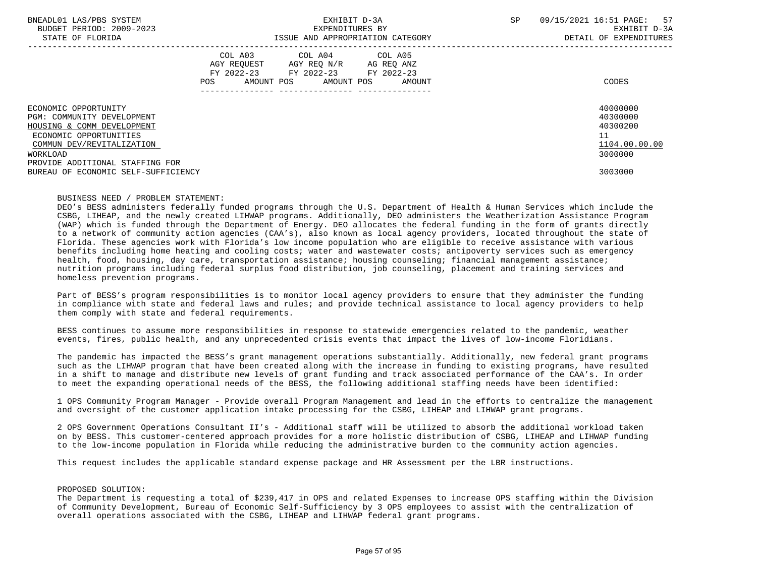| | COL A03 AGY REQUEST FY 2022-23 POS AMOUNT | COL A04 AGY REQ N/R FY 2022-23 POS AMOUNT | COL A05 AG REQ ANZ FY 2022-23 POS AMOUNT | CODES |
|---|---|---|---|---|
| ECONOMIC OPPORTUNITY | | | | 40000000 |
| PGM: COMMUNITY DEVELOPMENT | | | | 40300000 |
| HOUSING & COMM DEVELOPMENT | | | | 40300200 |
| ECONOMIC OPPORTUNITIES | | | | 11 |
| COMMUN DEV/REVITALIZATION | | | | 1104.00.00.00 |
| WORKLOAD | | | | 3000000 |
| PROVIDE ADDITIONAL STAFFING FOR BUREAU OF ECONOMIC SELF-SUFFICIENCY | | | | 3003000 |

BUSINESS NEED / PROBLEM STATEMENT:

DEO's BESS administers federally funded programs through the U.S. Department of Health & Human Services which include the CSBG, LIHEAP, and the newly created LIHWAP programs. Additionally, DEO administers the Weatherization Assistance Program (WAP) which is funded through the Department of Energy. DEO allocates the federal funding in the form of grants directly to a network of community action agencies (CAA's), also known as local agency providers, located throughout the state of Florida. These agencies work with Florida's low income population who are eligible to receive assistance with various benefits including home heating and cooling costs; water and wastewater costs; antipoverty services such as emergency health, food, housing, day care, transportation assistance; housing counseling; financial management assistance; nutrition programs including federal surplus food distribution, job counseling, placement and training services and homeless prevention programs.

Part of BESS's program responsibilities is to monitor local agency providers to ensure that they administer the funding in compliance with state and federal laws and rules; and provide technical assistance to local agency providers to help them comply with state and federal requirements.

BESS continues to assume more responsibilities in response to statewide emergencies related to the pandemic, weather events, fires, public health, and any unprecedented crisis events that impact the lives of low-income Floridians.

The pandemic has impacted the BESS's grant management operations substantially. Additionally, new federal grant programs such as the LIHWAP program that have been created along with the increase in funding to existing programs, have resulted in a shift to manage and distribute new levels of grant funding and track associated performance of the CAA's. In order to meet the expanding operational needs of the BESS, the following additional staffing needs have been identified:

1 OPS Community Program Manager - Provide overall Program Management and lead in the efforts to centralize the management and oversight of the customer application intake processing for the CSBG, LIHEAP and LIHWAP grant programs.

2 OPS Government Operations Consultant II's - Additional staff will be utilized to absorb the additional workload taken on by BESS. This customer-centered approach provides for a more holistic distribution of CSBG, LIHEAP and LIHWAP funding to the low-income population in Florida while reducing the administrative burden to the community action agencies.

This request includes the applicable standard expense package and HR Assessment per the LBR instructions.

PROPOSED SOLUTION:

The Department is requesting a total of $239,417 in OPS and related Expenses to increase OPS staffing within the Division of Community Development, Bureau of Economic Self-Sufficiency by 3 OPS employees to assist with the centralization of overall operations associated with the CSBG, LIHEAP and LIHWAP federal grant programs.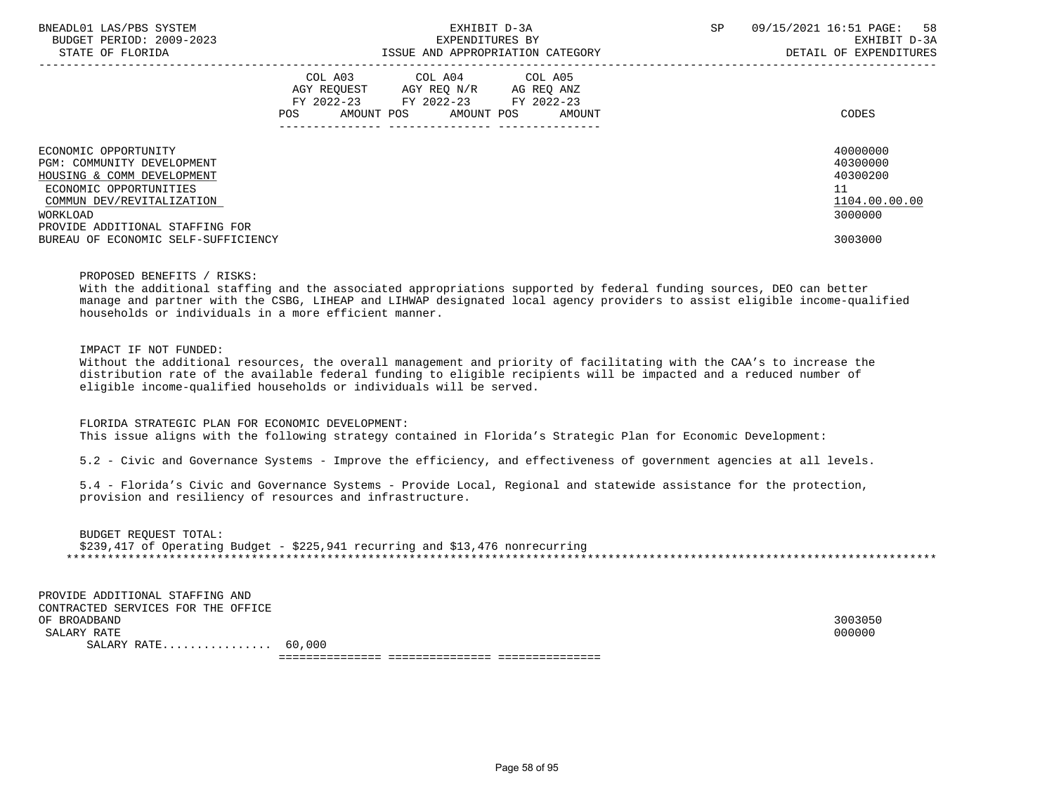| | COL A03 AGY REQUEST FY 2022-23 POS AMOUNT | COL A04 AGY REQ N/R FY 2022-23 POS AMOUNT | COL A05 AG REQ ANZ FY 2022-23 POS AMOUNT | CODES |
|---|---|---|---|---|
| ECONOMIC OPPORTUNITY | | | | 40000000 |
| PGM: COMMUNITY DEVELOPMENT | | | | 40300000 |
| HOUSING & COMM DEVELOPMENT | | | | 40300200 |
| ECONOMIC OPPORTUNITIES | | | | 11 |
| COMMUN DEV/REVITALIZATION | | | | 1104.00.00.00 |
| WORKLOAD | | | | 3000000 |
| PROVIDE ADDITIONAL STAFFING FOR BUREAU OF ECONOMIC SELF-SUFFICIENCY | | | | 3003000 |

PROPOSED BENEFITS / RISKS:
With the additional staffing and the associated appropriations supported by federal funding sources, DEO can better manage and partner with the CSBG, LIHEAP and LIHWAP designated local agency providers to assist eligible income-qualified households or individuals in a more efficient manner.

IMPACT IF NOT FUNDED:
Without the additional resources, the overall management and priority of facilitating with the CAA's to increase the distribution rate of the available federal funding to eligible recipients will be impacted and a reduced number of eligible income-qualified households or individuals will be served.

FLORIDA STRATEGIC PLAN FOR ECONOMIC DEVELOPMENT:
This issue aligns with the following strategy contained in Florida's Strategic Plan for Economic Development:

5.2 - Civic and Governance Systems - Improve the efficiency, and effectiveness of government agencies at all levels.

5.4 - Florida's Civic and Governance Systems - Provide Local, Regional and statewide assistance for the protection, provision and resiliency of resources and infrastructure.

BUDGET REQUEST TOTAL:
$239,417 of Operating Budget - $225,941 recurring and $13,476 nonrecurring

*****************************************************************************************************************************

| | COL A03 | COL A04 | COL A05 | CODES |
|---|---|---|---|---|
| PROVIDE ADDITIONAL STAFFING AND CONTRACTED SERVICES FOR THE OFFICE OF BROADBAND | | | | 3003050 |
| SALARY RATE | | | | 000000 |
| SALARY RATE................ | 60,000 | | | |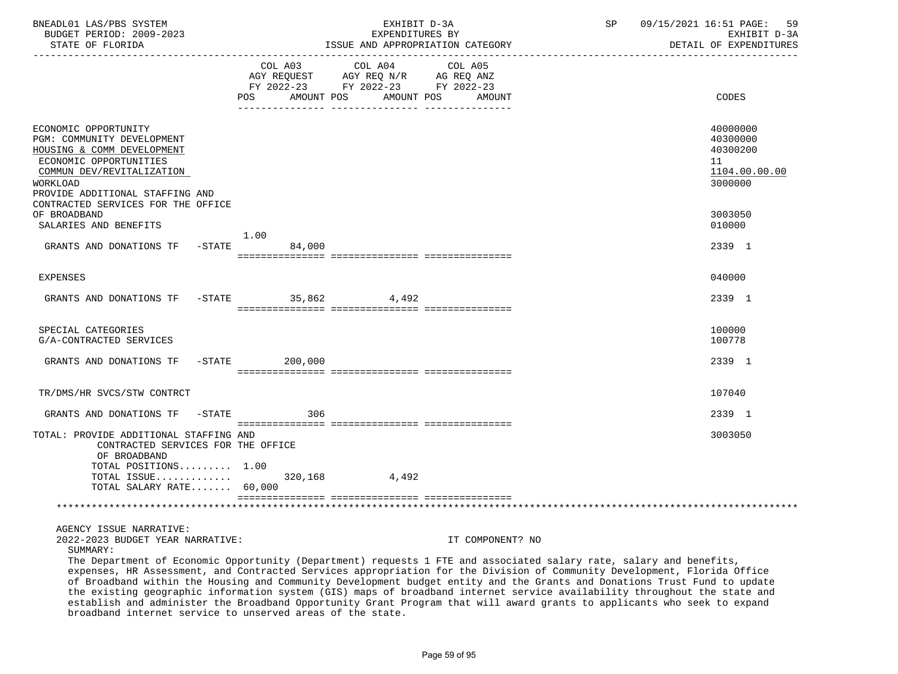BNEADL01 LAS/PBS SYSTEM | EXHIBIT D-3A | SP 09/15/2021 16:51 PAGE: 59
BUDGET PERIOD: 2009-2023 | EXPENDITURES BY | EXHIBIT D-3A
STATE OF FLORIDA | ISSUE AND APPROPRIATION CATEGORY | DETAIL OF EXPENDITURES

| | COL A03 AGY REQUEST FY 2022-23 POS AMOUNT | COL A04 AGY REQ N/R FY 2022-23 POS AMOUNT | COL A05 AG REQ ANZ FY 2022-23 POS AMOUNT | CODES |
|---|---|---|---|---|
| ECONOMIC OPPORTUNITY | | | | 40000000 |
| PGM: COMMUNITY DEVELOPMENT | | | | 40300000 |
| HOUSING & COMM DEVELOPMENT | | | | 40300200 |
| ECONOMIC OPPORTUNITIES | | | | 11 |
| COMMUN DEV/REVITALIZATION | | | | 1104.00.00.00 |
| WORKLOAD | | | | 3000000 |
| PROVIDE ADDITIONAL STAFFING AND CONTRACTED SERVICES FOR THE OFFICE OF BROADBAND | | | | 3003050 |
| SALARIES AND BENEFITS | | | | 010000 |
| GRANTS AND DONATIONS TF -STATE | 1.00 84,000 | | | 2339 1 |
| EXPENSES | | | | 040000 |
| GRANTS AND DONATIONS TF -STATE | 35,862 | 4,492 | | 2339 1 |
| SPECIAL CATEGORIES | | | | 100000 |
| G/A-CONTRACTED SERVICES | | | | 100778 |
| GRANTS AND DONATIONS TF -STATE | 200,000 | | | 2339 1 |
| TR/DMS/HR SVCS/STW CONTRCT | | | | 107040 |
| GRANTS AND DONATIONS TF -STATE | 306 | | | 2339 1 |
| TOTAL: PROVIDE ADDITIONAL STAFFING AND CONTRACTED SERVICES FOR THE OFFICE OF BROADBAND | | | | 3003050 |
| TOTAL POSITIONS......... | 1.00 | | | |
| TOTAL ISSUE............. | 320,168 | 4,492 | | |
| TOTAL SALARY RATE....... | 60,000 | | | |

AGENCY ISSUE NARRATIVE:
2022-2023 BUDGET YEAR NARRATIVE: IT COMPONENT? NO

SUMMARY:

The Department of Economic Opportunity (Department) requests 1 FTE and associated salary rate, salary and benefits, expenses, HR Assessment, and Contracted Services appropriation for the Division of Community Development, Florida Office of Broadband within the Housing and Community Development budget entity and the Grants and Donations Trust Fund to update the existing geographic information system (GIS) maps of broadband internet service availability throughout the state and establish and administer the Broadband Opportunity Grant Program that will award grants to applicants who seek to expand broadband internet service to unserved areas of the state.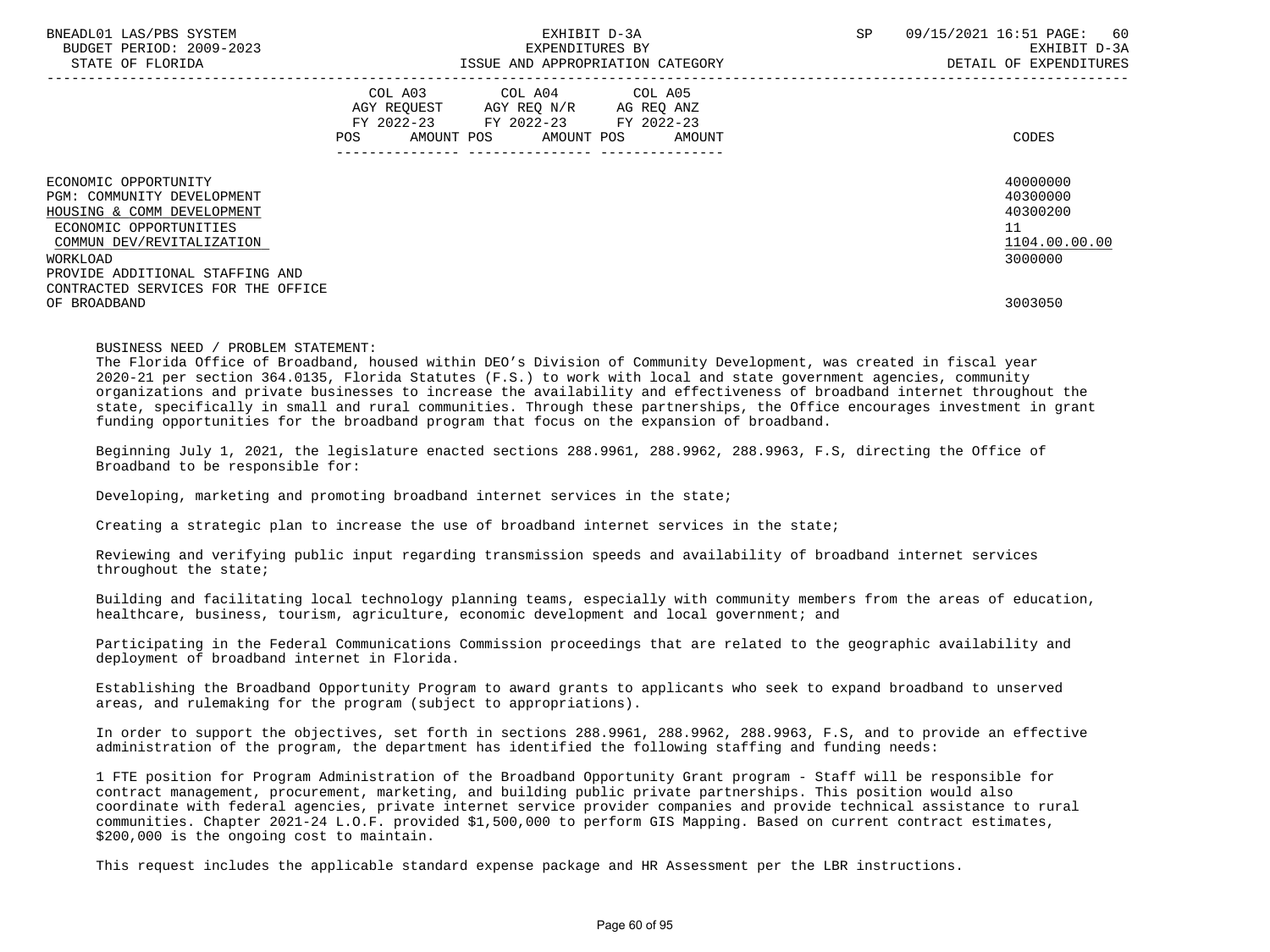| | COL A03 AGY REQUEST FY 2022-23 POS AMOUNT | COL A04 AGY REQ N/R FY 2022-23 POS AMOUNT | COL A05 AG REQ ANZ FY 2022-23 POS AMOUNT | CODES |
|---|---|---|---|---|
| ECONOMIC OPPORTUNITY | | | | 40000000 |
| PGM: COMMUNITY DEVELOPMENT | | | | 40300000 |
| HOUSING & COMM DEVELOPMENT | | | | 40300200 |
| ECONOMIC OPPORTUNITIES | | | | 11 |
| COMMUN DEV/REVITALIZATION | | | | 1104.00.00.00 |
| WORKLOAD | | | | 3000000 |
| PROVIDE ADDITIONAL STAFFING AND CONTRACTED SERVICES FOR THE OFFICE OF BROADBAND | | | | 3003050 |

BUSINESS NEED / PROBLEM STATEMENT:

The Florida Office of Broadband, housed within DEO's Division of Community Development, was created in fiscal year 2020-21 per section 364.0135, Florida Statutes (F.S.) to work with local and state government agencies, community organizations and private businesses to increase the availability and effectiveness of broadband internet throughout the state, specifically in small and rural communities. Through these partnerships, the Office encourages investment in grant funding opportunities for the broadband program that focus on the expansion of broadband.

Beginning July 1, 2021, the legislature enacted sections 288.9961, 288.9962, 288.9963, F.S, directing the Office of Broadband to be responsible for:

Developing, marketing and promoting broadband internet services in the state;

Creating a strategic plan to increase the use of broadband internet services in the state;

Reviewing and verifying public input regarding transmission speeds and availability of broadband internet services throughout the state;

Building and facilitating local technology planning teams, especially with community members from the areas of education, healthcare, business, tourism, agriculture, economic development and local government; and

Participating in the Federal Communications Commission proceedings that are related to the geographic availability and deployment of broadband internet in Florida.

Establishing the Broadband Opportunity Program to award grants to applicants who seek to expand broadband to unserved areas, and rulemaking for the program (subject to appropriations).

In order to support the objectives, set forth in sections 288.9961, 288.9962, 288.9963, F.S, and to provide an effective administration of the program, the department has identified the following staffing and funding needs:

1 FTE position for Program Administration of the Broadband Opportunity Grant program - Staff will be responsible for contract management, procurement, marketing, and building public private partnerships. This position would also coordinate with federal agencies, private internet service provider companies and provide technical assistance to rural communities. Chapter 2021-24 L.O.F. provided $1,500,000 to perform GIS Mapping. Based on current contract estimates, $200,000 is the ongoing cost to maintain.

This request includes the applicable standard expense package and HR Assessment per the LBR instructions.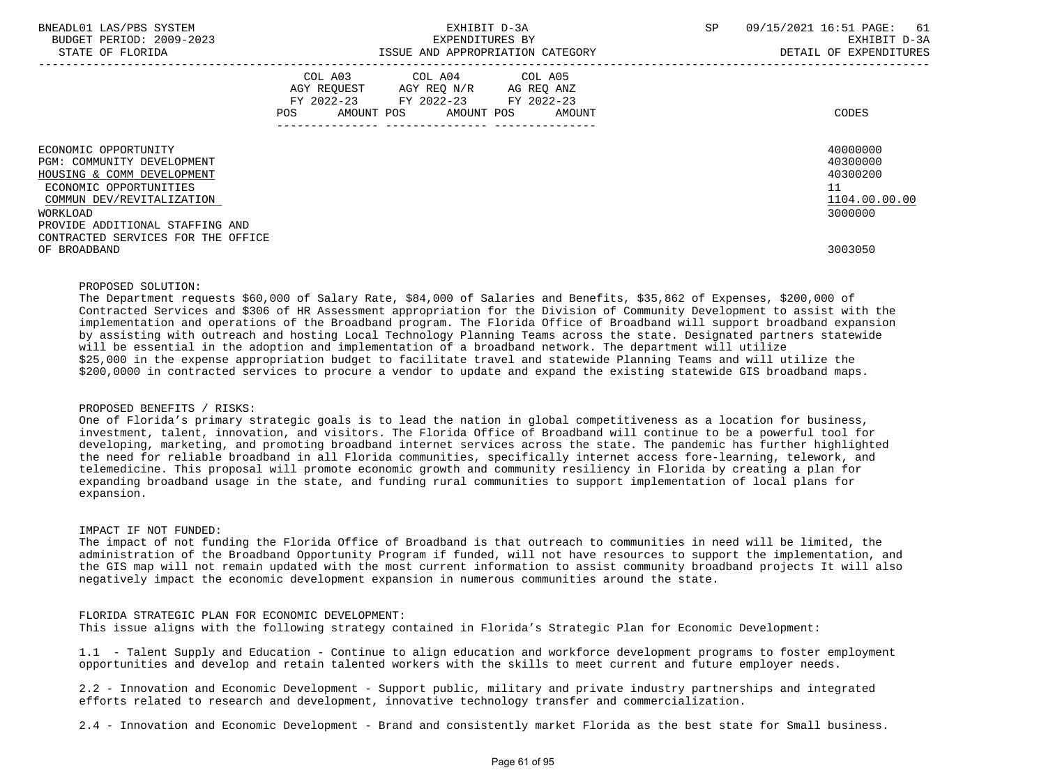| | COL A03 AGY REQUEST FY 2022-23 POS AMOUNT | COL A04 AGY REQ N/R FY 2022-23 POS AMOUNT | COL A05 AG REQ ANZ FY 2022-23 POS AMOUNT | CODES |
|---|---|---|---|---|
| ECONOMIC OPPORTUNITY | | | | 40000000 |
| PGM: COMMUNITY DEVELOPMENT | | | | 40300000 |
| HOUSING & COMM DEVELOPMENT | | | | 40300200 |
| ECONOMIC OPPORTUNITIES | | | | 11 |
| COMMUN DEV/REVITALIZATION | | | | 1104.00.00.00 |
| WORKLOAD | | | | 3000000 |
| PROVIDE ADDITIONAL STAFFING AND CONTRACTED SERVICES FOR THE OFFICE OF BROADBAND | | | | 3003050 |

PROPOSED SOLUTION:
The Department requests $60,000 of Salary Rate, $84,000 of Salaries and Benefits, $35,862 of Expenses, $200,000 of Contracted Services and $306 of HR Assessment appropriation for the Division of Community Development to assist with the implementation and operations of the Broadband program. The Florida Office of Broadband will support broadband expansion by assisting with outreach and hosting Local Technology Planning Teams across the state. Designated partners statewide will be essential in the adoption and implementation of a broadband network. The department will utilize $25,000 in the expense appropriation budget to facilitate travel and statewide Planning Teams and will utilize the $200,0000 in contracted services to procure a vendor to update and expand the existing statewide GIS broadband maps.

PROPOSED BENEFITS / RISKS:
One of Florida's primary strategic goals is to lead the nation in global competitiveness as a location for business, investment, talent, innovation, and visitors. The Florida Office of Broadband will continue to be a powerful tool for developing, marketing, and promoting broadband internet services across the state. The pandemic has further highlighted the need for reliable broadband in all Florida communities, specifically internet access fore-learning, telework, and telemedicine. This proposal will promote economic growth and community resiliency in Florida by creating a plan for expanding broadband usage in the state, and funding rural communities to support implementation of local plans for expansion.

IMPACT IF NOT FUNDED:
The impact of not funding the Florida Office of Broadband is that outreach to communities in need will be limited, the administration of the Broadband Opportunity Program if funded, will not have resources to support the implementation, and the GIS map will not remain updated with the most current information to assist community broadband projects It will also negatively impact the economic development expansion in numerous communities around the state.

FLORIDA STRATEGIC PLAN FOR ECONOMIC DEVELOPMENT:
This issue aligns with the following strategy contained in Florida's Strategic Plan for Economic Development:

1.1 - Talent Supply and Education - Continue to align education and workforce development programs to foster employment opportunities and develop and retain talented workers with the skills to meet current and future employer needs.

2.2 - Innovation and Economic Development - Support public, military and private industry partnerships and integrated efforts related to research and development, innovative technology transfer and commercialization.

2.4 - Innovation and Economic Development - Brand and consistently market Florida as the best state for Small business.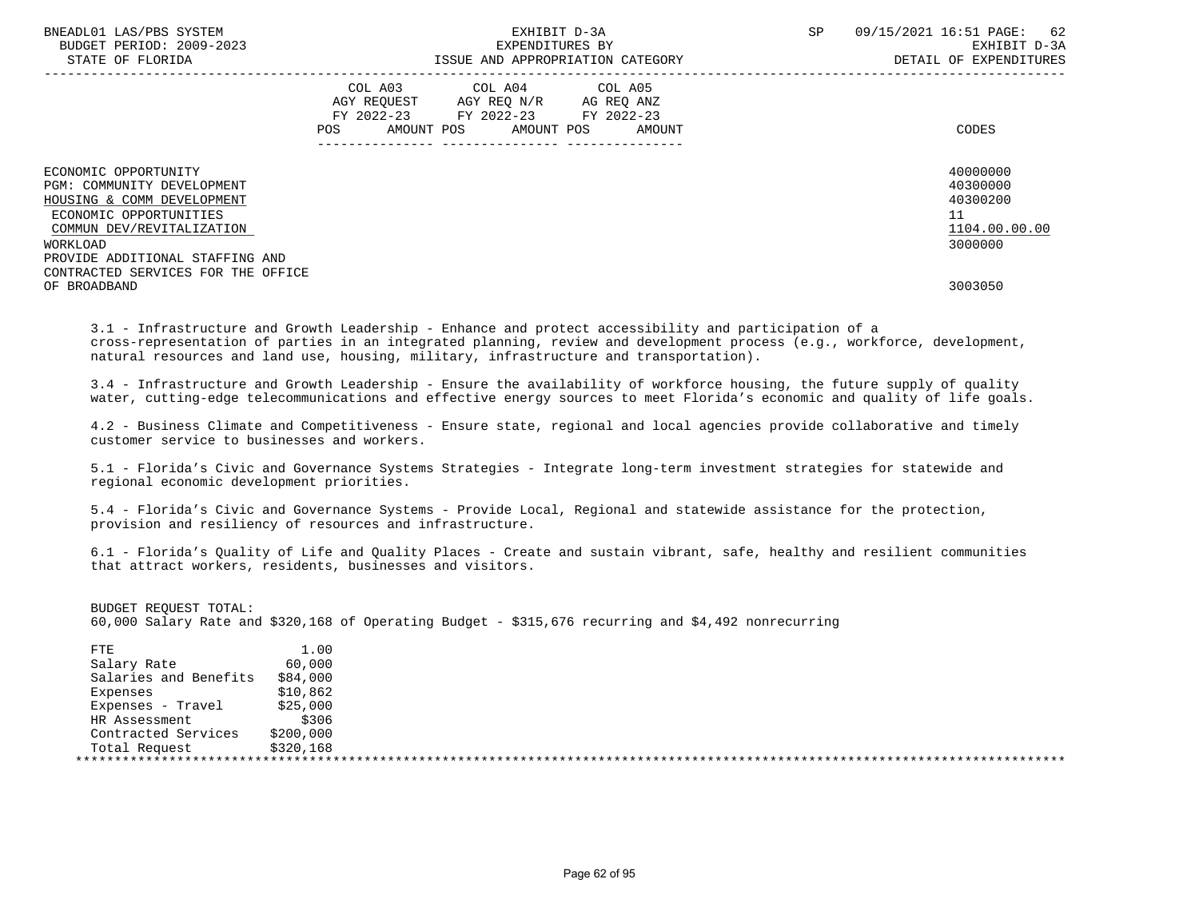BNEADL01 LAS/PBS SYSTEM — EXHIBIT D-3A — SP 09/15/2021 16:51

BUDGET PERIOD: 2009-2023 — EXPENDITURES BY — EXHIBIT D-3A

STATE OF FLORIDA — ISSUE AND APPROPRIATION CATEGORY — DETAIL OF EXPENDITURES

| | COL A03 AGY REQUEST FY 2022-23 POS AMOUNT | COL A04 AGY REQ N/R FY 2022-23 POS AMOUNT | COL A05 AG REQ ANZ FY 2022-23 POS AMOUNT | CODES |
|---|---|---|---|---|
| ECONOMIC OPPORTUNITY | | | | 40000000 |
| PGM: COMMUNITY DEVELOPMENT | | | | 40300000 |
| HOUSING & COMM DEVELOPMENT | | | | 40300200 |
| ECONOMIC OPPORTUNITIES | | | | 11 |
| COMMUN DEV/REVITALIZATION | | | | 1104.00.00.00 |
| WORKLOAD | | | | 3000000 |
| PROVIDE ADDITIONAL STAFFING AND CONTRACTED SERVICES FOR THE OFFICE OF BROADBAND | | | | 3003050 |

3.1 - Infrastructure and Growth Leadership - Enhance and protect accessibility and participation of a cross-representation of parties in an integrated planning, review and development process (e.g., workforce, development, natural resources and land use, housing, military, infrastructure and transportation).

3.4 - Infrastructure and Growth Leadership - Ensure the availability of workforce housing, the future supply of quality water, cutting-edge telecommunications and effective energy sources to meet Florida's economic and quality of life goals.

4.2 - Business Climate and Competitiveness - Ensure state, regional and local agencies provide collaborative and timely customer service to businesses and workers.

5.1 - Florida's Civic and Governance Systems Strategies - Integrate long-term investment strategies for statewide and regional economic development priorities.

5.4 - Florida's Civic and Governance Systems - Provide Local, Regional and statewide assistance for the protection, provision and resiliency of resources and infrastructure.

6.1 - Florida's Quality of Life and Quality Places - Create and sustain vibrant, safe, healthy and resilient communities that attract workers, residents, businesses and visitors.

BUDGET REQUEST TOTAL:
60,000 Salary Rate and $320,168 of Operating Budget - $315,676 recurring and $4,492 nonrecurring

| | |
|---|---|
| FTE | 1.00 |
| Salary Rate | 60,000 |
| Salaries and Benefits | $84,000 |
| Expenses | $10,862 |
| Expenses - Travel | $25,000 |
| HR Assessment | $306 |
| Contracted Services | $200,000 |
| Total Request | $320,168 |

*******************************************************************************************************************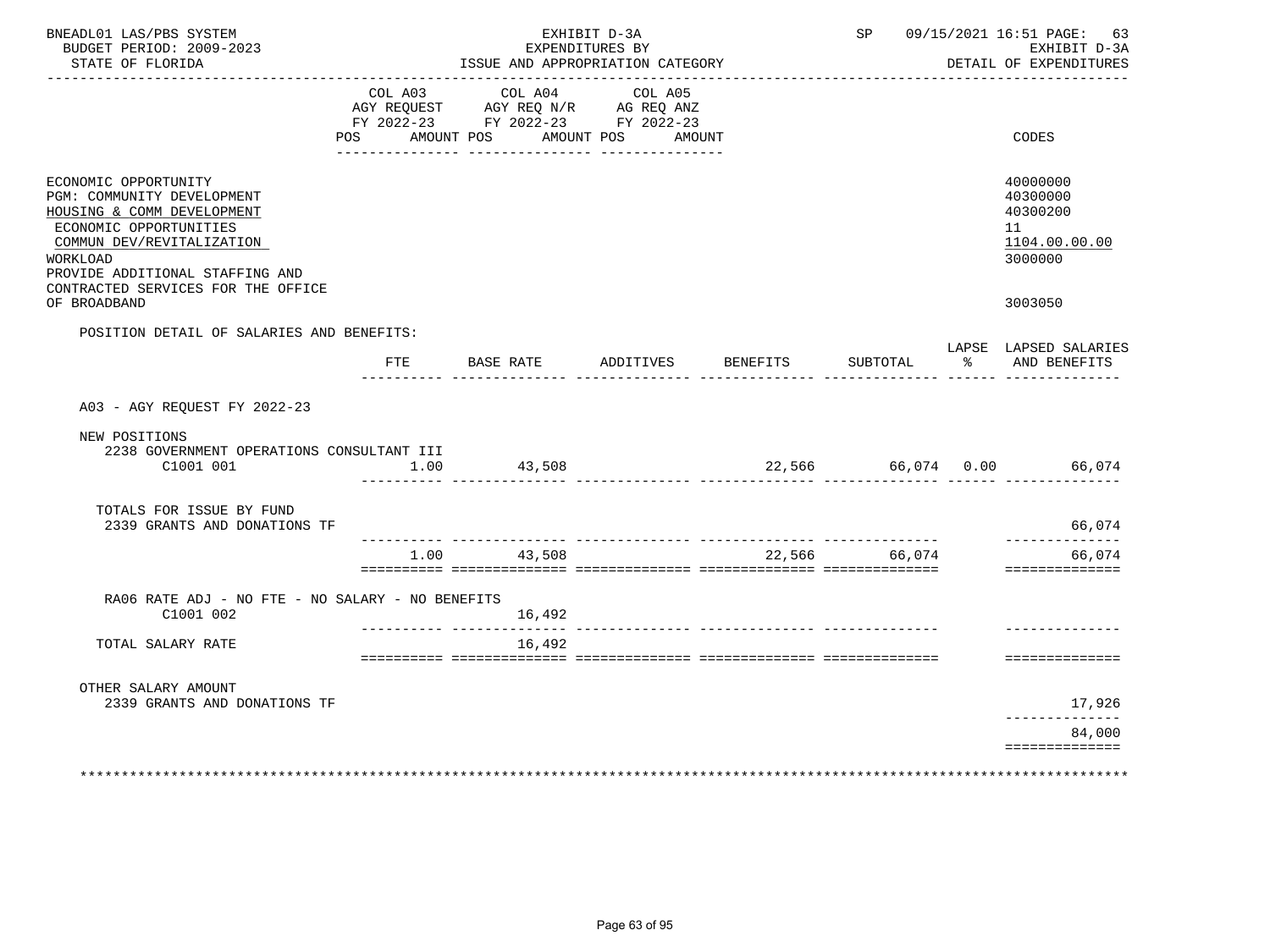BNEADL01 LAS/PBS SYSTEM — EXHIBIT D-3A — SP 09/15/2021 16:51 PAGE: 63
BUDGET PERIOD: 2009-2023 — EXPENDITURES BY — EXHIBIT D-3A
STATE OF FLORIDA — ISSUE AND APPROPRIATION CATEGORY — DETAIL OF EXPENDITURES

| | COL A03 AGY REQUEST FY 2022-23 POS AMOUNT | COL A04 AGY REQ N/R FY 2022-23 POS AMOUNT | COL A05 AG REQ ANZ FY 2022-23 POS AMOUNT | CODES |
|---|---|---|---|---|
| ECONOMIC OPPORTUNITY | | | | 40000000 |
| PGM: COMMUNITY DEVELOPMENT | | | | 40300000 |
| HOUSING & COMM DEVELOPMENT | | | | 40300200 |
| ECONOMIC OPPORTUNITIES | | | | 11 |
| COMMUN DEV/REVITALIZATION | | | | 1104.00.00.00 |
| WORKLOAD | | | | 3000000 |
| PROVIDE ADDITIONAL STAFFING AND CONTRACTED SERVICES FOR THE OFFICE OF BROADBAND | | | | 3003050 |

POSITION DETAIL OF SALARIES AND BENEFITS:

| | FTE | BASE RATE | ADDITIVES | BENEFITS | SUBTOTAL | LAPSE % | LAPSED SALARIES AND BENEFITS |
|---|---|---|---|---|---|---|---|
| A03 - AGY REQUEST FY 2022-23 | | | | | | | |
| NEW POSITIONS | | | | | | | |
| 2238 GOVERNMENT OPERATIONS CONSULTANT III C1001 001 | 1.00 | 43,508 | | 22,566 | 66,074 | 0.00 | 66,074 |
| TOTALS FOR ISSUE BY FUND | | | | | | | |
| 2339 GRANTS AND DONATIONS TF | | | | | | | 66,074 |
| | 1.00 | 43,508 | | 22,566 | 66,074 | | 66,074 |
| RA06 RATE ADJ - NO FTE - NO SALARY - NO BENEFITS C1001 002 | | 16,492 | | | | | |
| TOTAL SALARY RATE | | 16,492 | | | | | |
| OTHER SALARY AMOUNT | | | | | | | |
| 2339 GRANTS AND DONATIONS TF | | | | | | | 17,926 |
| | | | | | | | 84,000 |

***************************************************************************************************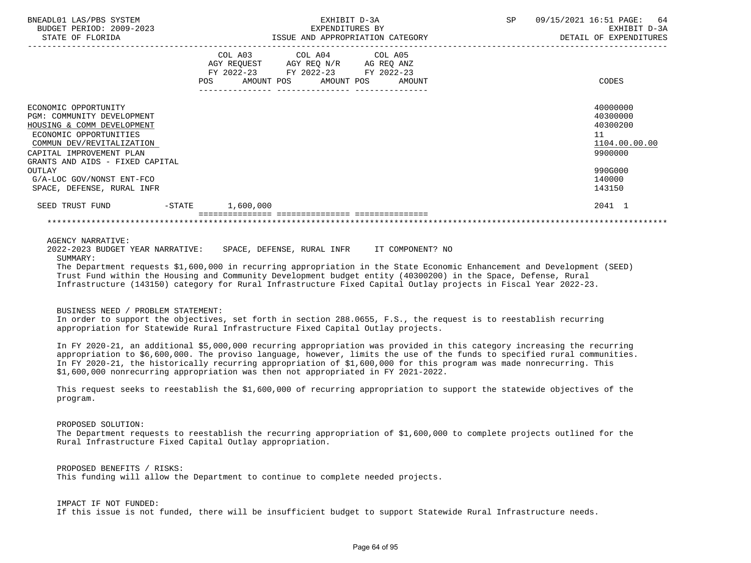BNEADL01 LAS/PBS SYSTEM — EXHIBIT D-3A — SP 09/15/2021 16:51

BUDGET PERIOD: 2009-2023 — EXPENDITURES BY — EXHIBIT D-3A

STATE OF FLORIDA — ISSUE AND APPROPRIATION CATEGORY — DETAIL OF EXPENDITURES

| | COL A03 AGY REQUEST FY 2022-23 POS AMOUNT | COL A04 AGY REQ N/R FY 2022-23 POS AMOUNT | COL A05 AG REQ ANZ FY 2022-23 POS AMOUNT | CODES |
|---|---|---|---|---|
| ECONOMIC OPPORTUNITY | | | | 40000000 |
| PGM: COMMUNITY DEVELOPMENT | | | | 40300000 |
| HOUSING & COMM DEVELOPMENT | | | | 40300200 |
| ECONOMIC OPPORTUNITIES | | | | 11 |
| COMMUN DEV/REVITALIZATION | | | | 1104.00.00.00 |
| CAPITAL IMPROVEMENT PLAN | | | | 9900000 |
| GRANTS AND AIDS - FIXED CAPITAL OUTLAY | | | | 990G000 |
| G/A-LOC GOV/NONST ENT-FCO | | | | 140000 |
| SPACE, DEFENSE, RURAL INFR | | | | 143150 |
| SEED TRUST FUND -STATE | 1,600,000 | | | 2041 1 |

AGENCY NARRATIVE:

2022-2023 BUDGET YEAR NARRATIVE: SPACE, DEFENSE, RURAL INFR IT COMPONENT? NO

SUMMARY:

The Department requests $1,600,000 in recurring appropriation in the State Economic Enhancement and Development (SEED) Trust Fund within the Housing and Community Development budget entity (40300200) in the Space, Defense, Rural Infrastructure (143150) category for Rural Infrastructure Fixed Capital Outlay projects in Fiscal Year 2022-23.

BUSINESS NEED / PROBLEM STATEMENT:

In order to support the objectives, set forth in section 288.0655, F.S., the request is to reestablish recurring appropriation for Statewide Rural Infrastructure Fixed Capital Outlay projects.

In FY 2020-21, an additional $5,000,000 recurring appropriation was provided in this category increasing the recurring appropriation to $6,600,000. The proviso language, however, limits the use of the funds to specified rural communities. In FY 2020-21, the historically recurring appropriation of $1,600,000 for this program was made nonrecurring. This $1,600,000 nonrecurring appropriation was then not appropriated in FY 2021-2022.

This request seeks to reestablish the $1,600,000 of recurring appropriation to support the statewide objectives of the program.

PROPOSED SOLUTION:

The Department requests to reestablish the recurring appropriation of $1,600,000 to complete projects outlined for the Rural Infrastructure Fixed Capital Outlay appropriation.

PROPOSED BENEFITS / RISKS:

This funding will allow the Department to continue to complete needed projects.

IMPACT IF NOT FUNDED:

If this issue is not funded, there will be insufficient budget to support Statewide Rural Infrastructure needs.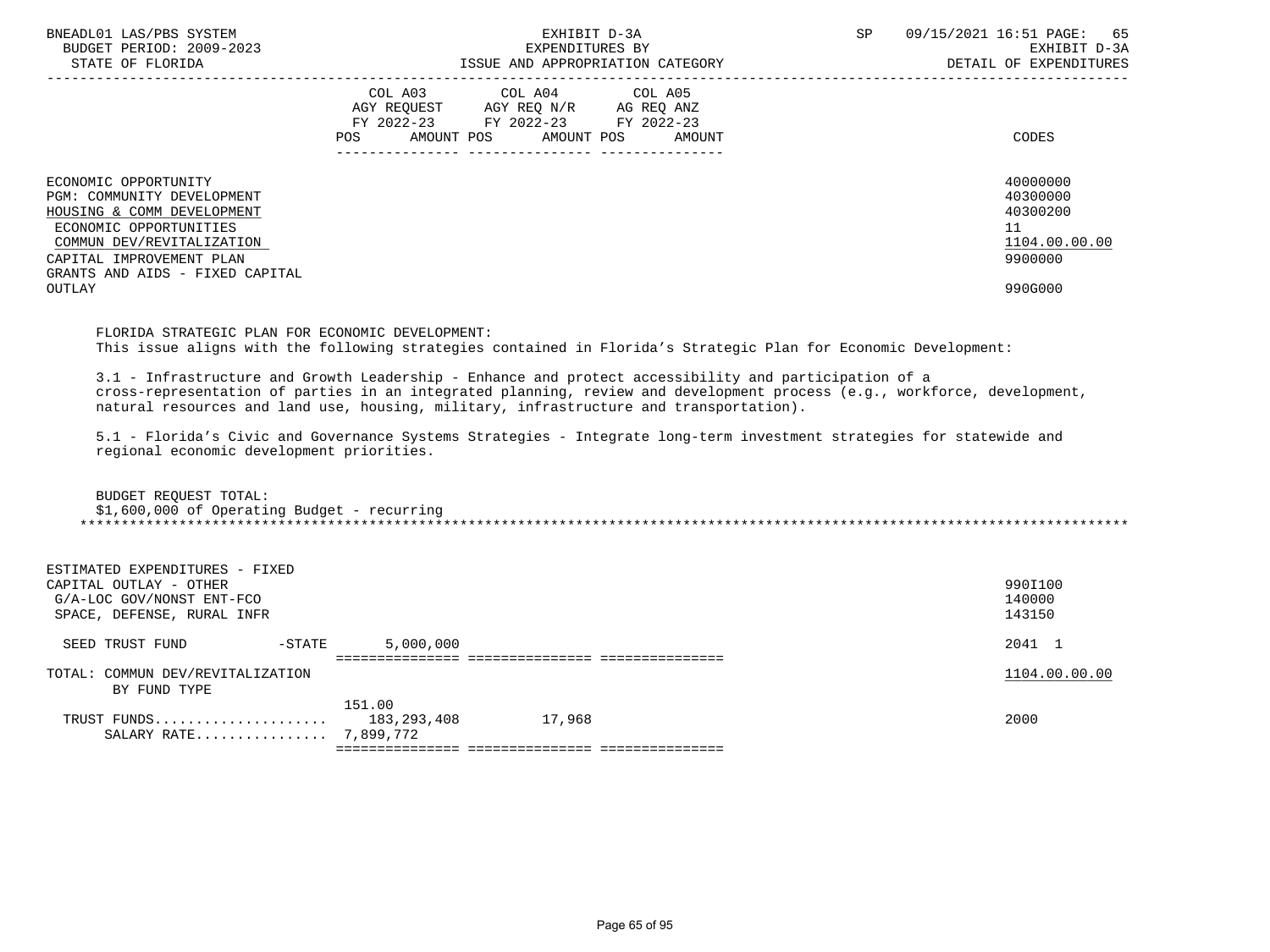BNEADL01 LAS/PBS SYSTEM — EXHIBIT D-3A — SP 09/15/2021 16:51
BUDGET PERIOD: 2009-2023 — EXPENDITURES BY — EXHIBIT D-3A
STATE OF FLORIDA — ISSUE AND APPROPRIATION CATEGORY — DETAIL OF EXPENDITURES

| | COL A03 AGY REQUEST FY 2022-23 POS AMOUNT | COL A04 AGY REQ N/R FY 2022-23 POS AMOUNT | COL A05 AG REQ ANZ FY 2022-23 POS AMOUNT | CODES |
|---|---|---|---|---|
| ECONOMIC OPPORTUNITY | | | | 40000000 |
| PGM: COMMUNITY DEVELOPMENT | | | | 40300000 |
| HOUSING & COMM DEVELOPMENT | | | | 40300200 |
| ECONOMIC OPPORTUNITIES | | | | 11 |
| COMMUN DEV/REVITALIZATION | | | | 1104.00.00.00 |
| CAPITAL IMPROVEMENT PLAN | | | | 9900000 |
| GRANTS AND AIDS - FIXED CAPITAL OUTLAY | | | | 990G000 |

FLORIDA STRATEGIC PLAN FOR ECONOMIC DEVELOPMENT:
This issue aligns with the following strategies contained in Florida's Strategic Plan for Economic Development:

3.1 - Infrastructure and Growth Leadership - Enhance and protect accessibility and participation of a cross-representation of parties in an integrated planning, review and development process (e.g., workforce, development, natural resources and land use, housing, military, infrastructure and transportation).

5.1 - Florida's Civic and Governance Systems Strategies - Integrate long-term investment strategies for statewide and regional economic development priorities.

BUDGET REQUEST TOTAL:
$1,600,000 of Operating Budget - recurring

*******************************************************************************************************************

| | COL A03 | COL A04 | COL A05 | CODES |
|---|---|---|---|---|
| ESTIMATED EXPENDITURES - FIXED CAPITAL OUTLAY - OTHER | | | | 990I100 |
| G/A-LOC GOV/NONST ENT-FCO | | | | 140000 |
| SPACE, DEFENSE, RURAL INFR | | | | 143150 |
| SEED TRUST FUND -STATE | 5,000,000 | | | 2041 1 |
| TOTAL: COMMUN DEV/REVITALIZATION BY FUND TYPE | | | | 1104.00.00.00 |
| | 151.00 | | | |
| TRUST FUNDS.................... | 183,293,408 | 17,968 | | 2000 |
| SALARY RATE................ | 7,899,772 | | | |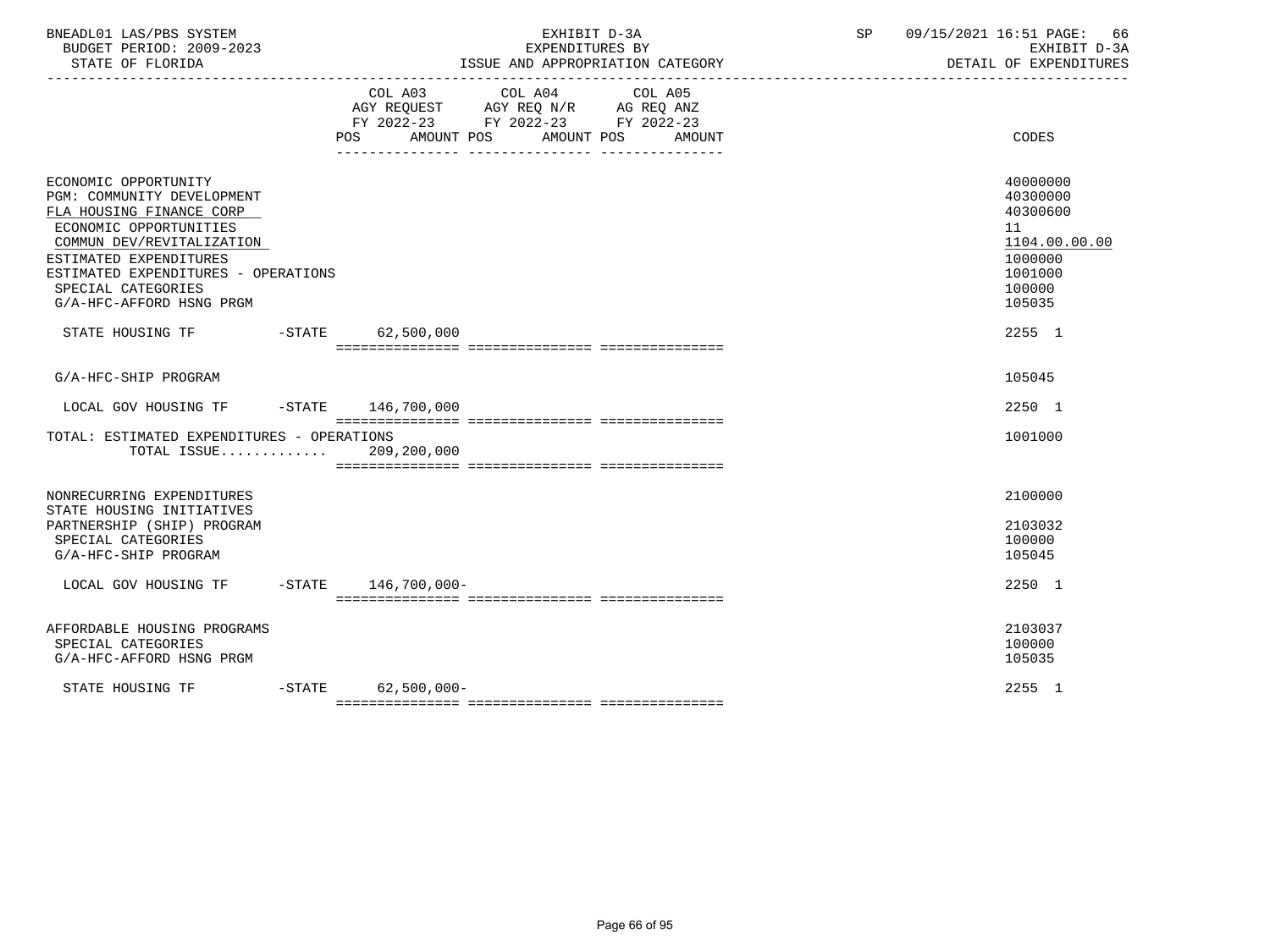BNEADL01 LAS/PBS SYSTEM — EXHIBIT D-3A — EXPENDITURES BY ISSUE AND APPROPRIATION CATEGORY — BUDGET PERIOD: 2009-2023 — STATE OF FLORIDA — SP 09/15/2021 16:51 — EXHIBIT D-3A DETAIL OF EXPENDITURES

| | COL A03 AGY REQUEST FY 2022-23 POS AMOUNT | COL A04 AGY REQ N/R FY 2022-23 POS AMOUNT | COL A05 AG REQ ANZ FY 2022-23 POS AMOUNT | CODES |
|---|---|---|---|---|
| ECONOMIC OPPORTUNITY | | | | 40000000 |
| PGM: COMMUNITY DEVELOPMENT | | | | 40300000 |
| FLA HOUSING FINANCE CORP | | | | 40300600 |
| ECONOMIC OPPORTUNITIES | | | | 11 |
| COMMUN DEV/REVITALIZATION | | | | 1104.00.00.00 |
| ESTIMATED EXPENDITURES | | | | 1000000 |
| ESTIMATED EXPENDITURES - OPERATIONS | | | | 1001000 |
| SPECIAL CATEGORIES | | | | 100000 |
| G/A-HFC-AFFORD HSNG PRGM | | | | 105035 |
| STATE HOUSING TF -STATE | 62,500,000 | | | 2255 1 |
| G/A-HFC-SHIP PROGRAM | | | | 105045 |
| LOCAL GOV HOUSING TF -STATE | 146,700,000 | | | 2250 1 |
| TOTAL: ESTIMATED EXPENDITURES - OPERATIONS | | | | 1001000 |
| TOTAL ISSUE............ | 209,200,000 | | | |
| NONRECURRING EXPENDITURES | | | | 2100000 |
| STATE HOUSING INITIATIVES PARTNERSHIP (SHIP) PROGRAM | | | | 2103032 |
| SPECIAL CATEGORIES | | | | 100000 |
| G/A-HFC-SHIP PROGRAM | | | | 105045 |
| LOCAL GOV HOUSING TF -STATE | 146,700,000- | | | 2250 1 |
| AFFORDABLE HOUSING PROGRAMS | | | | 2103037 |
| SPECIAL CATEGORIES | | | | 100000 |
| G/A-HFC-AFFORD HSNG PRGM | | | | 105035 |
| STATE HOUSING TF -STATE | 62,500,000- | | | 2255 1 |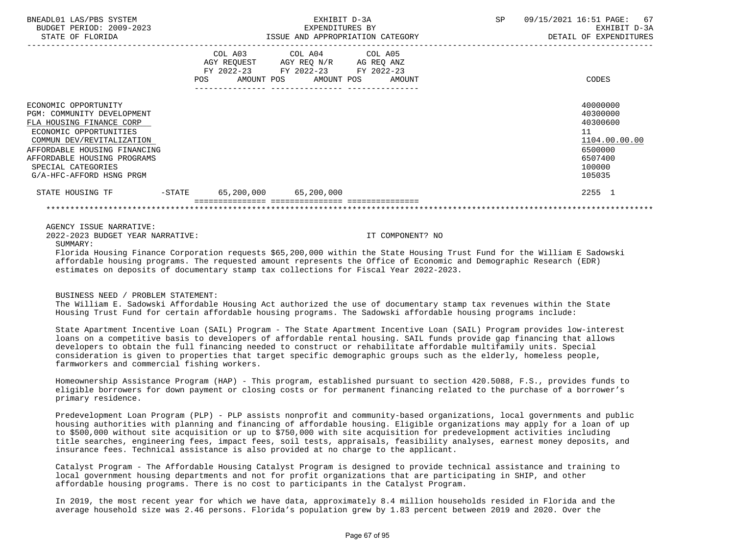| | COL A03 AGY REQUEST FY 2022-23 POS AMOUNT | COL A04 AGY REQ N/R FY 2022-23 POS AMOUNT | COL A05 AG REQ ANZ FY 2022-23 POS AMOUNT | CODES |
|---|---|---|---|---|
| ECONOMIC OPPORTUNITY | | | | 40000000 |
| PGM: COMMUNITY DEVELOPMENT | | | | 40300000 |
| FLA HOUSING FINANCE CORP | | | | 40300600 |
| ECONOMIC OPPORTUNITIES | | | | 11 |
| COMMUN DEV/REVITALIZATION | | | | 1104.00.00.00 |
| AFFORDABLE HOUSING FINANCING | | | | 6500000 |
| AFFORDABLE HOUSING PROGRAMS | | | | 6507400 |
| SPECIAL CATEGORIES | | | | 100000 |
| G/A-HFC-AFFORD HSNG PRGM | | | | 105035 |
| STATE HOUSING TF -STATE | 65,200,000 | 65,200,000 | | 2255 1 |

AGENCY ISSUE NARRATIVE:

2022-2023 BUDGET YEAR NARRATIVE: IT COMPONENT? NO

SUMMARY:

Florida Housing Finance Corporation requests $65,200,000 within the State Housing Trust Fund for the William E Sadowski affordable housing programs. The requested amount represents the Office of Economic and Demographic Research (EDR) estimates on deposits of documentary stamp tax collections for Fiscal Year 2022-2023.

BUSINESS NEED / PROBLEM STATEMENT:

The William E. Sadowski Affordable Housing Act authorized the use of documentary stamp tax revenues within the State Housing Trust Fund for certain affordable housing programs. The Sadowski affordable housing programs include:

State Apartment Incentive Loan (SAIL) Program - The State Apartment Incentive Loan (SAIL) Program provides low-interest loans on a competitive basis to developers of affordable rental housing. SAIL funds provide gap financing that allows developers to obtain the full financing needed to construct or rehabilitate affordable multifamily units. Special consideration is given to properties that target specific demographic groups such as the elderly, homeless people, farmworkers and commercial fishing workers.

Homeownership Assistance Program (HAP) - This program, established pursuant to section 420.5088, F.S., provides funds to eligible borrowers for down payment or closing costs or for permanent financing related to the purchase of a borrower's primary residence.

Predevelopment Loan Program (PLP) - PLP assists nonprofit and community-based organizations, local governments and public housing authorities with planning and financing of affordable housing. Eligible organizations may apply for a loan of up to $500,000 without site acquisition or up to $750,000 with site acquisition for predevelopment activities including title searches, engineering fees, impact fees, soil tests, appraisals, feasibility analyses, earnest money deposits, and insurance fees. Technical assistance is also provided at no charge to the applicant.

Catalyst Program - The Affordable Housing Catalyst Program is designed to provide technical assistance and training to local government housing departments and not for profit organizations that are participating in SHIP, and other affordable housing programs. There is no cost to participants in the Catalyst Program.

In 2019, the most recent year for which we have data, approximately 8.4 million households resided in Florida and the average household size was 2.46 persons. Florida's population grew by 1.83 percent between 2019 and 2020. Over the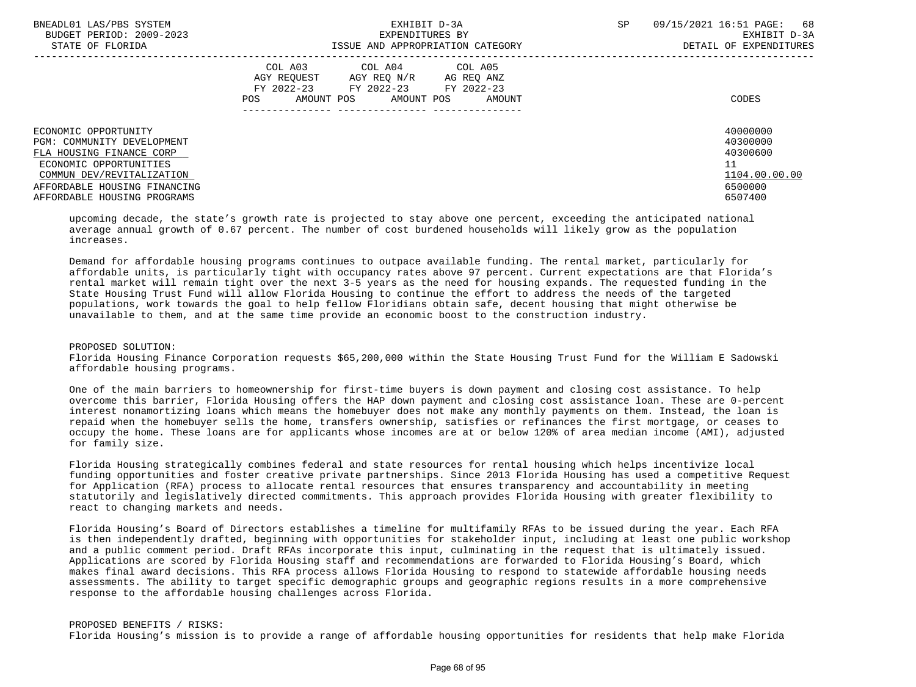| | COL A03 AGY REQUEST FY 2022-23 POS AMOUNT | COL A04 AGY REQ N/R FY 2022-23 POS AMOUNT | COL A05 AG REQ ANZ FY 2022-23 POS AMOUNT | CODES |
|---|---|---|---|---|
| ECONOMIC OPPORTUNITY | | | | 40000000 |
| PGM: COMMUNITY DEVELOPMENT | | | | 40300000 |
| FLA HOUSING FINANCE CORP | | | | 40300600 |
| ECONOMIC OPPORTUNITIES | | | | 11 |
| COMMUN DEV/REVITALIZATION | | | | 1104.00.00.00 |
| AFFORDABLE HOUSING FINANCING | | | | 6500000 |
| AFFORDABLE HOUSING PROGRAMS | | | | 6507400 |

upcoming decade, the state's growth rate is projected to stay above one percent, exceeding the anticipated national average annual growth of 0.67 percent. The number of cost burdened households will likely grow as the population increases.

Demand for affordable housing programs continues to outpace available funding. The rental market, particularly for affordable units, is particularly tight with occupancy rates above 97 percent. Current expectations are that Florida's rental market will remain tight over the next 3-5 years as the need for housing expands. The requested funding in the State Housing Trust Fund will allow Florida Housing to continue the effort to address the needs of the targeted populations, work towards the goal to help fellow Floridians obtain safe, decent housing that might otherwise be unavailable to them, and at the same time provide an economic boost to the construction industry.

PROPOSED SOLUTION:
Florida Housing Finance Corporation requests $65,200,000 within the State Housing Trust Fund for the William E Sadowski affordable housing programs.

One of the main barriers to homeownership for first-time buyers is down payment and closing cost assistance. To help overcome this barrier, Florida Housing offers the HAP down payment and closing cost assistance loan. These are 0-percent interest nonamortizing loans which means the homebuyer does not make any monthly payments on them. Instead, the loan is repaid when the homebuyer sells the home, transfers ownership, satisfies or refinances the first mortgage, or ceases to occupy the home. These loans are for applicants whose incomes are at or below 120% of area median income (AMI), adjusted for family size.

Florida Housing strategically combines federal and state resources for rental housing which helps incentivize local funding opportunities and foster creative private partnerships. Since 2013 Florida Housing has used a competitive Request for Application (RFA) process to allocate rental resources that ensures transparency and accountability in meeting statutorily and legislatively directed commitments. This approach provides Florida Housing with greater flexibility to react to changing markets and needs.

Florida Housing's Board of Directors establishes a timeline for multifamily RFAs to be issued during the year. Each RFA is then independently drafted, beginning with opportunities for stakeholder input, including at least one public workshop and a public comment period. Draft RFAs incorporate this input, culminating in the request that is ultimately issued. Applications are scored by Florida Housing staff and recommendations are forwarded to Florida Housing's Board, which makes final award decisions. This RFA process allows Florida Housing to respond to statewide affordable housing needs assessments. The ability to target specific demographic groups and geographic regions results in a more comprehensive response to the affordable housing challenges across Florida.

PROPOSED BENEFITS / RISKS:
Florida Housing's mission is to provide a range of affordable housing opportunities for residents that help make Florida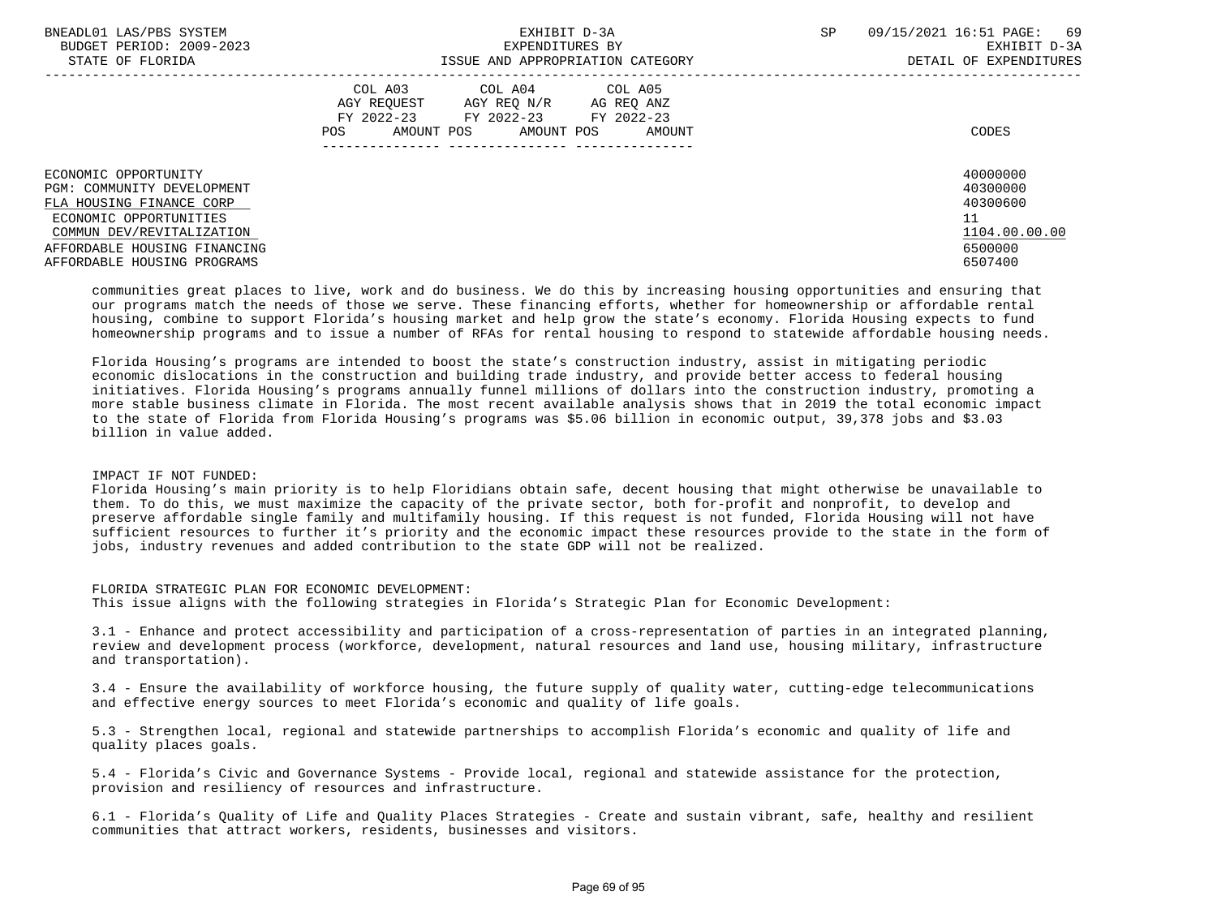| | COL A03 AGY REQUEST FY 2022-23 POS AMOUNT | COL A04 AGY REQ N/R FY 2022-23 POS AMOUNT | COL A05 AG REQ ANZ FY 2022-23 POS AMOUNT | CODES |
|---|---|---|---|---|
| ECONOMIC OPPORTUNITY | | | | 40000000 |
| PGM: COMMUNITY DEVELOPMENT | | | | 40300000 |
| FLA HOUSING FINANCE CORP | | | | 40300600 |
| ECONOMIC OPPORTUNITIES | | | | 11 |
| COMMUN DEV/REVITALIZATION | | | | 1104.00.00.00 |
| AFFORDABLE HOUSING FINANCING | | | | 6500000 |
| AFFORDABLE HOUSING PROGRAMS | | | | 6507400 |

communities great places to live, work and do business. We do this by increasing housing opportunities and ensuring that our programs match the needs of those we serve. These financing efforts, whether for homeownership or affordable rental housing, combine to support Florida's housing market and help grow the state's economy. Florida Housing expects to fund homeownership programs and to issue a number of RFAs for rental housing to respond to statewide affordable housing needs.

Florida Housing's programs are intended to boost the state's construction industry, assist in mitigating periodic economic dislocations in the construction and building trade industry, and provide better access to federal housing initiatives. Florida Housing's programs annually funnel millions of dollars into the construction industry, promoting a more stable business climate in Florida. The most recent available analysis shows that in 2019 the total economic impact to the state of Florida from Florida Housing's programs was $5.06 billion in economic output, 39,378 jobs and $3.03 billion in value added.

IMPACT IF NOT FUNDED:
Florida Housing's main priority is to help Floridians obtain safe, decent housing that might otherwise be unavailable to them. To do this, we must maximize the capacity of the private sector, both for-profit and nonprofit, to develop and preserve affordable single family and multifamily housing. If this request is not funded, Florida Housing will not have sufficient resources to further it's priority and the economic impact these resources provide to the state in the form of jobs, industry revenues and added contribution to the state GDP will not be realized.

FLORIDA STRATEGIC PLAN FOR ECONOMIC DEVELOPMENT:
This issue aligns with the following strategies in Florida's Strategic Plan for Economic Development:

3.1 - Enhance and protect accessibility and participation of a cross-representation of parties in an integrated planning, review and development process (workforce, development, natural resources and land use, housing military, infrastructure and transportation).

3.4 - Ensure the availability of workforce housing, the future supply of quality water, cutting-edge telecommunications and effective energy sources to meet Florida's economic and quality of life goals.

5.3 - Strengthen local, regional and statewide partnerships to accomplish Florida's economic and quality of life and quality places goals.

5.4 - Florida's Civic and Governance Systems - Provide local, regional and statewide assistance for the protection, provision and resiliency of resources and infrastructure.

6.1 - Florida's Quality of Life and Quality Places Strategies - Create and sustain vibrant, safe, healthy and resilient communities that attract workers, residents, businesses and visitors.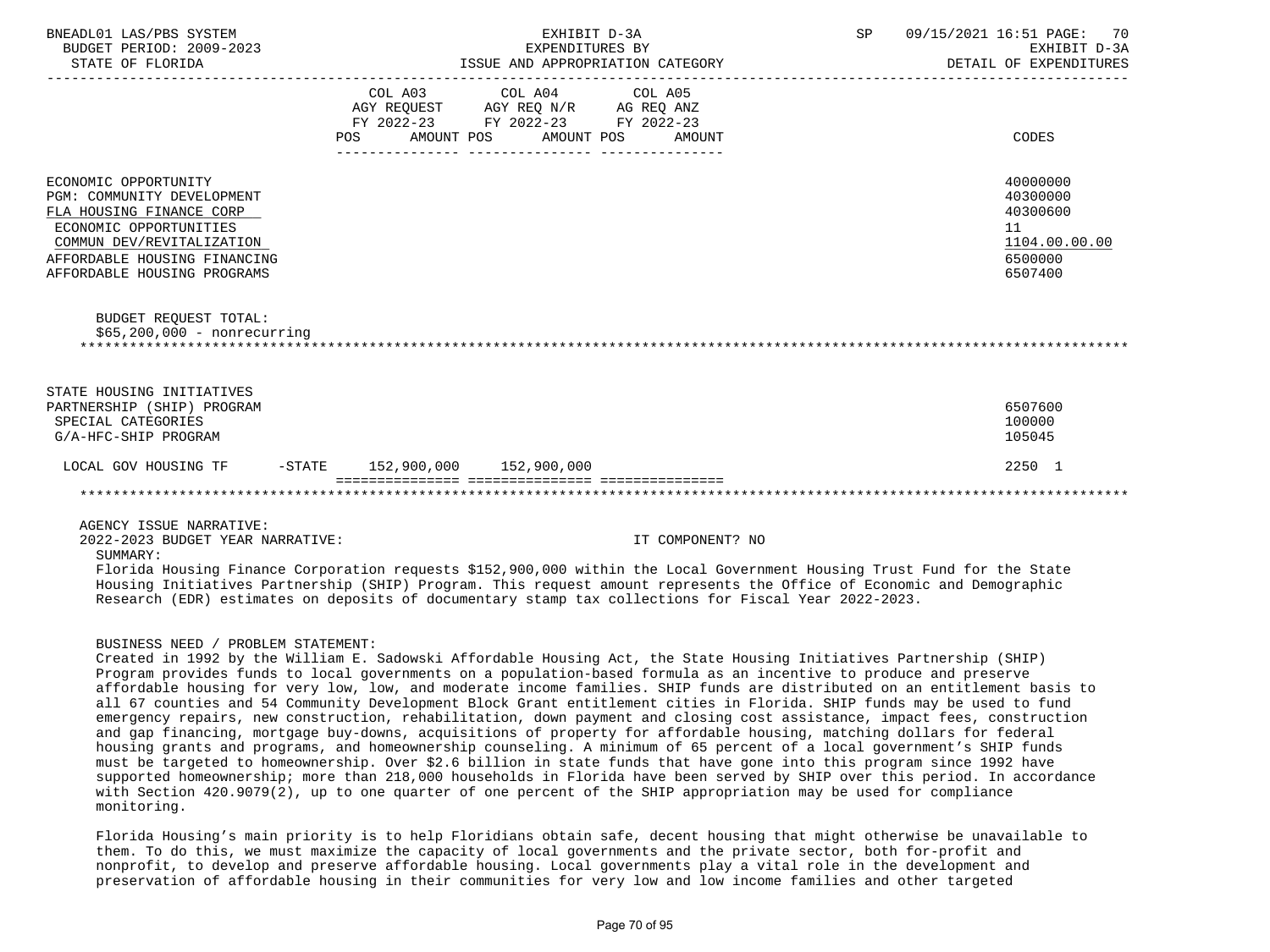| | COL A03 AGY REQUEST FY 2022-23 POS AMOUNT | COL A04 AGY REQ N/R FY 2022-23 POS AMOUNT | COL A05 AG REQ ANZ FY 2022-23 POS AMOUNT | CODES |
|---|---|---|---|---|
| ECONOMIC OPPORTUNITY | | | | 40000000 |
| PGM: COMMUNITY DEVELOPMENT | | | | 40300000 |
| FLA HOUSING FINANCE CORP | | | | 40300600 |
| ECONOMIC OPPORTUNITIES | | | | 11 |
| COMMUN DEV/REVITALIZATION | | | | 1104.00.00.00 |
| AFFORDABLE HOUSING FINANCING | | | | 6500000 |
| AFFORDABLE HOUSING PROGRAMS | | | | 6507400 |

BUDGET REQUEST TOTAL:
$65,200,000 - nonrecurring

| | COL A03 | COL A04 | COL A05 | CODES |
|---|---|---|---|---|
| STATE HOUSING INITIATIVES PARTNERSHIP (SHIP) PROGRAM | | | | 6507600 |
| SPECIAL CATEGORIES | | | | 100000 |
| G/A-HFC-SHIP PROGRAM | | | | 105045 |
| LOCAL GOV HOUSING TF -STATE | 152,900,000 | 152,900,000 | | 2250 1 |

AGENCY ISSUE NARRATIVE:
2022-2023 BUDGET YEAR NARRATIVE: IT COMPONENT? NO

SUMMARY:
Florida Housing Finance Corporation requests $152,900,000 within the Local Government Housing Trust Fund for the State Housing Initiatives Partnership (SHIP) Program. This request amount represents the Office of Economic and Demographic Research (EDR) estimates on deposits of documentary stamp tax collections for Fiscal Year 2022-2023.

BUSINESS NEED / PROBLEM STATEMENT:
Created in 1992 by the William E. Sadowski Affordable Housing Act, the State Housing Initiatives Partnership (SHIP) Program provides funds to local governments on a population-based formula as an incentive to produce and preserve affordable housing for very low, low, and moderate income families. SHIP funds are distributed on an entitlement basis to all 67 counties and 54 Community Development Block Grant entitlement cities in Florida. SHIP funds may be used to fund emergency repairs, new construction, rehabilitation, down payment and closing cost assistance, impact fees, construction and gap financing, mortgage buy-downs, acquisitions of property for affordable housing, matching dollars for federal housing grants and programs, and homeownership counseling. A minimum of 65 percent of a local government's SHIP funds must be targeted to homeownership. Over $2.6 billion in state funds that have gone into this program since 1992 have supported homeownership; more than 218,000 households in Florida have been served by SHIP over this period. In accordance with Section 420.9079(2), up to one quarter of one percent of the SHIP appropriation may be used for compliance monitoring.

Florida Housing's main priority is to help Floridians obtain safe, decent housing that might otherwise be unavailable to them. To do this, we must maximize the capacity of local governments and the private sector, both for-profit and nonprofit, to develop and preserve affordable housing. Local governments play a vital role in the development and preservation of affordable housing in their communities for very low and low income families and other targeted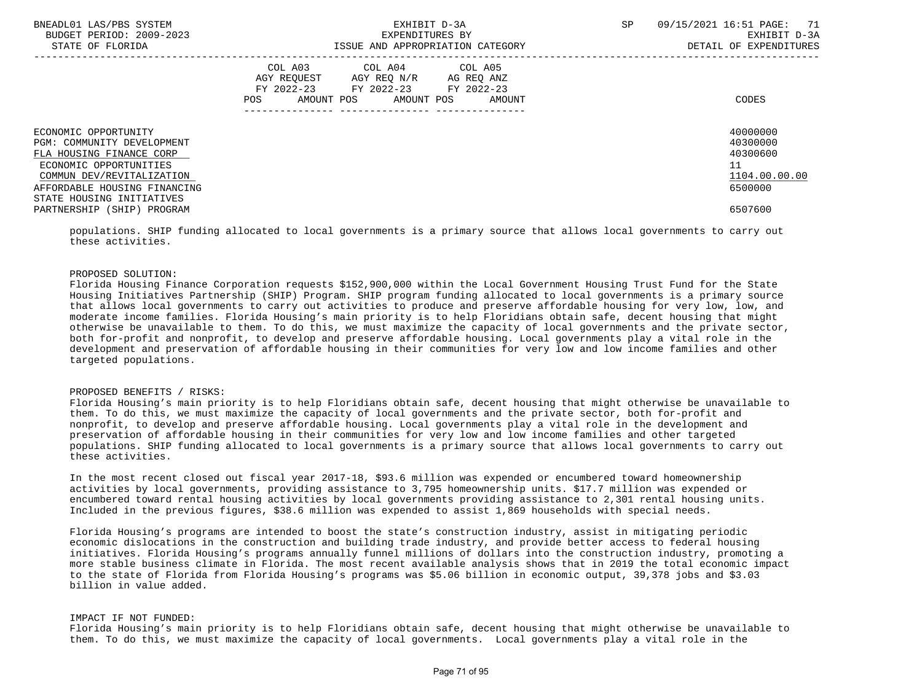| | COL A03 AGY REQUEST FY 2022-23 POS AMOUNT | COL A04 AGY REQ N/R FY 2022-23 POS AMOUNT | COL A05 AG REQ ANZ FY 2022-23 POS AMOUNT | CODES |
|---|---|---|---|---|
| ECONOMIC OPPORTUNITY | | | | 40000000 |
| PGM: COMMUNITY DEVELOPMENT | | | | 40300000 |
| FLA HOUSING FINANCE CORP | | | | 40300600 |
| ECONOMIC OPPORTUNITIES | | | | 11 |
| COMMUN DEV/REVITALIZATION | | | | 1104.00.00.00 |
| AFFORDABLE HOUSING FINANCING | | | | 6500000 |
| STATE HOUSING INITIATIVES PARTNERSHIP (SHIP) PROGRAM | | | | 6507600 |

populations. SHIP funding allocated to local governments is a primary source that allows local governments to carry out these activities.

PROPOSED SOLUTION:
Florida Housing Finance Corporation requests $152,900,000 within the Local Government Housing Trust Fund for the State Housing Initiatives Partnership (SHIP) Program. SHIP program funding allocated to local governments is a primary source that allows local governments to carry out activities to produce and preserve affordable housing for very low, low, and moderate income families. Florida Housing's main priority is to help Floridians obtain safe, decent housing that might otherwise be unavailable to them. To do this, we must maximize the capacity of local governments and the private sector, both for-profit and nonprofit, to develop and preserve affordable housing. Local governments play a vital role in the development and preservation of affordable housing in their communities for very low and low income families and other targeted populations.

PROPOSED BENEFITS / RISKS:
Florida Housing's main priority is to help Floridians obtain safe, decent housing that might otherwise be unavailable to them. To do this, we must maximize the capacity of local governments and the private sector, both for-profit and nonprofit, to develop and preserve affordable housing. Local governments play a vital role in the development and preservation of affordable housing in their communities for very low and low income families and other targeted populations. SHIP funding allocated to local governments is a primary source that allows local governments to carry out these activities.

In the most recent closed out fiscal year 2017-18, $93.6 million was expended or encumbered toward homeownership activities by local governments, providing assistance to 3,795 homeownership units. $17.7 million was expended or encumbered toward rental housing activities by local governments providing assistance to 2,301 rental housing units. Included in the previous figures, $38.6 million was expended to assist 1,869 households with special needs.

Florida Housing's programs are intended to boost the state's construction industry, assist in mitigating periodic economic dislocations in the construction and building trade industry, and provide better access to federal housing initiatives. Florida Housing's programs annually funnel millions of dollars into the construction industry, promoting a more stable business climate in Florida. The most recent available analysis shows that in 2019 the total economic impact to the state of Florida from Florida Housing's programs was $5.06 billion in economic output, 39,378 jobs and $3.03 billion in value added.

IMPACT IF NOT FUNDED:
Florida Housing's main priority is to help Floridians obtain safe, decent housing that might otherwise be unavailable to them. To do this, we must maximize the capacity of local governments. Local governments play a vital role in the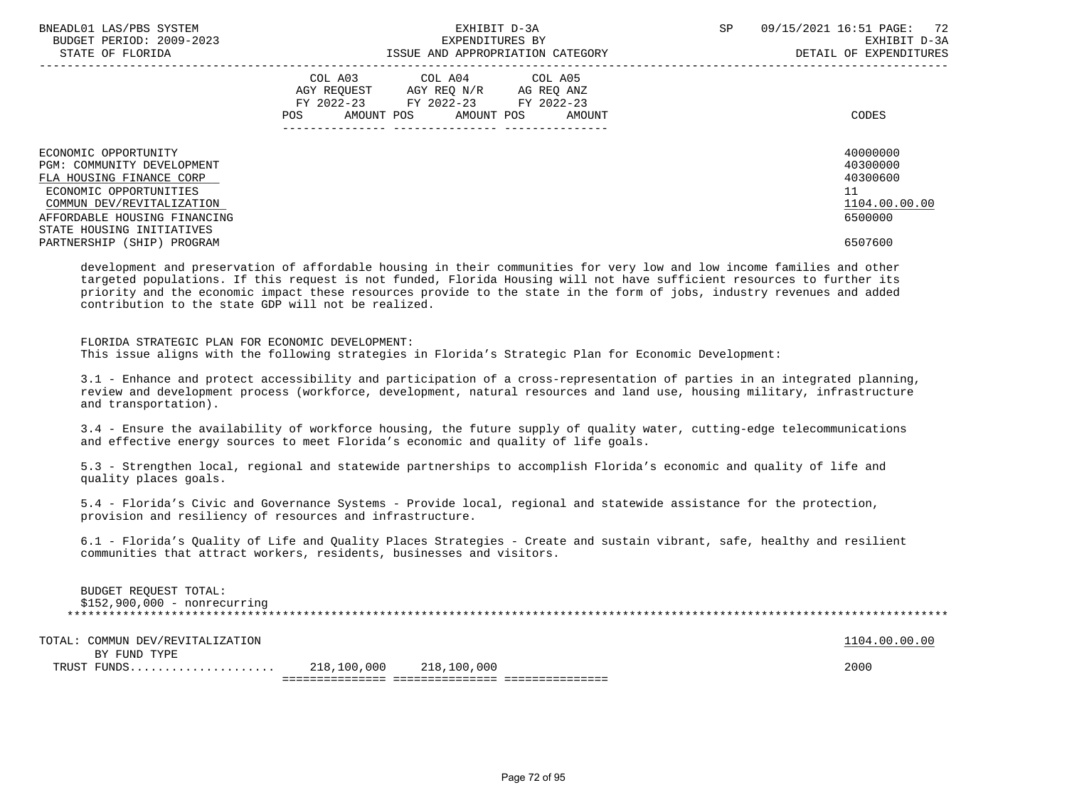| | COL A03 AGY REQUEST FY 2022-23 POS AMOUNT | COL A04 AGY REQ N/R FY 2022-23 POS AMOUNT | COL A05 AG REQ ANZ FY 2022-23 POS AMOUNT | CODES |
|---|---|---|---|---|
| ECONOMIC OPPORTUNITY | | | | 40000000 |
| PGM: COMMUNITY DEVELOPMENT | | | | 40300000 |
| FLA HOUSING FINANCE CORP | | | | 40300600 |
| ECONOMIC OPPORTUNITIES | | | | 11 |
| COMMUN DEV/REVITALIZATION | | | | 1104.00.00.00 |
| AFFORDABLE HOUSING FINANCING | | | | 6500000 |
| STATE HOUSING INITIATIVES PARTNERSHIP (SHIP) PROGRAM | | | | 6507600 |

development and preservation of affordable housing in their communities for very low and low income families and other targeted populations. If this request is not funded, Florida Housing will not have sufficient resources to further its priority and the economic impact these resources provide to the state in the form of jobs, industry revenues and added contribution to the state GDP will not be realized.

FLORIDA STRATEGIC PLAN FOR ECONOMIC DEVELOPMENT:
This issue aligns with the following strategies in Florida's Strategic Plan for Economic Development:

3.1 - Enhance and protect accessibility and participation of a cross-representation of parties in an integrated planning, review and development process (workforce, development, natural resources and land use, housing military, infrastructure and transportation).

3.4 - Ensure the availability of workforce housing, the future supply of quality water, cutting-edge telecommunications and effective energy sources to meet Florida's economic and quality of life goals.

5.3 - Strengthen local, regional and statewide partnerships to accomplish Florida's economic and quality of life and quality places goals.

5.4 - Florida's Civic and Governance Systems - Provide local, regional and statewide assistance for the protection, provision and resiliency of resources and infrastructure.

6.1 - Florida's Quality of Life and Quality Places Strategies - Create and sustain vibrant, safe, healthy and resilient communities that attract workers, residents, businesses and visitors.

BUDGET REQUEST TOTAL:
$152,900,000 - nonrecurring

*****************************************************************************************************************************

| | COL A03 | COL A04 | COL A05 | CODES |
|---|---|---|---|---|
| TOTAL: COMMUN DEV/REVITALIZATION | | | | 1104.00.00.00 |
| BY FUND TYPE | | | | |
| TRUST FUNDS.................... | 218,100,000 | 218,100,000 | | 2000 |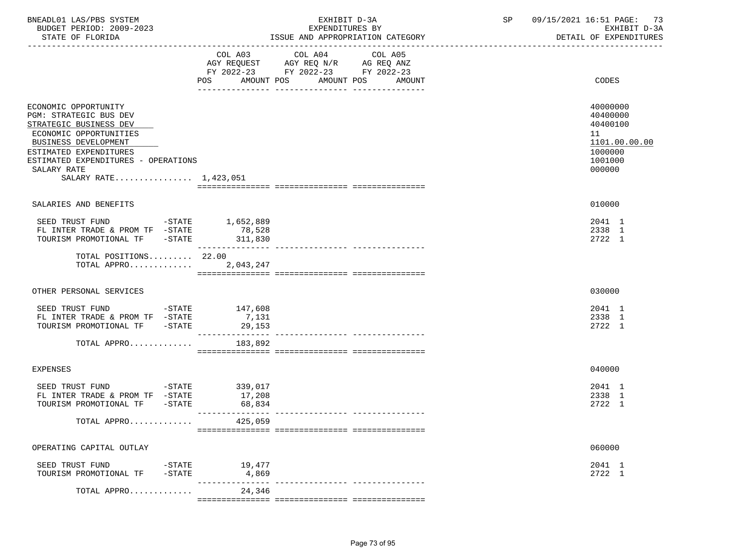BNEADL01 LAS/PBS SYSTEM
BUDGET PERIOD: 2009-2023
STATE OF FLORIDA

EXHIBIT D-3A
EXPENDITURES BY
ISSUE AND APPROPRIATION CATEGORY

SP 09/15/2021 16:51
EXHIBIT D-3A
DETAIL OF EXPENDITURES

| | COL A03 AGY REQUEST FY 2022-23 POS AMOUNT | COL A04 AGY REQ N/R FY 2022-23 POS AMOUNT | COL A05 AG REQ ANZ FY 2022-23 POS AMOUNT | CODES |
|---|---|---|---|---|
| ECONOMIC OPPORTUNITY | | | | 40000000 |
| PGM: STRATEGIC BUS DEV | | | | 40400000 |
| STRATEGIC BUSINESS DEV | | | | 40400100 |
| ECONOMIC OPPORTUNITIES | | | | 11 |
| BUSINESS DEVELOPMENT | | | | 1101.00.00.00 |
| ESTIMATED EXPENDITURES | | | | 1000000 |
| ESTIMATED EXPENDITURES - OPERATIONS | | | | 1001000 |
| SALARY RATE | | | | 000000 |
| SALARY RATE................ 1,423,051 | | | | |
| SALARIES AND BENEFITS | | | | 010000 |
| SEED TRUST FUND -STATE | 1,652,889 | | | 2041 1 |
| FL INTER TRADE & PROM TF -STATE | 78,528 | | | 2338 1 |
| TOURISM PROMOTIONAL TF -STATE | 311,830 | | | 2722 1 |
| TOTAL POSITIONS......... | 22.00 | | | |
| TOTAL APPRO............. | 2,043,247 | | | |
| OTHER PERSONAL SERVICES | | | | 030000 |
| SEED TRUST FUND -STATE | 147,608 | | | 2041 1 |
| FL INTER TRADE & PROM TF -STATE | 7,131 | | | 2338 1 |
| TOURISM PROMOTIONAL TF -STATE | 29,153 | | | 2722 1 |
| TOTAL APPRO............. | 183,892 | | | |
| EXPENSES | | | | 040000 |
| SEED TRUST FUND -STATE | 339,017 | | | 2041 1 |
| FL INTER TRADE & PROM TF -STATE | 17,208 | | | 2338 1 |
| TOURISM PROMOTIONAL TF -STATE | 68,834 | | | 2722 1 |
| TOTAL APPRO............. | 425,059 | | | |
| OPERATING CAPITAL OUTLAY | | | | 060000 |
| SEED TRUST FUND -STATE | 19,477 | | | 2041 1 |
| TOURISM PROMOTIONAL TF -STATE | 4,869 | | | 2722 1 |
| TOTAL APPRO............. | 24,346 | | | |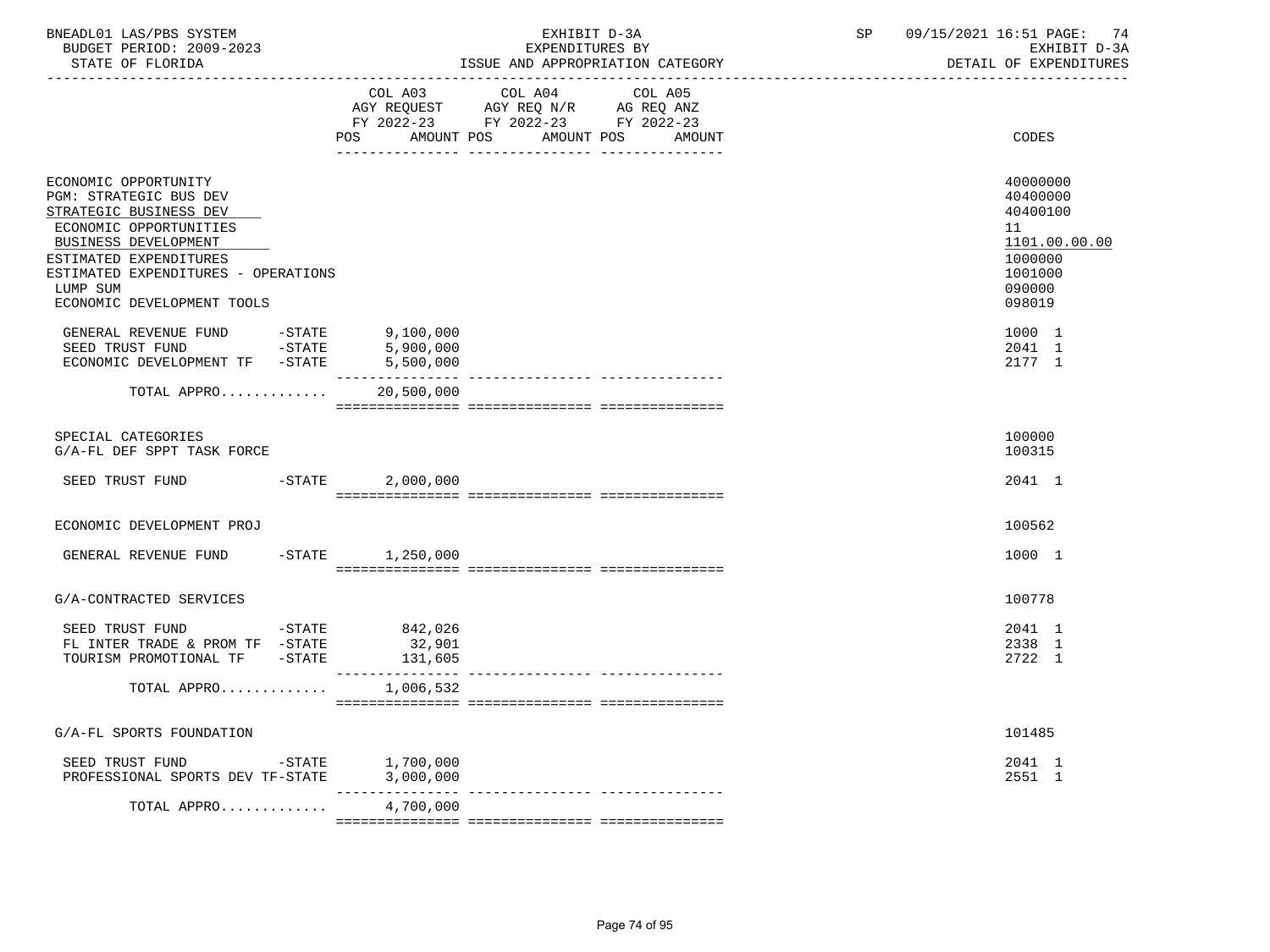BNEADL01 LAS/PBS SYSTEM — EXHIBIT D-3A — SP 09/15/2021 16:51

BUDGET PERIOD: 2009-2023 — EXPENDITURES BY — EXHIBIT D-3A

STATE OF FLORIDA — ISSUE AND APPROPRIATION CATEGORY — DETAIL OF EXPENDITURES

| | COL A03 AGY REQUEST FY 2022-23 POS AMOUNT | COL A04 AGY REQ N/R FY 2022-23 POS AMOUNT | COL A05 AG REQ ANZ FY 2022-23 POS AMOUNT | CODES |
|---|---|---|---|---|
| ECONOMIC OPPORTUNITY | | | | 40000000 |
| PGM: STRATEGIC BUS DEV | | | | 40400000 |
| STRATEGIC BUSINESS DEV | | | | 40400100 |
| ECONOMIC OPPORTUNITIES | | | | 11 |
| BUSINESS DEVELOPMENT | | | | 1101.00.00.00 |
| ESTIMATED EXPENDITURES | | | | 1000000 |
| ESTIMATED EXPENDITURES - OPERATIONS | | | | 1001000 |
| LUMP SUM | | | | 090000 |
| ECONOMIC DEVELOPMENT TOOLS | | | | 098019 |
| GENERAL REVENUE FUND -STATE | 9,100,000 | | | 1000 1 |
| SEED TRUST FUND -STATE | 5,900,000 | | | 2041 1 |
| ECONOMIC DEVELOPMENT TF -STATE | 5,500,000 | | | 2177 1 |
| TOTAL APPRO............ | 20,500,000 | | | |
| SPECIAL CATEGORIES | | | | 100000 |
| G/A-FL DEF SPPT TASK FORCE | | | | 100315 |
| SEED TRUST FUND -STATE | 2,000,000 | | | 2041 1 |
| ECONOMIC DEVELOPMENT PROJ | | | | 100562 |
| GENERAL REVENUE FUND -STATE | 1,250,000 | | | 1000 1 |
| G/A-CONTRACTED SERVICES | | | | 100778 |
| SEED TRUST FUND -STATE | 842,026 | | | 2041 1 |
| FL INTER TRADE & PROM TF -STATE | 32,901 | | | 2338 1 |
| TOURISM PROMOTIONAL TF -STATE | 131,605 | | | 2722 1 |
| TOTAL APPRO............ | 1,006,532 | | | |
| G/A-FL SPORTS FOUNDATION | | | | 101485 |
| SEED TRUST FUND -STATE | 1,700,000 | | | 2041 1 |
| PROFESSIONAL SPORTS DEV TF-STATE | 3,000,000 | | | 2551 1 |
| TOTAL APPRO............ | 4,700,000 | | | |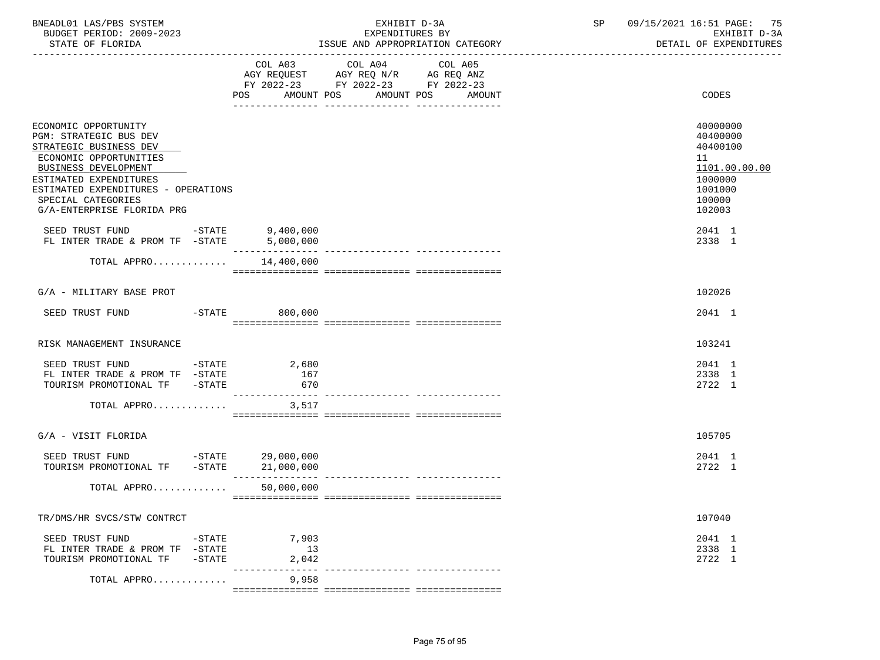BNEADL01 LAS/PBS SYSTEM
BUDGET PERIOD: 2009-2023
STATE OF FLORIDA

EXHIBIT D-3A
EXPENDITURES BY
ISSUE AND APPROPRIATION CATEGORY

SP 09/15/2021 16:51
EXHIBIT D-3A
DETAIL OF EXPENDITURES

| | COL A03 AGY REQUEST FY 2022-23 POS AMOUNT | COL A04 AGY REQ N/R FY 2022-23 POS AMOUNT | COL A05 AG REQ ANZ FY 2022-23 POS AMOUNT | CODES |
|---|---|---|---|---|
| ECONOMIC OPPORTUNITY | | | | 40000000 |
| PGM: STRATEGIC BUS DEV | | | | 40400000 |
| STRATEGIC BUSINESS DEV | | | | 40400100 |
| ECONOMIC OPPORTUNITIES | | | | 11 |
| BUSINESS DEVELOPMENT | | | | 1101.00.00.00 |
| ESTIMATED EXPENDITURES | | | | 1000000 |
| ESTIMATED EXPENDITURES - OPERATIONS | | | | 1001000 |
| SPECIAL CATEGORIES | | | | 100000 |
| G/A-ENTERPRISE FLORIDA PRG | | | | 102003 |
| SEED TRUST FUND -STATE | 9,400,000 | | | 2041 1 |
| FL INTER TRADE & PROM TF -STATE | 5,000,000 | | | 2338 1 |
| TOTAL APPRO............ | 14,400,000 | | | |
| G/A - MILITARY BASE PROT | | | | 102026 |
| SEED TRUST FUND -STATE | 800,000 | | | 2041 1 |
| RISK MANAGEMENT INSURANCE | | | | 103241 |
| SEED TRUST FUND -STATE | 2,680 | | | 2041 1 |
| FL INTER TRADE & PROM TF -STATE | 167 | | | 2338 1 |
| TOURISM PROMOTIONAL TF -STATE | 670 | | | 2722 1 |
| TOTAL APPRO............ | 3,517 | | | |
| G/A - VISIT FLORIDA | | | | 105705 |
| SEED TRUST FUND -STATE | 29,000,000 | | | 2041 1 |
| TOURISM PROMOTIONAL TF -STATE | 21,000,000 | | | 2722 1 |
| TOTAL APPRO............ | 50,000,000 | | | |
| TR/DMS/HR SVCS/STW CONTRCT | | | | 107040 |
| SEED TRUST FUND -STATE | 7,903 | | | 2041 1 |
| FL INTER TRADE & PROM TF -STATE | 13 | | | 2338 1 |
| TOURISM PROMOTIONAL TF -STATE | 2,042 | | | 2722 1 |
| TOTAL APPRO............ | 9,958 | | | |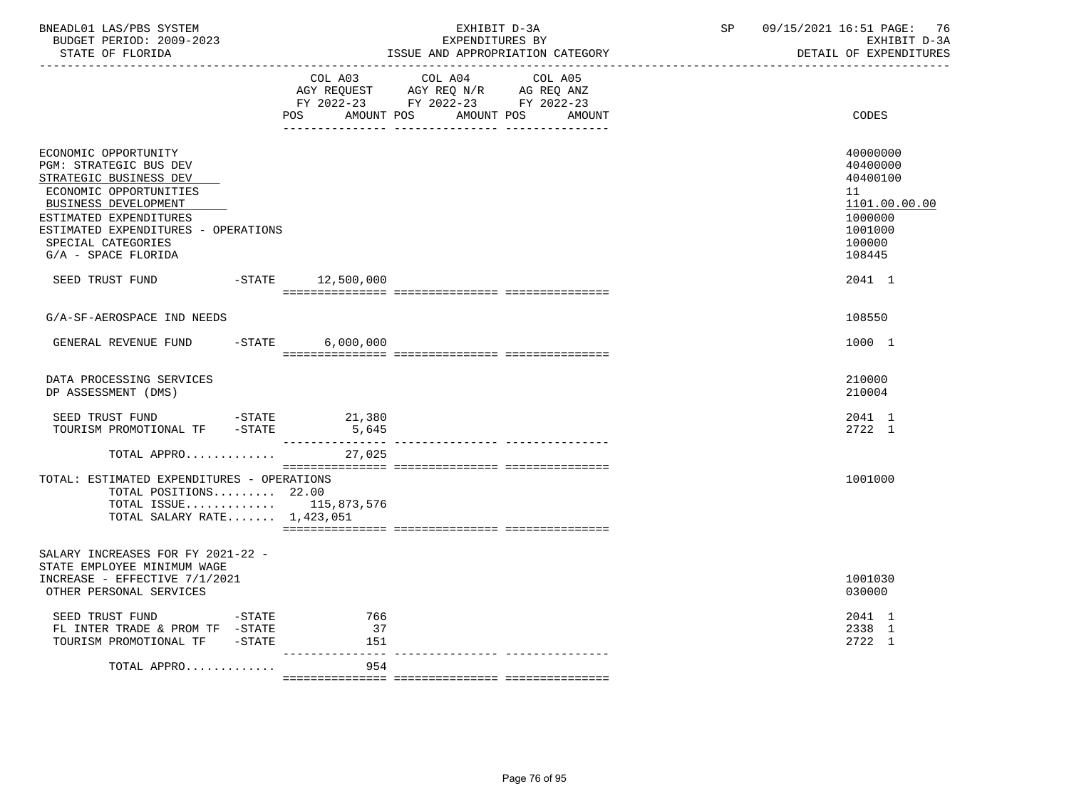BNEADL01 LAS/PBS SYSTEM | EXHIBIT D-3A | SP 09/15/2021 16:51

BUDGET PERIOD: 2009-2023 | EXPENDITURES BY | EXHIBIT D-3A

STATE OF FLORIDA | ISSUE AND APPROPRIATION CATEGORY | DETAIL OF EXPENDITURES

| | COL A03 AGY REQUEST FY 2022-23 POS AMOUNT | COL A04 AGY REQ N/R FY 2022-23 POS AMOUNT | COL A05 AG REQ ANZ FY 2022-23 POS AMOUNT | CODES |
|---|---|---|---|---|
| ECONOMIC OPPORTUNITY | | | | 40000000 |
| PGM: STRATEGIC BUS DEV | | | | 40400000 |
| STRATEGIC BUSINESS DEV | | | | 40400100 |
| ECONOMIC OPPORTUNITIES | | | | 11 |
| BUSINESS DEVELOPMENT | | | | 1101.00.00.00 |
| ESTIMATED EXPENDITURES | | | | 1000000 |
| ESTIMATED EXPENDITURES - OPERATIONS | | | | 1001000 |
| SPECIAL CATEGORIES | | | | 100000 |
| G/A - SPACE FLORIDA | | | | 108445 |
| SEED TRUST FUND -STATE | 12,500,000 | | | 2041 1 |
| G/A-SF-AEROSPACE IND NEEDS | | | | 108550 |
| GENERAL REVENUE FUND -STATE | 6,000,000 | | | 1000 1 |
| DATA PROCESSING SERVICES | | | | 210000 |
| DP ASSESSMENT (DMS) | | | | 210004 |
| SEED TRUST FUND -STATE | 21,380 | | | 2041 1 |
| TOURISM PROMOTIONAL TF -STATE | 5,645 | | | 2722 1 |
| TOTAL APPRO............. | 27,025 | | | |
| TOTAL: ESTIMATED EXPENDITURES - OPERATIONS | | | | 1001000 |
| TOTAL POSITIONS......... | 22.00 | | | |
| TOTAL ISSUE............. | 115,873,576 | | | |
| TOTAL SALARY RATE....... | 1,423,051 | | | |
| SALARY INCREASES FOR FY 2021-22 - STATE EMPLOYEE MINIMUM WAGE INCREASE - EFFECTIVE 7/1/2021 | | | | 1001030 |
| OTHER PERSONAL SERVICES | | | | 030000 |
| SEED TRUST FUND -STATE | 766 | | | 2041 1 |
| FL INTER TRADE & PROM TF -STATE | 37 | | | 2338 1 |
| TOURISM PROMOTIONAL TF -STATE | 151 | | | 2722 1 |
| TOTAL APPRO............. | 954 | | | |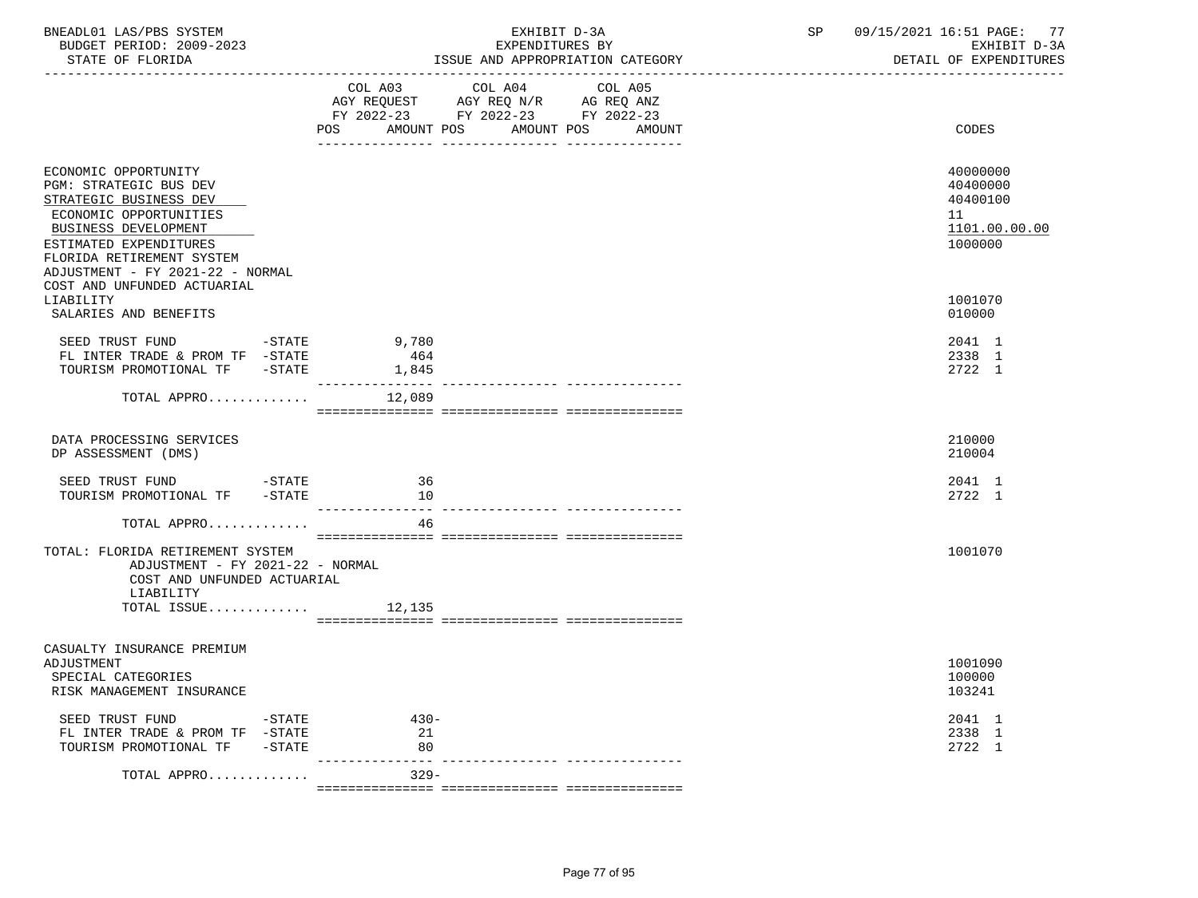BNEADL01 LAS/PBS SYSTEM — EXHIBIT D-3A — SP 09/15/2021 16:51

BUDGET PERIOD: 2009-2023 — EXPENDITURES BY — EXHIBIT D-3A

STATE OF FLORIDA — ISSUE AND APPROPRIATION CATEGORY — DETAIL OF EXPENDITURES

| | COL A03 AGY REQUEST FY 2022-23 POS AMOUNT | COL A04 AGY REQ N/R FY 2022-23 POS AMOUNT | COL A05 AG REQ ANZ FY 2022-23 POS AMOUNT | CODES |
|---|---|---|---|---|
| ECONOMIC OPPORTUNITY | | | | 40000000 |
| PGM: STRATEGIC BUS DEV | | | | 40400000 |
| STRATEGIC BUSINESS DEV | | | | 40400100 |
| ECONOMIC OPPORTUNITIES | | | | 11 |
| BUSINESS DEVELOPMENT | | | | 1101.00.00.00 |
| ESTIMATED EXPENDITURES | | | | 1000000 |
| FLORIDA RETIREMENT SYSTEM ADJUSTMENT - FY 2021-22 - NORMAL COST AND UNFUNDED ACTUARIAL LIABILITY | | | | 1001070 |
| SALARIES AND BENEFITS | | | | 010000 |
| SEED TRUST FUND -STATE | 9,780 | | | 2041 1 |
| FL INTER TRADE & PROM TF -STATE | 464 | | | 2338 1 |
| TOURISM PROMOTIONAL TF -STATE | 1,845 | | | 2722 1 |
| TOTAL APPRO............ | 12,089 | | | |
| DATA PROCESSING SERVICES | | | | 210000 |
| DP ASSESSMENT (DMS) | | | | 210004 |
| SEED TRUST FUND -STATE | 36 | | | 2041 1 |
| TOURISM PROMOTIONAL TF -STATE | 10 | | | 2722 1 |
| TOTAL APPRO............ | 46 | | | |
| TOTAL: FLORIDA RETIREMENT SYSTEM ADJUSTMENT - FY 2021-22 - NORMAL COST AND UNFUNDED ACTUARIAL LIABILITY | | | | 1001070 |
| TOTAL ISSUE............ | 12,135 | | | |
| CASUALTY INSURANCE PREMIUM ADJUSTMENT | | | | 1001090 |
| SPECIAL CATEGORIES | | | | 100000 |
| RISK MANAGEMENT INSURANCE | | | | 103241 |
| SEED TRUST FUND -STATE | 430- | | | 2041 1 |
| FL INTER TRADE & PROM TF -STATE | 21 | | | 2338 1 |
| TOURISM PROMOTIONAL TF -STATE | 80 | | | 2722 1 |
| TOTAL APPRO............ | 329- | | | |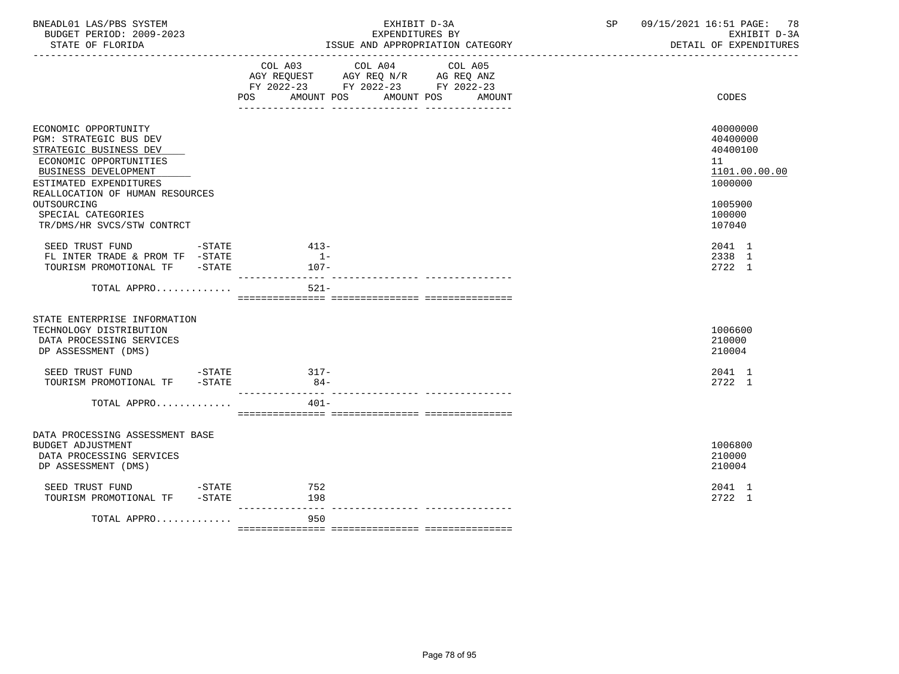BNEADL01 LAS/PBS SYSTEM — BUDGET PERIOD: 2009-2023 — STATE OF FLORIDA

EXHIBIT D-3A — EXPENDITURES BY ISSUE AND APPROPRIATION CATEGORY

SP 09/15/2021 16:51 — EXHIBIT D-3A — DETAIL OF EXPENDITURES

| | COL A03 AGY REQUEST FY 2022-23 POS | AMOUNT | COL A04 AGY REQ N/R FY 2022-23 POS | AMOUNT | COL A05 AG REQ ANZ FY 2022-23 POS | AMOUNT | CODES |
|---|---|---|---|---|---|---|---|
| ECONOMIC OPPORTUNITY | | | | | | | 40000000 |
| PGM: STRATEGIC BUS DEV | | | | | | | 40400000 |
| STRATEGIC BUSINESS DEV | | | | | | | 40400100 |
| ECONOMIC OPPORTUNITIES | | | | | | | 11 |
| BUSINESS DEVELOPMENT | | | | | | | 1101.00.00.00 |
| ESTIMATED EXPENDITURES | | | | | | | 1000000 |
| REALLOCATION OF HUMAN RESOURCES OUTSOURCING | | | | | | | 1005900 |
| SPECIAL CATEGORIES | | | | | | | 100000 |
| TR/DMS/HR SVCS/STW CONTRCT | | | | | | | 107040 |
| SEED TRUST FUND -STATE | | 413- | | | | | 2041 1 |
| FL INTER TRADE & PROM TF -STATE | | 1- | | | | | 2338 1 |
| TOURISM PROMOTIONAL TF -STATE | | 107- | | | | | 2722 1 |
| TOTAL APPRO............ | | 521- | | | | | |
| STATE ENTERPRISE INFORMATION TECHNOLOGY DISTRIBUTION | | | | | | | 1006600 |
| DATA PROCESSING SERVICES | | | | | | | 210000 |
| DP ASSESSMENT (DMS) | | | | | | | 210004 |
| SEED TRUST FUND -STATE | | 317- | | | | | 2041 1 |
| TOURISM PROMOTIONAL TF -STATE | | 84- | | | | | 2722 1 |
| TOTAL APPRO............ | | 401- | | | | | |
| DATA PROCESSING ASSESSMENT BASE BUDGET ADJUSTMENT | | | | | | | 1006800 |
| DATA PROCESSING SERVICES | | | | | | | 210000 |
| DP ASSESSMENT (DMS) | | | | | | | 210004 |
| SEED TRUST FUND -STATE | | 752 | | | | | 2041 1 |
| TOURISM PROMOTIONAL TF -STATE | | 198 | | | | | 2722 1 |
| TOTAL APPRO............ | | 950 | | | | | |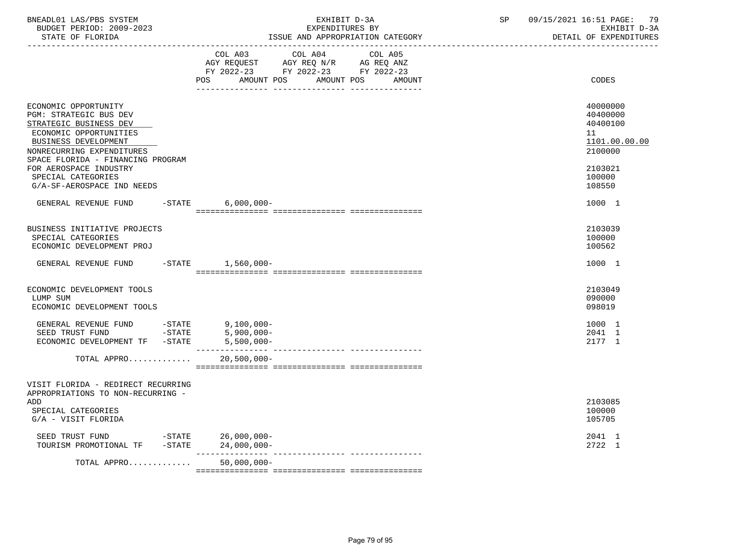BNEADL01 LAS/PBS SYSTEM | EXHIBIT D-3A | SP 09/15/2021 16:51

BUDGET PERIOD: 2009-2023 | EXPENDITURES BY | EXHIBIT D-3A

STATE OF FLORIDA | ISSUE AND APPROPRIATION CATEGORY | DETAIL OF EXPENDITURES

| | COL A03 AGY REQUEST FY 2022-23 POS AMOUNT | COL A04 AGY REQ N/R FY 2022-23 POS AMOUNT | COL A05 AG REQ ANZ FY 2022-23 POS AMOUNT | CODES |
|---|---|---|---|---|
| ECONOMIC OPPORTUNITY | | | | 40000000 |
| PGM: STRATEGIC BUS DEV | | | | 40400000 |
| STRATEGIC BUSINESS DEV | | | | 40400100 |
| ECONOMIC OPPORTUNITIES | | | | 11 |
| BUSINESS DEVELOPMENT | | | | 1101.00.00.00 |
| NONRECURRING EXPENDITURES | | | | 2100000 |
| SPACE FLORIDA - FINANCING PROGRAM FOR AEROSPACE INDUSTRY | | | | 2103021 |
| SPECIAL CATEGORIES | | | | 100000 |
| G/A-SF-AEROSPACE IND NEEDS | | | | 108550 |
| GENERAL REVENUE FUND -STATE | 6,000,000- | | | 1000 1 |
| BUSINESS INITIATIVE PROJECTS | | | | 2103039 |
| SPECIAL CATEGORIES | | | | 100000 |
| ECONOMIC DEVELOPMENT PROJ | | | | 100562 |
| GENERAL REVENUE FUND -STATE | 1,560,000- | | | 1000 1 |
| ECONOMIC DEVELOPMENT TOOLS | | | | 2103049 |
| LUMP SUM | | | | 090000 |
| ECONOMIC DEVELOPMENT TOOLS | | | | 098019 |
| GENERAL REVENUE FUND -STATE | 9,100,000- | | | 1000 1 |
| SEED TRUST FUND -STATE | 5,900,000- | | | 2041 1 |
| ECONOMIC DEVELOPMENT TF -STATE | 5,500,000- | | | 2177 1 |
| TOTAL APPRO............ | 20,500,000- | | | |
| VISIT FLORIDA - REDIRECT RECURRING APPROPRIATIONS TO NON-RECURRING - ADD | | | | 2103085 |
| SPECIAL CATEGORIES | | | | 100000 |
| G/A - VISIT FLORIDA | | | | 105705 |
| SEED TRUST FUND -STATE | 26,000,000- | | | 2041 1 |
| TOURISM PROMOTIONAL TF -STATE | 24,000,000- | | | 2722 1 |
| TOTAL APPRO............ | 50,000,000- | | | |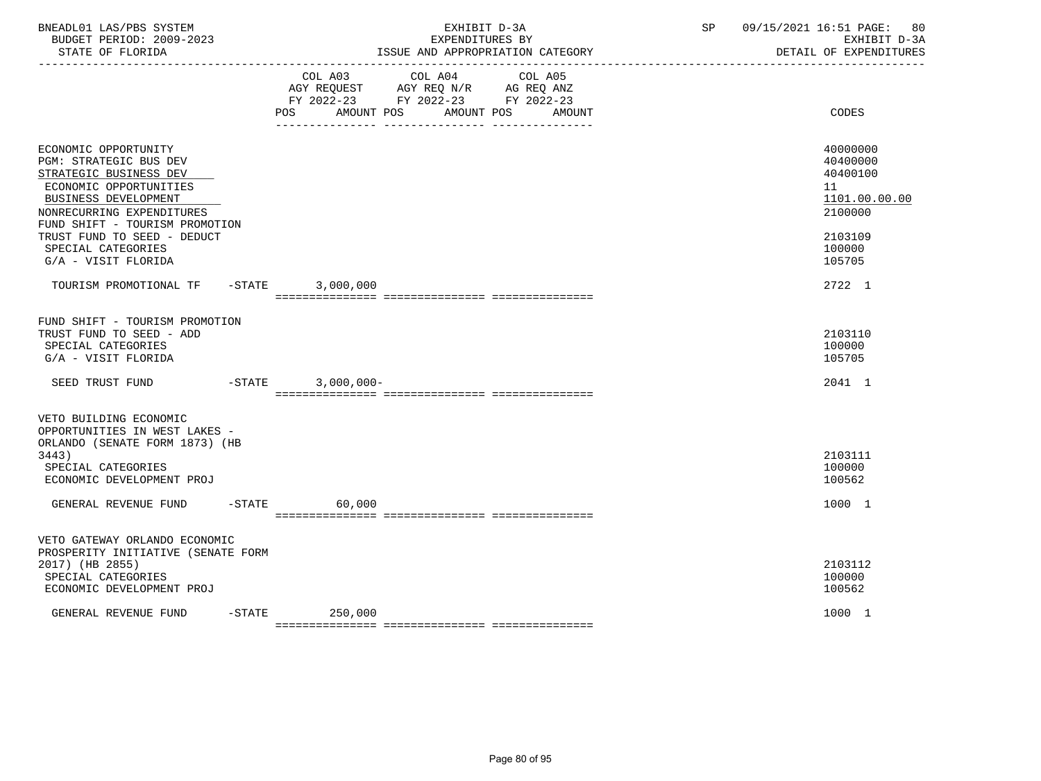BNEADL01 LAS/PBS SYSTEM — EXHIBIT D-3A — SP 09/15/2021 16:51

BUDGET PERIOD: 2009-2023 — EXPENDITURES BY — EXHIBIT D-3A

STATE OF FLORIDA — ISSUE AND APPROPRIATION CATEGORY — DETAIL OF EXPENDITURES

| | COL A03 AGY REQUEST FY 2022-23 POS AMOUNT | COL A04 AGY REQ N/R FY 2022-23 POS AMOUNT | COL A05 AG REQ ANZ FY 2022-23 POS AMOUNT | CODES |
|---|---|---|---|---|
| ECONOMIC OPPORTUNITY | | | | 40000000 |
| PGM: STRATEGIC BUS DEV | | | | 40400000 |
| STRATEGIC BUSINESS DEV | | | | 40400100 |
| ECONOMIC OPPORTUNITIES | | | | 11 |
| BUSINESS DEVELOPMENT | | | | 1101.00.00.00 |
| NONRECURRING EXPENDITURES | | | | 2100000 |
| FUND SHIFT - TOURISM PROMOTION TRUST FUND TO SEED - DEDUCT | | | | 2103109 |
| SPECIAL CATEGORIES | | | | 100000 |
| G/A - VISIT FLORIDA | | | | 105705 |
| TOURISM PROMOTIONAL TF -STATE | 3,000,000 | | | 2722 1 |
| FUND SHIFT - TOURISM PROMOTION TRUST FUND TO SEED - ADD | | | | 2103110 |
| SPECIAL CATEGORIES | | | | 100000 |
| G/A - VISIT FLORIDA | | | | 105705 |
| SEED TRUST FUND -STATE | 3,000,000- | | | 2041 1 |
| VETO BUILDING ECONOMIC OPPORTUNITIES IN WEST LAKES - ORLANDO (SENATE FORM 1873) (HB 3443) | | | | 2103111 |
| SPECIAL CATEGORIES | | | | 100000 |
| ECONOMIC DEVELOPMENT PROJ | | | | 100562 |
| GENERAL REVENUE FUND -STATE | 60,000 | | | 1000 1 |
| VETO GATEWAY ORLANDO ECONOMIC PROSPERITY INITIATIVE (SENATE FORM 2017) (HB 2855) | | | | 2103112 |
| SPECIAL CATEGORIES | | | | 100000 |
| ECONOMIC DEVELOPMENT PROJ | | | | 100562 |
| GENERAL REVENUE FUND -STATE | 250,000 | | | 1000 1 |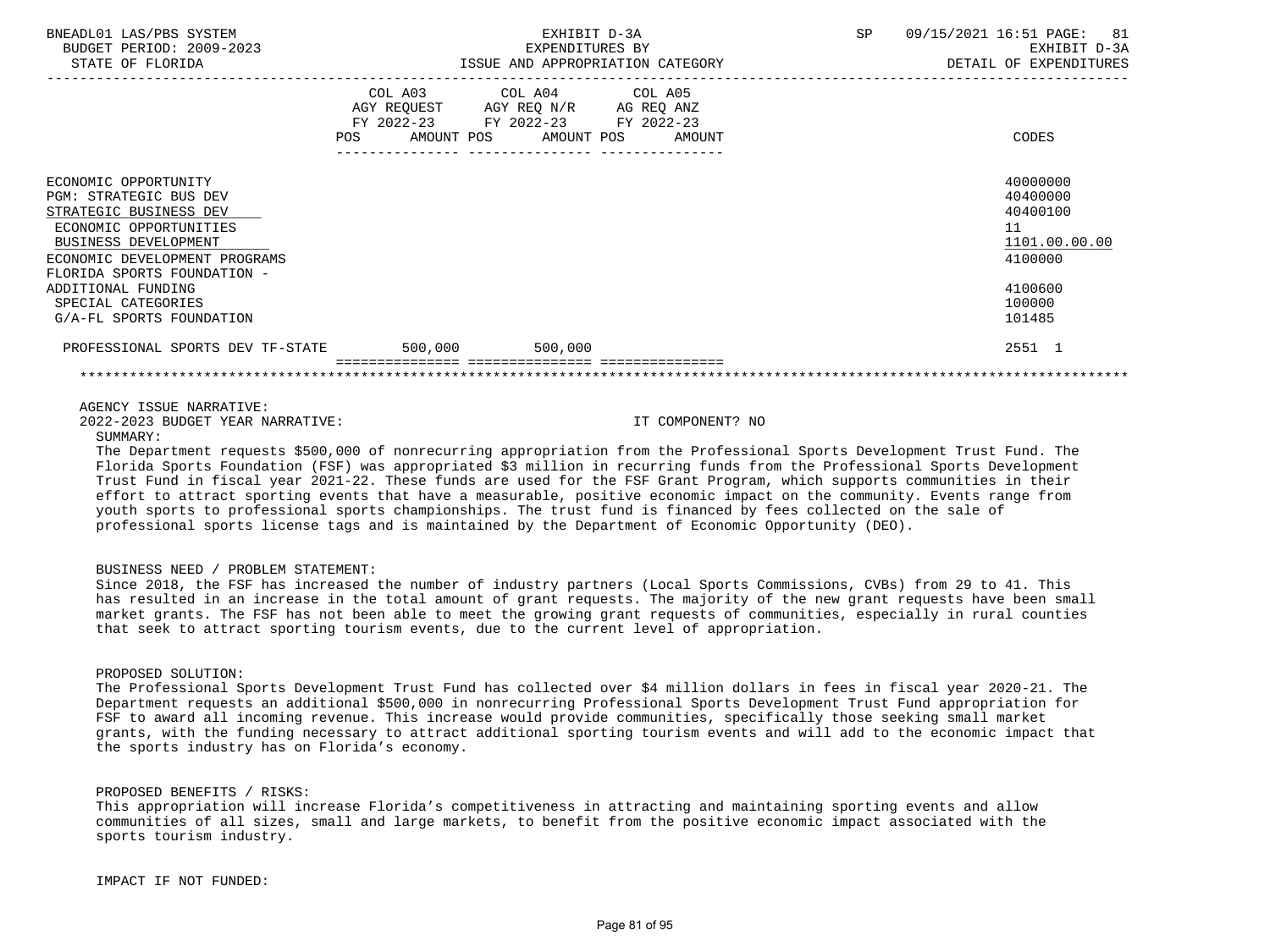| | COL A03 AGY REQUEST FY 2022-23 POS AMOUNT | COL A04 AGY REQ N/R FY 2022-23 POS AMOUNT | COL A05 AG REQ ANZ FY 2022-23 POS AMOUNT | CODES |
|---|---|---|---|---|
| ECONOMIC OPPORTUNITY | | | | 40000000 |
| PGM: STRATEGIC BUS DEV | | | | 40400000 |
| STRATEGIC BUSINESS DEV | | | | 40400100 |
| ECONOMIC OPPORTUNITIES | | | | 11 |
| BUSINESS DEVELOPMENT | | | | 1101.00.00.00 |
| ECONOMIC DEVELOPMENT PROGRAMS | | | | 4100000 |
| FLORIDA SPORTS FOUNDATION - ADDITIONAL FUNDING | | | | 4100600 |
| SPECIAL CATEGORIES | | | | 100000 |
| G/A-FL SPORTS FOUNDATION | | | | 101485 |
| PROFESSIONAL SPORTS DEV TF-STATE | 500,000 | 500,000 | | 2551 1 |

AGENCY ISSUE NARRATIVE:

2022-2023 BUDGET YEAR NARRATIVE: IT COMPONENT? NO

SUMMARY:

The Department requests $500,000 of nonrecurring appropriation from the Professional Sports Development Trust Fund. The Florida Sports Foundation (FSF) was appropriated $3 million in recurring funds from the Professional Sports Development Trust Fund in fiscal year 2021-22. These funds are used for the FSF Grant Program, which supports communities in their effort to attract sporting events that have a measurable, positive economic impact on the community. Events range from youth sports to professional sports championships. The trust fund is financed by fees collected on the sale of professional sports license tags and is maintained by the Department of Economic Opportunity (DEO).

BUSINESS NEED / PROBLEM STATEMENT:

Since 2018, the FSF has increased the number of industry partners (Local Sports Commissions, CVBs) from 29 to 41. This has resulted in an increase in the total amount of grant requests. The majority of the new grant requests have been small market grants. The FSF has not been able to meet the growing grant requests of communities, especially in rural counties that seek to attract sporting tourism events, due to the current level of appropriation.

PROPOSED SOLUTION:

The Professional Sports Development Trust Fund has collected over $4 million dollars in fees in fiscal year 2020-21. The Department requests an additional $500,000 in nonrecurring Professional Sports Development Trust Fund appropriation for FSF to award all incoming revenue. This increase would provide communities, specifically those seeking small market grants, with the funding necessary to attract additional sporting tourism events and will add to the economic impact that the sports industry has on Florida's economy.

PROPOSED BENEFITS / RISKS:

This appropriation will increase Florida's competitiveness in attracting and maintaining sporting events and allow communities of all sizes, small and large markets, to benefit from the positive economic impact associated with the sports tourism industry.

IMPACT IF NOT FUNDED: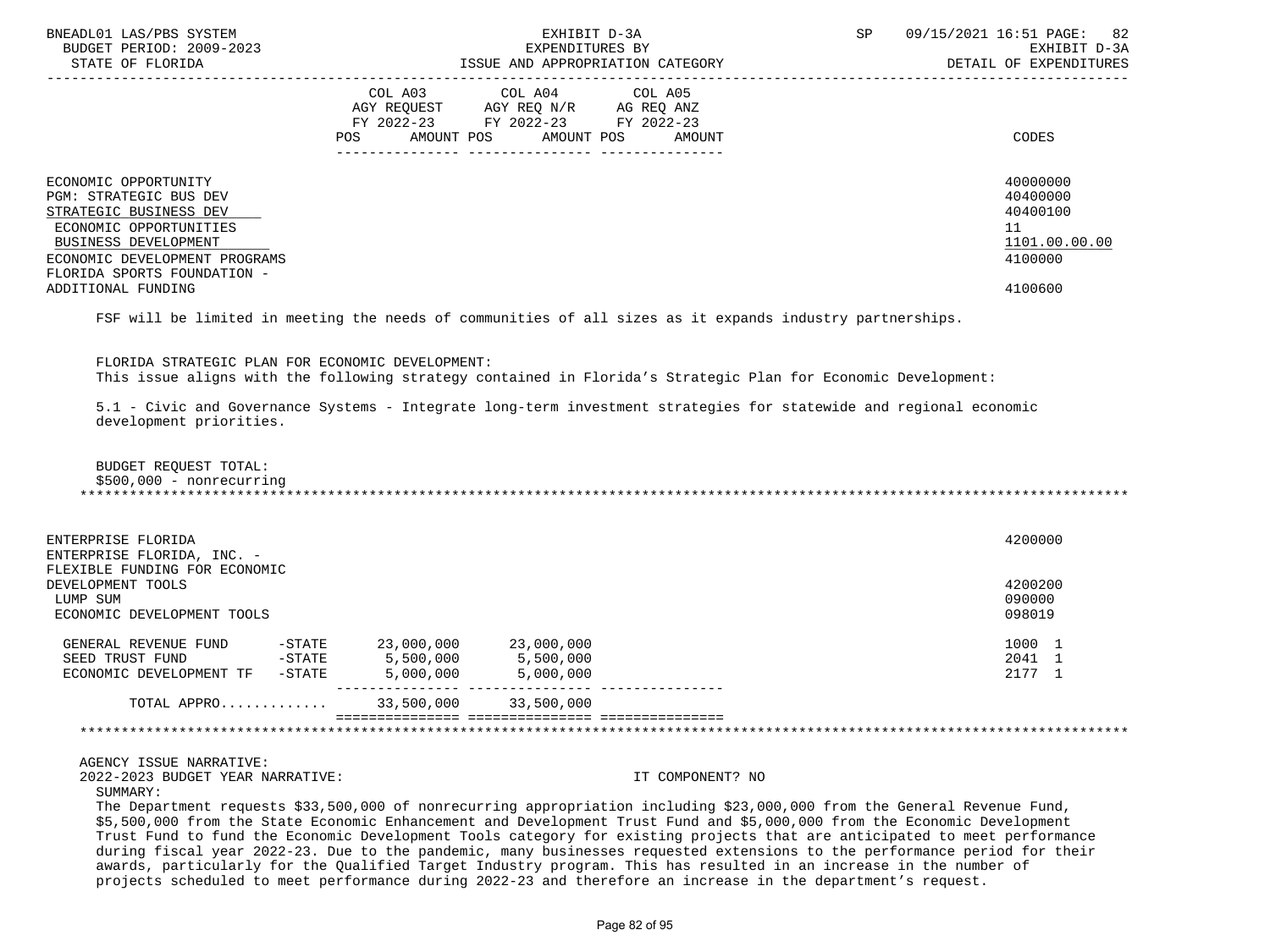| | COL A03 AGY REQUEST FY 2022-23 POS AMOUNT | COL A04 AGY REQ N/R FY 2022-23 POS AMOUNT | COL A05 AG REQ ANZ FY 2022-23 POS AMOUNT | CODES |
|---|---|---|---|---|
| ECONOMIC OPPORTUNITY | | | | 40000000 |
| PGM: STRATEGIC BUS DEV | | | | 40400000 |
| STRATEGIC BUSINESS DEV | | | | 40400100 |
| ECONOMIC OPPORTUNITIES | | | | 11 |
| BUSINESS DEVELOPMENT | | | | 1101.00.00.00 |
| ECONOMIC DEVELOPMENT PROGRAMS | | | | 4100000 |
| FLORIDA SPORTS FOUNDATION - ADDITIONAL FUNDING | | | | 4100600 |

FSF will be limited in meeting the needs of communities of all sizes as it expands industry partnerships.

FLORIDA STRATEGIC PLAN FOR ECONOMIC DEVELOPMENT:
This issue aligns with the following strategy contained in Florida's Strategic Plan for Economic Development:

5.1 - Civic and Governance Systems - Integrate long-term investment strategies for statewide and regional economic development priorities.

BUDGET REQUEST TOTAL:
$500,000 - nonrecurring

*******************************************************************************************************************************

| | COL A03 | COL A04 | COL A05 | CODES |
|---|---|---|---|---|
| ENTERPRISE FLORIDA | | | | 4200000 |
| ENTERPRISE FLORIDA, INC. - FLEXIBLE FUNDING FOR ECONOMIC DEVELOPMENT TOOLS | | | | 4200200 |
| LUMP SUM | | | | 090000 |
| ECONOMIC DEVELOPMENT TOOLS | | | | 098019 |
| GENERAL REVENUE FUND -STATE | 23,000,000 | 23,000,000 | | 1000 1 |
| SEED TRUST FUND -STATE | 5,500,000 | 5,500,000 | | 2041 1 |
| ECONOMIC DEVELOPMENT TF -STATE | 5,000,000 | 5,000,000 | | 2177 1 |
| TOTAL APPRO............ | 33,500,000 | 33,500,000 | | |

*******************************************************************************************************************************

AGENCY ISSUE NARRATIVE:
2022-2023 BUDGET YEAR NARRATIVE: IT COMPONENT? NO
SUMMARY:
The Department requests $33,500,000 of nonrecurring appropriation including $23,000,000 from the General Revenue Fund, $5,500,000 from the State Economic Enhancement and Development Trust Fund and $5,000,000 from the Economic Development Trust Fund to fund the Economic Development Tools category for existing projects that are anticipated to meet performance during fiscal year 2022-23. Due to the pandemic, many businesses requested extensions to the performance period for their awards, particularly for the Qualified Target Industry program. This has resulted in an increase in the number of projects scheduled to meet performance during 2022-23 and therefore an increase in the department's request.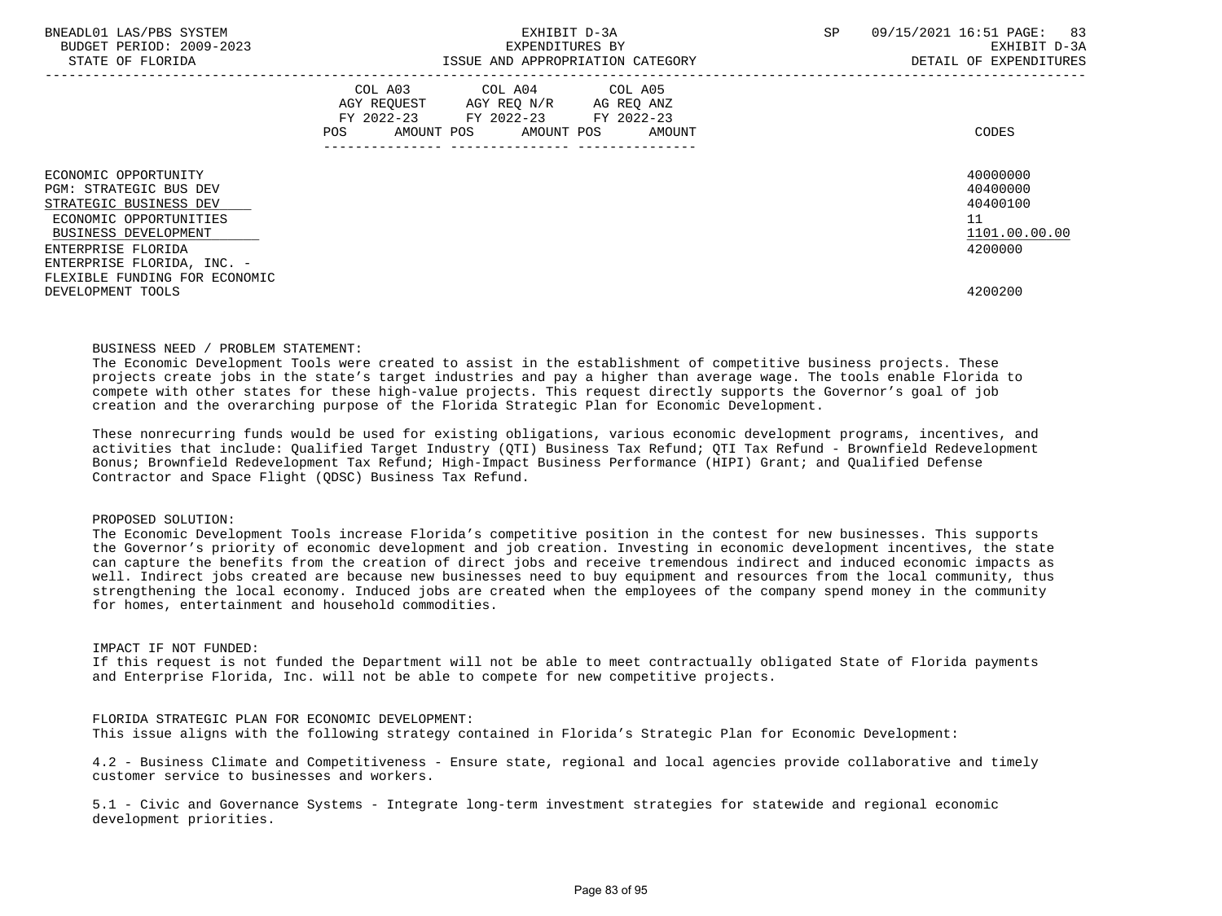BNEADL01 LAS/PBS SYSTEM | EXHIBIT D-3A | SP 09/15/2021 16:51 PAGE: 83
BUDGET PERIOD: 2009-2023 | EXPENDITURES BY | EXHIBIT D-3A
STATE OF FLORIDA | ISSUE AND APPROPRIATION CATEGORY | DETAIL OF EXPENDITURES

| | COL A03 AGY REQUEST FY 2022-23 POS AMOUNT | COL A04 AGY REQ N/R FY 2022-23 POS AMOUNT | COL A05 AG REQ ANZ FY 2022-23 POS AMOUNT | CODES |
|---|---|---|---|---|
| ECONOMIC OPPORTUNITY | | | | 40000000 |
| PGM: STRATEGIC BUS DEV | | | | 40400000 |
| STRATEGIC BUSINESS DEV | | | | 40400100 |
| ECONOMIC OPPORTUNITIES | | | | 11 |
| BUSINESS DEVELOPMENT | | | | 1101.00.00.00 |
| ENTERPRISE FLORIDA | | | | 4200000 |
| ENTERPRISE FLORIDA, INC. - FLEXIBLE FUNDING FOR ECONOMIC DEVELOPMENT TOOLS | | | | 4200200 |

BUSINESS NEED / PROBLEM STATEMENT:
The Economic Development Tools were created to assist in the establishment of competitive business projects. These projects create jobs in the state's target industries and pay a higher than average wage. The tools enable Florida to compete with other states for these high-value projects. This request directly supports the Governor's goal of job creation and the overarching purpose of the Florida Strategic Plan for Economic Development.

These nonrecurring funds would be used for existing obligations, various economic development programs, incentives, and activities that include: Qualified Target Industry (QTI) Business Tax Refund; QTI Tax Refund - Brownfield Redevelopment Bonus; Brownfield Redevelopment Tax Refund; High-Impact Business Performance (HIPI) Grant; and Qualified Defense Contractor and Space Flight (QDSC) Business Tax Refund.

PROPOSED SOLUTION:
The Economic Development Tools increase Florida's competitive position in the contest for new businesses. This supports the Governor's priority of economic development and job creation. Investing in economic development incentives, the state can capture the benefits from the creation of direct jobs and receive tremendous indirect and induced economic impacts as well. Indirect jobs created are because new businesses need to buy equipment and resources from the local community, thus strengthening the local economy. Induced jobs are created when the employees of the company spend money in the community for homes, entertainment and household commodities.

IMPACT IF NOT FUNDED:
If this request is not funded the Department will not be able to meet contractually obligated State of Florida payments and Enterprise Florida, Inc. will not be able to compete for new competitive projects.

FLORIDA STRATEGIC PLAN FOR ECONOMIC DEVELOPMENT:
This issue aligns with the following strategy contained in Florida's Strategic Plan for Economic Development:

4.2 - Business Climate and Competitiveness - Ensure state, regional and local agencies provide collaborative and timely customer service to businesses and workers.

5.1 - Civic and Governance Systems - Integrate long-term investment strategies for statewide and regional economic development priorities.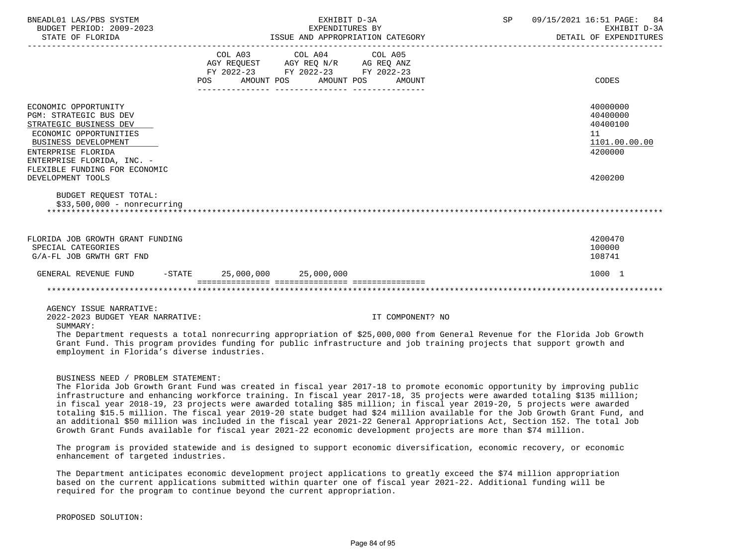| | COL A03 AGY REQUEST FY 2022-23 POS AMOUNT | COL A04 AGY REQ N/R FY 2022-23 POS AMOUNT | COL A05 AG REQ ANZ FY 2022-23 POS AMOUNT | CODES |
|---|---|---|---|---|
| ECONOMIC OPPORTUNITY | | | | 40000000 |
| PGM: STRATEGIC BUS DEV | | | | 40400000 |
| STRATEGIC BUSINESS DEV | | | | 40400100 |
| ECONOMIC OPPORTUNITIES | | | | 11 |
| BUSINESS DEVELOPMENT | | | | 1101.00.00.00 |
| ENTERPRISE FLORIDA | | | | 4200000 |
| ENTERPRISE FLORIDA, INC. - FLEXIBLE FUNDING FOR ECONOMIC DEVELOPMENT TOOLS | | | | 4200200 |

BUDGET REQUEST TOTAL:
$33,500,000 - nonrecurring

| | COL A03 | COL A04 | COL A05 | CODES |
|---|---|---|---|---|
| FLORIDA JOB GROWTH GRANT FUNDING | | | | 4200470 |
| SPECIAL CATEGORIES | | | | 100000 |
| G/A-FL JOB GRWTH GRT FND | | | | 108741 |
| GENERAL REVENUE FUND -STATE | 25,000,000 | 25,000,000 | | 1000 1 |

AGENCY ISSUE NARRATIVE:
2022-2023 BUDGET YEAR NARRATIVE: IT COMPONENT? NO

SUMMARY:
The Department requests a total nonrecurring appropriation of $25,000,000 from General Revenue for the Florida Job Growth Grant Fund. This program provides funding for public infrastructure and job training projects that support growth and employment in Florida's diverse industries.

BUSINESS NEED / PROBLEM STATEMENT:
The Florida Job Growth Grant Fund was created in fiscal year 2017-18 to promote economic opportunity by improving public infrastructure and enhancing workforce training. In fiscal year 2017-18, 35 projects were awarded totaling $135 million; in fiscal year 2018-19, 23 projects were awarded totaling $85 million; in fiscal year 2019-20, 5 projects were awarded totaling $15.5 million. The fiscal year 2019-20 state budget had $24 million available for the Job Growth Grant Fund, and an additional $50 million was included in the fiscal year 2021-22 General Appropriations Act, Section 152. The total Job Growth Grant Funds available for fiscal year 2021-22 economic development projects are more than $74 million.

The program is provided statewide and is designed to support economic diversification, economic recovery, or economic enhancement of targeted industries.

The Department anticipates economic development project applications to greatly exceed the $74 million appropriation based on the current applications submitted within quarter one of fiscal year 2021-22. Additional funding will be required for the program to continue beyond the current appropriation.

PROPOSED SOLUTION: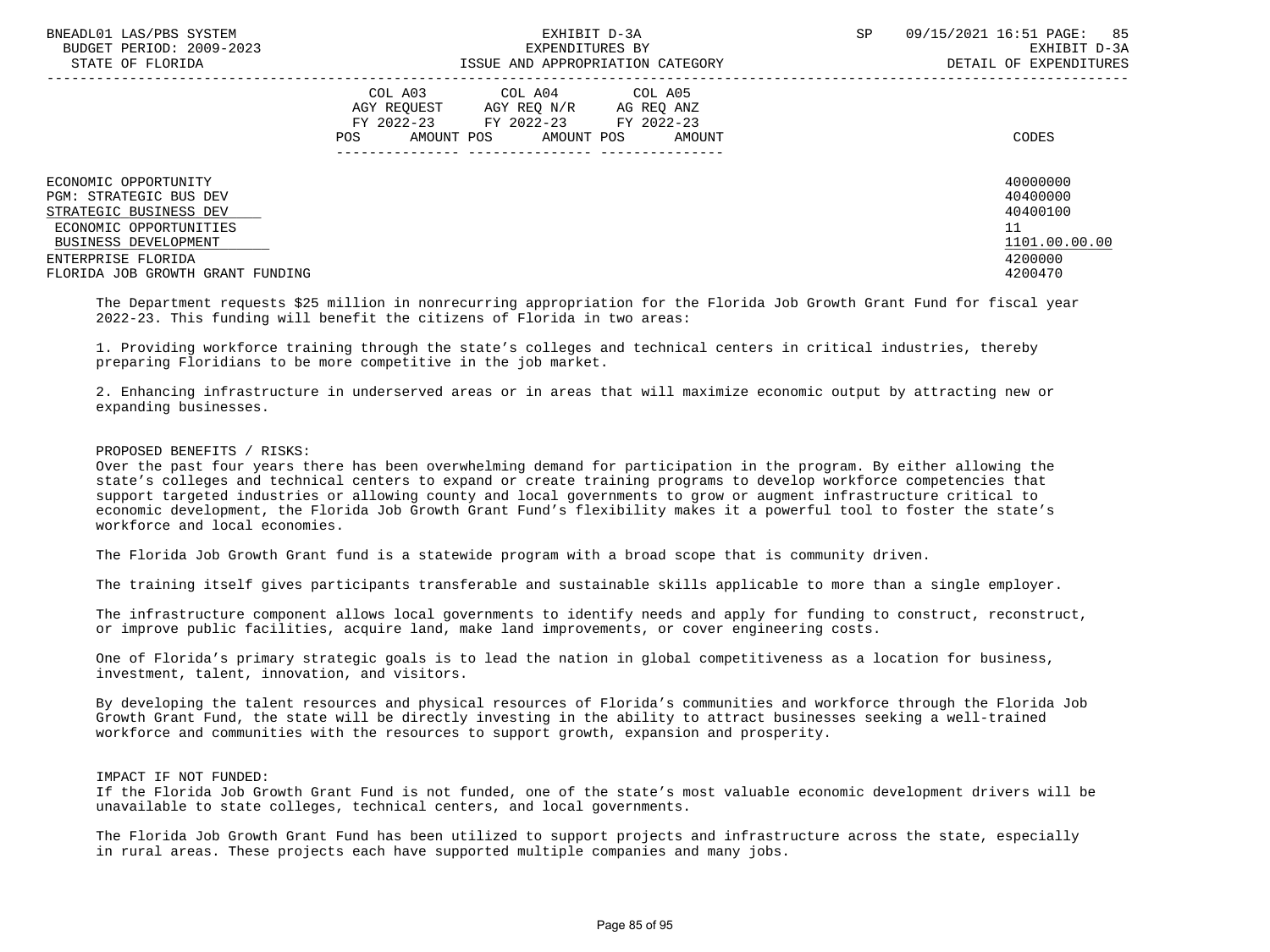| | COL A03 AGY REQUEST FY 2022-23 POS AMOUNT | COL A04 AGY REQ N/R FY 2022-23 POS AMOUNT | COL A05 AG REQ ANZ FY 2022-23 POS AMOUNT | CODES |
|---|---|---|---|---|
| ECONOMIC OPPORTUNITY | | | | 40000000 |
| PGM: STRATEGIC BUS DEV | | | | 40400000 |
| STRATEGIC BUSINESS DEV | | | | 40400100 |
| ECONOMIC OPPORTUNITIES | | | | 11 |
| BUSINESS DEVELOPMENT | | | | 1101.00.00.00 |
| ENTERPRISE FLORIDA | | | | 4200000 |
| FLORIDA JOB GROWTH GRANT FUNDING | | | | 4200470 |

The Department requests $25 million in nonrecurring appropriation for the Florida Job Growth Grant Fund for fiscal year 2022-23. This funding will benefit the citizens of Florida in two areas:

1. Providing workforce training through the state's colleges and technical centers in critical industries, thereby preparing Floridians to be more competitive in the job market.

2. Enhancing infrastructure in underserved areas or in areas that will maximize economic output by attracting new or expanding businesses.

PROPOSED BENEFITS / RISKS:
Over the past four years there has been overwhelming demand for participation in the program. By either allowing the state's colleges and technical centers to expand or create training programs to develop workforce competencies that support targeted industries or allowing county and local governments to grow or augment infrastructure critical to economic development, the Florida Job Growth Grant Fund's flexibility makes it a powerful tool to foster the state's workforce and local economies.

The Florida Job Growth Grant fund is a statewide program with a broad scope that is community driven.

The training itself gives participants transferable and sustainable skills applicable to more than a single employer.

The infrastructure component allows local governments to identify needs and apply for funding to construct, reconstruct, or improve public facilities, acquire land, make land improvements, or cover engineering costs.

One of Florida's primary strategic goals is to lead the nation in global competitiveness as a location for business, investment, talent, innovation, and visitors.

By developing the talent resources and physical resources of Florida's communities and workforce through the Florida Job Growth Grant Fund, the state will be directly investing in the ability to attract businesses seeking a well-trained workforce and communities with the resources to support growth, expansion and prosperity.

IMPACT IF NOT FUNDED:
If the Florida Job Growth Grant Fund is not funded, one of the state's most valuable economic development drivers will be unavailable to state colleges, technical centers, and local governments.

The Florida Job Growth Grant Fund has been utilized to support projects and infrastructure across the state, especially in rural areas. These projects each have supported multiple companies and many jobs.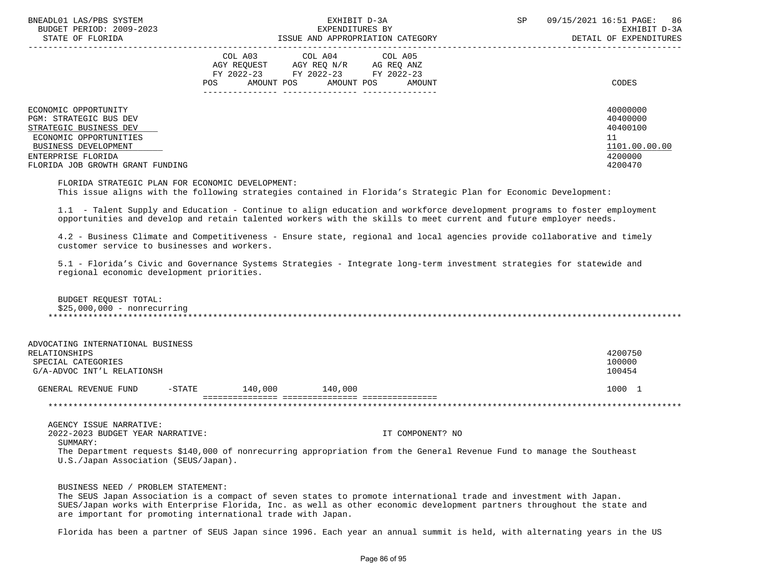| | COL A03 AGY REQUEST FY 2022-23 POS AMOUNT | COL A04 AGY REQ N/R FY 2022-23 POS AMOUNT | COL A05 AG REQ ANZ FY 2022-23 POS AMOUNT | CODES |
|---|---|---|---|---|
| ECONOMIC OPPORTUNITY | | | | 40000000 |
| PGM: STRATEGIC BUS DEV | | | | 40400000 |
| STRATEGIC BUSINESS DEV | | | | 40400100 |
| ECONOMIC OPPORTUNITIES | | | | 11 |
| BUSINESS DEVELOPMENT | | | | 1101.00.00.00 |
| ENTERPRISE FLORIDA | | | | 4200000 |
| FLORIDA JOB GROWTH GRANT FUNDING | | | | 4200470 |

FLORIDA STRATEGIC PLAN FOR ECONOMIC DEVELOPMENT:
This issue aligns with the following strategies contained in Florida's Strategic Plan for Economic Development:

1.1 - Talent Supply and Education - Continue to align education and workforce development programs to foster employment opportunities and develop and retain talented workers with the skills to meet current and future employer needs.

4.2 - Business Climate and Competitiveness - Ensure state, regional and local agencies provide collaborative and timely customer service to businesses and workers.

5.1 - Florida's Civic and Governance Systems Strategies - Integrate long-term investment strategies for statewide and regional economic development priorities.

BUDGET REQUEST TOTAL:
$25,000,000 - nonrecurring

*****

| | COL A03 | COL A04 | COL A05 | CODES |
|---|---|---|---|---|
| ADVOCATING INTERNATIONAL BUSINESS RELATIONSHIPS | | | | 4200750 |
| SPECIAL CATEGORIES | | | | 100000 |
| G/A-ADVOC INT'L RELATIONSH | | | | 100454 |
| GENERAL REVENUE FUND -STATE | 140,000 | 140,000 | | 1000 1 |

*****

AGENCY ISSUE NARRATIVE:
2022-2023 BUDGET YEAR NARRATIVE: IT COMPONENT? NO

SUMMARY:
The Department requests $140,000 of nonrecurring appropriation from the General Revenue Fund to manage the Southeast U.S./Japan Association (SEUS/Japan).

BUSINESS NEED / PROBLEM STATEMENT:
The SEUS Japan Association is a compact of seven states to promote international trade and investment with Japan. SUES/Japan works with Enterprise Florida, Inc. as well as other economic development partners throughout the state and are important for promoting international trade with Japan.

Florida has been a partner of SEUS Japan since 1996. Each year an annual summit is held, with alternating years in the US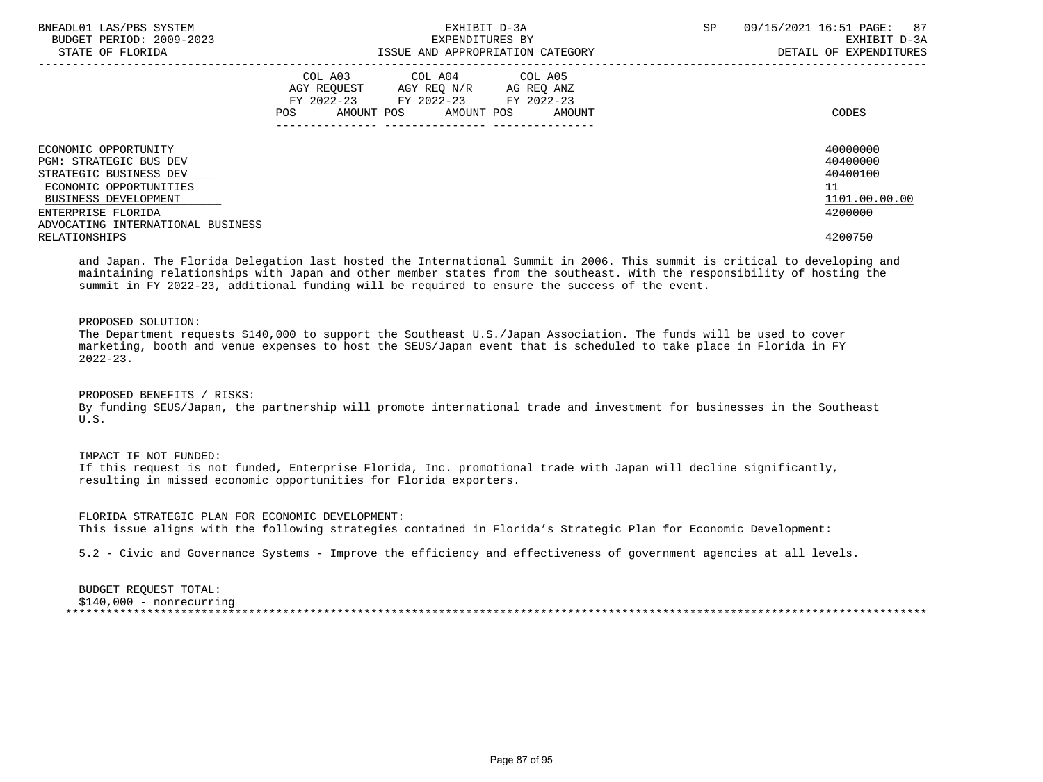| | COL A03 AGY REQUEST FY 2022-23 POS AMOUNT | COL A04 AGY REQ N/R FY 2022-23 POS AMOUNT | COL A05 AG REQ ANZ FY 2022-23 POS AMOUNT | CODES |
|---|---|---|---|---|
| ECONOMIC OPPORTUNITY | | | | 40000000 |
| PGM: STRATEGIC BUS DEV | | | | 40400000 |
| STRATEGIC BUSINESS DEV | | | | 40400100 |
| ECONOMIC OPPORTUNITIES | | | | 11 |
| BUSINESS DEVELOPMENT | | | | 1101.00.00.00 |
| ENTERPRISE FLORIDA | | | | 4200000 |
| ADVOCATING INTERNATIONAL BUSINESS RELATIONSHIPS | | | | 4200750 |

and Japan. The Florida Delegation last hosted the International Summit in 2006. This summit is critical to developing and maintaining relationships with Japan and other member states from the southeast. With the responsibility of hosting the summit in FY 2022-23, additional funding will be required to ensure the success of the event.

PROPOSED SOLUTION:
The Department requests $140,000 to support the Southeast U.S./Japan Association. The funds will be used to cover marketing, booth and venue expenses to host the SEUS/Japan event that is scheduled to take place in Florida in FY 2022-23.

PROPOSED BENEFITS / RISKS:
By funding SEUS/Japan, the partnership will promote international trade and investment for businesses in the Southeast U.S.

IMPACT IF NOT FUNDED:
If this request is not funded, Enterprise Florida, Inc. promotional trade with Japan will decline significantly, resulting in missed economic opportunities for Florida exporters.

FLORIDA STRATEGIC PLAN FOR ECONOMIC DEVELOPMENT:
This issue aligns with the following strategies contained in Florida's Strategic Plan for Economic Development:

5.2 - Civic and Governance Systems - Improve the efficiency and effectiveness of government agencies at all levels.

BUDGET REQUEST TOTAL:
$140,000 - nonrecurring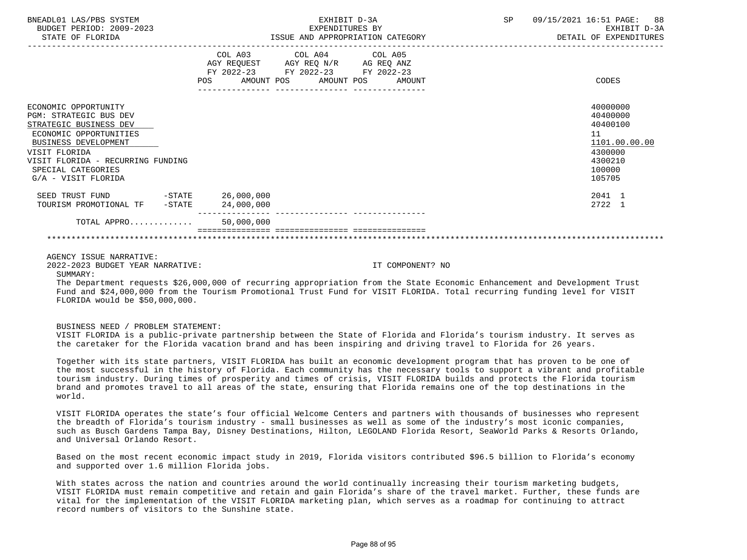BNEADL01 LAS/PBS SYSTEM — EXHIBIT D-3A — SP 09/15/2021 16:51
BUDGET PERIOD: 2009-2023 — EXPENDITURES BY — EXHIBIT D-3A
STATE OF FLORIDA — ISSUE AND APPROPRIATION CATEGORY — DETAIL OF EXPENDITURES

| | COL A03 AGY REQUEST FY 2022-23 POS AMOUNT | COL A04 AGY REQ N/R FY 2022-23 POS AMOUNT | COL A05 AG REQ ANZ FY 2022-23 POS AMOUNT | CODES |
|---|---|---|---|---|
| ECONOMIC OPPORTUNITY | | | | 40000000 |
| PGM: STRATEGIC BUS DEV | | | | 40400000 |
| STRATEGIC BUSINESS DEV | | | | 40400100 |
| ECONOMIC OPPORTUNITIES | | | | 11 |
| BUSINESS DEVELOPMENT | | | | 1101.00.00.00 |
| VISIT FLORIDA | | | | 4300000 |
| VISIT FLORIDA - RECURRING FUNDING | | | | 4300210 |
| SPECIAL CATEGORIES | | | | 100000 |
| G/A - VISIT FLORIDA | | | | 105705 |
| SEED TRUST FUND -STATE | 26,000,000 | | | 2041 1 |
| TOURISM PROMOTIONAL TF -STATE | 24,000,000 | | | 2722 1 |
| TOTAL APPRO............ | 50,000,000 | | | |

AGENCY ISSUE NARRATIVE:
2022-2023 BUDGET YEAR NARRATIVE: IT COMPONENT? NO

SUMMARY:
The Department requests $26,000,000 of recurring appropriation from the State Economic Enhancement and Development Trust Fund and $24,000,000 from the Tourism Promotional Trust Fund for VISIT FLORIDA. Total recurring funding level for VISIT FLORIDA would be $50,000,000.

BUSINESS NEED / PROBLEM STATEMENT:
VISIT FLORIDA is a public-private partnership between the State of Florida and Florida's tourism industry. It serves as the caretaker for the Florida vacation brand and has been inspiring and driving travel to Florida for 26 years.

Together with its state partners, VISIT FLORIDA has built an economic development program that has proven to be one of the most successful in the history of Florida. Each community has the necessary tools to support a vibrant and profitable tourism industry. During times of prosperity and times of crisis, VISIT FLORIDA builds and protects the Florida tourism brand and promotes travel to all areas of the state, ensuring that Florida remains one of the top destinations in the world.

VISIT FLORIDA operates the state's four official Welcome Centers and partners with thousands of businesses who represent the breadth of Florida's tourism industry - small businesses as well as some of the industry's most iconic companies, such as Busch Gardens Tampa Bay, Disney Destinations, Hilton, LEGOLAND Florida Resort, SeaWorld Parks & Resorts Orlando, and Universal Orlando Resort.

Based on the most recent economic impact study in 2019, Florida visitors contributed $96.5 billion to Florida's economy and supported over 1.6 million Florida jobs.

With states across the nation and countries around the world continually increasing their tourism marketing budgets, VISIT FLORIDA must remain competitive and retain and gain Florida's share of the travel market. Further, these funds are vital for the implementation of the VISIT FLORIDA marketing plan, which serves as a roadmap for continuing to attract record numbers of visitors to the Sunshine state.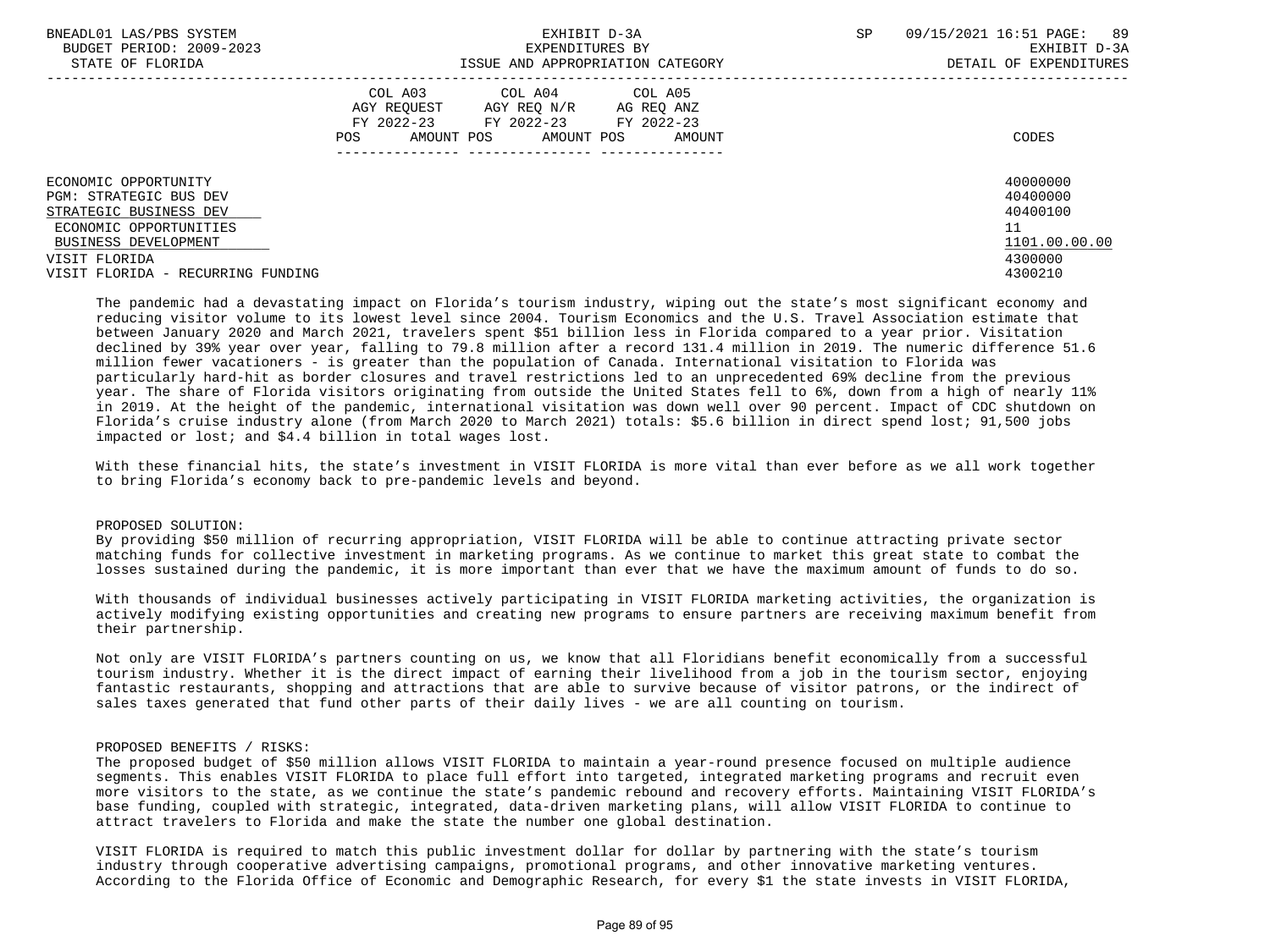| | COL A03 AGY REQUEST FY 2022-23 POS AMOUNT | COL A04 AGY REQ N/R FY 2022-23 POS AMOUNT | COL A05 AG REQ ANZ FY 2022-23 POS AMOUNT | CODES |
|---|---|---|---|---|
| ECONOMIC OPPORTUNITY | | | | 40000000 |
| PGM: STRATEGIC BUS DEV | | | | 40400000 |
| STRATEGIC BUSINESS DEV | | | | 40400100 |
| ECONOMIC OPPORTUNITIES | | | | 11 |
| BUSINESS DEVELOPMENT | | | | 1101.00.00.00 |
| VISIT FLORIDA | | | | 4300000 |
| VISIT FLORIDA - RECURRING FUNDING | | | | 4300210 |

The pandemic had a devastating impact on Florida's tourism industry, wiping out the state's most significant economy and reducing visitor volume to its lowest level since 2004. Tourism Economics and the U.S. Travel Association estimate that between January 2020 and March 2021, travelers spent $51 billion less in Florida compared to a year prior. Visitation declined by 39% year over year, falling to 79.8 million after a record 131.4 million in 2019. The numeric difference 51.6 million fewer vacationers - is greater than the population of Canada. International visitation to Florida was particularly hard-hit as border closures and travel restrictions led to an unprecedented 69% decline from the previous year. The share of Florida visitors originating from outside the United States fell to 6%, down from a high of nearly 11% in 2019. At the height of the pandemic, international visitation was down well over 90 percent. Impact of CDC shutdown on Florida's cruise industry alone (from March 2020 to March 2021) totals: $5.6 billion in direct spend lost; 91,500 jobs impacted or lost; and $4.4 billion in total wages lost.

With these financial hits, the state's investment in VISIT FLORIDA is more vital than ever before as we all work together to bring Florida's economy back to pre-pandemic levels and beyond.

PROPOSED SOLUTION:
By providing $50 million of recurring appropriation, VISIT FLORIDA will be able to continue attracting private sector matching funds for collective investment in marketing programs. As we continue to market this great state to combat the losses sustained during the pandemic, it is more important than ever that we have the maximum amount of funds to do so.

With thousands of individual businesses actively participating in VISIT FLORIDA marketing activities, the organization is actively modifying existing opportunities and creating new programs to ensure partners are receiving maximum benefit from their partnership.

Not only are VISIT FLORIDA's partners counting on us, we know that all Floridians benefit economically from a successful tourism industry. Whether it is the direct impact of earning their livelihood from a job in the tourism sector, enjoying fantastic restaurants, shopping and attractions that are able to survive because of visitor patrons, or the indirect of sales taxes generated that fund other parts of their daily lives - we are all counting on tourism.

PROPOSED BENEFITS / RISKS:
The proposed budget of $50 million allows VISIT FLORIDA to maintain a year-round presence focused on multiple audience segments. This enables VISIT FLORIDA to place full effort into targeted, integrated marketing programs and recruit even more visitors to the state, as we continue the state's pandemic rebound and recovery efforts. Maintaining VISIT FLORIDA's base funding, coupled with strategic, integrated, data-driven marketing plans, will allow VISIT FLORIDA to continue to attract travelers to Florida and make the state the number one global destination.

VISIT FLORIDA is required to match this public investment dollar for dollar by partnering with the state's tourism industry through cooperative advertising campaigns, promotional programs, and other innovative marketing ventures. According to the Florida Office of Economic and Demographic Research, for every $1 the state invests in VISIT FLORIDA,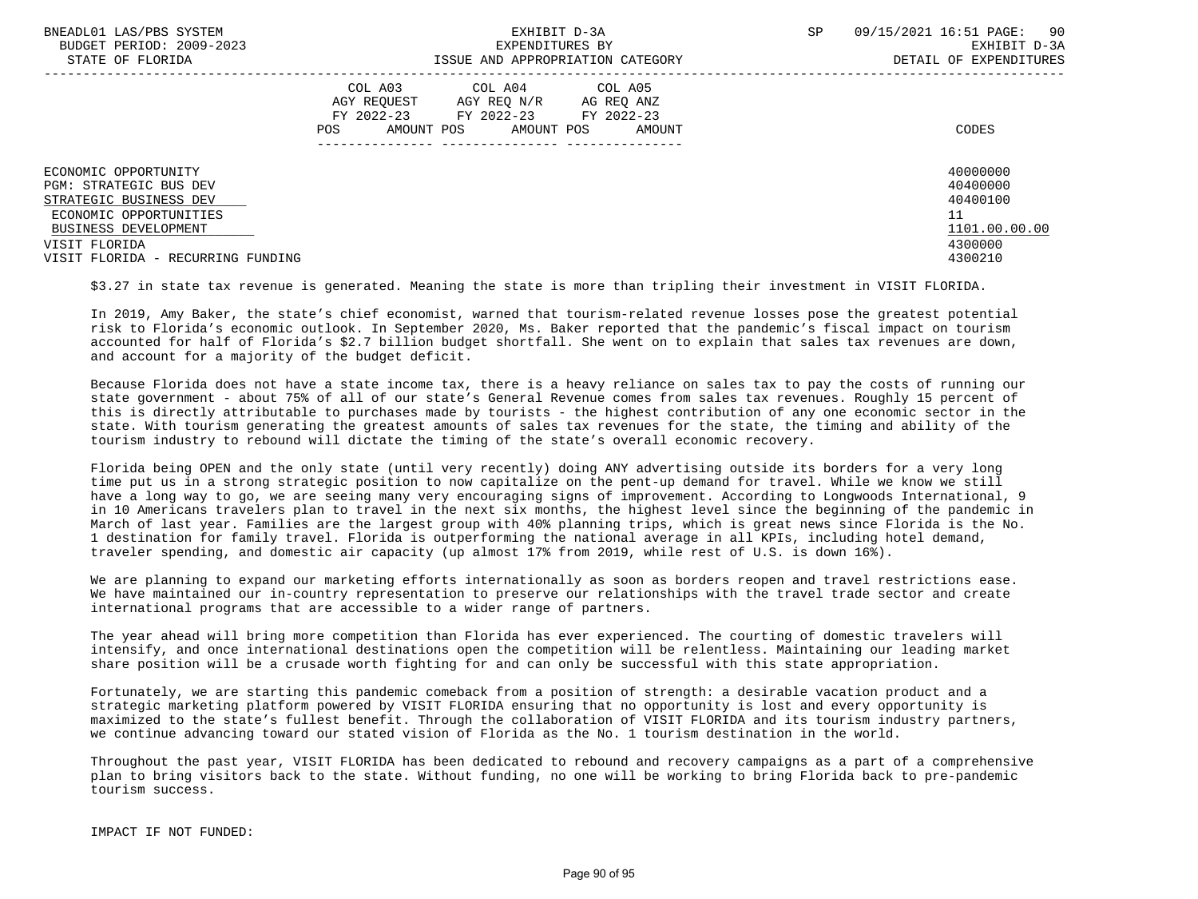| | COL A03 AGY REQUEST FY 2022-23 POS AMOUNT | COL A04 AGY REQ N/R FY 2022-23 POS AMOUNT | COL A05 AG REQ ANZ FY 2022-23 POS AMOUNT | CODES |
|---|---|---|---|---|
| ECONOMIC OPPORTUNITY | | | | 40000000 |
| PGM: STRATEGIC BUS DEV | | | | 40400000 |
| STRATEGIC BUSINESS DEV | | | | 40400100 |
| ECONOMIC OPPORTUNITIES | | | | 11 |
| BUSINESS DEVELOPMENT | | | | 1101.00.00.00 |
| VISIT FLORIDA | | | | 4300000 |
| VISIT FLORIDA - RECURRING FUNDING | | | | 4300210 |

$3.27 in state tax revenue is generated. Meaning the state is more than tripling their investment in VISIT FLORIDA.

In 2019, Amy Baker, the state's chief economist, warned that tourism-related revenue losses pose the greatest potential risk to Florida's economic outlook. In September 2020, Ms. Baker reported that the pandemic's fiscal impact on tourism accounted for half of Florida's $2.7 billion budget shortfall. She went on to explain that sales tax revenues are down, and account for a majority of the budget deficit.

Because Florida does not have a state income tax, there is a heavy reliance on sales tax to pay the costs of running our state government - about 75% of all of our state's General Revenue comes from sales tax revenues. Roughly 15 percent of this is directly attributable to purchases made by tourists - the highest contribution of any one economic sector in the state. With tourism generating the greatest amounts of sales tax revenues for the state, the timing and ability of the tourism industry to rebound will dictate the timing of the state's overall economic recovery.

Florida being OPEN and the only state (until very recently) doing ANY advertising outside its borders for a very long time put us in a strong strategic position to now capitalize on the pent-up demand for travel. While we know we still have a long way to go, we are seeing many very encouraging signs of improvement. According to Longwoods International, 9 in 10 Americans travelers plan to travel in the next six months, the highest level since the beginning of the pandemic in March of last year. Families are the largest group with 40% planning trips, which is great news since Florida is the No. 1 destination for family travel. Florida is outperforming the national average in all KPIs, including hotel demand, traveler spending, and domestic air capacity (up almost 17% from 2019, while rest of U.S. is down 16%).

We are planning to expand our marketing efforts internationally as soon as borders reopen and travel restrictions ease. We have maintained our in-country representation to preserve our relationships with the travel trade sector and create international programs that are accessible to a wider range of partners.

The year ahead will bring more competition than Florida has ever experienced. The courting of domestic travelers will intensify, and once international destinations open the competition will be relentless. Maintaining our leading market share position will be a crusade worth fighting for and can only be successful with this state appropriation.

Fortunately, we are starting this pandemic comeback from a position of strength: a desirable vacation product and a strategic marketing platform powered by VISIT FLORIDA ensuring that no opportunity is lost and every opportunity is maximized to the state's fullest benefit. Through the collaboration of VISIT FLORIDA and its tourism industry partners, we continue advancing toward our stated vision of Florida as the No. 1 tourism destination in the world.

Throughout the past year, VISIT FLORIDA has been dedicated to rebound and recovery campaigns as a part of a comprehensive plan to bring visitors back to the state. Without funding, no one will be working to bring Florida back to pre-pandemic tourism success.

IMPACT IF NOT FUNDED: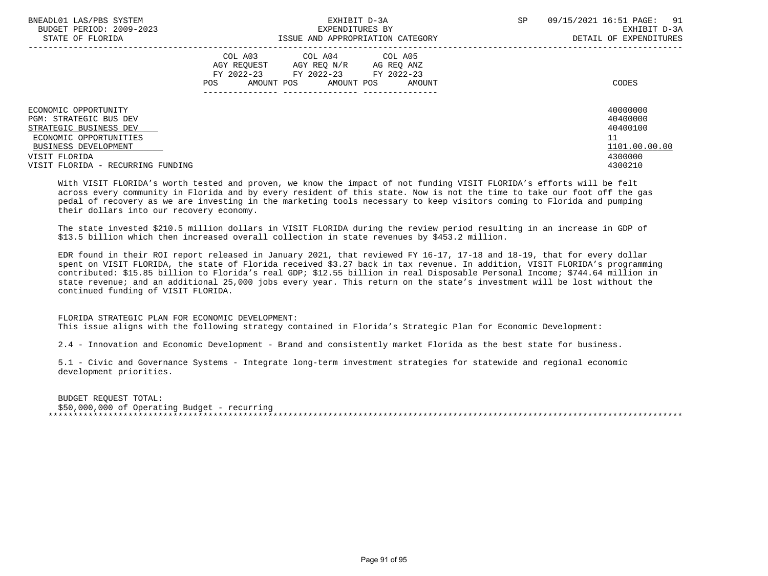BNEADL01 LAS/PBS SYSTEM
BUDGET PERIOD: 2009-2023
STATE OF FLORIDA

EXHIBIT D-3A
EXPENDITURES BY
ISSUE AND APPROPRIATION CATEGORY

SP 09/15/2021 16:51
EXHIBIT D-3A
DETAIL OF EXPENDITURES

| | COL A03 AGY REQUEST FY 2022-23 POS AMOUNT | COL A04 AGY REQ N/R FY 2022-23 POS AMOUNT | COL A05 AG REQ ANZ FY 2022-23 POS AMOUNT | CODES |
|---|---|---|---|---|
| ECONOMIC OPPORTUNITY | | | | 40000000 |
| PGM: STRATEGIC BUS DEV | | | | 40400000 |
| STRATEGIC BUSINESS DEV | | | | 40400100 |
| ECONOMIC OPPORTUNITIES | | | | 11 |
| BUSINESS DEVELOPMENT | | | | 1101.00.00.00 |
| VISIT FLORIDA | | | | 4300000 |
| VISIT FLORIDA - RECURRING FUNDING | | | | 4300210 |

With VISIT FLORIDA's worth tested and proven, we know the impact of not funding VISIT FLORIDA's efforts will be felt across every community in Florida and by every resident of this state. Now is not the time to take our foot off the gas pedal of recovery as we are investing in the marketing tools necessary to keep visitors coming to Florida and pumping their dollars into our recovery economy.

The state invested $210.5 million dollars in VISIT FLORIDA during the review period resulting in an increase in GDP of $13.5 billion which then increased overall collection in state revenues by $453.2 million.

EDR found in their ROI report released in January 2021, that reviewed FY 16-17, 17-18 and 18-19, that for every dollar spent on VISIT FLORIDA, the state of Florida received $3.27 back in tax revenue. In addition, VISIT FLORIDA's programming contributed: $15.85 billion to Florida's real GDP; $12.55 billion in real Disposable Personal Income; $744.64 million in state revenue; and an additional 25,000 jobs every year. This return on the state's investment will be lost without the continued funding of VISIT FLORIDA.

FLORIDA STRATEGIC PLAN FOR ECONOMIC DEVELOPMENT:
This issue aligns with the following strategy contained in Florida's Strategic Plan for Economic Development:

2.4 - Innovation and Economic Development - Brand and consistently market Florida as the best state for business.

5.1 - Civic and Governance Systems - Integrate long-term investment strategies for statewide and regional economic development priorities.

BUDGET REQUEST TOTAL:
$50,000,000 of Operating Budget - recurring
*******************************************************************************************************************************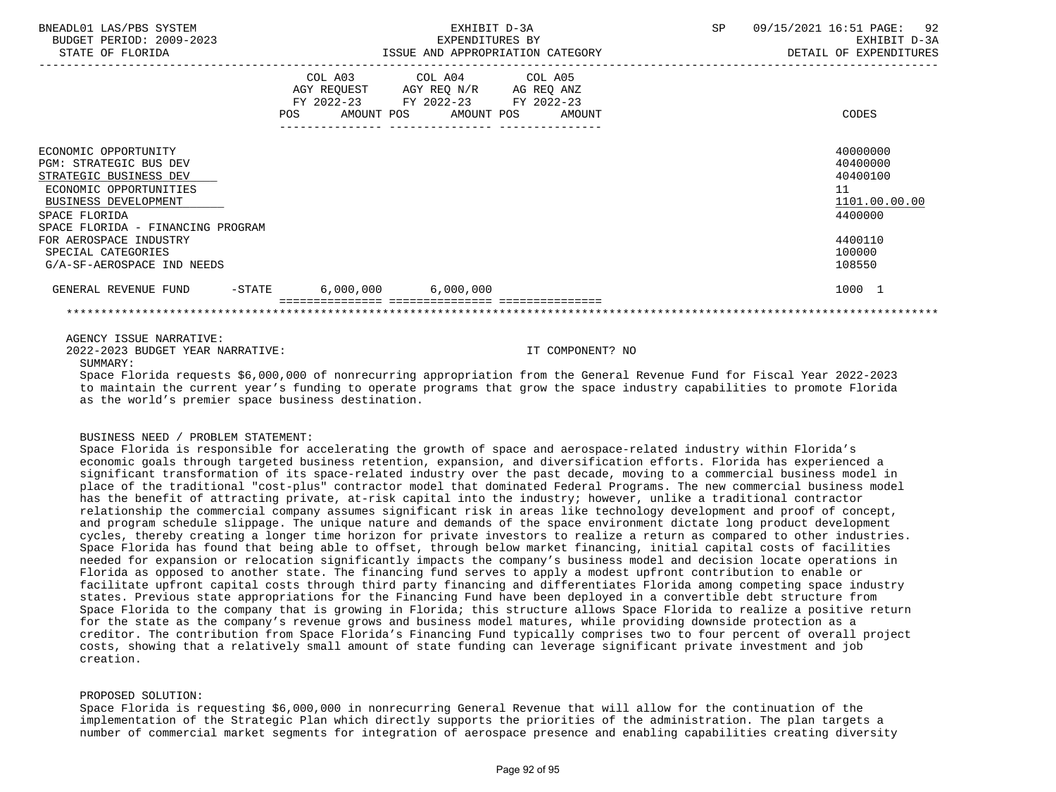BNEADL01 LAS/PBS SYSTEM — EXHIBIT D-3A — EXPENDITURES BY ISSUE AND APPROPRIATION CATEGORY — SP 09/15/2021 16:51 PAGE: 92
BUDGET PERIOD: 2009-2023 — EXHIBIT D-3A
STATE OF FLORIDA — DETAIL OF EXPENDITURES

| | COL A03 AGY REQUEST FY 2022-23 POS AMOUNT | COL A04 AGY REQ N/R FY 2022-23 POS AMOUNT | COL A05 AG REQ ANZ FY 2022-23 POS AMOUNT | CODES |
|---|---|---|---|---|
| ECONOMIC OPPORTUNITY | | | | 40000000 |
| PGM: STRATEGIC BUS DEV | | | | 40400000 |
| STRATEGIC BUSINESS DEV | | | | 40400100 |
| ECONOMIC OPPORTUNITIES | | | | 11 |
| BUSINESS DEVELOPMENT | | | | 1101.00.00.00 |
| SPACE FLORIDA | | | | 4400000 |
| SPACE FLORIDA - FINANCING PROGRAM FOR AEROSPACE INDUSTRY | | | | 4400110 |
| SPECIAL CATEGORIES | | | | 100000 |
| G/A-SF-AEROSPACE IND NEEDS | | | | 108550 |
| GENERAL REVENUE FUND -STATE | 6,000,000 | 6,000,000 | | 1000 1 |

AGENCY ISSUE NARRATIVE:

2022-2023 BUDGET YEAR NARRATIVE: IT COMPONENT? NO

SUMMARY:

Space Florida requests $6,000,000 of nonrecurring appropriation from the General Revenue Fund for Fiscal Year 2022-2023 to maintain the current year's funding to operate programs that grow the space industry capabilities to promote Florida as the world's premier space business destination.

BUSINESS NEED / PROBLEM STATEMENT:

Space Florida is responsible for accelerating the growth of space and aerospace-related industry within Florida's economic goals through targeted business retention, expansion, and diversification efforts. Florida has experienced a significant transformation of its space-related industry over the past decade, moving to a commercial business model in place of the traditional "cost-plus" contractor model that dominated Federal Programs. The new commercial business model has the benefit of attracting private, at-risk capital into the industry; however, unlike a traditional contractor relationship the commercial company assumes significant risk in areas like technology development and proof of concept, and program schedule slippage. The unique nature and demands of the space environment dictate long product development cycles, thereby creating a longer time horizon for private investors to realize a return as compared to other industries. Space Florida has found that being able to offset, through below market financing, initial capital costs of facilities needed for expansion or relocation significantly impacts the company's business model and decision locate operations in Florida as opposed to another state. The financing fund serves to apply a modest upfront contribution to enable or facilitate upfront capital costs through third party financing and differentiates Florida among competing space industry states. Previous state appropriations for the Financing Fund have been deployed in a convertible debt structure from Space Florida to the company that is growing in Florida; this structure allows Space Florida to realize a positive return for the state as the company's revenue grows and business model matures, while providing downside protection as a creditor. The contribution from Space Florida's Financing Fund typically comprises two to four percent of overall project costs, showing that a relatively small amount of state funding can leverage significant private investment and job creation.

PROPOSED SOLUTION:

Space Florida is requesting $6,000,000 in nonrecurring General Revenue that will allow for the continuation of the implementation of the Strategic Plan which directly supports the priorities of the administration. The plan targets a number of commercial market segments for integration of aerospace presence and enabling capabilities creating diversity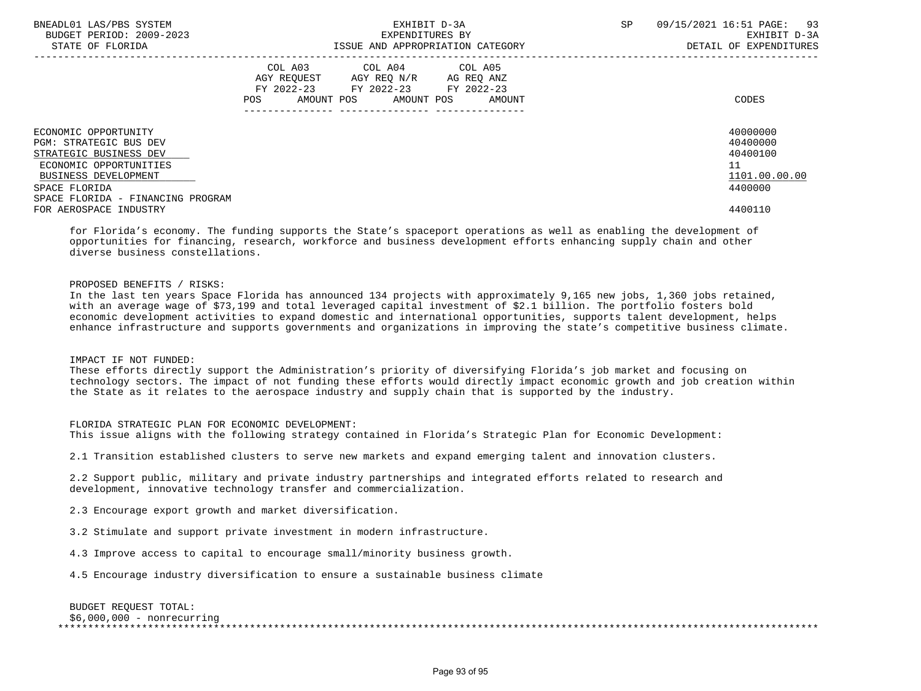| | COL A03 AGY REQUEST FY 2022-23 POS AMOUNT | COL A04 AGY REQ N/R FY 2022-23 POS AMOUNT | COL A05 AG REQ ANZ FY 2022-23 POS AMOUNT | CODES |
|---|---|---|---|---|
| ECONOMIC OPPORTUNITY | | | | 40000000 |
| PGM: STRATEGIC BUS DEV | | | | 40400000 |
| STRATEGIC BUSINESS DEV | | | | 40400100 |
| ECONOMIC OPPORTUNITIES | | | | 11 |
| BUSINESS DEVELOPMENT | | | | 1101.00.00.00 |
| SPACE FLORIDA | | | | 4400000 |
| SPACE FLORIDA - FINANCING PROGRAM FOR AEROSPACE INDUSTRY | | | | 4400110 |

for Florida's economy. The funding supports the State's spaceport operations as well as enabling the development of opportunities for financing, research, workforce and business development efforts enhancing supply chain and other diverse business constellations.

PROPOSED BENEFITS / RISKS:
In the last ten years Space Florida has announced 134 projects with approximately 9,165 new jobs, 1,360 jobs retained, with an average wage of $73,199 and total leveraged capital investment of $2.1 billion. The portfolio fosters bold economic development activities to expand domestic and international opportunities, supports talent development, helps enhance infrastructure and supports governments and organizations in improving the state's competitive business climate.

IMPACT IF NOT FUNDED:
These efforts directly support the Administration's priority of diversifying Florida's job market and focusing on technology sectors. The impact of not funding these efforts would directly impact economic growth and job creation within the State as it relates to the aerospace industry and supply chain that is supported by the industry.

FLORIDA STRATEGIC PLAN FOR ECONOMIC DEVELOPMENT:
This issue aligns with the following strategy contained in Florida's Strategic Plan for Economic Development:

2.1 Transition established clusters to serve new markets and expand emerging talent and innovation clusters.

2.2 Support public, military and private industry partnerships and integrated efforts related to research and development, innovative technology transfer and commercialization.

2.3 Encourage export growth and market diversification.

3.2 Stimulate and support private investment in modern infrastructure.

4.3 Improve access to capital to encourage small/minority business growth.

4.5 Encourage industry diversification to ensure a sustainable business climate

BUDGET REQUEST TOTAL:
$6,000,000 - nonrecurring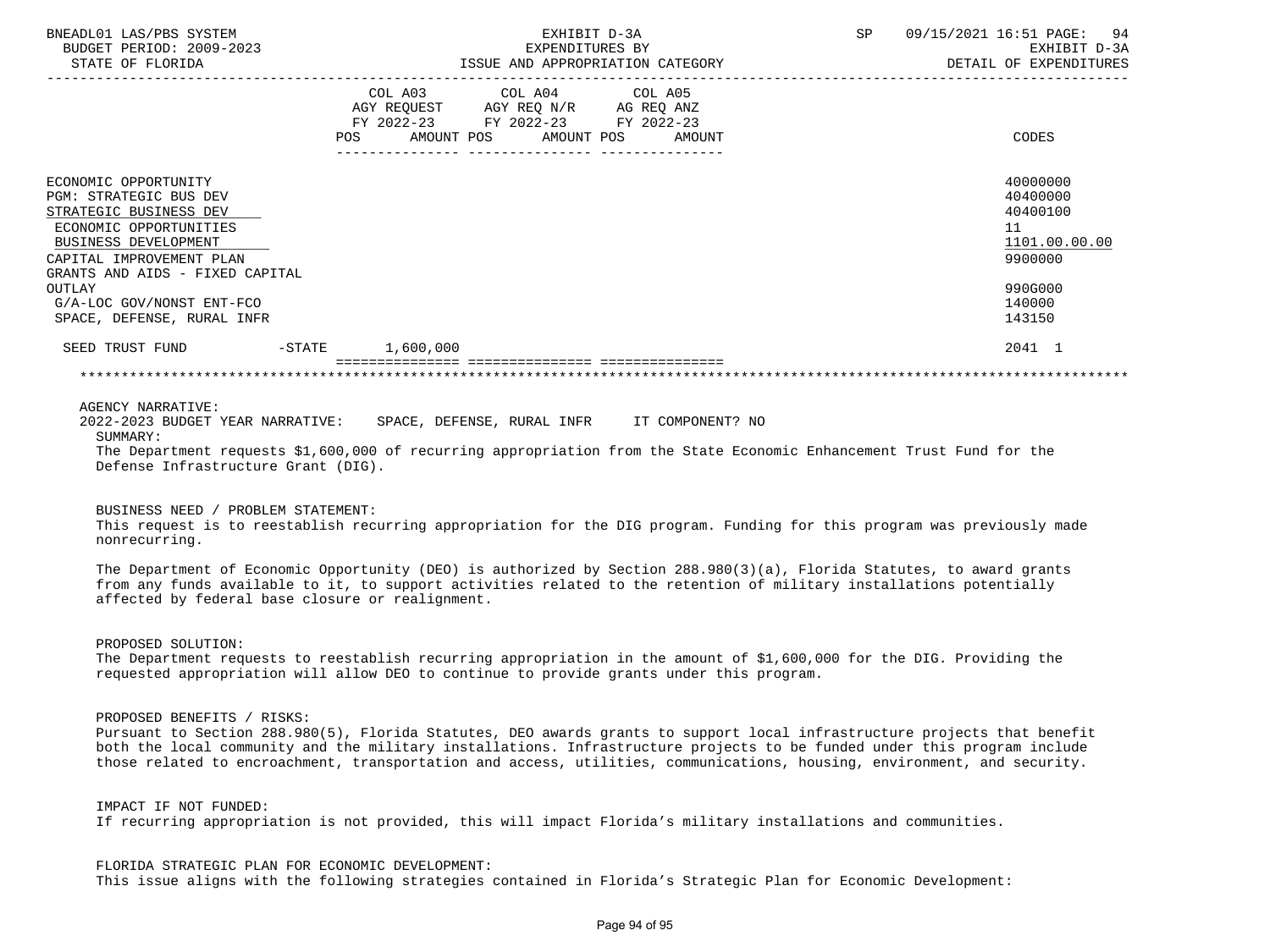BNEADL01 LAS/PBS SYSTEM | EXHIBIT D-3A | SP 09/15/2021 16:51
BUDGET PERIOD: 2009-2023 | EXPENDITURES BY | EXHIBIT D-3A
STATE OF FLORIDA | ISSUE AND APPROPRIATION CATEGORY | DETAIL OF EXPENDITURES

| | COL A03 AGY REQUEST FY 2022-23 POS AMOUNT | COL A04 AGY REQ N/R FY 2022-23 POS AMOUNT | COL A05 AG REQ ANZ FY 2022-23 POS AMOUNT | CODES |
|---|---|---|---|---|
| ECONOMIC OPPORTUNITY | | | | 40000000 |
| PGM: STRATEGIC BUS DEV | | | | 40400000 |
| STRATEGIC BUSINESS DEV | | | | 40400100 |
| ECONOMIC OPPORTUNITIES | | | | 11 |
| BUSINESS DEVELOPMENT | | | | 1101.00.00.00 |
| CAPITAL IMPROVEMENT PLAN | | | | 9900000 |
| GRANTS AND AIDS - FIXED CAPITAL OUTLAY | | | | 990G000 |
| G/A-LOC GOV/NONST ENT-FCO | | | | 140000 |
| SPACE, DEFENSE, RURAL INFR | | | | 143150 |
| SEED TRUST FUND -STATE | 1,600,000 | | | 2041 1 |

AGENCY NARRATIVE:

2022-2023 BUDGET YEAR NARRATIVE: SPACE, DEFENSE, RURAL INFR IT COMPONENT? NO

SUMMARY:

The Department requests $1,600,000 of recurring appropriation from the State Economic Enhancement Trust Fund for the Defense Infrastructure Grant (DIG).

BUSINESS NEED / PROBLEM STATEMENT:

This request is to reestablish recurring appropriation for the DIG program. Funding for this program was previously made nonrecurring.

The Department of Economic Opportunity (DEO) is authorized by Section 288.980(3)(a), Florida Statutes, to award grants from any funds available to it, to support activities related to the retention of military installations potentially affected by federal base closure or realignment.

PROPOSED SOLUTION:

The Department requests to reestablish recurring appropriation in the amount of $1,600,000 for the DIG. Providing the requested appropriation will allow DEO to continue to provide grants under this program.

PROPOSED BENEFITS / RISKS:

Pursuant to Section 288.980(5), Florida Statutes, DEO awards grants to support local infrastructure projects that benefit both the local community and the military installations. Infrastructure projects to be funded under this program include those related to encroachment, transportation and access, utilities, communications, housing, environment, and security.

IMPACT IF NOT FUNDED:

If recurring appropriation is not provided, this will impact Florida's military installations and communities.

FLORIDA STRATEGIC PLAN FOR ECONOMIC DEVELOPMENT:

This issue aligns with the following strategies contained in Florida's Strategic Plan for Economic Development: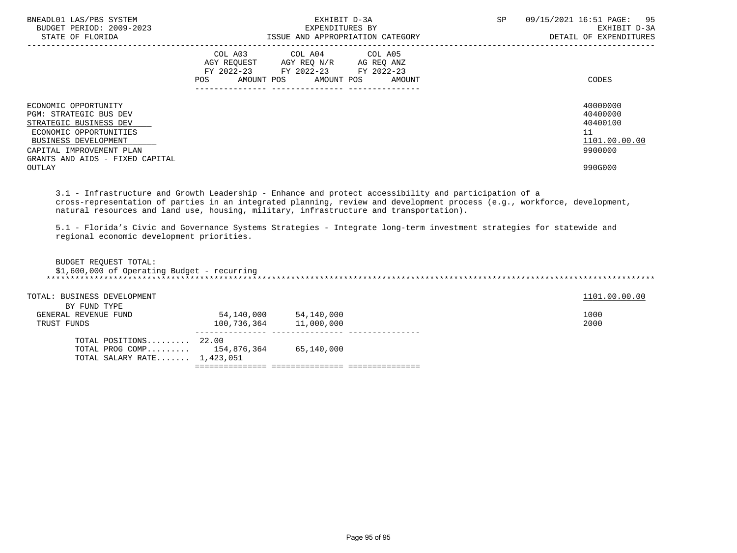| | COL A03 AGY REQUEST FY 2022-23 POS AMOUNT | COL A04 AGY REQ N/R FY 2022-23 POS AMOUNT | COL A05 AG REQ ANZ FY 2022-23 POS AMOUNT | CODES |
|---|---|---|---|---|
| ECONOMIC OPPORTUNITY | | | | 40000000 |
| PGM: STRATEGIC BUS DEV | | | | 40400000 |
| STRATEGIC BUSINESS DEV | | | | 40400100 |
| ECONOMIC OPPORTUNITIES | | | | 11 |
| BUSINESS DEVELOPMENT | | | | 1101.00.00.00 |
| CAPITAL IMPROVEMENT PLAN | | | | 9900000 |
| GRANTS AND AIDS - FIXED CAPITAL OUTLAY | | | | 990G000 |

3.1 - Infrastructure and Growth Leadership - Enhance and protect accessibility and participation of a cross-representation of parties in an integrated planning, review and development process (e.g., workforce, development, natural resources and land use, housing, military, infrastructure and transportation).

5.1 - Florida's Civic and Governance Systems Strategies - Integrate long-term investment strategies for statewide and regional economic development priorities.

BUDGET REQUEST TOTAL:
$1,600,000 of Operating Budget - recurring

| | COL A03 | COL A04 | COL A05 | CODES |
|---|---|---|---|---|
| TOTAL: BUSINESS DEVELOPMENT | | | | 1101.00.00.00 |
| BY FUND TYPE | | | | |
| GENERAL REVENUE FUND | 54,140,000 | 54,140,000 | | 1000 |
| TRUST FUNDS | 100,736,364 | 11,000,000 | | 2000 |
| TOTAL POSITIONS......... | 22.00 | | | |
| TOTAL PROG COMP......... | 154,876,364 | 65,140,000 | | |
| TOTAL SALARY RATE....... | 1,423,051 | | | |